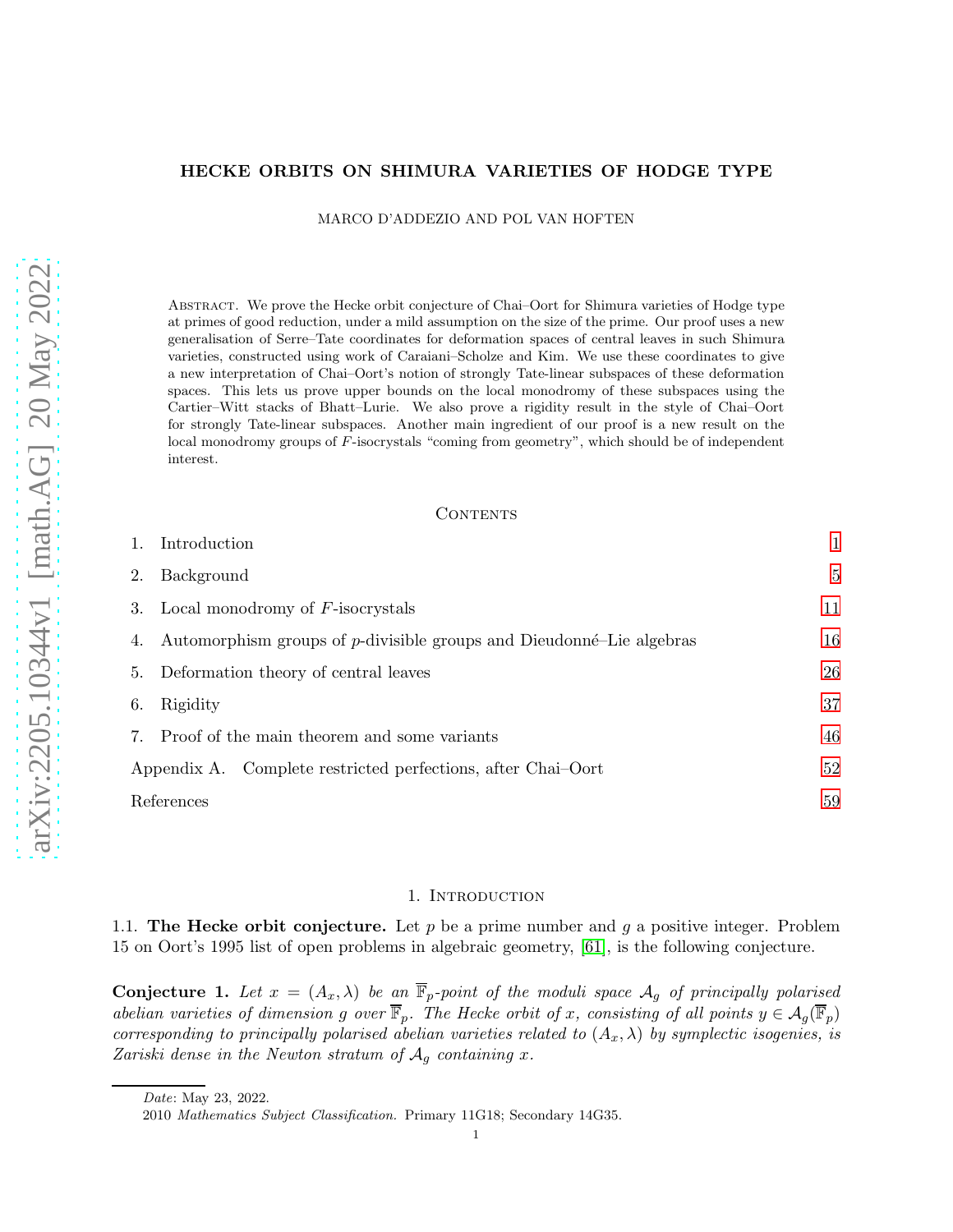# HECKE ORBITS ON SHIMURA VARIETIES OF HODGE TYPE

MARCO D'ADDEZIO AND POL VAN HOFTEN

Abstract. We prove the Hecke orbit conjecture of Chai–Oort for Shimura varieties of Hodge type at primes of good reduction, under a mild assumption on the size of the prime. Our proof uses a new generalisation of Serre–Tate coordinates for deformation spaces of central leaves in such Shimura varieties, constructed using work of Caraiani–Scholze and Kim. We use these coordinates to give a new interpretation of Chai–Oort's notion of strongly Tate-linear subspaces of these deformation spaces. This lets us prove upper bounds on the local monodromy of these subspaces using the Cartier–Witt stacks of Bhatt–Lurie. We also prove a rigidity result in the style of Chai–Oort for strongly Tate-linear subspaces. Another main ingredient of our proof is a new result on the local monodromy groups of $F$-isocrystals "coming from geometry", which should be of independent interest.

## Contents

1. Introduction 1
2. Background 5
3. Local monodromy of $F$-isocrystals 11
4. Automorphism groups of $p$-divisible groups and Dieudonné–Lie algebras 16
5. Deformation theory of central leaves 26
6. Rigidity 37
7. Proof of the main theorem and some variants 46

Appendix A. Complete restricted perfections, after Chai–Oort 52

References 59

## 1. Introduction

1.1. **The Hecke orbit conjecture.** Let $p$ be a prime number and $g$ a positive integer. Problem 15 on Oort's 1995 list of open problems in algebraic geometry, [61], is the following conjecture.

**Conjecture 1.** *Let $x = (A_x, \lambda)$ be an $\overline{\mathbb{F}}_p$-point of the moduli space $\mathcal{A}_g$ of principally polarised abelian varieties of dimension $g$ over $\overline{\mathbb{F}}_p$. The Hecke orbit of $x$, consisting of all points $y \in \mathcal{A}_g(\overline{\mathbb{F}}_p)$ corresponding to principally polarised abelian varieties related to $(A_x, \lambda)$ by symplectic isogenies, is Zariski dense in the Newton stratum of $\mathcal{A}_g$ containing $x$.*

*Date*: May 23, 2022.

2010 *Mathematics Subject Classification.* Primary 11G18; Secondary 14G35.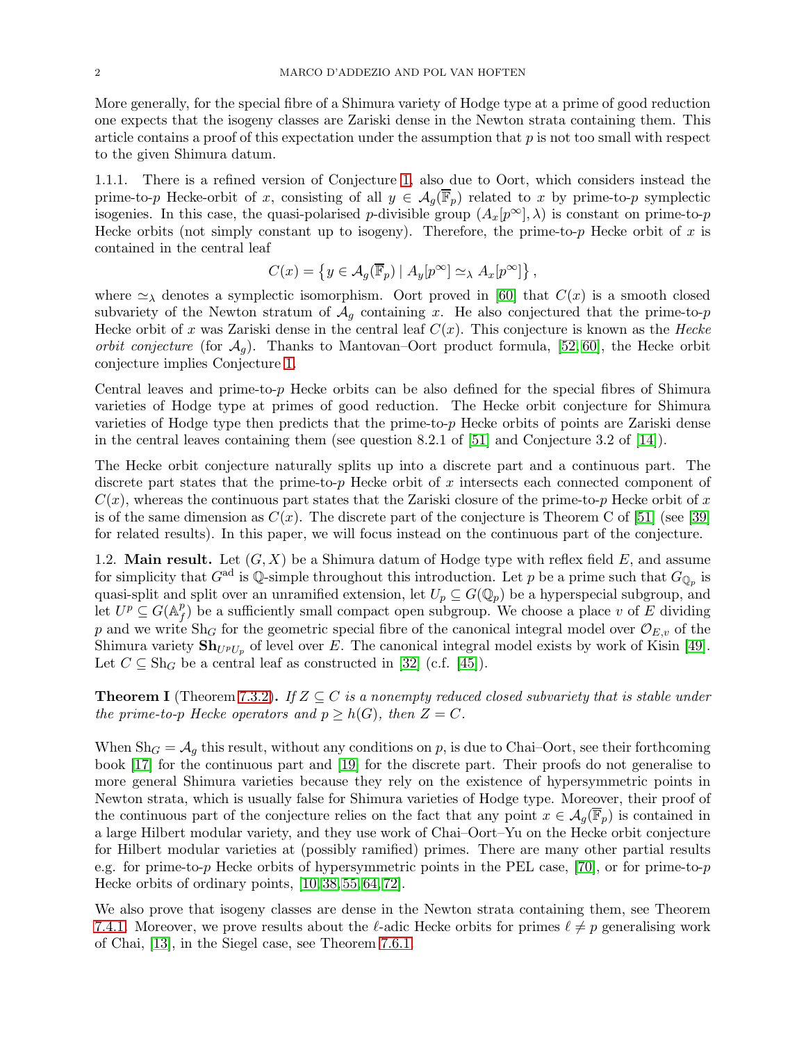More generally, for the special fibre of a Shimura variety of Hodge type at a prime of good reduction one expects that the isogeny classes are Zariski dense in the Newton strata containing them. This article contains a proof of this expectation under the assumption that $p$ is not too small with respect to the given Shimura datum.

1.1.1. There is a refined version of Conjecture 1, also due to Oort, which considers instead the prime-to-$p$ Hecke-orbit of $x$, consisting of all $y \in \mathcal{A}_g(\overline{\mathbb{F}}_p)$ related to $x$ by prime-to-$p$ symplectic isogenies. In this case, the quasi-polarised $p$-divisible group $(A_x[p^\infty], \lambda)$ is constant on prime-to-$p$ Hecke orbits (not simply constant up to isogeny). Therefore, the prime-to-$p$ Hecke orbit of $x$ is contained in the central leaf

$$C(x) = \left\{ y \in \mathcal{A}_g(\overline{\mathbb{F}}_p) \mid A_y[p^\infty] \simeq_\lambda A_x[p^\infty] \right\},$$

where $\simeq_\lambda$ denotes a symplectic isomorphism. Oort proved in [60] that $C(x)$ is a smooth closed subvariety of the Newton stratum of $\mathcal{A}_g$ containing $x$. He also conjectured that the prime-to-$p$ Hecke orbit of $x$ was Zariski dense in the central leaf $C(x)$. This conjecture is known as the *Hecke orbit conjecture* (for $\mathcal{A}_g$). Thanks to Mantovan–Oort product formula, [52, 60], the Hecke orbit conjecture implies Conjecture 1.

Central leaves and prime-to-$p$ Hecke orbits can be also defined for the special fibres of Shimura varieties of Hodge type at primes of good reduction. The Hecke orbit conjecture for Shimura varieties of Hodge type then predicts that the prime-to-$p$ Hecke orbits of points are Zariski dense in the central leaves containing them (see question 8.2.1 of [51] and Conjecture 3.2 of [14]).

The Hecke orbit conjecture naturally splits up into a discrete part and a continuous part. The discrete part states that the prime-to-$p$ Hecke orbit of $x$ intersects each connected component of $C(x)$, whereas the continuous part states that the Zariski closure of the prime-to-$p$ Hecke orbit of $x$ is of the same dimension as $C(x)$. The discrete part of the conjecture is Theorem C of [51] (see [39] for related results). In this paper, we will focus instead on the continuous part of the conjecture.

1.2. **Main result.** Let $(G, X)$ be a Shimura datum of Hodge type with reflex field $E$, and assume for simplicity that $G^{\mathrm{ad}}$ is $\mathbb{Q}$-simple throughout this introduction. Let $p$ be a prime such that $G_{\mathbb{Q}_p}$ is quasi-split and split over an unramified extension, let $U_p \subseteq G(\mathbb{Q}_p)$ be a hyperspecial subgroup, and let $U^p \subseteq G(\mathbb{A}_f^p)$ be a sufficiently small compact open subgroup. We choose a place $v$ of $E$ dividing $p$ and we write $\mathrm{Sh}_G$ for the geometric special fibre of the canonical integral model over $\mathcal{O}_{E,v}$ of the Shimura variety $\mathbf{Sh}_{U^pU_p}$ of level over $E$. The canonical integral model exists by work of Kisin [49]. Let $C \subseteq \mathrm{Sh}_G$ be a central leaf as constructed in [32] (c.f. [45]).

**Theorem I** (Theorem 7.3.2). *If $Z \subseteq C$ is a nonempty reduced closed subvariety that is stable under the prime-to-$p$ Hecke operators and $p \geq h(G)$, then $Z = C$.*

When $\mathrm{Sh}_G = \mathcal{A}_g$ this result, without any conditions on $p$, is due to Chai–Oort, see their forthcoming book [17] for the continuous part and [19] for the discrete part. Their proofs do not generalise to more general Shimura varieties because they rely on the existence of hypersymmetric points in Newton strata, which is usually false for Shimura varieties of Hodge type. Moreover, their proof of the continuous part of the conjecture relies on the fact that any point $x \in \mathcal{A}_g(\overline{\mathbb{F}}_p)$ is contained in a large Hilbert modular variety, and they use work of Chai–Oort–Yu on the Hecke orbit conjecture for Hilbert modular varieties at (possibly ramified) primes. There are many other partial results e.g. for prime-to-$p$ Hecke orbits of hypersymmetric points in the PEL case, [70], or for prime-to-$p$ Hecke orbits of ordinary points, [10, 38, 55, 64, 72].

We also prove that isogeny classes are dense in the Newton strata containing them, see Theorem 7.4.1. Moreover, we prove results about the $\ell$-adic Hecke orbits for primes $\ell \neq p$ generalising work of Chai, [13], in the Siegel case, see Theorem 7.6.1.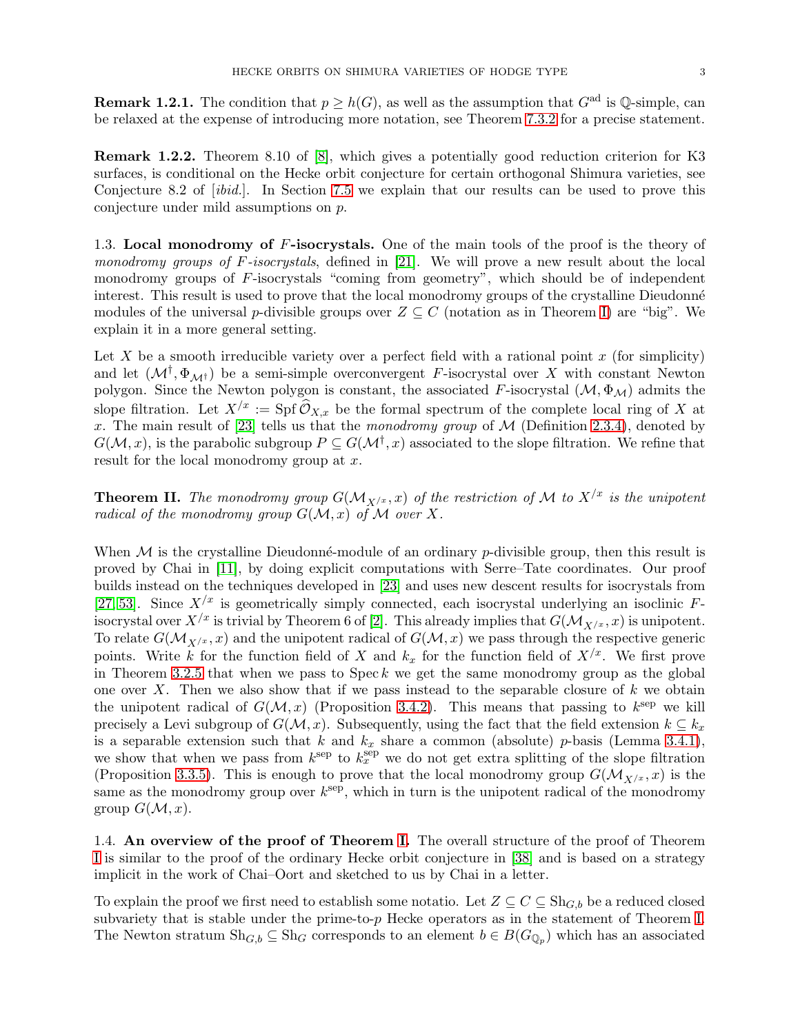**Remark 1.2.1.** The condition that $p \geq h(G)$, as well as the assumption that $G^{\mathrm{ad}}$ is $\mathbb{Q}$-simple, can be relaxed at the expense of introducing more notation, see Theorem 7.3.2 for a precise statement.

**Remark 1.2.2.** Theorem 8.10 of [8], which gives a potentially good reduction criterion for K3 surfaces, is conditional on the Hecke orbit conjecture for certain orthogonal Shimura varieties, see Conjecture 8.2 of [*ibid.*]. In Section 7.5 we explain that our results can be used to prove this conjecture under mild assumptions on $p$.

1.3. **Local monodromy of $F$-isocrystals.** One of the main tools of the proof is the theory of *monodromy groups of $F$-isocrystals*, defined in [21]. We will prove a new result about the local monodromy groups of $F$-isocrystals "coming from geometry", which should be of independent interest. This result is used to prove that the local monodromy groups of the crystalline Dieudonné modules of the universal $p$-divisible groups over $Z \subseteq C$ (notation as in Theorem I) are "big". We explain it in a more general setting.

Let $X$ be a smooth irreducible variety over a perfect field with a rational point $x$ (for simplicity) and let $(\mathcal{M}^\dagger, \Phi_{\mathcal{M}^\dagger})$ be a semi-simple overconvergent $F$-isocrystal over $X$ with constant Newton polygon. Since the Newton polygon is constant, the associated $F$-isocrystal $(\mathcal{M}, \Phi_{\mathcal{M}})$ admits the slope filtration. Let $X^{/x} := \operatorname{Spf} \widehat{\mathcal{O}}_{X,x}$ be the formal spectrum of the complete local ring of $X$ at $x$. The main result of [23] tells us that the *monodromy group* of $\mathcal{M}$ (Definition 2.3.4), denoted by $G(\mathcal{M}, x)$, is the parabolic subgroup $P \subseteq G(\mathcal{M}^\dagger, x)$ associated to the slope filtration. We refine that result for the local monodromy group at $x$.

**Theorem II.** *The monodromy group $G(\mathcal{M}_{X^{/x}}, x)$ of the restriction of $\mathcal{M}$ to $X^{/x}$ is the unipotent radical of the monodromy group $G(\mathcal{M}, x)$ of $\mathcal{M}$ over $X$.*

When $\mathcal{M}$ is the crystalline Dieudonné-module of an ordinary $p$-divisible group, then this result is proved by Chai in [11], by doing explicit computations with Serre–Tate coordinates. Our proof builds instead on the techniques developed in [23] and uses new descent results for isocrystals from [27, 53]. Since $X^{/x}$ is geometrically simply connected, each isocrystal underlying an isoclinic $F$-isocrystal over $X^{/x}$ is trivial by Theorem 6 of [2]. This already implies that $G(\mathcal{M}_{X^{/x}}, x)$ is unipotent. To relate $G(\mathcal{M}_{X^{/x}}, x)$ and the unipotent radical of $G(\mathcal{M}, x)$ we pass through the respective generic points. Write $k$ for the function field of $X$ and $k_x$ for the function field of $X^{/x}$. We first prove in Theorem 3.2.5 that when we pass to $\operatorname{Spec} k$ we get the same monodromy group as the global one over $X$. Then we also show that if we pass instead to the separable closure of $k$ we obtain the unipotent radical of $G(\mathcal{M}, x)$ (Proposition 3.4.2). This means that passing to $k^{\mathrm{sep}}$ we kill precisely a Levi subgroup of $G(\mathcal{M}, x)$. Subsequently, using the fact that the field extension $k \subseteq k_x$ is a separable extension such that $k$ and $k_x$ share a common (absolute) $p$-basis (Lemma 3.4.1), we show that when we pass from $k^{\mathrm{sep}}$ to $k_x^{\mathrm{sep}}$ we do not get extra splitting of the slope filtration (Proposition 3.3.5). This is enough to prove that the local monodromy group $G(\mathcal{M}_{X^{/x}}, x)$ is the same as the monodromy group over $k^{\mathrm{sep}}$, which in turn is the unipotent radical of the monodromy group $G(\mathcal{M}, x)$.

1.4. **An overview of the proof of Theorem I.** The overall structure of the proof of Theorem I is similar to the proof of the ordinary Hecke orbit conjecture in [38] and is based on a strategy implicit in the work of Chai–Oort and sketched to us by Chai in a letter.

To explain the proof we first need to establish some notatio. Let $Z \subseteq C \subseteq \mathrm{Sh}_{G,b}$ be a reduced closed subvariety that is stable under the prime-to-$p$ Hecke operators as in the statement of Theorem I. The Newton stratum $\mathrm{Sh}_{G,b} \subseteq \mathrm{Sh}_G$ corresponds to an element $b \in B(G_{\mathbb{Q}_p})$ which has an associated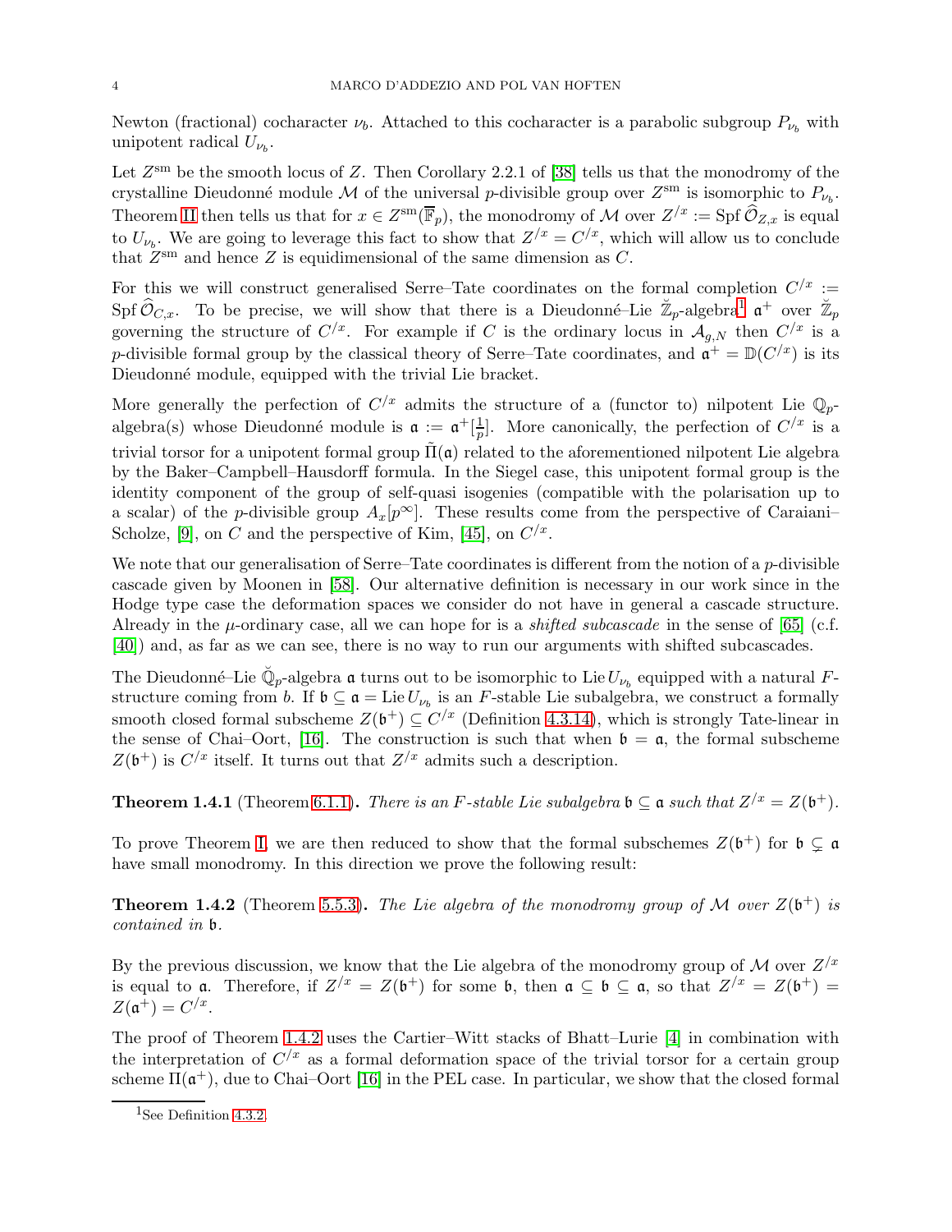Newton (fractional) cocharacter $\nu_b$. Attached to this cocharacter is a parabolic subgroup $P_{\nu_b}$ with unipotent radical $U_{\nu_b}$.

Let $Z^{\mathrm{sm}}$ be the smooth locus of $Z$. Then Corollary 2.2.1 of [38] tells us that the monodromy of the crystalline Dieudonné module $\mathcal{M}$ of the universal $p$-divisible group over $Z^{\mathrm{sm}}$ is isomorphic to $P_{\nu_b}$. Theorem II then tells us that for $x \in Z^{\mathrm{sm}}(\overline{\mathbb{F}}_p)$, the monodromy of $\mathcal{M}$ over $Z^{/x} := \operatorname{Spf} \widehat{\mathcal{O}}_{Z,x}$ is equal to $U_{\nu_b}$. We are going to leverage this fact to show that $Z^{/x} = C^{/x}$, which will allow us to conclude that $Z^{\mathrm{sm}}$ and hence $Z$ is equidimensional of the same dimension as $C$.

For this we will construct generalised Serre–Tate coordinates on the formal completion $C^{/x} := \operatorname{Spf} \widehat{\mathcal{O}}_{C,x}$. To be precise, we will show that there is a Dieudonné–Lie $\breve{\mathbb{Z}}_p$-algebra[1] $\mathfrak{a}^+$ over $\breve{\mathbb{Z}}_p$ governing the structure of $C^{/x}$. For example if $C$ is the ordinary locus in $\mathcal{A}_{g,N}$ then $C^{/x}$ is a $p$-divisible formal group by the classical theory of Serre–Tate coordinates, and $\mathfrak{a}^+ = \mathbb{D}(C^{/x})$ is its Dieudonné module, equipped with the trivial Lie bracket.

More generally the perfection of $C^{/x}$ admits the structure of a (functor to) nilpotent Lie $\mathbb{Q}_p$-algebra(s) whose Dieudonné module is $\mathfrak{a} := \mathfrak{a}^+[\frac{1}{p}]$. More canonically, the perfection of $C^{/x}$ is a trivial torsor for a unipotent formal group $\tilde{\Pi}(\mathfrak{a})$ related to the aforementioned nilpotent Lie algebra by the Baker–Campbell–Hausdorff formula. In the Siegel case, this unipotent formal group is the identity component of the group of self-quasi isogenies (compatible with the polarisation up to a scalar) of the $p$-divisible group $A_x[p^\infty]$. These results come from the perspective of Caraiani–Scholze, [9], on $C$ and the perspective of Kim, [45], on $C^{/x}$.

We note that our generalisation of Serre–Tate coordinates is different from the notion of a $p$-divisible cascade given by Moonen in [58]. Our alternative definition is necessary in our work since in the Hodge type case the deformation spaces we consider do not have in general a cascade structure. Already in the $\mu$-ordinary case, all we can hope for is a *shifted subcascade* in the sense of [65] (c.f. [40]) and, as far as we can see, there is no way to run our arguments with shifted subcascades.

The Dieudonné–Lie $\breve{\mathbb{Q}}_p$-algebra $\mathfrak{a}$ turns out to be isomorphic to $\operatorname{Lie} U_{\nu_b}$ equipped with a natural $F$-structure coming from $b$. If $\mathfrak{b} \subseteq \mathfrak{a} = \operatorname{Lie} U_{\nu_b}$ is an $F$-stable Lie subalgebra, we construct a formally smooth closed formal subscheme $Z(\mathfrak{b}^+) \subseteq C^{/x}$ (Definition 4.3.14), which is strongly Tate-linear in the sense of Chai–Oort, [16]. The construction is such that when $\mathfrak{b} = \mathfrak{a}$, the formal subscheme $Z(\mathfrak{b}^+)$ is $C^{/x}$ itself. It turns out that $Z^{/x}$ admits such a description.

**Theorem 1.4.1** (Theorem 6.1.1)**.** *There is an $F$-stable Lie subalgebra $\mathfrak{b} \subseteq \mathfrak{a}$ such that $Z^{/x} = Z(\mathfrak{b}^+)$.*

To prove Theorem I, we are then reduced to show that the formal subschemes $Z(\mathfrak{b}^+)$ for $\mathfrak{b} \subsetneq \mathfrak{a}$ have small monodromy. In this direction we prove the following result:

**Theorem 1.4.2** (Theorem 5.5.3)**.** *The Lie algebra of the monodromy group of $\mathcal{M}$ over $Z(\mathfrak{b}^+)$ is contained in $\mathfrak{b}$.*

By the previous discussion, we know that the Lie algebra of the monodromy group of $\mathcal{M}$ over $Z^{/x}$ is equal to $\mathfrak{a}$. Therefore, if $Z^{/x} = Z(\mathfrak{b}^+)$ for some $\mathfrak{b}$, then $\mathfrak{a} \subseteq \mathfrak{b} \subseteq \mathfrak{a}$, so that $Z^{/x} = Z(\mathfrak{b}^+) = Z(\mathfrak{a}^+) = C^{/x}$.

The proof of Theorem 1.4.2 uses the Cartier–Witt stacks of Bhatt–Lurie [4] in combination with the interpretation of $C^{/x}$ as a formal deformation space of the trivial torsor for a certain group scheme $\Pi(\mathfrak{a}^+)$, due to Chai–Oort [16] in the PEL case. In particular, we show that the closed formal

[1] See Definition 4.3.2.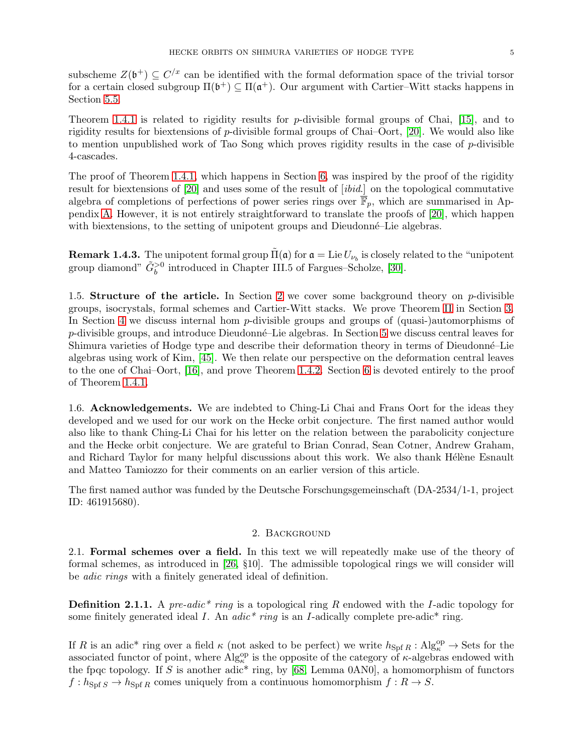subscheme $Z(\mathfrak{b}^+) \subseteq C^{/x}$ can be identified with the formal deformation space of the trivial torsor for a certain closed subgroup $\Pi(\mathfrak{b}^+) \subseteq \Pi(\mathfrak{a}^+)$. Our argument with Cartier–Witt stacks happens in Section 5.5.

Theorem 1.4.1 is related to rigidity results for $p$-divisible formal groups of Chai, [15], and to rigidity results for biextensions of $p$-divisible formal groups of Chai–Oort, [20]. We would also like to mention unpublished work of Tao Song which proves rigidity results in the case of $p$-divisible 4-cascades.

The proof of Theorem 1.4.1, which happens in Section 6, was inspired by the proof of the rigidity result for biextensions of [20] and uses some of the result of [*ibid.*] on the topological commutative algebra of completions of perfections of power series rings over $\overline{\mathbb{F}}_p$, which are summarised in Appendix A. However, it is not entirely straightforward to translate the proofs of [20], which happen with biextensions, to the setting of unipotent groups and Dieudonné–Lie algebras.

**Remark 1.4.3.** The unipotent formal group $\tilde{\Pi}(\mathfrak{a})$ for $\mathfrak{a} = \operatorname{Lie} U_{\nu_b}$ is closely related to the "unipotent group diamond" $\tilde{G}_b^{>0}$ introduced in Chapter III.5 of Fargues–Scholze, [30].

1.5. **Structure of the article.** In Section 2 we cover some background theory on $p$-divisible groups, isocrystals, formal schemes and Cartier-Witt stacks. We prove Theorem II in Section 3. In Section 4 we discuss internal hom $p$-divisible groups and groups of (quasi-)automorphisms of $p$-divisible groups, and introduce Dieudonné–Lie algebras. In Section 5 we discuss central leaves for Shimura varieties of Hodge type and describe their deformation theory in terms of Dieudonné–Lie algebras using work of Kim, [45]. We then relate our perspective on the deformation central leaves to the one of Chai–Oort, [16], and prove Theorem 1.4.2. Section 6 is devoted entirely to the proof of Theorem 1.4.1.

1.6. **Acknowledgements.** We are indebted to Ching-Li Chai and Frans Oort for the ideas they developed and we used for our work on the Hecke orbit conjecture. The first named author would also like to thank Ching-Li Chai for his letter on the relation between the parabolicity conjecture and the Hecke orbit conjecture. We are grateful to Brian Conrad, Sean Cotner, Andrew Graham, and Richard Taylor for many helpful discussions about this work. We also thank Hélène Esnault and Matteo Tamiozzo for their comments on an earlier version of this article.

The first named author was funded by the Deutsche Forschungsgemeinschaft (DA-2534/1-1, project ID: 461915680).

## 2. Background

2.1. **Formal schemes over a field.** In this text we will repeatedly make use of the theory of formal schemes, as introduced in [26, §10]. The admissible topological rings we will consider will be *adic rings* with a finitely generated ideal of definition.

**Definition 2.1.1.** A *pre-adic\* ring* is a topological ring $R$ endowed with the $I$-adic topology for some finitely generated ideal $I$. An *adic\* ring* is an $I$-adically complete pre-adic\* ring.

If $R$ is an adic\* ring over a field $\kappa$ (not asked to be perfect) we write $h_{\operatorname{Spf} R} : \operatorname{Alg}_\kappa^{\mathrm{op}} \to \mathrm{Sets}$ for the associated functor of point, where $\operatorname{Alg}_\kappa^{\mathrm{op}}$ is the opposite of the category of $\kappa$-algebras endowed with the fpqc topology. If $S$ is another adic\* ring, by [68, Lemma 0AN0], a homomorphism of functors $f : h_{\operatorname{Spf} S} \to h_{\operatorname{Spf} R}$ comes uniquely from a continuous homomorphism $f : R \to S$.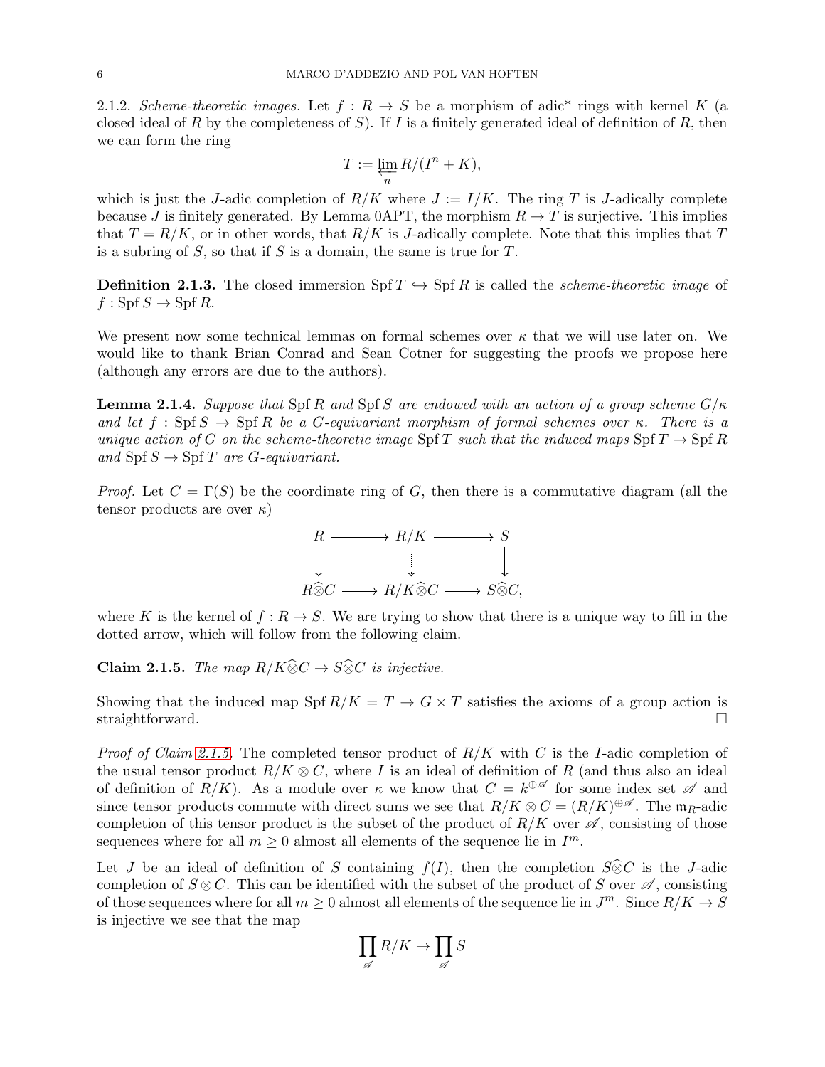2.1.2. *Scheme-theoretic images.* Let $f : R \to S$ be a morphism of adic* rings with kernel $K$ (a closed ideal of $R$ by the completeness of $S$). If $I$ is a finitely generated ideal of definition of $R$, then we can form the ring

$$T := \varprojlim_n R/(I^n + K),$$

which is just the $J$-adic completion of $R/K$ where $J := I/K$. The ring $T$ is $J$-adically complete because $J$ is finitely generated. By Lemma 0APT, the morphism $R \to T$ is surjective. This implies that $T = R/K$, or in other words, that $R/K$ is $J$-adically complete. Note that this implies that $T$ is a subring of $S$, so that if $S$ is a domain, the same is true for $T$.

**Definition 2.1.3.** The closed immersion $\operatorname{Spf} T \hookrightarrow \operatorname{Spf} R$ is called the *scheme-theoretic image* of $f : \operatorname{Spf} S \to \operatorname{Spf} R$.

We present now some technical lemmas on formal schemes over $\kappa$ that we will use later on. We would like to thank Brian Conrad and Sean Cotner for suggesting the proofs we propose here (although any errors are due to the authors).

**Lemma 2.1.4.** *Suppose that* $\operatorname{Spf} R$ *and* $\operatorname{Spf} S$ *are endowed with an action of a group scheme* $G/\kappa$ *and let* $f : \operatorname{Spf} S \to \operatorname{Spf} R$ *be a* $G$*-equivariant morphism of formal schemes over* $\kappa$*. There is a unique action of* $G$ *on the scheme-theoretic image* $\operatorname{Spf} T$ *such that the induced maps* $\operatorname{Spf} T \to \operatorname{Spf} R$ *and* $\operatorname{Spf} S \to \operatorname{Spf} T$ *are* $G$*-equivariant.*

*Proof.* Let $C = \Gamma(S)$ be the coordinate ring of $G$, then there is a commutative diagram (all the tensor products are over $\kappa$)

$$\begin{array}{ccccc} R & \longrightarrow & R/K & \longrightarrow & S \\ \downarrow & & \vdots & & \downarrow \\ R\widehat{\otimes}C & \longrightarrow & R/K\widehat{\otimes}C & \longrightarrow & S\widehat{\otimes}C, \end{array}$$

where $K$ is the kernel of $f : R \to S$. We are trying to show that there is a unique way to fill in the dotted arrow, which will follow from the following claim.

**Claim 2.1.5.** *The map* $R/K\widehat{\otimes}C \to S\widehat{\otimes}C$ *is injective.*

Showing that the induced map $\operatorname{Spf} R/K = T \to G \times T$ satisfies the axioms of a group action is straightforward. ☐

*Proof of Claim 2.1.5.* The completed tensor product of $R/K$ with $C$ is the $I$-adic completion of the usual tensor product $R/K \otimes C$, where $I$ is an ideal of definition of $R$ (and thus also an ideal of definition of $R/K$). As a module over $\kappa$ we know that $C = k^{\oplus \mathscr{A}}$ for some index set $\mathscr{A}$ and since tensor products commute with direct sums we see that $R/K \otimes C = (R/K)^{\oplus \mathscr{A}}$. The $\mathfrak{m}_R$-adic completion of this tensor product is the subset of the product of $R/K$ over $\mathscr{A}$, consisting of those sequences where for all $m \geq 0$ almost all elements of the sequence lie in $I^m$.

Let $J$ be an ideal of definition of $S$ containing $f(I)$, then the completion $S\widehat{\otimes}C$ is the $J$-adic completion of $S \otimes C$. This can be identified with the subset of the product of $S$ over $\mathscr{A}$, consisting of those sequences where for all $m \geq 0$ almost all elements of the sequence lie in $J^m$. Since $R/K \to S$ is injective we see that the map

$$\prod_{\mathscr{A}} R/K \to \prod_{\mathscr{A}} S$$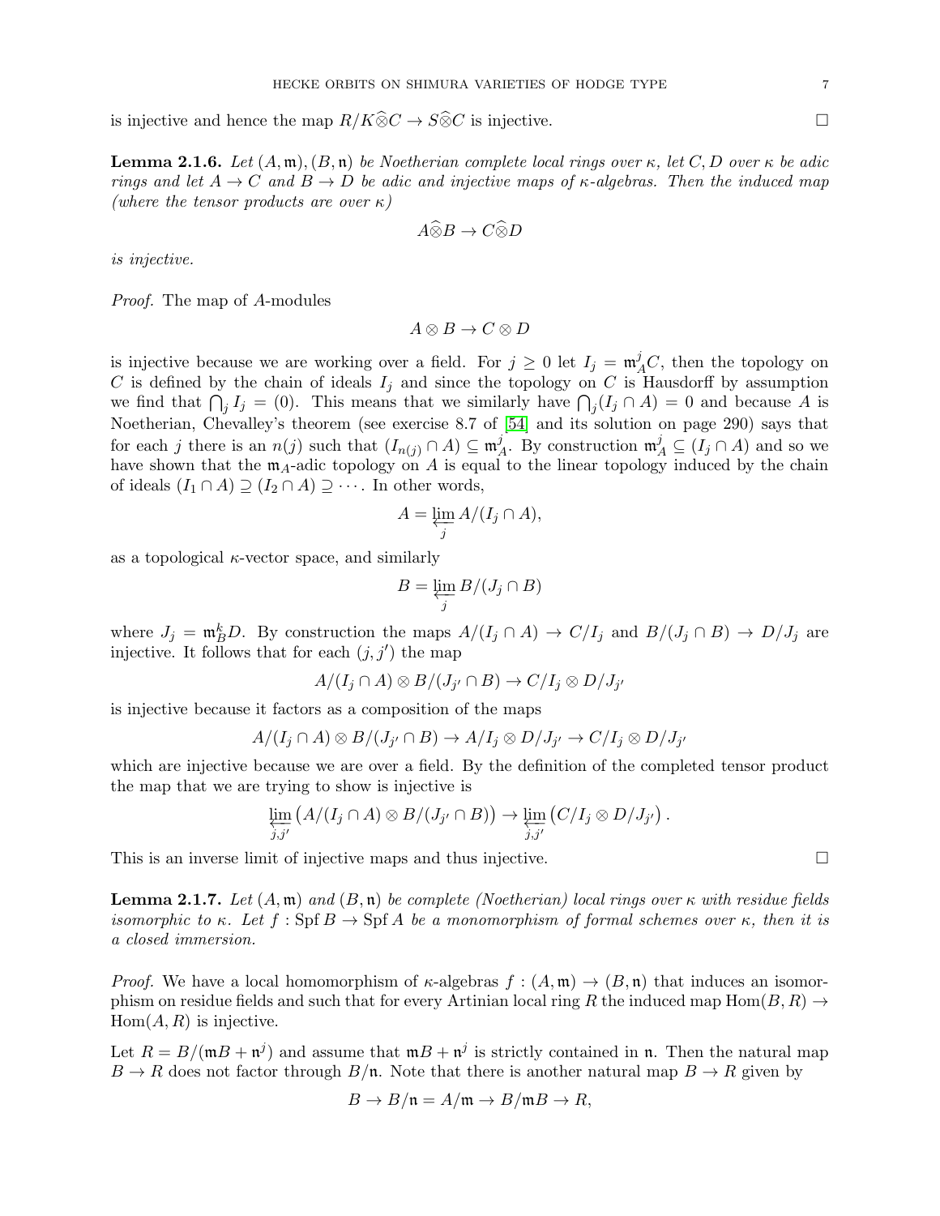is injective and hence the map $R/K\widehat{\otimes}C \to S\widehat{\otimes}C$ is injective. $\square$

**Lemma 2.1.6.** *Let $(A, \mathfrak{m}), (B, \mathfrak{n})$ be Noetherian complete local rings over $\kappa$, let $C, D$ over $\kappa$ be adic rings and let $A \to C$ and $B \to D$ be adic and injective maps of $\kappa$-algebras. Then the induced map (where the tensor products are over $\kappa$)*

$$A\widehat{\otimes}B \to C\widehat{\otimes}D$$

*is injective.*

*Proof.* The map of $A$-modules

$$A \otimes B \to C \otimes D$$

is injective because we are working over a field. For $j \geq 0$ let $I_j = \mathfrak{m}_A^j C$, then the topology on $C$ is defined by the chain of ideals $I_j$ and since the topology on $C$ is Hausdorff by assumption we find that $\bigcap_j I_j = (0)$. This means that we similarly have $\bigcap_j (I_j \cap A) = 0$ and because $A$ is Noetherian, Chevalley's theorem (see exercise 8.7 of [54] and its solution on page 290) says that for each $j$ there is an $n(j)$ such that $(I_{n(j)} \cap A) \subseteq \mathfrak{m}_A^j$. By construction $\mathfrak{m}_A^j \subseteq (I_j \cap A)$ and so we have shown that the $\mathfrak{m}_A$-adic topology on $A$ is equal to the linear topology induced by the chain of ideals $(I_1 \cap A) \supseteq (I_2 \cap A) \supseteq \cdots$. In other words,

$$A = \varprojlim_j A/(I_j \cap A),$$

as a topological $\kappa$-vector space, and similarly

$$B = \varprojlim_j B/(J_j \cap B)$$

where $J_j = \mathfrak{m}_B^k D$. By construction the maps $A/(I_j \cap A) \to C/I_j$ and $B/(J_j \cap B) \to D/J_j$ are injective. It follows that for each $(j, j')$ the map

$$A/(I_j \cap A) \otimes B/(J_{j'} \cap B) \to C/I_j \otimes D/J_{j'}$$

is injective because it factors as a composition of the maps

$$A/(I_j \cap A) \otimes B/(J_{j'} \cap B) \to A/I_j \otimes D/J_{j'} \to C/I_j \otimes D/J_{j'}$$

which are injective because we are over a field. By the definition of the completed tensor product the map that we are trying to show is injective is

$$\varprojlim_{j,j'} \left( A/(I_j \cap A) \otimes B/(J_{j'} \cap B) \right) \to \varprojlim_{j,j'} \left( C/I_j \otimes D/J_{j'} \right).$$

This is an inverse limit of injective maps and thus injective. $\square$

**Lemma 2.1.7.** *Let $(A, \mathfrak{m})$ and $(B, \mathfrak{n})$ be complete (Noetherian) local rings over $\kappa$ with residue fields isomorphic to $\kappa$. Let $f : \operatorname{Spf} B \to \operatorname{Spf} A$ be a monomorphism of formal schemes over $\kappa$, then it is a closed immersion.*

*Proof.* We have a local homomorphism of $\kappa$-algebras $f : (A, \mathfrak{m}) \to (B, \mathfrak{n})$ that induces an isomorphism on residue fields and such that for every Artinian local ring $R$ the induced map $\operatorname{Hom}(B, R) \to \operatorname{Hom}(A, R)$ is injective.

Let $R = B/(\mathfrak{m}B + \mathfrak{n}^j)$ and assume that $\mathfrak{m}B + \mathfrak{n}^j$ is strictly contained in $\mathfrak{n}$. Then the natural map $B \to R$ does not factor through $B/\mathfrak{n}$. Note that there is another natural map $B \to R$ given by

$$B \to B/\mathfrak{n} = A/\mathfrak{m} \to B/\mathfrak{m}B \to R,$$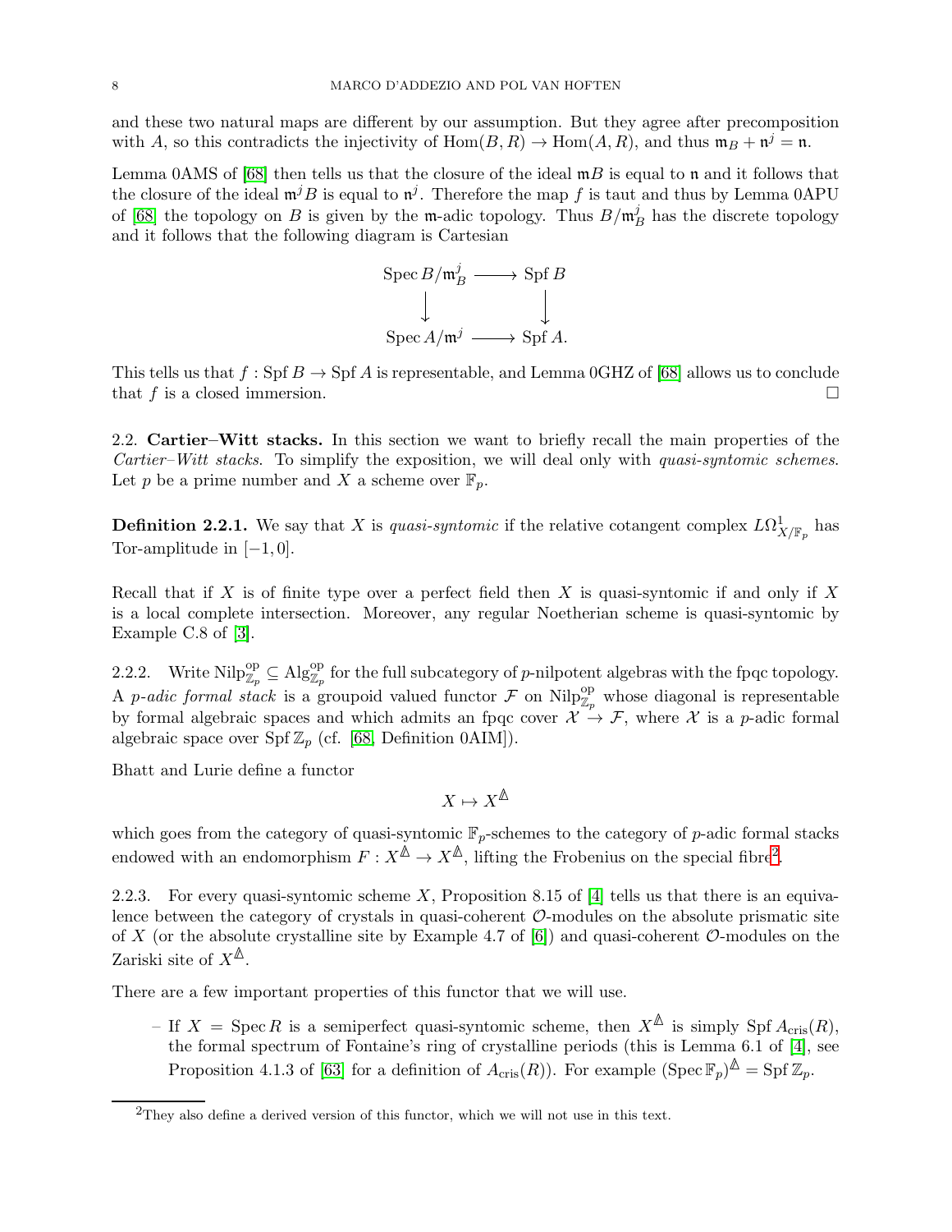and these two natural maps are different by our assumption. But they agree after precomposition with $A$, so this contradicts the injectivity of $\mathrm{Hom}(B, R) \to \mathrm{Hom}(A, R)$, and thus $\mathfrak{m}_B + \mathfrak{n}^j = \mathfrak{n}$.

Lemma 0AMS of [68] then tells us that the closure of the ideal $\mathfrak{m}B$ is equal to $\mathfrak{n}$ and it follows that the closure of the ideal $\mathfrak{m}^j B$ is equal to $\mathfrak{n}^j$. Therefore the map $f$ is taut and thus by Lemma 0APU of [68] the topology on $B$ is given by the $\mathfrak{m}$-adic topology. Thus $B/\mathfrak{m}_B^j$ has the discrete topology and it follows that the following diagram is Cartesian

$$\begin{array}{ccc} \mathrm{Spec}\, B/\mathfrak{m}_B^j & \longrightarrow & \mathrm{Spf}\, B \\ \big\downarrow & & \big\downarrow \\ \mathrm{Spec}\, A/\mathfrak{m}^j & \longrightarrow & \mathrm{Spf}\, A. \end{array}$$

This tells us that $f : \mathrm{Spf}\, B \to \mathrm{Spf}\, A$ is representable, and Lemma 0GHZ of [68] allows us to conclude that $f$ is a closed immersion. □

## 2.2. Cartier–Witt stacks.

In this section we want to briefly recall the main properties of the *Cartier–Witt stacks*. To simplify the exposition, we will deal only with *quasi-syntomic schemes*. Let $p$ be a prime number and $X$ a scheme over $\mathbb{F}_p$.

**Definition 2.2.1.** We say that $X$ is *quasi-syntomic* if the relative cotangent complex $L\Omega^1_{X/\mathbb{F}_p}$ has Tor-amplitude in $[-1, 0]$.

Recall that if $X$ is of finite type over a perfect field then $X$ is quasi-syntomic if and only if $X$ is a local complete intersection. Moreover, any regular Noetherian scheme is quasi-syntomic by Example C.8 of [3].

2.2.2. Write $\mathrm{Nilp}^{\mathrm{op}}_{\mathbb{Z}_p} \subseteq \mathrm{Alg}^{\mathrm{op}}_{\mathbb{Z}_p}$ for the full subcategory of $p$-nilpotent algebras with the fpqc topology. A *$p$-adic formal stack* is a groupoid valued functor $\mathcal{F}$ on $\mathrm{Nilp}^{\mathrm{op}}_{\mathbb{Z}_p}$ whose diagonal is representable by formal algebraic spaces and which admits an fpqc cover $\mathcal{X} \to \mathcal{F}$, where $\mathcal{X}$ is a $p$-adic formal algebraic space over $\mathrm{Spf}\, \mathbb{Z}_p$ (cf. [68, Definition 0AIM]).

Bhatt and Lurie define a functor

$$X \mapsto X^{\mathbb{\Delta}}$$

which goes from the category of quasi-syntomic $\mathbb{F}_p$-schemes to the category of $p$-adic formal stacks endowed with an endomorphism $F : X^{\mathbb{\Delta}} \to X^{\mathbb{\Delta}}$, lifting the Frobenius on the special fibre[2].

2.2.3. For every quasi-syntomic scheme $X$, Proposition 8.15 of [4] tells us that there is an equivalence between the category of crystals in quasi-coherent $\mathcal{O}$-modules on the absolute prismatic site of $X$ (or the absolute crystalline site by Example 4.7 of [6]) and quasi-coherent $\mathcal{O}$-modules on the Zariski site of $X^{\mathbb{\Delta}}$.

There are a few important properties of this functor that we will use.

- If $X = \mathrm{Spec}\, R$ is a semiperfect quasi-syntomic scheme, then $X^{\mathbb{\Delta}}$ is simply $\mathrm{Spf}\, A_{\mathrm{cris}}(R)$, the formal spectrum of Fontaine's ring of crystalline periods (this is Lemma 6.1 of [4], see Proposition 4.1.3 of [63] for a definition of $A_{\mathrm{cris}}(R)$). For example $(\mathrm{Spec}\, \mathbb{F}_p)^{\mathbb{\Delta}} = \mathrm{Spf}\, \mathbb{Z}_p$.

[2] They also define a derived version of this functor, which we will not use in this text.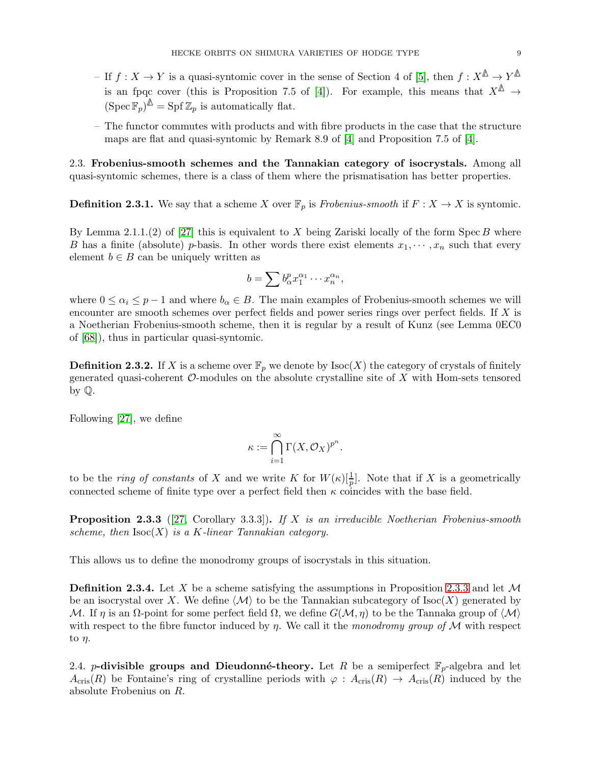– If $f : X \to Y$ is a quasi-syntomic cover in the sense of Section 4 of [5], then $f : X^{\mathbb{\Delta}} \to Y^{\mathbb{\Delta}}$ is an fpqc cover (this is Proposition 7.5 of [4]). For example, this means that $X^{\mathbb{\Delta}} \to (\operatorname{Spec} \mathbb{F}_p)^{\mathbb{\Delta}} = \operatorname{Spf} \mathbb{Z}_p$ is automatically flat.

– The functor commutes with products and with fibre products in the case that the structure maps are flat and quasi-syntomic by Remark 8.9 of [4] and Proposition 7.5 of [4].

2.3. **Frobenius-smooth schemes and the Tannakian category of isocrystals.** Among all quasi-syntomic schemes, there is a class of them where the prismatisation has better properties.

**Definition 2.3.1.** We say that a scheme $X$ over $\mathbb{F}_p$ is *Frobenius-smooth* if $F : X \to X$ is syntomic.

By Lemma 2.1.1.(2) of [27] this is equivalent to $X$ being Zariski locally of the form $\operatorname{Spec} B$ where $B$ has a finite (absolute) $p$-basis. In other words there exist elements $x_1, \cdots, x_n$ such that every element $b \in B$ can be uniquely written as

$$b = \sum b_\alpha^p x_1^{\alpha_1} \cdots x_n^{\alpha_n},$$

where $0 \leq \alpha_i \leq p-1$ and where $b_\alpha \in B$. The main examples of Frobenius-smooth schemes we will encounter are smooth schemes over perfect fields and power series rings over perfect fields. If $X$ is a Noetherian Frobenius-smooth scheme, then it is regular by a result of Kunz (see Lemma 0EC0 of [68]), thus in particular quasi-syntomic.

**Definition 2.3.2.** If $X$ is a scheme over $\mathbb{F}_p$ we denote by $\operatorname{Isoc}(X)$ the category of crystals of finitely generated quasi-coherent $\mathcal{O}$-modules on the absolute crystalline site of $X$ with Hom-sets tensored by $\mathbb{Q}$.

Following [27], we define

$$\kappa := \bigcap_{i=1}^{\infty} \Gamma(X, \mathcal{O}_X)^{p^n}.$$

to be the *ring of constants* of $X$ and we write $K$ for $W(\kappa)[\frac{1}{p}]$. Note that if $X$ is a geometrically connected scheme of finite type over a perfect field then $\kappa$ coincides with the base field.

**Proposition 2.3.3** ([27, Corollary 3.3.3]). *If $X$ is an irreducible Noetherian Frobenius-smooth scheme, then $\operatorname{Isoc}(X)$ is a $K$-linear Tannakian category.*

This allows us to define the monodromy groups of isocrystals in this situation.

**Definition 2.3.4.** Let $X$ be a scheme satisfying the assumptions in Proposition 2.3.3 and let $\mathcal{M}$ be an isocrystal over $X$. We define $\langle \mathcal{M} \rangle$ to be the Tannakian subcategory of $\operatorname{Isoc}(X)$ generated by $\mathcal{M}$. If $\eta$ is an $\Omega$-point for some perfect field $\Omega$, we define $G(\mathcal{M}, \eta)$ to be the Tannaka group of $\langle \mathcal{M} \rangle$ with respect to the fibre functor induced by $\eta$. We call it the *monodromy group of* $\mathcal{M}$ with respect to $\eta$.

2.4. **$p$-divisible groups and Dieudonné-theory.** Let $R$ be a semiperfect $\mathbb{F}_p$-algebra and let $A_{\text{cris}}(R)$ be Fontaine's ring of crystalline periods with $\varphi : A_{\text{cris}}(R) \to A_{\text{cris}}(R)$ induced by the absolute Frobenius on $R$.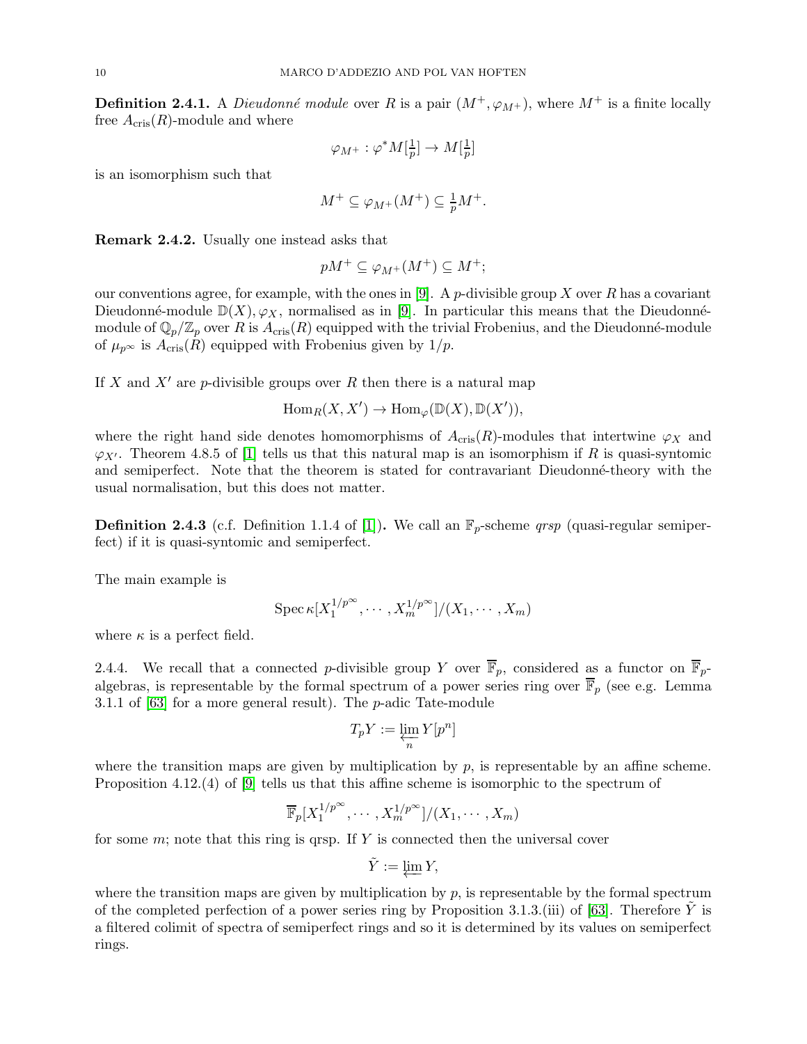**Definition 2.4.1.** A *Dieudonné module* over $R$ is a pair $(M^+, \varphi_{M^+})$, where $M^+$ is a finite locally free $A_{\text{cris}}(R)$-module and where

$$\varphi_{M^+} : \varphi^* M[\tfrac{1}{p}] \to M[\tfrac{1}{p}]$$

is an isomorphism such that

$$M^+ \subseteq \varphi_{M^+}(M^+) \subseteq \tfrac{1}{p} M^+.$$

**Remark 2.4.2.** Usually one instead asks that

$$pM^+ \subseteq \varphi_{M^+}(M^+) \subseteq M^+;$$

our conventions agree, for example, with the ones in [9]. A $p$-divisible group $X$ over $R$ has a covariant Dieudonné-module $\mathbb{D}(X), \varphi_X$, normalised as in [9]. In particular this means that the Dieudonné-module of $\mathbb{Q}_p/\mathbb{Z}_p$ over $R$ is $A_{\text{cris}}(R)$ equipped with the trivial Frobenius, and the Dieudonné-module of $\mu_{p^\infty}$ is $A_{\text{cris}}(R)$ equipped with Frobenius given by $1/p$.

If $X$ and $X'$ are $p$-divisible groups over $R$ then there is a natural map

$$\operatorname{Hom}_R(X, X') \to \operatorname{Hom}_\varphi(\mathbb{D}(X), \mathbb{D}(X')),$$

where the right hand side denotes homomorphisms of $A_{\text{cris}}(R)$-modules that intertwine $\varphi_X$ and $\varphi_{X'}$. Theorem 4.8.5 of [1] tells us that this natural map is an isomorphism if $R$ is quasi-syntomic and semiperfect. Note that the theorem is stated for contravariant Dieudonné-theory with the usual normalisation, but this does not matter.

**Definition 2.4.3** (c.f. Definition 1.1.4 of [1])**.** We call an $\mathbb{F}_p$-scheme *qrsp* (quasi-regular semiperfect) if it is quasi-syntomic and semiperfect.

The main example is

$$\operatorname{Spec} \kappa[X_1^{1/p^\infty}, \cdots, X_m^{1/p^\infty}]/(X_1, \cdots, X_m)$$

where $\kappa$ is a perfect field.

2.4.4. We recall that a connected $p$-divisible group $Y$ over $\overline{\mathbb{F}}_p$, considered as a functor on $\overline{\mathbb{F}}_p$-algebras, is representable by the formal spectrum of a power series ring over $\overline{\mathbb{F}}_p$ (see e.g. Lemma 3.1.1 of [63] for a more general result). The $p$-adic Tate-module

$$T_p Y := \varprojlim_n Y[p^n]$$

where the transition maps are given by multiplication by $p$, is representable by an affine scheme. Proposition 4.12.(4) of [9] tells us that this affine scheme is isomorphic to the spectrum of

$$\overline{\mathbb{F}}_p[X_1^{1/p^\infty}, \cdots, X_m^{1/p^\infty}]/(X_1, \cdots, X_m)$$

for some $m$; note that this ring is qrsp. If $Y$ is connected then the universal cover

$$\tilde{Y} := \varprojlim Y,$$

where the transition maps are given by multiplication by $p$, is representable by the formal spectrum of the completed perfection of a power series ring by Proposition 3.1.3.(iii) of [63]. Therefore $\tilde{Y}$ is a filtered colimit of spectra of semiperfect rings and so it is determined by its values on semiperfect rings.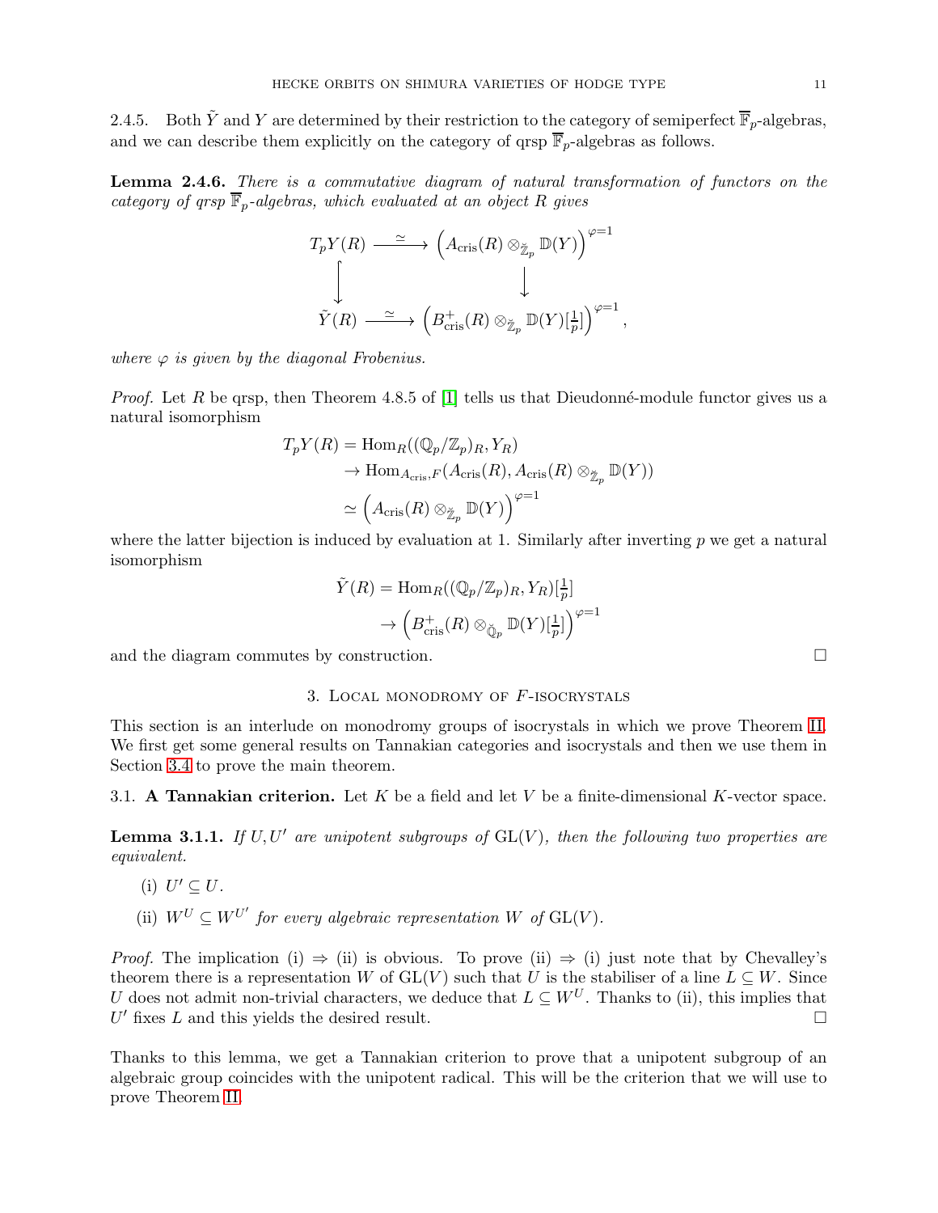2.4.5. Both $\tilde{Y}$ and $Y$ are determined by their restriction to the category of semiperfect $\overline{\mathbb{F}}_p$-algebras, and we can describe them explicitly on the category of qrsp $\overline{\mathbb{F}}_p$-algebras as follows.

**Lemma 2.4.6.** *There is a commutative diagram of natural transformation of functors on the category of qrsp $\overline{\mathbb{F}}_p$-algebras, which evaluated at an object $R$ gives*

$$\begin{array}{ccc} T_pY(R) & \xrightarrow{\simeq} & \left(A_{\mathrm{cris}}(R) \otimes_{\breve{\mathbb{Z}}_p} \mathbb{D}(Y)\right)^{\varphi=1} \\ \big\downarrow & & \big\downarrow \\ \tilde{Y}(R) & \xrightarrow{\simeq} & \left(B^+_{\mathrm{cris}}(R) \otimes_{\breve{\mathbb{Z}}_p} \mathbb{D}(Y)[\frac{1}{p}]\right)^{\varphi=1}, \end{array}$$

*where $\varphi$ is given by the diagonal Frobenius.*

*Proof.* Let $R$ be qrsp, then Theorem 4.8.5 of [1] tells us that Dieudonné-module functor gives us a natural isomorphism

$$\begin{aligned} T_pY(R) &= \mathrm{Hom}_R((\mathbb{Q}_p/\mathbb{Z}_p)_R, Y_R) \\ &\to \mathrm{Hom}_{A_{\mathrm{cris}},F}(A_{\mathrm{cris}}(R), A_{\mathrm{cris}}(R) \otimes_{\breve{\mathbb{Z}}_p} \mathbb{D}(Y)) \\ &\simeq \left(A_{\mathrm{cris}}(R) \otimes_{\breve{\mathbb{Z}}_p} \mathbb{D}(Y)\right)^{\varphi=1} \end{aligned}$$

where the latter bijection is induced by evaluation at 1. Similarly after inverting $p$ we get a natural isomorphism

$$\begin{aligned} \tilde{Y}(R) &= \mathrm{Hom}_R((\mathbb{Q}_p/\mathbb{Z}_p)_R, Y_R)[\tfrac{1}{p}] \\ &\to \left(B^+_{\mathrm{cris}}(R) \otimes_{\breve{\mathbb{Q}}_p} \mathbb{D}(Y)[\tfrac{1}{p}]\right)^{\varphi=1} \end{aligned}$$

and the diagram commutes by construction. □

## 3. Local monodromy of $F$-isocrystals

This section is an interlude on monodromy groups of isocrystals in which we prove Theorem II. We first get some general results on Tannakian categories and isocrystals and then we use them in Section 3.4 to prove the main theorem.

### 3.1. A Tannakian criterion.

Let $K$ be a field and let $V$ be a finite-dimensional $K$-vector space.

**Lemma 3.1.1.** *If $U, U'$ are unipotent subgroups of $\mathrm{GL}(V)$, then the following two properties are equivalent.*

(i) $U' \subseteq U$.

(ii) $W^U \subseteq W^{U'}$ *for every algebraic representation $W$ of $\mathrm{GL}(V)$.*

*Proof.* The implication (i) ⇒ (ii) is obvious. To prove (ii) ⇒ (i) just note that by Chevalley's theorem there is a representation $W$ of $\mathrm{GL}(V)$ such that $U$ is the stabiliser of a line $L \subseteq W$. Since $U$ does not admit non-trivial characters, we deduce that $L \subseteq W^U$. Thanks to (ii), this implies that $U'$ fixes $L$ and this yields the desired result. □

Thanks to this lemma, we get a Tannakian criterion to prove that a unipotent subgroup of an algebraic group coincides with the unipotent radical. This will be the criterion that we will use to prove Theorem II.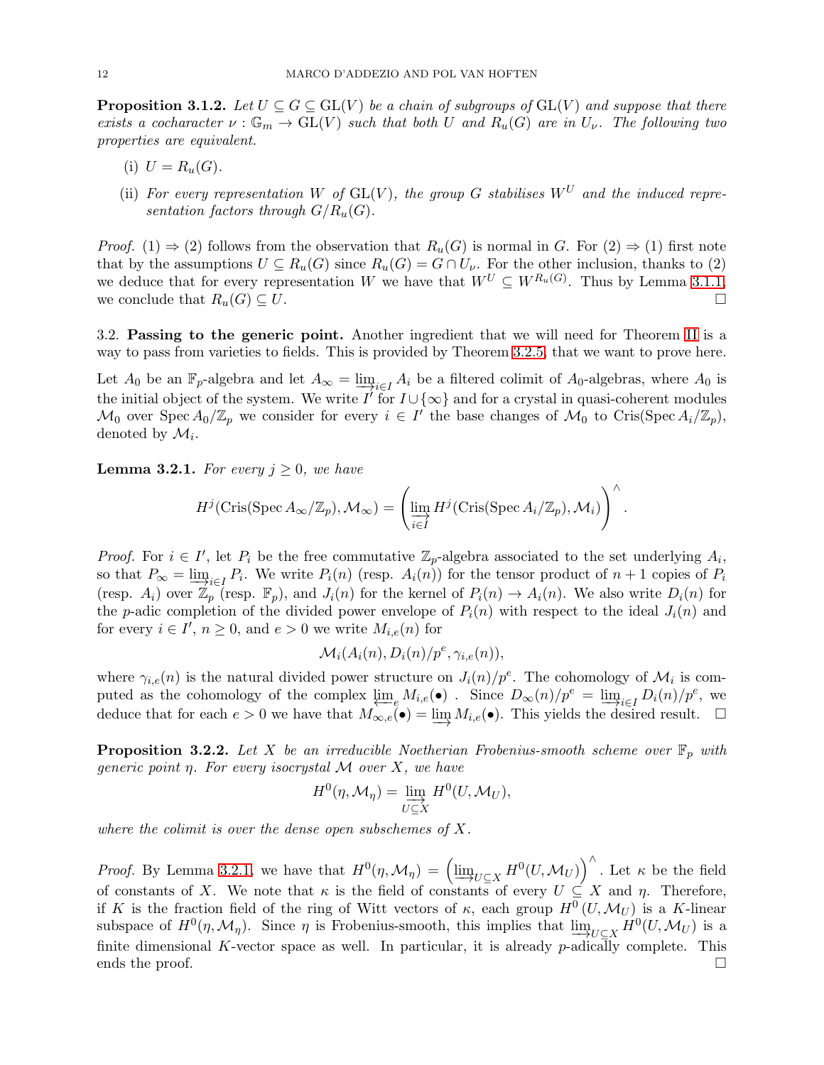**Proposition 3.1.2.** *Let $U \subseteq G \subseteq \mathrm{GL}(V)$ be a chain of subgroups of $\mathrm{GL}(V)$ and suppose that there exists a cocharacter $\nu : \mathbb{G}_m \to \mathrm{GL}(V)$ such that both $U$ and $R_u(G)$ are in $U_\nu$. The following two properties are equivalent.*

(i) *$U = R_u(G)$.*

(ii) *For every representation $W$ of $\mathrm{GL}(V)$, the group $G$ stabilises $W^U$ and the induced representation factors through $G/R_u(G)$.*

*Proof.* (1) ⇒ (2) follows from the observation that $R_u(G)$ is normal in $G$. For (2) ⇒ (1) first note that by the assumptions $U \subseteq R_u(G)$ since $R_u(G) = G \cap U_\nu$. For the other inclusion, thanks to (2) we deduce that for every representation $W$ we have that $W^U \subseteq W^{R_u(G)}$. Thus by Lemma 3.1.1, we conclude that $R_u(G) \subseteq U$. □

3.2. **Passing to the generic point.** Another ingredient that we will need for Theorem II is a way to pass from varieties to fields. This is provided by Theorem 3.2.5, that we want to prove here.

Let $A_0$ be an $\mathbb{F}_p$-algebra and let $A_\infty = \varinjlim_{i \in I} A_i$ be a filtered colimit of $A_0$-algebras, where $A_0$ is the initial object of the system. We write $I'$ for $I \cup \{\infty\}$ and for a crystal in quasi-coherent modules $\mathcal{M}_0$ over $\operatorname{Spec} A_0/\mathbb{Z}_p$ we consider for every $i \in I'$ the base changes of $\mathcal{M}_0$ to $\mathrm{Cris}(\operatorname{Spec} A_i/\mathbb{Z}_p)$, denoted by $\mathcal{M}_i$.

**Lemma 3.2.1.** *For every $j \geq 0$, we have*

$$H^j(\mathrm{Cris}(\operatorname{Spec} A_\infty/\mathbb{Z}_p), \mathcal{M}_\infty) = \left(\varinjlim_{i \in I} H^j(\mathrm{Cris}(\operatorname{Spec} A_i/\mathbb{Z}_p), \mathcal{M}_i)\right)^\wedge.$$

*Proof.* For $i \in I'$, let $P_i$ be the free commutative $\mathbb{Z}_p$-algebra associated to the set underlying $A_i$, so that $P_\infty = \varinjlim_{i \in I} P_i$. We write $P_i(n)$ (resp. $A_i(n)$) for the tensor product of $n+1$ copies of $P_i$ (resp. $A_i$) over $\mathbb{Z}_p$ (resp. $\mathbb{F}_p$), and $J_i(n)$ for the kernel of $P_i(n) \to A_i(n)$. We also write $D_i(n)$ for the $p$-adic completion of the divided power envelope of $P_i(n)$ with respect to the ideal $J_i(n)$ and for every $i \in I'$, $n \geq 0$, and $e > 0$ we write $M_{i,e}(n)$ for

$$\mathcal{M}_i(A_i(n), D_i(n)/p^e, \gamma_{i,e}(n)),$$

where $\gamma_{i,e}(n)$ is the natural divided power structure on $J_i(n)/p^e$. The cohomology of $\mathcal{M}_i$ is computed as the cohomology of the complex $\varprojlim_e M_{i,e}(\bullet)$ . Since $D_\infty(n)/p^e = \varinjlim_{i \in I} D_i(n)/p^e$, we deduce that for each $e > 0$ we have that $M_{\infty,e}(\bullet) = \varinjlim M_{i,e}(\bullet)$. This yields the desired result. □

**Proposition 3.2.2.** *Let $X$ be an irreducible Noetherian Frobenius-smooth scheme over $\mathbb{F}_p$ with generic point $\eta$. For every isocrystal $\mathcal{M}$ over $X$, we have*

$$H^0(\eta, \mathcal{M}_\eta) = \varinjlim_{U \subseteq X} H^0(U, \mathcal{M}_U),$$

*where the colimit is over the dense open subschemes of $X$.*

*Proof.* By Lemma 3.2.1, we have that $H^0(\eta, \mathcal{M}_\eta) = \left(\varinjlim_{U \subseteq X} H^0(U, \mathcal{M}_U)\right)^\wedge$. Let $\kappa$ be the field of constants of $X$. We note that $\kappa$ is the field of constants of every $U \subseteq X$ and $\eta$. Therefore, if $K$ is the fraction field of the ring of Witt vectors of $\kappa$, each group $H^0(U, \mathcal{M}_U)$ is a $K$-linear subspace of $H^0(\eta, \mathcal{M}_\eta)$. Since $\eta$ is Frobenius-smooth, this implies that $\varinjlim_{U \subseteq X} H^0(U, \mathcal{M}_U)$ is a finite dimensional $K$-vector space as well. In particular, it is already $p$-adically complete. This ends the proof. □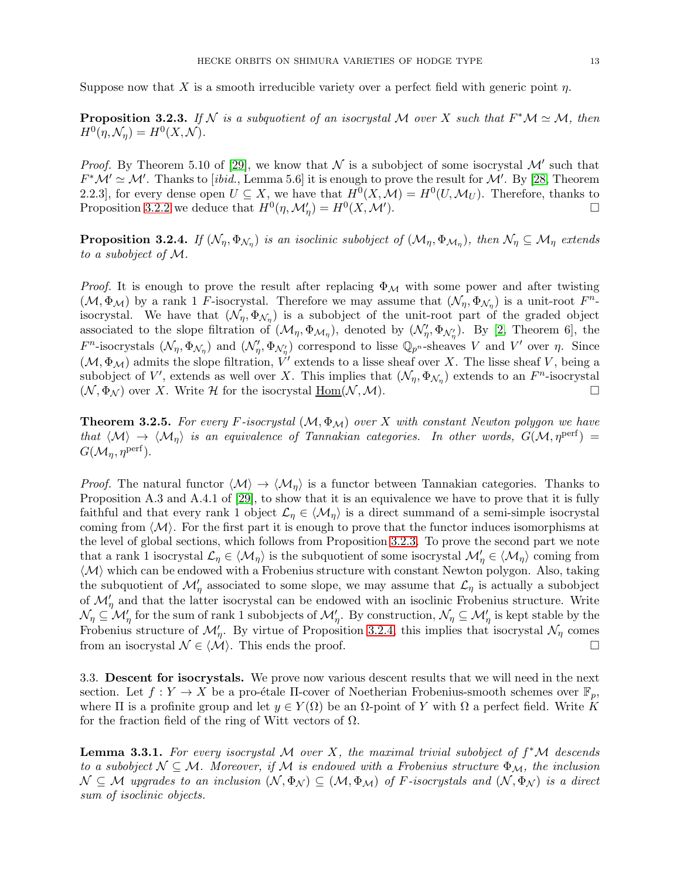Suppose now that $X$ is a smooth irreducible variety over a perfect field with generic point $\eta$.

**Proposition 3.2.3.** *If $\mathcal{N}$ is a subquotient of an isocrystal $\mathcal{M}$ over $X$ such that $F^*\mathcal{M} \simeq \mathcal{M}$, then $H^0(\eta, \mathcal{N}_\eta) = H^0(X, \mathcal{N})$.*

*Proof.* By Theorem 5.10 of [29], we know that $\mathcal{N}$ is a subobject of some isocrystal $\mathcal{M}'$ such that $F^*\mathcal{M}' \simeq \mathcal{M}'$. Thanks to [*ibid.*, Lemma 5.6] it is enough to prove the result for $\mathcal{M}'$. By [28, Theorem 2.2.3], for every dense open $U \subseteq X$, we have that $H^0(X, \mathcal{M}) = H^0(U, \mathcal{M}_U)$. Therefore, thanks to Proposition 3.2.2 we deduce that $H^0(\eta, \mathcal{M}'_\eta) = H^0(X, \mathcal{M}')$. $\square$

**Proposition 3.2.4.** *If $(\mathcal{N}_\eta, \Phi_{\mathcal{N}_\eta})$ is an isoclinic subobject of $(\mathcal{M}_\eta, \Phi_{\mathcal{M}_\eta})$, then $\mathcal{N}_\eta \subseteq \mathcal{M}_\eta$ extends to a subobject of $\mathcal{M}$.*

*Proof.* It is enough to prove the result after replacing $\Phi_{\mathcal{M}}$ with some power and after twisting $(\mathcal{M}, \Phi_{\mathcal{M}})$ by a rank 1 $F$-isocrystal. Therefore we may assume that $(\mathcal{N}_\eta, \Phi_{\mathcal{N}_\eta})$ is a unit-root $F^n$-isocrystal. We have that $(\mathcal{N}_\eta, \Phi_{\mathcal{N}_\eta})$ is a subobject of the unit-root part of the graded object associated to the slope filtration of $(\mathcal{M}_\eta, \Phi_{\mathcal{M}_\eta})$, denoted by $(\mathcal{N}'_\eta, \Phi_{\mathcal{N}'_\eta})$. By [2, Theorem 6], the $F^n$-isocrystals $(\mathcal{N}_\eta, \Phi_{\mathcal{N}_\eta})$ and $(\mathcal{N}'_\eta, \Phi_{\mathcal{N}'_\eta})$ correspond to lisse $\mathbb{Q}_{p^n}$-sheaves $V$ and $V'$ over $\eta$. Since $(\mathcal{M}, \Phi_{\mathcal{M}})$ admits the slope filtration, $V'$ extends to a lisse sheaf over $X$. The lisse sheaf $V$, being a subobject of $V'$, extends as well over $X$. This implies that $(\mathcal{N}_\eta, \Phi_{\mathcal{N}_\eta})$ extends to an $F^n$-isocrystal $(\mathcal{N}, \Phi_{\mathcal{N}})$ over $X$. Write $\mathcal{H}$ for the isocrystal $\underline{\mathrm{Hom}}(\mathcal{N}, \mathcal{M})$. $\square$

**Theorem 3.2.5.** *For every $F$-isocrystal $(\mathcal{M}, \Phi_{\mathcal{M}})$ over $X$ with constant Newton polygon we have that $\langle \mathcal{M} \rangle \to \langle \mathcal{M}_\eta \rangle$ is an equivalence of Tannakian categories. In other words, $G(\mathcal{M}, \eta^{\mathrm{perf}}) = G(\mathcal{M}_\eta, \eta^{\mathrm{perf}})$.*

*Proof.* The natural functor $\langle \mathcal{M} \rangle \to \langle \mathcal{M}_\eta \rangle$ is a functor between Tannakian categories. Thanks to Proposition A.3 and A.4.1 of [29], to show that it is an equivalence we have to prove that it is fully faithful and that every rank 1 object $\mathcal{L}_\eta \in \langle \mathcal{M}_\eta \rangle$ is a direct summand of a semi-simple isocrystal coming from $\langle \mathcal{M} \rangle$. For the first part it is enough to prove that the functor induces isomorphisms at the level of global sections, which follows from Proposition 3.2.3. To prove the second part we note that a rank 1 isocrystal $\mathcal{L}_\eta \in \langle \mathcal{M}_\eta \rangle$ is the subquotient of some isocrystal $\mathcal{M}'_\eta \in \langle \mathcal{M}_\eta \rangle$ coming from $\langle \mathcal{M} \rangle$ which can be endowed with a Frobenius structure with constant Newton polygon. Also, taking the subquotient of $\mathcal{M}'_\eta$ associated to some slope, we may assume that $\mathcal{L}_\eta$ is actually a subobject of $\mathcal{M}'_\eta$ and that the latter isocrystal can be endowed with an isoclinic Frobenius structure. Write $\mathcal{N}_\eta \subseteq \mathcal{M}'_\eta$ for the sum of rank 1 subobjects of $\mathcal{M}'_\eta$. By construction, $\mathcal{N}_\eta \subseteq \mathcal{M}'_\eta$ is kept stable by the Frobenius structure of $\mathcal{M}'_\eta$. By virtue of Proposition 3.2.4, this implies that isocrystal $\mathcal{N}_\eta$ comes from an isocrystal $\mathcal{N} \in \langle \mathcal{M} \rangle$. This ends the proof. $\square$

3.3. **Descent for isocrystals.** We prove now various descent results that we will need in the next section. Let $f : Y \to X$ be a pro-étale $\Pi$-cover of Noetherian Frobenius-smooth schemes over $\mathbb{F}_p$, where $\Pi$ is a profinite group and let $y \in Y(\Omega)$ be an $\Omega$-point of $Y$ with $\Omega$ a perfect field. Write $K$ for the fraction field of the ring of Witt vectors of $\Omega$.

**Lemma 3.3.1.** *For every isocrystal $\mathcal{M}$ over $X$, the maximal trivial subobject of $f^*\mathcal{M}$ descends to a subobject $\mathcal{N} \subseteq \mathcal{M}$. Moreover, if $\mathcal{M}$ is endowed with a Frobenius structure $\Phi_{\mathcal{M}}$, the inclusion $\mathcal{N} \subseteq \mathcal{M}$ upgrades to an inclusion $(\mathcal{N}, \Phi_{\mathcal{N}}) \subseteq (\mathcal{M}, \Phi_{\mathcal{M}})$ of $F$-isocrystals and $(\mathcal{N}, \Phi_{\mathcal{N}})$ is a direct sum of isoclinic objects.*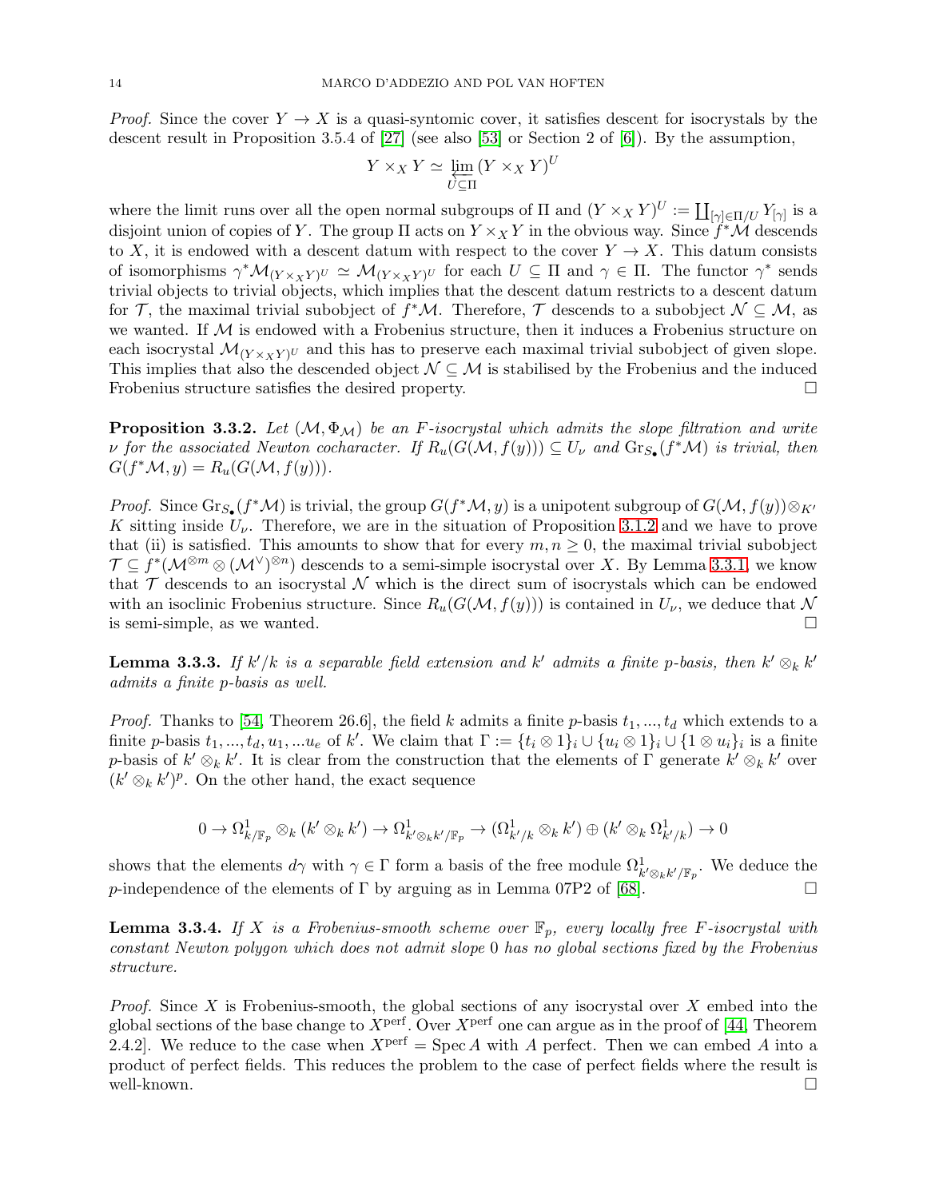*Proof.* Since the cover $Y \to X$ is a quasi-syntomic cover, it satisfies descent for isocrystals by the descent result in Proposition 3.5.4 of [27] (see also [53] or Section 2 of [6]). By the assumption,

$$Y \times_X Y \simeq \varprojlim_{U \subseteq \Pi} (Y \times_X Y)^U$$

where the limit runs over all the open normal subgroups of $\Pi$ and $(Y \times_X Y)^U := \coprod_{[\gamma] \in \Pi/U} Y_{[\gamma]}$ is a disjoint union of copies of $Y$. The group $\Pi$ acts on $Y \times_X Y$ in the obvious way. Since $f^*\mathcal{M}$ descends to $X$, it is endowed with a descent datum with respect to the cover $Y \to X$. This datum consists of isomorphisms $\gamma^* \mathcal{M}_{(Y \times_X Y)^U} \simeq \mathcal{M}_{(Y \times_X Y)^U}$ for each $U \subseteq \Pi$ and $\gamma \in \Pi$. The functor $\gamma^*$ sends trivial objects to trivial objects, which implies that the descent datum restricts to a descent datum for $\mathcal{T}$, the maximal trivial subobject of $f^*\mathcal{M}$. Therefore, $\mathcal{T}$ descends to a subobject $\mathcal{N} \subseteq \mathcal{M}$, as we wanted. If $\mathcal{M}$ is endowed with a Frobenius structure, then it induces a Frobenius structure on each isocrystal $\mathcal{M}_{(Y \times_X Y)^U}$ and this has to preserve each maximal trivial subobject of given slope. This implies that also the descended object $\mathcal{N} \subseteq \mathcal{M}$ is stabilised by the Frobenius and the induced Frobenius structure satisfies the desired property. □

**Proposition 3.3.2.** *Let $(\mathcal{M}, \Phi_{\mathcal{M}})$ be an $F$-isocrystal which admits the slope filtration and write $\nu$ for the associated Newton cocharacter. If $R_u(G(\mathcal{M}, f(y))) \subseteq U_\nu$ and $\mathrm{Gr}_{S_\bullet}(f^*\mathcal{M})$ is trivial, then $G(f^*\mathcal{M}, y) = R_u(G(\mathcal{M}, f(y)))$.*

*Proof.* Since $\mathrm{Gr}_{S_\bullet}(f^*\mathcal{M})$ is trivial, the group $G(f^*\mathcal{M}, y)$ is a unipotent subgroup of $G(\mathcal{M}, f(y)) \otimes_{K'} K$ sitting inside $U_\nu$. Therefore, we are in the situation of Proposition 3.1.2 and we have to prove that (ii) is satisfied. This amounts to show that for every $m, n \geq 0$, the maximal trivial subobject $\mathcal{T} \subseteq f^*(\mathcal{M}^{\otimes m} \otimes (\mathcal{M}^\vee)^{\otimes n})$ descends to a semi-simple isocrystal over $X$. By Lemma 3.3.1, we know that $\mathcal{T}$ descends to an isocrystal $\mathcal{N}$ which is the direct sum of isocrystals which can be endowed with an isoclinic Frobenius structure. Since $R_u(G(\mathcal{M}, f(y)))$ is contained in $U_\nu$, we deduce that $\mathcal{N}$ is semi-simple, as we wanted. □

**Lemma 3.3.3.** *If $k'/k$ is a separable field extension and $k'$ admits a finite $p$-basis, then $k' \otimes_k k'$ admits a finite $p$-basis as well.*

*Proof.* Thanks to [54, Theorem 26.6], the field $k$ admits a finite $p$-basis $t_1, ..., t_d$ which extends to a finite $p$-basis $t_1, ..., t_d, u_1, ...u_e$ of $k'$. We claim that $\Gamma := \{t_i \otimes 1\}_i \cup \{u_i \otimes 1\}_i \cup \{1 \otimes u_i\}_i$ is a finite $p$-basis of $k' \otimes_k k'$. It is clear from the construction that the elements of $\Gamma$ generate $k' \otimes_k k'$ over $(k' \otimes_k k')^p$. On the other hand, the exact sequence

$$0 \to \Omega^1_{k/\mathbb{F}_p} \otimes_k (k' \otimes_k k') \to \Omega^1_{k' \otimes_k k'/\mathbb{F}_p} \to (\Omega^1_{k'/k} \otimes_k k') \oplus (k' \otimes_k \Omega^1_{k'/k}) \to 0$$

shows that the elements $d\gamma$ with $\gamma \in \Gamma$ form a basis of the free module $\Omega^1_{k' \otimes_k k'/\mathbb{F}_p}$. We deduce the $p$-independence of the elements of $\Gamma$ by arguing as in Lemma 07P2 of [68]. □

**Lemma 3.3.4.** *If $X$ is a Frobenius-smooth scheme over $\mathbb{F}_p$, every locally free $F$-isocrystal with constant Newton polygon which does not admit slope 0 has no global sections fixed by the Frobenius structure.*

*Proof.* Since $X$ is Frobenius-smooth, the global sections of any isocrystal over $X$ embed into the global sections of the base change to $X^{\mathrm{perf}}$. Over $X^{\mathrm{perf}}$ one can argue as in the proof of [44, Theorem 2.4.2]. We reduce to the case when $X^{\mathrm{perf}} = \mathrm{Spec}\, A$ with $A$ perfect. Then we can embed $A$ into a product of perfect fields. This reduces the problem to the case of perfect fields where the result is well-known. □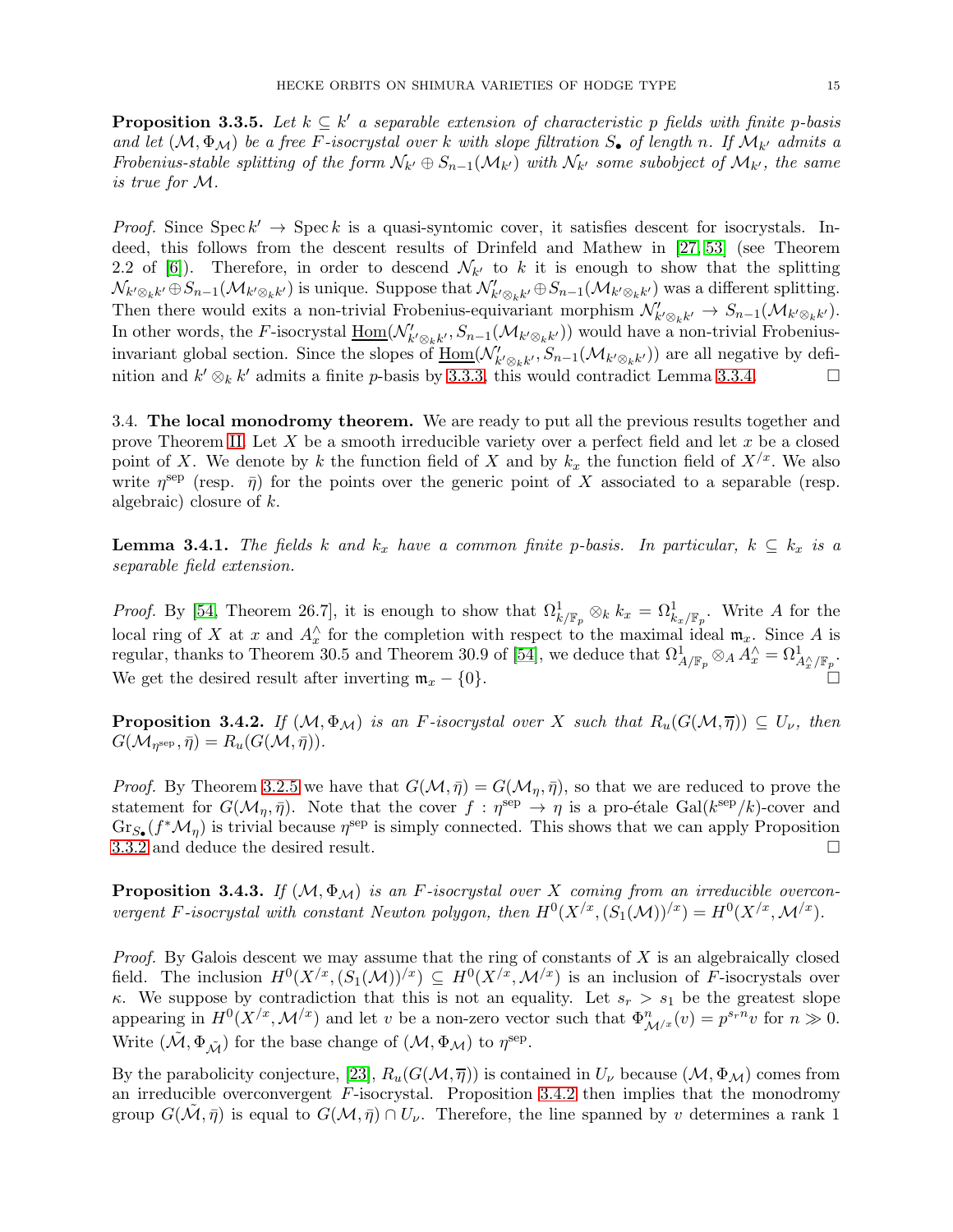**Proposition 3.3.5.** *Let $k \subseteq k'$ a separable extension of characteristic $p$ fields with finite $p$-basis and let $(\mathcal{M}, \Phi_{\mathcal{M}})$ be a free $F$-isocrystal over $k$ with slope filtration $S_\bullet$ of length $n$. If $\mathcal{M}_{k'}$ admits a Frobenius-stable splitting of the form $\mathcal{N}_{k'} \oplus S_{n-1}(\mathcal{M}_{k'})$ with $\mathcal{N}_{k'}$ some subobject of $\mathcal{M}_{k'}$, the same is true for $\mathcal{M}$.*

*Proof.* Since $\operatorname{Spec} k' \to \operatorname{Spec} k$ is a quasi-syntomic cover, it satisfies descent for isocrystals. Indeed, this follows from the descent results of Drinfeld and Mathew in [27, 53] (see Theorem 2.2 of [6]). Therefore, in order to descend $\mathcal{N}_{k'}$ to $k$ it is enough to show that the splitting $\mathcal{N}_{k'\otimes_k k'} \oplus S_{n-1}(\mathcal{M}_{k'\otimes_k k'})$ is unique. Suppose that $\mathcal{N}'_{k'\otimes_k k'} \oplus S_{n-1}(\mathcal{M}_{k'\otimes_k k'})$ was a different splitting. Then there would exits a non-trivial Frobenius-equivariant morphism $\mathcal{N}'_{k'\otimes_k k'} \to S_{n-1}(\mathcal{M}_{k'\otimes_k k'})$. In other words, the $F$-isocrystal $\underline{\operatorname{Hom}}(\mathcal{N}'_{k'\otimes_k k'}, S_{n-1}(\mathcal{M}_{k'\otimes_k k'}))$ would have a non-trivial Frobenius-invariant global section. Since the slopes of $\underline{\operatorname{Hom}}(\mathcal{N}'_{k'\otimes_k k'}, S_{n-1}(\mathcal{M}_{k'\otimes_k k'}))$ are all negative by definition and $k' \otimes_k k'$ admits a finite $p$-basis by 3.3.3, this would contradict Lemma 3.3.4. $\square$

3.4. **The local monodromy theorem.** We are ready to put all the previous results together and prove Theorem II. Let $X$ be a smooth irreducible variety over a perfect field and let $x$ be a closed point of $X$. We denote by $k$ the function field of $X$ and by $k_x$ the function field of $X^{/x}$. We also write $\eta^{\text{sep}}$ (resp. $\bar{\eta}$) for the points over the generic point of $X$ associated to a separable (resp. algebraic) closure of $k$.

**Lemma 3.4.1.** *The fields $k$ and $k_x$ have a common finite $p$-basis. In particular, $k \subseteq k_x$ is a separable field extension.*

*Proof.* By [54, Theorem 26.7], it is enough to show that $\Omega^1_{k/\mathbb{F}_p} \otimes_k k_x = \Omega^1_{k_x/\mathbb{F}_p}$. Write $A$ for the local ring of $X$ at $x$ and $A^\wedge_x$ for the completion with respect to the maximal ideal $\mathfrak{m}_x$. Since $A$ is regular, thanks to Theorem 30.5 and Theorem 30.9 of [54], we deduce that $\Omega^1_{A/\mathbb{F}_p} \otimes_A A^\wedge_x = \Omega^1_{A^\wedge_x/\mathbb{F}_p}$. We get the desired result after inverting $\mathfrak{m}_x - \{0\}$. $\square$

**Proposition 3.4.2.** *If $(\mathcal{M}, \Phi_{\mathcal{M}})$ is an $F$-isocrystal over $X$ such that $R_u(G(\mathcal{M}, \overline{\eta})) \subseteq U_\nu$, then $G(\mathcal{M}_{\eta^{\text{sep}}}, \bar{\eta}) = R_u(G(\mathcal{M}, \bar{\eta}))$.*

*Proof.* By Theorem 3.2.5 we have that $G(\mathcal{M}, \bar{\eta}) = G(\mathcal{M}_\eta, \bar{\eta})$, so that we are reduced to prove the statement for $G(\mathcal{M}_\eta, \bar{\eta})$. Note that the cover $f : \eta^{\text{sep}} \to \eta$ is a pro-étale $\operatorname{Gal}(k^{\text{sep}}/k)$-cover and $\operatorname{Gr}_{S_\bullet}(f^*\mathcal{M}_\eta)$ is trivial because $\eta^{\text{sep}}$ is simply connected. This shows that we can apply Proposition 3.3.2 and deduce the desired result. $\square$

**Proposition 3.4.3.** *If $(\mathcal{M}, \Phi_{\mathcal{M}})$ is an $F$-isocrystal over $X$ coming from an irreducible overconvergent $F$-isocrystal with constant Newton polygon, then $H^0(X^{/x}, (S_1(\mathcal{M}))^{/x}) = H^0(X^{/x}, \mathcal{M}^{/x})$.*

*Proof.* By Galois descent we may assume that the ring of constants of $X$ is an algebraically closed field. The inclusion $H^0(X^{/x}, (S_1(\mathcal{M}))^{/x}) \subseteq H^0(X^{/x}, \mathcal{M}^{/x})$ is an inclusion of $F$-isocrystals over $\kappa$. We suppose by contradiction that this is not an equality. Let $s_r > s_1$ be the greatest slope appearing in $H^0(X^{/x}, \mathcal{M}^{/x})$ and let $v$ be a non-zero vector such that $\Phi^n_{\mathcal{M}^{/x}}(v) = p^{s_r n} v$ for $n \gg 0$. Write $(\tilde{\mathcal{M}}, \Phi_{\tilde{\mathcal{M}}})$ for the base change of $(\mathcal{M}, \Phi_{\mathcal{M}})$ to $\eta^{\text{sep}}$.

By the parabolicity conjecture, [23], $R_u(G(\mathcal{M}, \overline{\eta}))$ is contained in $U_\nu$ because $(\mathcal{M}, \Phi_{\mathcal{M}})$ comes from an irreducible overconvergent $F$-isocrystal. Proposition 3.4.2 then implies that the monodromy group $G(\tilde{\mathcal{M}}, \bar{\eta})$ is equal to $G(\mathcal{M}, \bar{\eta}) \cap U_\nu$. Therefore, the line spanned by $v$ determines a rank 1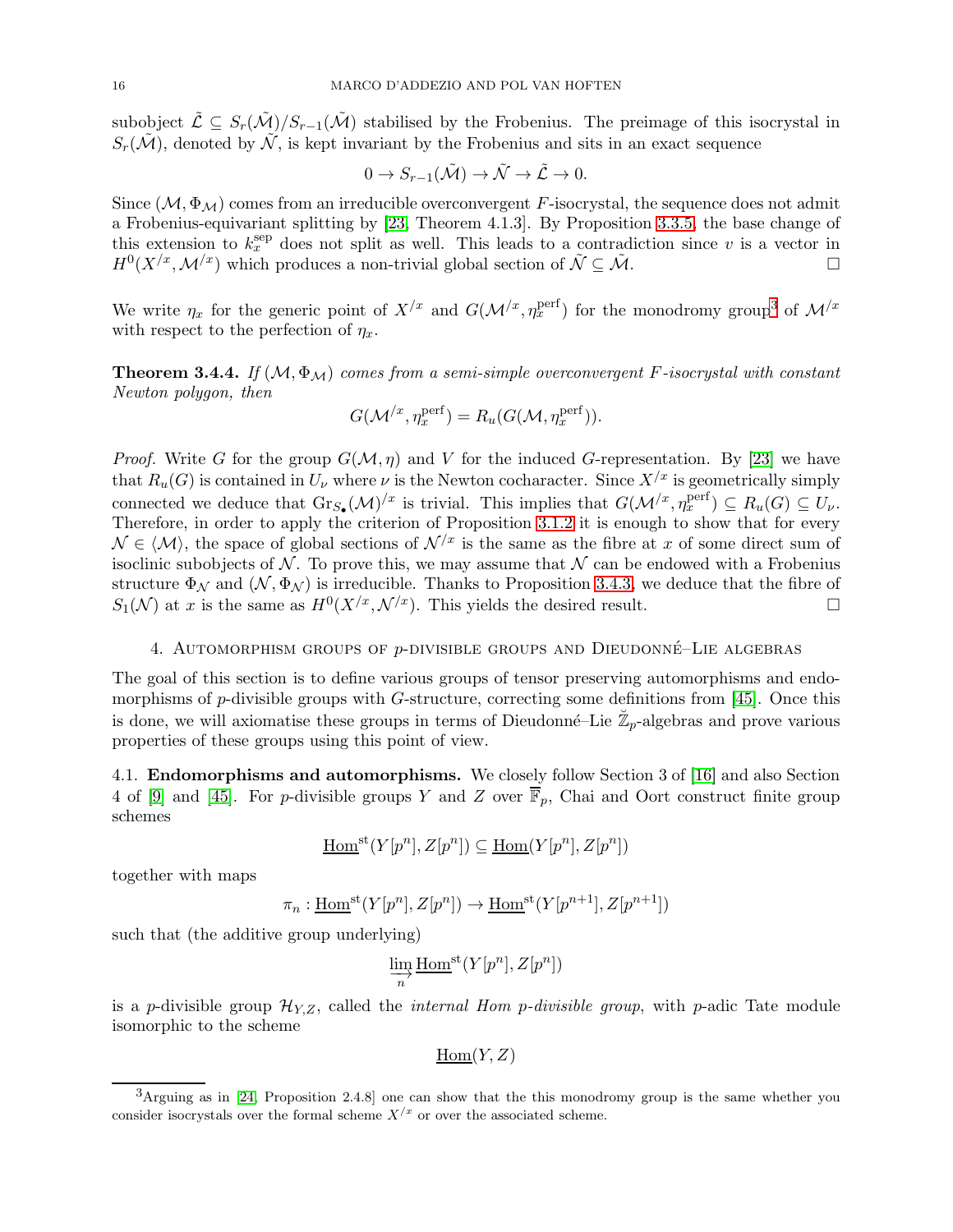subobject $\tilde{\mathcal{L}} \subseteq S_r(\tilde{\mathcal{M}})/S_{r-1}(\tilde{\mathcal{M}})$ stabilised by the Frobenius. The preimage of this isocrystal in $S_r(\tilde{\mathcal{M}})$, denoted by $\tilde{\mathcal{N}}$, is kept invariant by the Frobenius and sits in an exact sequence

$$0 \to S_{r-1}(\tilde{\mathcal{M}}) \to \tilde{\mathcal{N}} \to \tilde{\mathcal{L}} \to 0.$$

Since $(\mathcal{M}, \Phi_{\mathcal{M}})$ comes from an irreducible overconvergent $F$-isocrystal, the sequence does not admit a Frobenius-equivariant splitting by [23, Theorem 4.1.3]. By Proposition 3.3.5, the base change of this extension to $k_x^{\mathrm{sep}}$ does not split as well. This leads to a contradiction since $v$ is a vector in $H^0(X^{/x}, \mathcal{M}^{/x})$ which produces a non-trivial global section of $\tilde{\mathcal{N}} \subseteq \tilde{\mathcal{M}}$. □

We write $\eta_x$ for the generic point of $X^{/x}$ and $G(\mathcal{M}^{/x}, \eta_x^{\mathrm{perf}})$ for the monodromy group[3] of $\mathcal{M}^{/x}$ with respect to the perfection of $\eta_x$.

**Theorem 3.4.4.** *If $(\mathcal{M}, \Phi_{\mathcal{M}})$ comes from a semi-simple overconvergent $F$-isocrystal with constant Newton polygon, then*

$$G(\mathcal{M}^{/x}, \eta_x^{\mathrm{perf}}) = R_u(G(\mathcal{M}, \eta_x^{\mathrm{perf}})).$$

*Proof.* Write $G$ for the group $G(\mathcal{M}, \eta)$ and $V$ for the induced $G$-representation. By [23] we have that $R_u(G)$ is contained in $U_\nu$ where $\nu$ is the Newton cocharacter. Since $X^{/x}$ is geometrically simply connected we deduce that $\mathrm{Gr}_{S_\bullet}(\mathcal{M})^{/x}$ is trivial. This implies that $G(\mathcal{M}^{/x}, \eta_x^{\mathrm{perf}}) \subseteq R_u(G) \subseteq U_\nu$. Therefore, in order to apply the criterion of Proposition 3.1.2 it is enough to show that for every $\mathcal{N} \in \langle \mathcal{M} \rangle$, the space of global sections of $\mathcal{N}^{/x}$ is the same as the fibre at $x$ of some direct sum of isoclinic subobjects of $\mathcal{N}$. To prove this, we may assume that $\mathcal{N}$ can be endowed with a Frobenius structure $\Phi_{\mathcal{N}}$ and $(\mathcal{N}, \Phi_{\mathcal{N}})$ is irreducible. Thanks to Proposition 3.4.3, we deduce that the fibre of $S_1(\mathcal{N})$ at $x$ is the same as $H^0(X^{/x}, \mathcal{N}^{/x})$. This yields the desired result. □

## 4. Automorphism groups of $p$-divisible groups and Dieudonné–Lie algebras

The goal of this section is to define various groups of tensor preserving automorphisms and endomorphisms of $p$-divisible groups with $G$-structure, correcting some definitions from [45]. Once this is done, we will axiomatise these groups in terms of Dieudonné–Lie $\breve{\mathbb{Z}}_p$-algebras and prove various properties of these groups using this point of view.

### 4.1. Endomorphisms and automorphisms.

We closely follow Section 3 of [16] and also Section 4 of [9] and [45]. For $p$-divisible groups $Y$ and $Z$ over $\overline{\mathbb{F}}_p$, Chai and Oort construct finite group schemes

$$\underline{\mathrm{Hom}}^{\mathrm{st}}(Y[p^n], Z[p^n]) \subseteq \underline{\mathrm{Hom}}(Y[p^n], Z[p^n])$$

together with maps

$$\pi_n : \underline{\mathrm{Hom}}^{\mathrm{st}}(Y[p^n], Z[p^n]) \to \underline{\mathrm{Hom}}^{\mathrm{st}}(Y[p^{n+1}], Z[p^{n+1}])$$

such that (the additive group underlying)

$$\varinjlim_n \underline{\mathrm{Hom}}^{\mathrm{st}}(Y[p^n], Z[p^n])$$

is a $p$-divisible group $\mathcal{H}_{Y,Z}$, called the *internal Hom $p$-divisible group*, with $p$-adic Tate module isomorphic to the scheme

$$\underline{\mathrm{Hom}}(Y, Z)$$

[3] Arguing as in [24, Proposition 2.4.8] one can show that the this monodromy group is the same whether you consider isocrystals over the formal scheme $X^{/x}$ or over the associated scheme.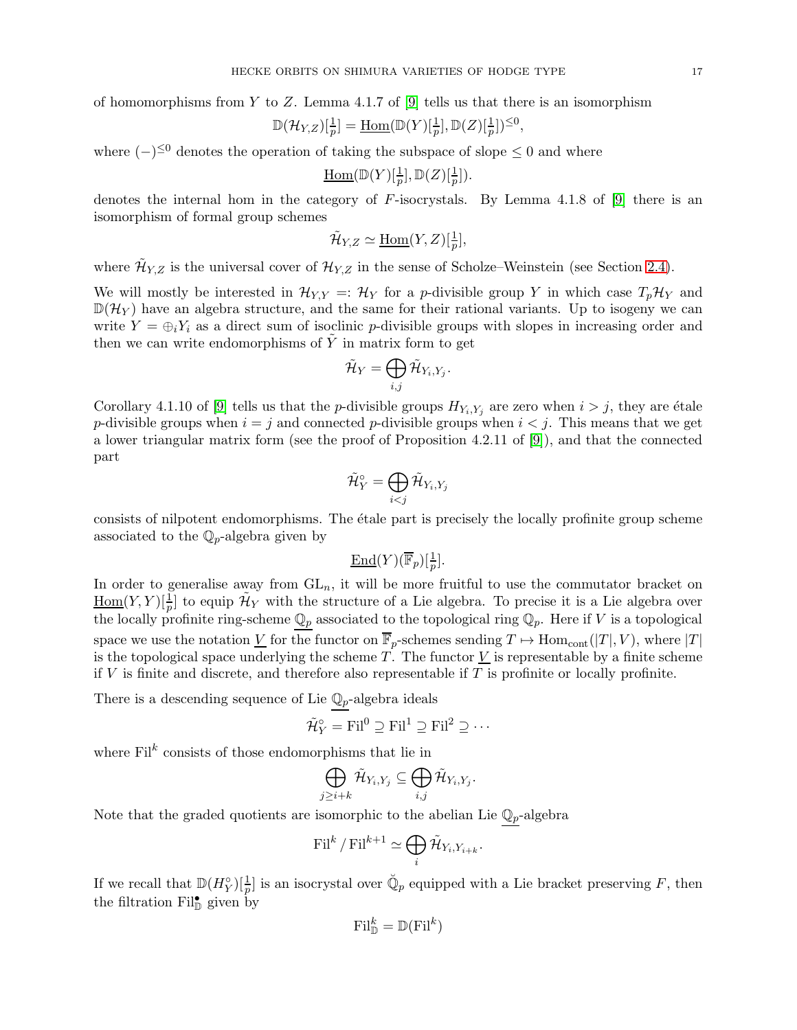of homomorphisms from $Y$ to $Z$. Lemma 4.1.7 of [9] tells us that there is an isomorphism

$$\mathbb{D}(\mathcal{H}_{Y,Z})[\tfrac{1}{p}] = \underline{\mathrm{Hom}}(\mathbb{D}(Y)[\tfrac{1}{p}], \mathbb{D}(Z)[\tfrac{1}{p}])^{\leq 0},$$

where $(-)^{\leq 0}$ denotes the operation of taking the subspace of slope $\leq 0$ and where

$$\underline{\mathrm{Hom}}(\mathbb{D}(Y)[\tfrac{1}{p}], \mathbb{D}(Z)[\tfrac{1}{p}]).$$

denotes the internal hom in the category of $F$-isocrystals. By Lemma 4.1.8 of [9] there is an isomorphism of formal group schemes

$$\tilde{\mathcal{H}}_{Y,Z} \simeq \underline{\mathrm{Hom}}(Y, Z)[\tfrac{1}{p}],$$

where $\tilde{\mathcal{H}}_{Y,Z}$ is the universal cover of $\mathcal{H}_{Y,Z}$ in the sense of Scholze–Weinstein (see Section 2.4).

We will mostly be interested in $\mathcal{H}_{Y,Y} =: \mathcal{H}_Y$ for a $p$-divisible group $Y$ in which case $T_p\mathcal{H}_Y$ and $\mathbb{D}(\mathcal{H}_Y)$ have an algebra structure, and the same for their rational variants. Up to isogeny we can write $Y = \oplus_i Y_i$ as a direct sum of isoclinic $p$-divisible groups with slopes in increasing order and then we can write endomorphisms of $\tilde{Y}$ in matrix form to get

$$\tilde{\mathcal{H}}_Y = \bigoplus_{i,j} \tilde{\mathcal{H}}_{Y_i, Y_j}.$$

Corollary 4.1.10 of [9] tells us that the $p$-divisible groups $H_{Y_i,Y_j}$ are zero when $i > j$, they are étale $p$-divisible groups when $i = j$ and connected $p$-divisible groups when $i < j$. This means that we get a lower triangular matrix form (see the proof of Proposition 4.2.11 of [9]), and that the connected part

$$\tilde{\mathcal{H}}_Y^{\circ} = \bigoplus_{i<j} \tilde{\mathcal{H}}_{Y_i, Y_j}$$

consists of nilpotent endomorphisms. The étale part is precisely the locally profinite group scheme associated to the $\mathbb{Q}_p$-algebra given by

$$\underline{\mathrm{End}}(Y)(\overline{\mathbb{F}}_p)[\tfrac{1}{p}].$$

In order to generalise away from $\mathrm{GL}_n$, it will be more fruitful to use the commutator bracket on $\underline{\mathrm{Hom}}(Y, Y)[\frac{1}{p}]$ to equip $\tilde{\mathcal{H}}_Y$ with the structure of a Lie algebra. To precise it is a Lie algebra over the locally profinite ring-scheme $\underline{\mathbb{Q}_p}$ associated to the topological ring $\mathbb{Q}_p$. Here if $V$ is a topological space we use the notation $\underline{V}$ for the functor on $\overline{\mathbb{F}}_p$-schemes sending $T \mapsto \mathrm{Hom}_{\mathrm{cont}}(|T|, V)$, where $|T|$ is the topological space underlying the scheme $T$. The functor $\underline{V}$ is representable by a finite scheme if $V$ is finite and discrete, and therefore also representable if $T$ is profinite or locally profinite.

There is a descending sequence of Lie $\underline{\mathbb{Q}_p}$-algebra ideals

$$\tilde{\mathcal{H}}_Y^{\circ} = \mathrm{Fil}^0 \supseteq \mathrm{Fil}^1 \supseteq \mathrm{Fil}^2 \supseteq \cdots$$

where $\mathrm{Fil}^k$ consists of those endomorphisms that lie in

$$\bigoplus_{j \geq i+k} \tilde{\mathcal{H}}_{Y_i, Y_j} \subseteq \bigoplus_{i,j} \tilde{\mathcal{H}}_{Y_i, Y_j}.$$

Note that the graded quotients are isomorphic to the abelian Lie $\underline{\mathbb{Q}_p}$-algebra

$$\mathrm{Fil}^k / \mathrm{Fil}^{k+1} \simeq \bigoplus_i \tilde{\mathcal{H}}_{Y_i, Y_{i+k}}.$$

If we recall that $\mathbb{D}(H_Y^{\circ})[\frac{1}{p}]$ is an isocrystal over $\breve{\mathbb{Q}}_p$ equipped with a Lie bracket preserving $F$, then the filtration $\mathrm{Fil}_{\mathbb{D}}^{\bullet}$ given by

$$\mathrm{Fil}_{\mathbb{D}}^k = \mathbb{D}(\mathrm{Fil}^k)$$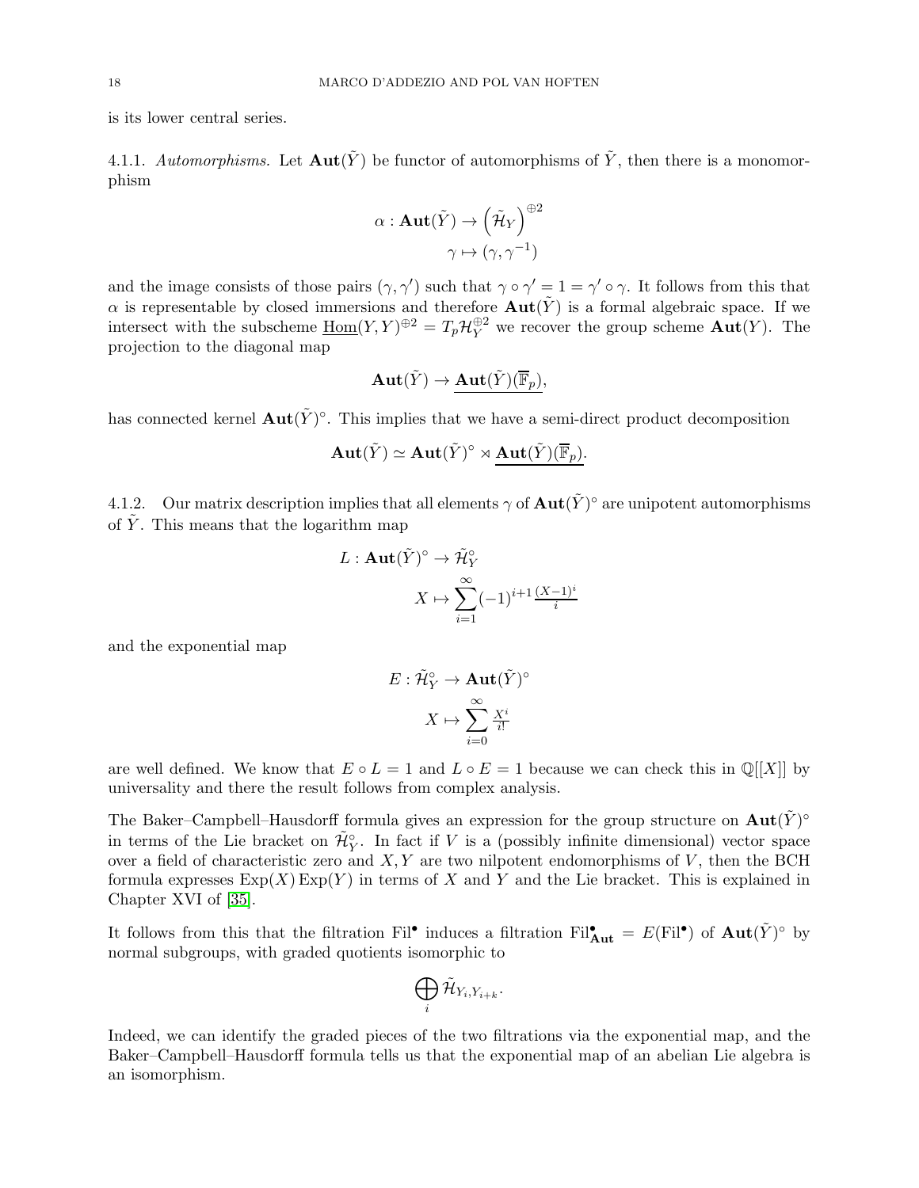is its lower central series.

4.1.1. *Automorphisms.* Let $\mathbf{Aut}(\tilde{Y})$ be functor of automorphisms of $\tilde{Y}$, then there is a monomorphism

$$\alpha : \mathbf{Aut}(\tilde{Y}) \to \left(\tilde{\mathcal{H}}_Y\right)^{\oplus 2}$$
$$\gamma \mapsto (\gamma, \gamma^{-1})$$

and the image consists of those pairs $(\gamma, \gamma')$ such that $\gamma \circ \gamma' = 1 = \gamma' \circ \gamma$. It follows from this that $\alpha$ is representable by closed immersions and therefore $\mathbf{Aut}(\tilde{Y})$ is a formal algebraic space. If we intersect with the subscheme $\underline{\mathrm{Hom}}(Y,Y)^{\oplus 2} = T_p\mathcal{H}_Y^{\oplus 2}$ we recover the group scheme $\mathbf{Aut}(Y)$. The projection to the diagonal map

$$\mathbf{Aut}(\tilde{Y}) \to \underline{\mathbf{Aut}(\tilde{Y})(\overline{\mathbb{F}}_p)},$$

has connected kernel $\mathbf{Aut}(\tilde{Y})^\circ$. This implies that we have a semi-direct product decomposition

$$\mathbf{Aut}(\tilde{Y}) \simeq \mathbf{Aut}(\tilde{Y})^\circ \rtimes \underline{\mathbf{Aut}(\tilde{Y})(\overline{\mathbb{F}}_p)}.$$

4.1.2. Our matrix description implies that all elements $\gamma$ of $\mathbf{Aut}(\tilde{Y})^\circ$ are unipotent automorphisms of $\tilde{Y}$. This means that the logarithm map

$$L : \mathbf{Aut}(\tilde{Y})^\circ \to \tilde{\mathcal{H}}_Y^\circ$$
$$X \mapsto \sum_{i=1}^{\infty} (-1)^{i+1} \tfrac{(X-1)^i}{i}$$

and the exponential map

$$E : \tilde{\mathcal{H}}_Y^\circ \to \mathbf{Aut}(\tilde{Y})^\circ$$
$$X \mapsto \sum_{i=0}^{\infty} \tfrac{X^i}{i!}$$

are well defined. We know that $E \circ L = 1$ and $L \circ E = 1$ because we can check this in $\mathbb{Q}[[X]]$ by universality and there the result follows from complex analysis.

The Baker–Campbell–Hausdorff formula gives an expression for the group structure on $\mathbf{Aut}(\tilde{Y})^\circ$ in terms of the Lie bracket on $\tilde{\mathcal{H}}_Y^\circ$. In fact if $V$ is a (possibly infinite dimensional) vector space over a field of characteristic zero and $X, Y$ are two nilpotent endomorphisms of $V$, then the BCH formula expresses $\mathrm{Exp}(X)\,\mathrm{Exp}(Y)$ in terms of $X$ and $Y$ and the Lie bracket. This is explained in Chapter XVI of [35].

It follows from this that the filtration $\mathrm{Fil}^\bullet$ induces a filtration $\mathrm{Fil}^\bullet_{\mathbf{Aut}} = E(\mathrm{Fil}^\bullet)$ of $\mathbf{Aut}(\tilde{Y})^\circ$ by normal subgroups, with graded quotients isomorphic to

$$\bigoplus_i \tilde{\mathcal{H}}_{Y_i, Y_{i+k}}.$$

Indeed, we can identify the graded pieces of the two filtrations via the exponential map, and the Baker–Campbell–Hausdorff formula tells us that the exponential map of an abelian Lie algebra is an isomorphism.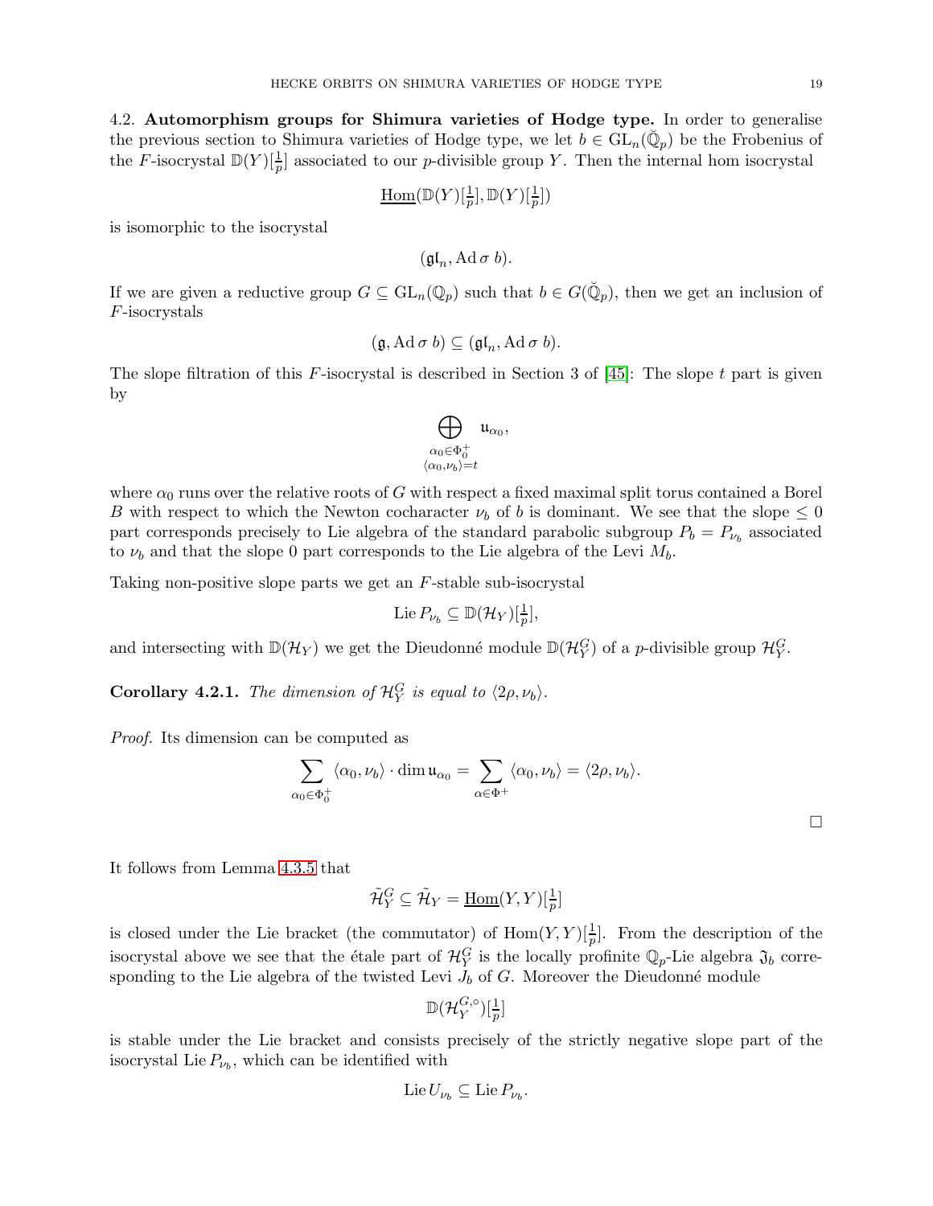**4.2. Automorphism groups for Shimura varieties of Hodge type.** In order to generalise the previous section to Shimura varieties of Hodge type, we let $b \in \mathrm{GL}_n(\breve{\mathbb{Q}}_p)$ be the Frobenius of the $F$-isocrystal $\mathbb{D}(Y)[\frac{1}{p}]$ associated to our $p$-divisible group $Y$. Then the internal hom isocrystal

$$\underline{\mathrm{Hom}}(\mathbb{D}(Y)[\tfrac{1}{p}], \mathbb{D}(Y)[\tfrac{1}{p}])$$

is isomorphic to the isocrystal

$$(\mathfrak{gl}_n, \mathrm{Ad}\,\sigma\, b).$$

If we are given a reductive group $G \subseteq \mathrm{GL}_n(\mathbb{Q}_p)$ such that $b \in G(\breve{\mathbb{Q}}_p)$, then we get an inclusion of $F$-isocrystals

$$(\mathfrak{g}, \mathrm{Ad}\,\sigma\, b) \subseteq (\mathfrak{gl}_n, \mathrm{Ad}\,\sigma\, b).$$

The slope filtration of this $F$-isocrystal is described in Section 3 of [45]: The slope $t$ part is given by

$$\bigoplus_{\substack{\alpha_0 \in \Phi_0^+ \\ \langle \alpha_0, \nu_b \rangle = t}} \mathfrak{u}_{\alpha_0},$$

where $\alpha_0$ runs over the relative roots of $G$ with respect a fixed maximal split torus contained a Borel $B$ with respect to which the Newton cocharacter $\nu_b$ of $b$ is dominant. We see that the slope $\leq 0$ part corresponds precisely to Lie algebra of the standard parabolic subgroup $P_b = P_{\nu_b}$ associated to $\nu_b$ and that the slope 0 part corresponds to the Lie algebra of the Levi $M_b$.

Taking non-positive slope parts we get an $F$-stable sub-isocrystal

$$\mathrm{Lie}\, P_{\nu_b} \subseteq \mathbb{D}(\mathcal{H}_Y)[\tfrac{1}{p}],$$

and intersecting with $\mathbb{D}(\mathcal{H}_Y)$ we get the Dieudonné module $\mathbb{D}(\mathcal{H}_Y^G)$ of a $p$-divisible group $\mathcal{H}_Y^G$.

**Corollary 4.2.1.** *The dimension of $\mathcal{H}_Y^G$ is equal to $\langle 2\rho, \nu_b \rangle$.*

*Proof.* Its dimension can be computed as

$$\sum_{\alpha_0 \in \Phi_0^+} \langle \alpha_0, \nu_b \rangle \cdot \dim \mathfrak{u}_{\alpha_0} = \sum_{\alpha \in \Phi^+} \langle \alpha_0, \nu_b \rangle = \langle 2\rho, \nu_b \rangle.$$

□

It follows from Lemma 4.3.5 that

$$\tilde{\mathcal{H}}_Y^G \subseteq \tilde{\mathcal{H}}_Y = \underline{\mathrm{Hom}}(Y, Y)[\tfrac{1}{p}]$$

is closed under the Lie bracket (the commutator) of $\mathrm{Hom}(Y, Y)[\frac{1}{p}]$. From the description of the isocrystal above we see that the étale part of $\mathcal{H}_Y^G$ is the locally profinite $\mathbb{Q}_p$-Lie algebra $\mathfrak{J}_b$ corresponding to the Lie algebra of the twisted Levi $J_b$ of $G$. Moreover the Dieudonné module

$$\mathbb{D}(\mathcal{H}_Y^{G,\circ})[\tfrac{1}{p}]$$

is stable under the Lie bracket and consists precisely of the strictly negative slope part of the isocrystal $\mathrm{Lie}\, P_{\nu_b}$, which can be identified with

$$\mathrm{Lie}\, U_{\nu_b} \subseteq \mathrm{Lie}\, P_{\nu_b}.$$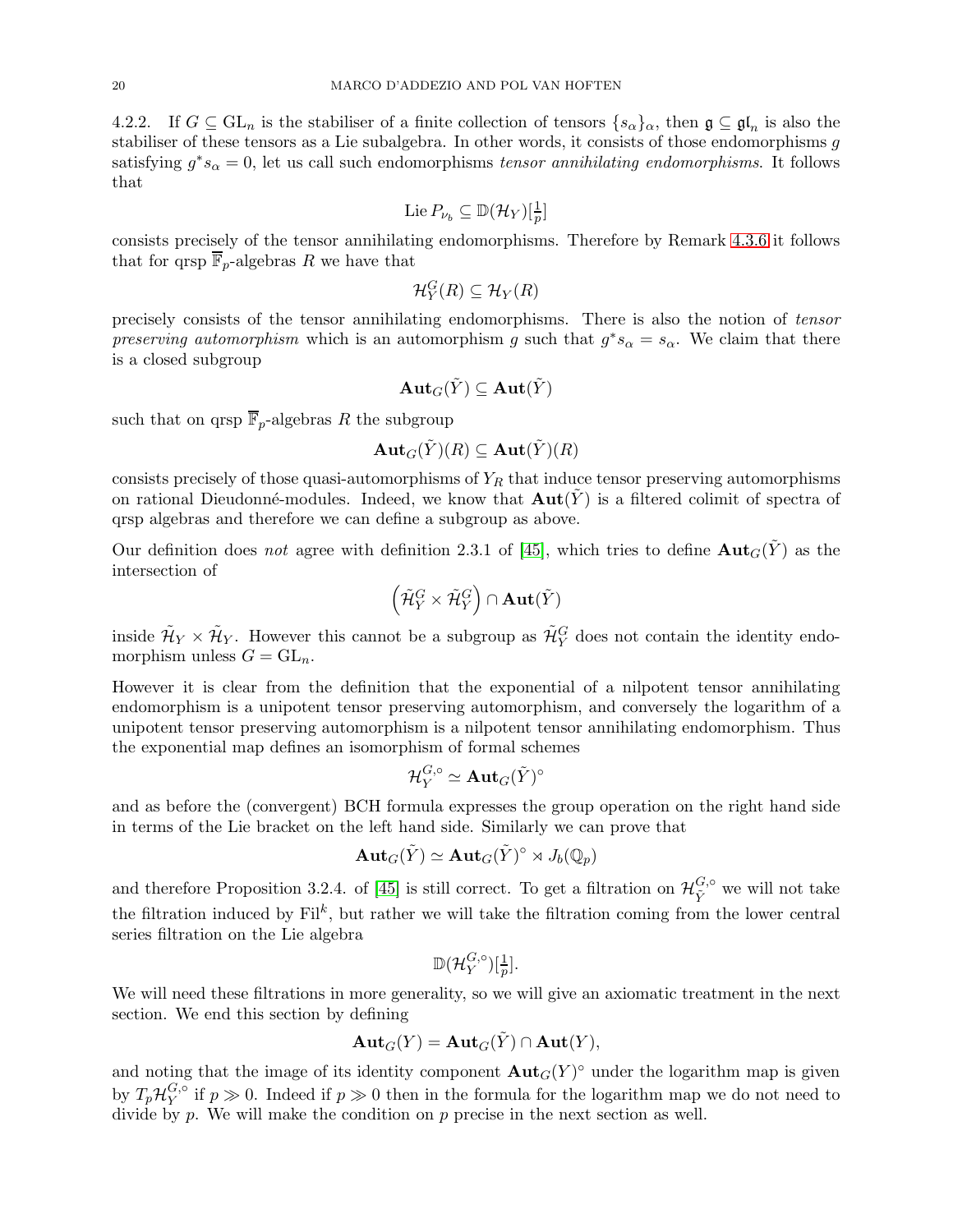4.2.2. If $G \subseteq \mathrm{GL}_n$ is the stabiliser of a finite collection of tensors $\{s_\alpha\}_\alpha$, then $\mathfrak{g} \subseteq \mathfrak{gl}_n$ is also the stabiliser of these tensors as a Lie subalgebra. In other words, it consists of those endomorphisms $g$ satisfying $g^* s_\alpha = 0$, let us call such endomorphisms *tensor annihilating endomorphisms*. It follows that

$$\mathrm{Lie}\, P_{\nu_b} \subseteq \mathbb{D}(\mathcal{H}_Y)[\tfrac{1}{p}]$$

consists precisely of the tensor annihilating endomorphisms. Therefore by Remark 4.3.6 it follows that for qrsp $\overline{\mathbb{F}}_p$-algebras $R$ we have that

$$\mathcal{H}_Y^G(R) \subseteq \mathcal{H}_Y(R)$$

precisely consists of the tensor annihilating endomorphisms. There is also the notion of *tensor preserving automorphism* which is an automorphism $g$ such that $g^* s_\alpha = s_\alpha$. We claim that there is a closed subgroup

$$\mathbf{Aut}_G(\tilde{Y}) \subseteq \mathbf{Aut}(\tilde{Y})$$

such that on qrsp $\overline{\mathbb{F}}_p$-algebras $R$ the subgroup

$$\mathbf{Aut}_G(\tilde{Y})(R) \subseteq \mathbf{Aut}(\tilde{Y})(R)$$

consists precisely of those quasi-automorphisms of $Y_R$ that induce tensor preserving automorphisms on rational Dieudonné-modules. Indeed, we know that $\mathbf{Aut}(\tilde{Y})$ is a filtered colimit of spectra of qrsp algebras and therefore we can define a subgroup as above.

Our definition does *not* agree with definition 2.3.1 of [45], which tries to define $\mathbf{Aut}_G(\tilde{Y})$ as the intersection of

$$\left(\tilde{\mathcal{H}}_Y^G \times \tilde{\mathcal{H}}_Y^G\right) \cap \mathbf{Aut}(\tilde{Y})$$

inside $\tilde{\mathcal{H}}_Y \times \tilde{\mathcal{H}}_Y$. However this cannot be a subgroup as $\tilde{\mathcal{H}}_Y^G$ does not contain the identity endomorphism unless $G = \mathrm{GL}_n$.

However it is clear from the definition that the exponential of a nilpotent tensor annihilating endomorphism is a unipotent tensor preserving automorphism, and conversely the logarithm of a unipotent tensor preserving automorphism is a nilpotent tensor annihilating endomorphism. Thus the exponential map defines an isomorphism of formal schemes

$$\mathcal{H}_Y^{G,\circ} \simeq \mathbf{Aut}_G(\tilde{Y})^\circ$$

and as before the (convergent) BCH formula expresses the group operation on the right hand side in terms of the Lie bracket on the left hand side. Similarly we can prove that

$$\mathbf{Aut}_G(\tilde{Y}) \simeq \mathbf{Aut}_G(\tilde{Y})^\circ \rtimes J_b(\mathbb{Q}_p)$$

and therefore Proposition 3.2.4. of [45] is still correct. To get a filtration on $\mathcal{H}_{\tilde{Y}}^{G,\circ}$ we will not take the filtration induced by $\mathrm{Fil}^k$, but rather we will take the filtration coming from the lower central series filtration on the Lie algebra

$$\mathbb{D}(\mathcal{H}_Y^{G,\circ})[\tfrac{1}{p}].$$

We will need these filtrations in more generality, so we will give an axiomatic treatment in the next section. We end this section by defining

$$\mathbf{Aut}_G(Y) = \mathbf{Aut}_G(\tilde{Y}) \cap \mathbf{Aut}(Y),$$

and noting that the image of its identity component $\mathbf{Aut}_G(Y)^\circ$ under the logarithm map is given by $T_p\mathcal{H}_Y^{G,\circ}$ if $p \gg 0$. Indeed if $p \gg 0$ then in the formula for the logarithm map we do not need to divide by $p$. We will make the condition on $p$ precise in the next section as well.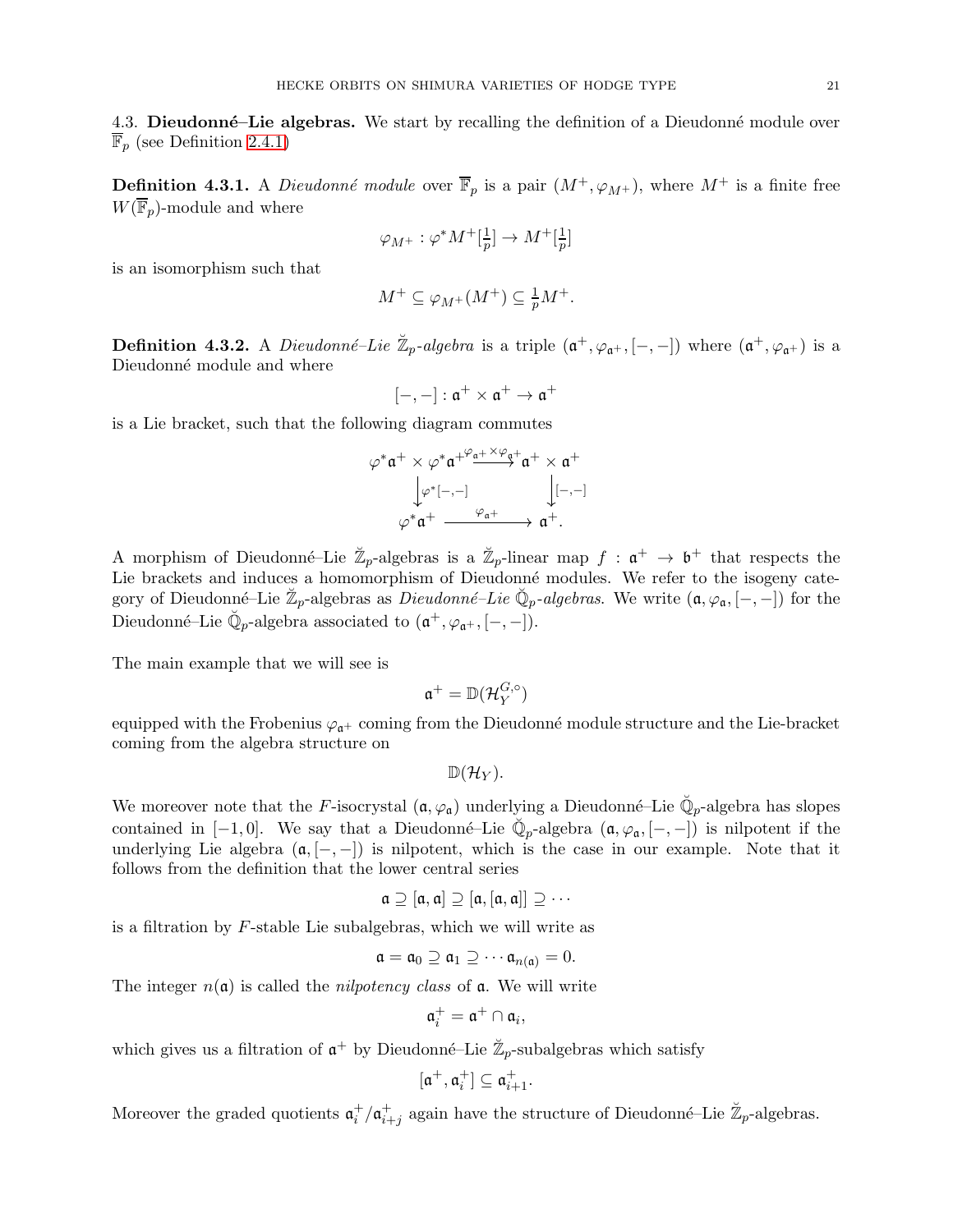4.3. **Dieudonné–Lie algebras.** We start by recalling the definition of a Dieudonné module over $\overline{\mathbb{F}}_p$ (see Definition 2.4.1)

**Definition 4.3.1.** A *Dieudonné module* over $\overline{\mathbb{F}}_p$ is a pair $(M^+, \varphi_{M^+})$, where $M^+$ is a finite free $W(\overline{\mathbb{F}}_p)$-module and where

$$\varphi_{M^+} : \varphi^* M^+[\tfrac{1}{p}] \to M^+[\tfrac{1}{p}]$$

is an isomorphism such that

$$M^+ \subseteq \varphi_{M^+}(M^+) \subseteq \tfrac{1}{p} M^+.$$

**Definition 4.3.2.** A *Dieudonné–Lie $\breve{\mathbb{Z}}_p$-algebra* is a triple $(\mathfrak{a}^+, \varphi_{\mathfrak{a}^+}, [-,-])$ where $(\mathfrak{a}^+, \varphi_{\mathfrak{a}^+})$ is a Dieudonné module and where

$$[-,-] : \mathfrak{a}^+ \times \mathfrak{a}^+ \to \mathfrak{a}^+$$

is a Lie bracket, such that the following diagram commutes

$$\begin{array}{ccc} \varphi^* \mathfrak{a}^+ \times \varphi^* \mathfrak{a}^+ & \xrightarrow{\varphi_{\mathfrak{a}^+} \times \varphi_{\mathfrak{a}^+}} & \mathfrak{a}^+ \times \mathfrak{a}^+ \\ \big\downarrow \varphi^*[-,-] & & \big\downarrow [-,-] \\ \varphi^* \mathfrak{a}^+ & \xrightarrow{\varphi_{\mathfrak{a}^+}} & \mathfrak{a}^+. \end{array}$$

A morphism of Dieudonné–Lie $\breve{\mathbb{Z}}_p$-algebras is a $\breve{\mathbb{Z}}_p$-linear map $f : \mathfrak{a}^+ \to \mathfrak{b}^+$ that respects the Lie brackets and induces a homomorphism of Dieudonné modules. We refer to the isogeny category of Dieudonné–Lie $\breve{\mathbb{Z}}_p$-algebras as *Dieudonné–Lie $\breve{\mathbb{Q}}_p$-algebras*. We write $(\mathfrak{a}, \varphi_{\mathfrak{a}}, [-,-])$ for the Dieudonné–Lie $\breve{\mathbb{Q}}_p$-algebra associated to $(\mathfrak{a}^+, \varphi_{\mathfrak{a}^+}, [-,-])$.

The main example that we will see is

$$\mathfrak{a}^+ = \mathbb{D}(\mathcal{H}_Y^{G,\circ})$$

equipped with the Frobenius $\varphi_{\mathfrak{a}^+}$ coming from the Dieudonné module structure and the Lie-bracket coming from the algebra structure on

$$\mathbb{D}(\mathcal{H}_Y).$$

We moreover note that the $F$-isocrystal $(\mathfrak{a}, \varphi_{\mathfrak{a}})$ underlying a Dieudonné–Lie $\breve{\mathbb{Q}}_p$-algebra has slopes contained in $[-1, 0]$. We say that a Dieudonné–Lie $\breve{\mathbb{Q}}_p$-algebra $(\mathfrak{a}, \varphi_{\mathfrak{a}}, [-,-])$ is nilpotent if the underlying Lie algebra $(\mathfrak{a}, [-,-])$ is nilpotent, which is the case in our example. Note that it follows from the definition that the lower central series

$$\mathfrak{a} \supseteq [\mathfrak{a}, \mathfrak{a}] \supseteq [\mathfrak{a}, [\mathfrak{a}, \mathfrak{a}]] \supseteq \cdots$$

is a filtration by $F$-stable Lie subalgebras, which we will write as

$$\mathfrak{a} = \mathfrak{a}_0 \supseteq \mathfrak{a}_1 \supseteq \cdots \mathfrak{a}_{n(\mathfrak{a})} = 0.$$

The integer $n(\mathfrak{a})$ is called the *nilpotency class* of $\mathfrak{a}$. We will write

$$\mathfrak{a}_i^+ = \mathfrak{a}^+ \cap \mathfrak{a}_i,$$

which gives us a filtration of $\mathfrak{a}^+$ by Dieudonné–Lie $\breve{\mathbb{Z}}_p$-subalgebras which satisfy

$$[\mathfrak{a}^+, \mathfrak{a}_i^+] \subseteq \mathfrak{a}_{i+1}^+.$$

Moreover the graded quotients $\mathfrak{a}_i^+/\mathfrak{a}_{i+j}^+$ again have the structure of Dieudonné–Lie $\breve{\mathbb{Z}}_p$-algebras.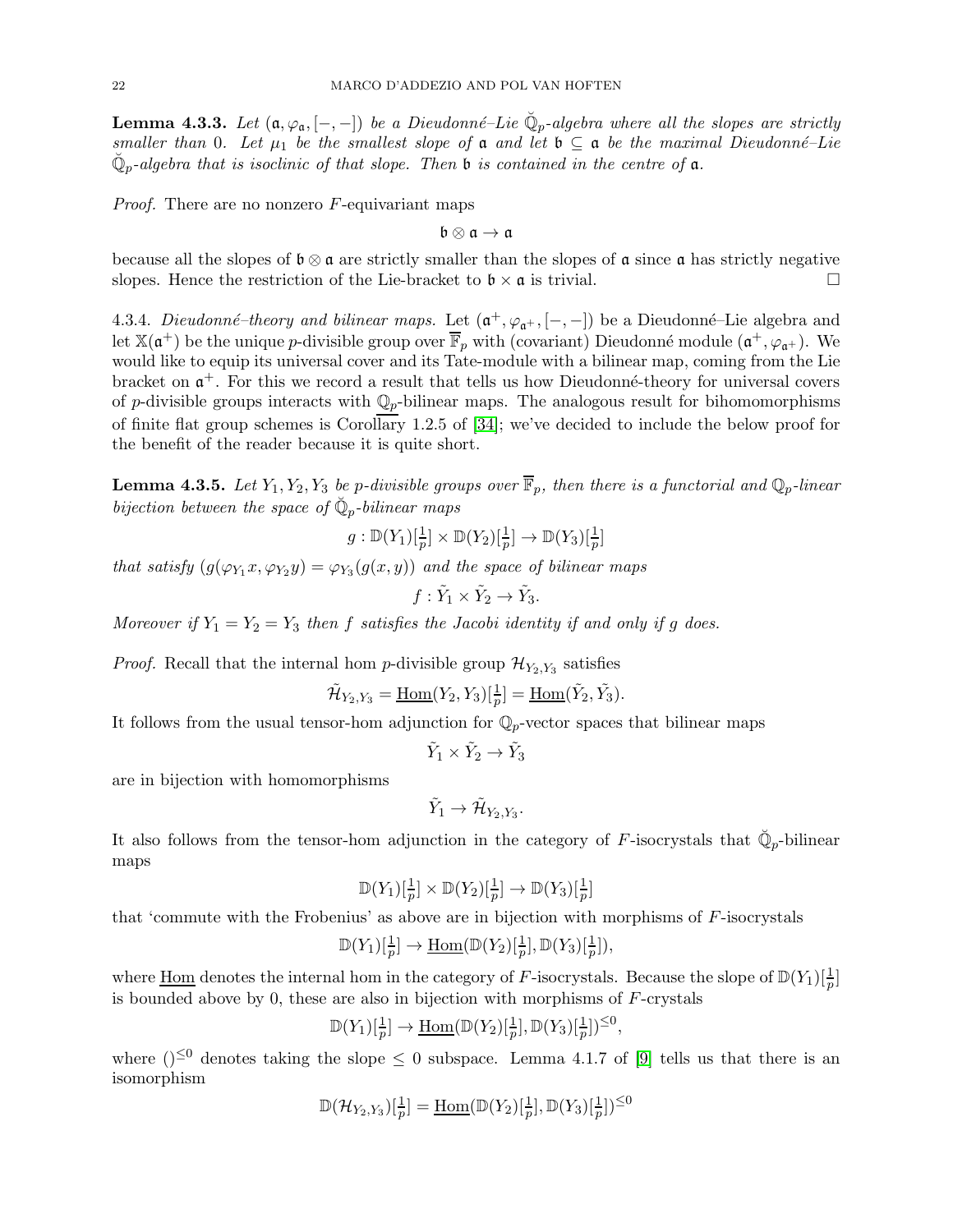**Lemma 4.3.3.** *Let $(\mathfrak{a}, \varphi_{\mathfrak{a}}, [-,-])$ be a Dieudonné–Lie $\breve{\mathbb{Q}}_p$-algebra where all the slopes are strictly smaller than 0. Let $\mu_1$ be the smallest slope of $\mathfrak{a}$ and let $\mathfrak{b} \subseteq \mathfrak{a}$ be the maximal Dieudonné–Lie $\breve{\mathbb{Q}}_p$-algebra that is isoclinic of that slope. Then $\mathfrak{b}$ is contained in the centre of $\mathfrak{a}$.*

*Proof.* There are no nonzero $F$-equivariant maps

$$\mathfrak{b} \otimes \mathfrak{a} \to \mathfrak{a}$$

because all the slopes of $\mathfrak{b} \otimes \mathfrak{a}$ are strictly smaller than the slopes of $\mathfrak{a}$ since $\mathfrak{a}$ has strictly negative slopes. Hence the restriction of the Lie-bracket to $\mathfrak{b} \times \mathfrak{a}$ is trivial. $\square$

4.3.4. *Dieudonné–theory and bilinear maps.* Let $(\mathfrak{a}^+, \varphi_{\mathfrak{a}^+}, [-,-])$ be a Dieudonné–Lie algebra and let $\mathbb{X}(\mathfrak{a}^+)$ be the unique $p$-divisible group over $\overline{\mathbb{F}}_p$ with (covariant) Dieudonné module $(\mathfrak{a}^+, \varphi_{\mathfrak{a}^+})$. We would like to equip its universal cover and its Tate-module with a bilinear map, coming from the Lie bracket on $\mathfrak{a}^+$. For this we record a result that tells us how Dieudonné-theory for universal covers of $p$-divisible groups interacts with $\mathbb{Q}_p$-bilinear maps. The analogous result for bihomomorphisms of finite flat group schemes is Corollary 1.2.5 of [34]; we've decided to include the below proof for the benefit of the reader because it is quite short.

**Lemma 4.3.5.** *Let $Y_1, Y_2, Y_3$ be $p$-divisible groups over $\overline{\mathbb{F}}_p$, then there is a functorial and $\mathbb{Q}_p$-linear bijection between the space of $\breve{\mathbb{Q}}_p$-bilinear maps*

$$g : \mathbb{D}(Y_1)[\tfrac{1}{p}] \times \mathbb{D}(Y_2)[\tfrac{1}{p}] \to \mathbb{D}(Y_3)[\tfrac{1}{p}]$$

*that satisfy $(g(\varphi_{Y_1} x, \varphi_{Y_2} y) = \varphi_{Y_3}(g(x,y))$ and the space of bilinear maps*

$$f : \tilde{Y}_1 \times \tilde{Y}_2 \to \tilde{Y}_3.$$

*Moreover if $Y_1 = Y_2 = Y_3$ then $f$ satisfies the Jacobi identity if and only if $g$ does.*

*Proof.* Recall that the internal hom $p$-divisible group $\mathcal{H}_{Y_2,Y_3}$ satisfies

$$\tilde{\mathcal{H}}_{Y_2,Y_3} = \underline{\mathrm{Hom}}(Y_2, Y_3)[\tfrac{1}{p}] = \underline{\mathrm{Hom}}(\tilde{Y}_2, \tilde{Y}_3).$$

It follows from the usual tensor-hom adjunction for $\mathbb{Q}_p$-vector spaces that bilinear maps

$$\tilde{Y}_1 \times \tilde{Y}_2 \to \tilde{Y}_3$$

are in bijection with homomorphisms

$$\tilde{Y}_1 \to \tilde{\mathcal{H}}_{Y_2,Y_3}.$$

It also follows from the tensor-hom adjunction in the category of $F$-isocrystals that $\breve{\mathbb{Q}}_p$-bilinear maps

$$\mathbb{D}(Y_1)[\tfrac{1}{p}] \times \mathbb{D}(Y_2)[\tfrac{1}{p}] \to \mathbb{D}(Y_3)[\tfrac{1}{p}]$$

that 'commute with the Frobenius' as above are in bijection with morphisms of $F$-isocrystals

$$\mathbb{D}(Y_1)[\tfrac{1}{p}] \to \underline{\mathrm{Hom}}(\mathbb{D}(Y_2)[\tfrac{1}{p}], \mathbb{D}(Y_3)[\tfrac{1}{p}]),$$

where $\underline{\mathrm{Hom}}$ denotes the internal hom in the category of $F$-isocrystals. Because the slope of $\mathbb{D}(Y_1)[\frac{1}{p}]$ is bounded above by 0, these are also in bijection with morphisms of $F$-crystals

$$\mathbb{D}(Y_1)[\tfrac{1}{p}] \to \underline{\mathrm{Hom}}(\mathbb{D}(Y_2)[\tfrac{1}{p}], \mathbb{D}(Y_3)[\tfrac{1}{p}])^{\leq 0},$$

where $()^{\leq 0}$ denotes taking the slope $\leq 0$ subspace. Lemma 4.1.7 of [9] tells us that there is an isomorphism

$$\mathbb{D}(\mathcal{H}_{Y_2,Y_3})[\tfrac{1}{p}] = \underline{\mathrm{Hom}}(\mathbb{D}(Y_2)[\tfrac{1}{p}], \mathbb{D}(Y_3)[\tfrac{1}{p}])^{\leq 0}$$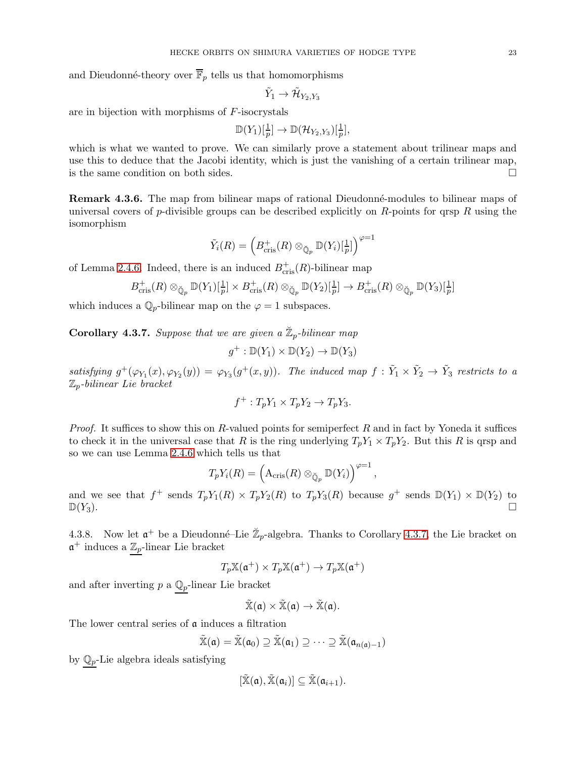and Dieudonné-theory over $\overline{\mathbb{F}}_p$ tells us that homomorphisms

$$\tilde{Y}_1 \to \tilde{\mathcal{H}}_{Y_2,Y_3}$$

are in bijection with morphisms of $F$-isocrystals

$$\mathbb{D}(Y_1)[\tfrac{1}{p}] \to \mathbb{D}(\mathcal{H}_{Y_2,Y_3})[\tfrac{1}{p}],$$

which is what we wanted to prove. We can similarly prove a statement about trilinear maps and use this to deduce that the Jacobi identity, which is just the vanishing of a certain trilinear map, is the same condition on both sides. $\square$

**Remark 4.3.6.** The map from bilinear maps of rational Dieudonné-modules to bilinear maps of universal covers of $p$-divisible groups can be described explicitly on $R$-points for qrsp $R$ using the isomorphism

$$\tilde{Y}_i(R) = \left(B^+_{\mathrm{cris}}(R) \otimes_{\breve{\mathbb{Q}}_p} \mathbb{D}(Y_i)[\tfrac{1}{p}]\right)^{\varphi=1}$$

of Lemma 2.4.6. Indeed, there is an induced $B^+_{\mathrm{cris}}(R)$-bilinear map

$$B^+_{\mathrm{cris}}(R) \otimes_{\breve{\mathbb{Q}}_p} \mathbb{D}(Y_1)[\tfrac{1}{p}] \times B^+_{\mathrm{cris}}(R) \otimes_{\breve{\mathbb{Q}}_p} \mathbb{D}(Y_2)[\tfrac{1}{p}] \to B^+_{\mathrm{cris}}(R) \otimes_{\breve{\mathbb{Q}}_p} \mathbb{D}(Y_3)[\tfrac{1}{p}]$$

which induces a $\mathbb{Q}_p$-bilinear map on the $\varphi = 1$ subspaces.

**Corollary 4.3.7.** *Suppose that we are given a $\breve{\mathbb{Z}}_p$-bilinear map*

$$g^+ : \mathbb{D}(Y_1) \times \mathbb{D}(Y_2) \to \mathbb{D}(Y_3)$$

*satisfying $g^+(\varphi_{Y_1}(x), \varphi_{Y_2}(y)) = \varphi_{Y_3}(g^+(x,y))$. The induced map $f : \tilde{Y}_1 \times \tilde{Y}_2 \to \tilde{Y}_3$ restricts to a $\mathbb{Z}_p$-bilinear Lie bracket*

$$f^+ : T_pY_1 \times T_pY_2 \to T_pY_3.$$

*Proof.* It suffices to show this on $R$-valued points for semiperfect $R$ and in fact by Yoneda it suffices to check it in the universal case that $R$ is the ring underlying $T_pY_1 \times T_pY_2$. But this $R$ is qrsp and so we can use Lemma 2.4.6 which tells us that

$$T_pY_i(R) = \left(\mathrm{A}_{\mathrm{cris}}(R) \otimes_{\breve{\mathbb{Q}}_p} \mathbb{D}(Y_i)\right)^{\varphi=1},$$

and we see that $f^+$ sends $T_pY_1(R) \times T_pY_2(R)$ to $T_pY_3(R)$ because $g^+$ sends $\mathbb{D}(Y_1) \times \mathbb{D}(Y_2)$ to $\mathbb{D}(Y_3)$. $\square$

4.3.8. Now let $\mathfrak{a}^+$ be a Dieudonné–Lie $\breve{\mathbb{Z}}_p$-algebra. Thanks to Corollary 4.3.7, the Lie bracket on $\mathfrak{a}^+$ induces a $\underline{\mathbb{Z}_p}$-linear Lie bracket

$$T_p\mathbb{X}(\mathfrak{a}^+) \times T_p\mathbb{X}(\mathfrak{a}^+) \to T_p\mathbb{X}(\mathfrak{a}^+)$$

and after inverting $p$ a $\underline{\mathbb{Q}_p}$-linear Lie bracket

$$\tilde{\mathbb{X}}(\mathfrak{a}) \times \tilde{\mathbb{X}}(\mathfrak{a}) \to \tilde{\mathbb{X}}(\mathfrak{a}).$$

The lower central series of $\mathfrak{a}$ induces a filtration

$$\tilde{\mathbb{X}}(\mathfrak{a}) = \tilde{\mathbb{X}}(\mathfrak{a}_0) \supseteq \tilde{\mathbb{X}}(\mathfrak{a}_1) \supseteq \cdots \supseteq \tilde{\mathbb{X}}(\mathfrak{a}_{n(\mathfrak{a})-1})$$

by $\underline{\mathbb{Q}_p}$-Lie algebra ideals satisfying

$$[\tilde{\mathbb{X}}(\mathfrak{a}), \tilde{\mathbb{X}}(\mathfrak{a}_i)] \subseteq \tilde{\mathbb{X}}(\mathfrak{a}_{i+1}).$$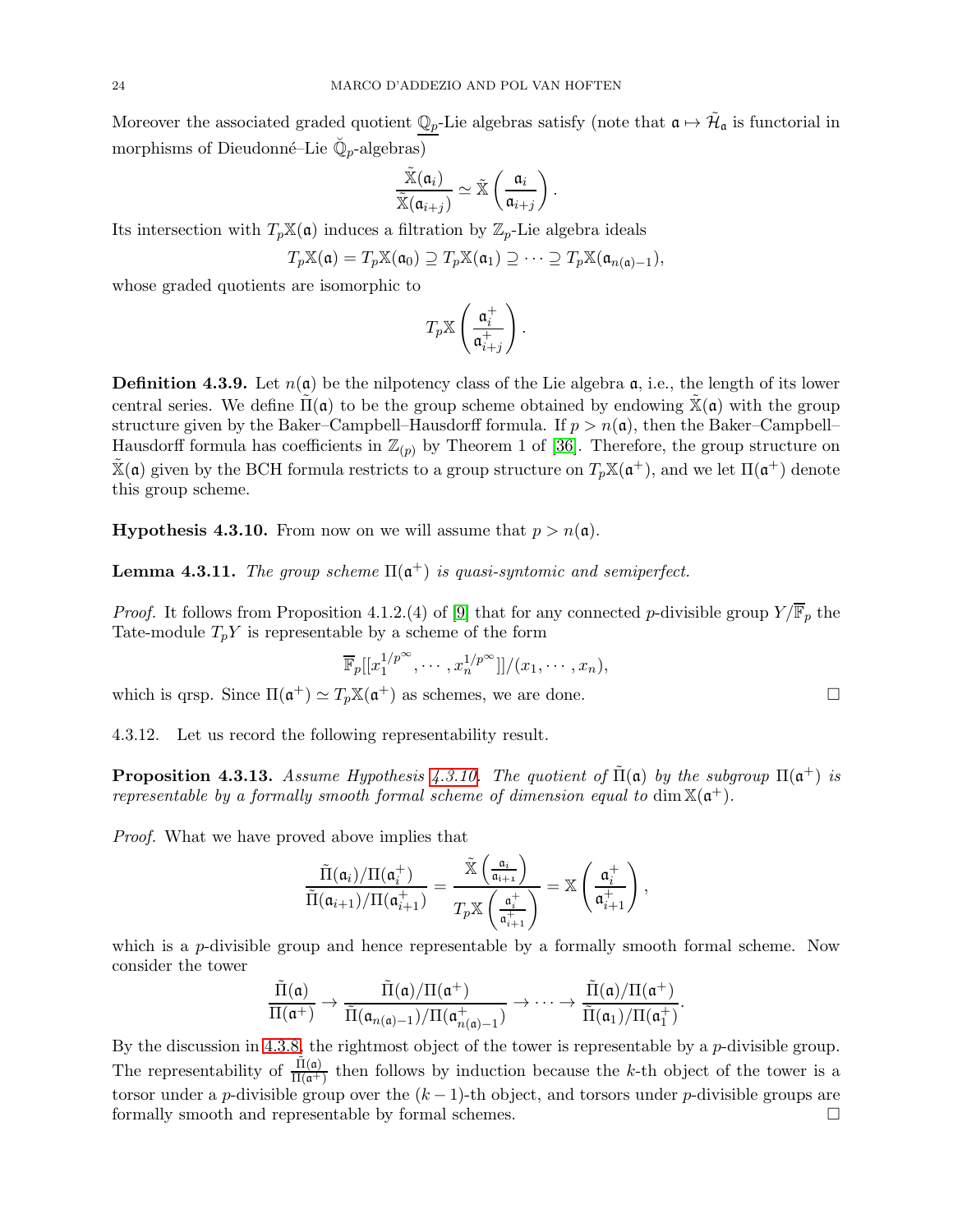Moreover the associated graded quotient $\underline{\mathbb{Q}_p}$-Lie algebras satisfy (note that $\mathfrak{a} \mapsto \tilde{\mathcal{H}}_{\mathfrak{a}}$ is functorial in morphisms of Dieudonné–Lie $\breve{\mathbb{Q}}_p$-algebras)

$$\frac{\tilde{\mathbb{X}}(\mathfrak{a}_i)}{\tilde{\mathbb{X}}(\mathfrak{a}_{i+j})} \simeq \tilde{\mathbb{X}}\left(\frac{\mathfrak{a}_i}{\mathfrak{a}_{i+j}}\right).$$

Its intersection with $T_p\mathbb{X}(\mathfrak{a})$ induces a filtration by $\mathbb{Z}_p$-Lie algebra ideals

$$T_p\mathbb{X}(\mathfrak{a}) = T_p\mathbb{X}(\mathfrak{a}_0) \supseteq T_p\mathbb{X}(\mathfrak{a}_1) \supseteq \cdots \supseteq T_p\mathbb{X}(\mathfrak{a}_{n(\mathfrak{a})-1}),$$

whose graded quotients are isomorphic to

$$T_p\mathbb{X}\left(\frac{\mathfrak{a}_i^+}{\mathfrak{a}_{i+j}^+}\right).$$

**Definition 4.3.9.** Let $n(\mathfrak{a})$ be the nilpotency class of the Lie algebra $\mathfrak{a}$, i.e., the length of its lower central series. We define $\tilde{\Pi}(\mathfrak{a})$ to be the group scheme obtained by endowing $\tilde{\mathbb{X}}(\mathfrak{a})$ with the group structure given by the Baker–Campbell–Hausdorff formula. If $p > n(\mathfrak{a})$, then the Baker–Campbell–Hausdorff formula has coefficients in $\mathbb{Z}_{(p)}$ by Theorem 1 of [36]. Therefore, the group structure on $\tilde{\mathbb{X}}(\mathfrak{a})$ given by the BCH formula restricts to a group structure on $T_p\mathbb{X}(\mathfrak{a}^+)$, and we let $\Pi(\mathfrak{a}^+)$ denote this group scheme.

**Hypothesis 4.3.10.** From now on we will assume that $p > n(\mathfrak{a})$.

**Lemma 4.3.11.** *The group scheme $\Pi(\mathfrak{a}^+)$ is quasi-syntomic and semiperfect.*

*Proof.* It follows from Proposition 4.1.2.(4) of [9] that for any connected $p$-divisible group $Y/\overline{\mathbb{F}}_p$ the Tate-module $T_pY$ is representable by a scheme of the form

$$\overline{\mathbb{F}}_p[[x_1^{1/p^\infty}, \cdots, x_n^{1/p^\infty}]]/(x_1, \cdots, x_n),$$

which is qrsp. Since $\Pi(\mathfrak{a}^+) \simeq T_p\mathbb{X}(\mathfrak{a}^+)$ as schemes, we are done. □

4.3.12. Let us record the following representability result.

**Proposition 4.3.13.** *Assume Hypothesis 4.3.10. The quotient of $\tilde{\Pi}(\mathfrak{a})$ by the subgroup $\Pi(\mathfrak{a}^+)$ is representable by a formally smooth formal scheme of dimension equal to $\dim \mathbb{X}(\mathfrak{a}^+)$.*

*Proof.* What we have proved above implies that

$$\frac{\tilde{\Pi}(\mathfrak{a}_i)/\Pi(\mathfrak{a}_i^+)}{\tilde{\Pi}(\mathfrak{a}_{i+1})/\Pi(\mathfrak{a}_{i+1}^+)} = \frac{\tilde{\mathbb{X}}\left(\frac{\mathfrak{a}_i}{\mathfrak{a}_{i+1}}\right)}{T_p\mathbb{X}\left(\frac{\mathfrak{a}_i^+}{\mathfrak{a}_{i+1}^+}\right)} = \mathbb{X}\left(\frac{\mathfrak{a}_i^+}{\mathfrak{a}_{i+1}^+}\right),$$

which is a $p$-divisible group and hence representable by a formally smooth formal scheme. Now consider the tower

$$\frac{\tilde{\Pi}(\mathfrak{a})}{\Pi(\mathfrak{a}^+)} \to \frac{\tilde{\Pi}(\mathfrak{a})/\Pi(\mathfrak{a}^+)}{\tilde{\Pi}(\mathfrak{a}_{n(\mathfrak{a})-1})/\Pi(\mathfrak{a}_{n(\mathfrak{a})-1}^+)} \to \cdots \to \frac{\tilde{\Pi}(\mathfrak{a})/\Pi(\mathfrak{a}^+)}{\tilde{\Pi}(\mathfrak{a}_1)/\Pi(\mathfrak{a}_1^+)}.$$

By the discussion in 4.3.8, the rightmost object of the tower is representable by a $p$-divisible group. The representability of $\frac{\tilde{\Pi}(\mathfrak{a})}{\Pi(\mathfrak{a}^+)}$ then follows by induction because the $k$-th object of the tower is a torsor under a $p$-divisible group over the $(k-1)$-th object, and torsors under $p$-divisible groups are formally smooth and representable by formal schemes. □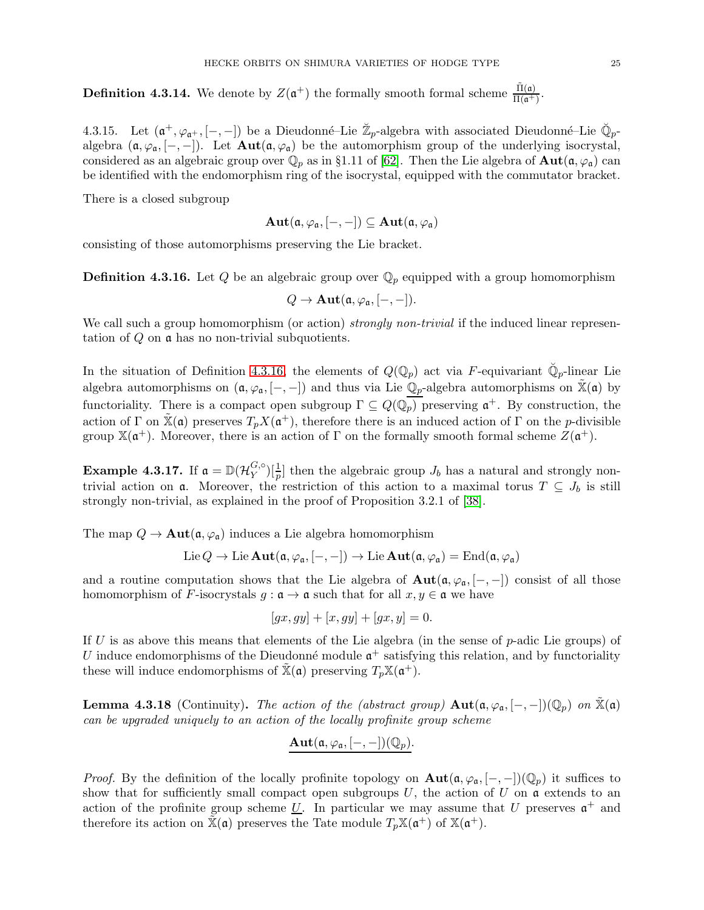**Definition 4.3.14.** We denote by $Z(\mathfrak{a}^+)$ the formally smooth formal scheme $\frac{\tilde{\Pi}(\mathfrak{a})}{\Pi(\mathfrak{a}^+)}$.

4.3.15. Let $(\mathfrak{a}^+, \varphi_{\mathfrak{a}^+}, [-,-])$ be a Dieudonné–Lie $\breve{\mathbb{Z}}_p$-algebra with associated Dieudonné–Lie $\breve{\mathbb{Q}}_p$-algebra $(\mathfrak{a}, \varphi_{\mathfrak{a}}, [-,-])$. Let $\mathbf{Aut}(\mathfrak{a}, \varphi_{\mathfrak{a}})$ be the automorphism group of the underlying isocrystal, considered as an algebraic group over $\mathbb{Q}_p$ as in §1.11 of [62]. Then the Lie algebra of $\mathbf{Aut}(\mathfrak{a}, \varphi_{\mathfrak{a}})$ can be identified with the endomorphism ring of the isocrystal, equipped with the commutator bracket.

There is a closed subgroup

$$\mathbf{Aut}(\mathfrak{a}, \varphi_{\mathfrak{a}}, [-,-]) \subseteq \mathbf{Aut}(\mathfrak{a}, \varphi_{\mathfrak{a}})$$

consisting of those automorphisms preserving the Lie bracket.

**Definition 4.3.16.** Let $Q$ be an algebraic group over $\mathbb{Q}_p$ equipped with a group homomorphism

$$Q \to \mathbf{Aut}(\mathfrak{a}, \varphi_{\mathfrak{a}}, [-,-]).$$

We call such a group homomorphism (or action) *strongly non-trivial* if the induced linear representation of $Q$ on $\mathfrak{a}$ has no non-trivial subquotients.

In the situation of Definition 4.3.16, the elements of $Q(\mathbb{Q}_p)$ act via $F$-equivariant $\breve{\mathbb{Q}}_p$-linear Lie algebra automorphisms on $(\mathfrak{a}, \varphi_{\mathfrak{a}}, [-,-])$ and thus via Lie $\underline{\mathbb{Q}_p}$-algebra automorphisms on $\tilde{\mathbb{X}}(\mathfrak{a})$ by functoriality. There is a compact open subgroup $\Gamma \subseteq \underline{Q(\mathbb{Q}_p)}$ preserving $\mathfrak{a}^+$. By construction, the action of $\Gamma$ on $\tilde{\mathbb{X}}(\mathfrak{a})$ preserves $T_p X(\mathfrak{a}^+)$, therefore there is an induced action of $\Gamma$ on the $p$-divisible group $\mathbb{X}(\mathfrak{a}^+)$. Moreover, there is an action of $\Gamma$ on the formally smooth formal scheme $Z(\mathfrak{a}^+)$.

**Example 4.3.17.** If $\mathfrak{a} = \mathbb{D}(\mathcal{H}_Y^{G,\circ})[\frac{1}{p}]$ then the algebraic group $J_b$ has a natural and strongly non-trivial action on $\mathfrak{a}$. Moreover, the restriction of this action to a maximal torus $T \subseteq J_b$ is still strongly non-trivial, as explained in the proof of Proposition 3.2.1 of [38].

The map $Q \to \mathbf{Aut}(\mathfrak{a}, \varphi_{\mathfrak{a}})$ induces a Lie algebra homomorphism

$$\operatorname{Lie} Q \to \operatorname{Lie} \mathbf{Aut}(\mathfrak{a}, \varphi_{\mathfrak{a}}, [-,-]) \to \operatorname{Lie} \mathbf{Aut}(\mathfrak{a}, \varphi_{\mathfrak{a}}) = \operatorname{End}(\mathfrak{a}, \varphi_{\mathfrak{a}})$$

and a routine computation shows that the Lie algebra of $\mathbf{Aut}(\mathfrak{a}, \varphi_{\mathfrak{a}}, [-,-])$ consist of all those homomorphism of $F$-isocrystals $g : \mathfrak{a} \to \mathfrak{a}$ such that for all $x, y \in \mathfrak{a}$ we have

$$[gx, gy] + [x, gy] + [gx, y] = 0.$$

If $U$ is as above this means that elements of the Lie algebra (in the sense of $p$-adic Lie groups) of $U$ induce endomorphisms of the Dieudonné module $\mathfrak{a}^+$ satisfying this relation, and by functoriality these will induce endomorphisms of $\tilde{\mathbb{X}}(\mathfrak{a})$ preserving $T_p\mathbb{X}(\mathfrak{a}^+)$.

**Lemma 4.3.18** (Continuity)**.** *The action of the (abstract group)* $\mathbf{Aut}(\mathfrak{a}, \varphi_{\mathfrak{a}}, [-,-])(\mathbb{Q}_p)$ *on* $\tilde{\mathbb{X}}(\mathfrak{a})$ *can be upgraded uniquely to an action of the locally profinite group scheme*

$$\underline{\mathbf{Aut}(\mathfrak{a}, \varphi_{\mathfrak{a}}, [-,-])(\mathbb{Q}_p)}.$$

*Proof.* By the definition of the locally profinite topology on $\mathbf{Aut}(\mathfrak{a}, \varphi_{\mathfrak{a}}, [-,-])(\mathbb{Q}_p)$ it suffices to show that for sufficiently small compact open subgroups $U$, the action of $U$ on $\mathfrak{a}$ extends to an action of the profinite group scheme $\underline{U}$. In particular we may assume that $U$ preserves $\mathfrak{a}^+$ and therefore its action on $\tilde{\mathbb{X}}(\mathfrak{a})$ preserves the Tate module $T_p\mathbb{X}(\mathfrak{a}^+)$ of $\mathbb{X}(\mathfrak{a}^+)$.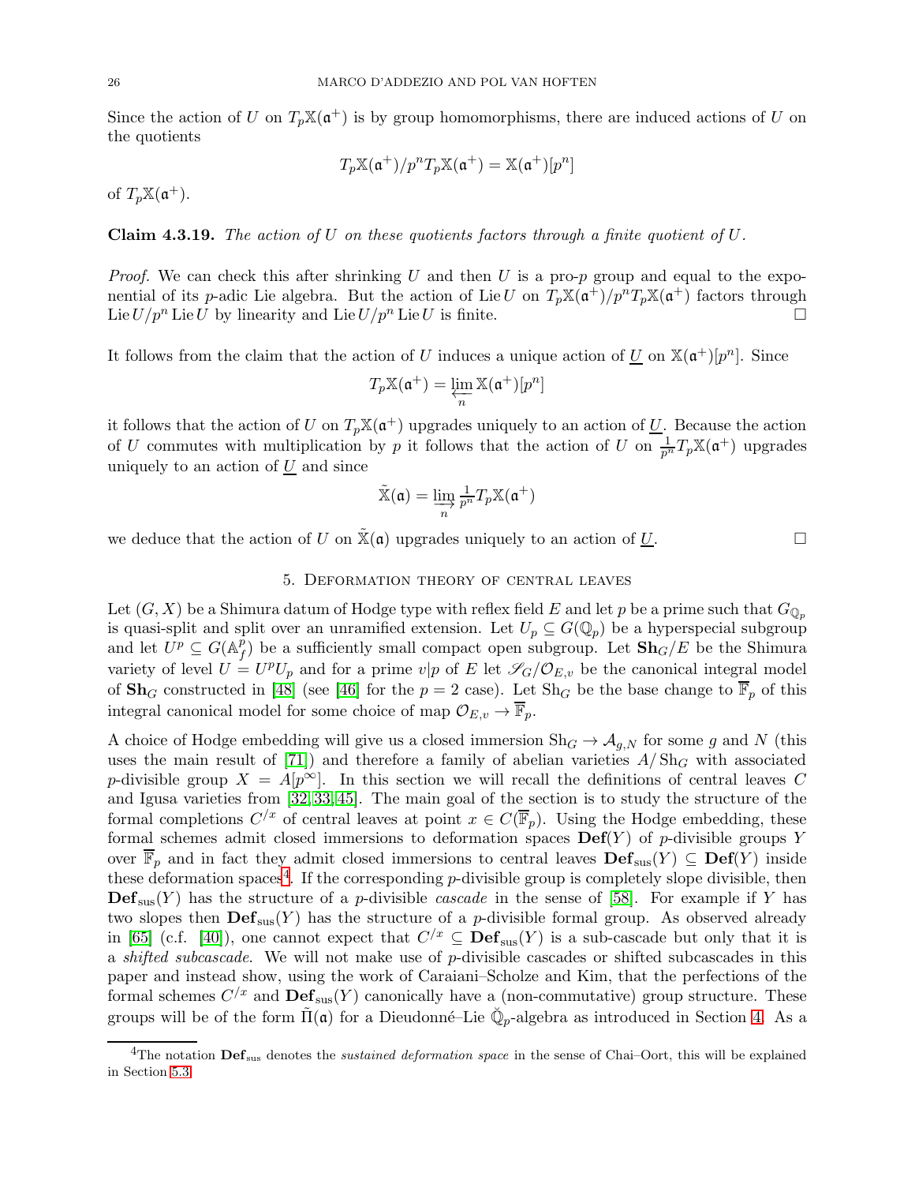Since the action of $U$ on $T_p\mathbb{X}(\mathfrak{a}^+)$ is by group homomorphisms, there are induced actions of $U$ on the quotients

$$T_p\mathbb{X}(\mathfrak{a}^+)/p^n T_p\mathbb{X}(\mathfrak{a}^+) = \mathbb{X}(\mathfrak{a}^+)[p^n]$$

of $T_p\mathbb{X}(\mathfrak{a}^+)$.

**Claim 4.3.19.** *The action of $U$ on these quotients factors through a finite quotient of $U$.*

*Proof.* We can check this after shrinking $U$ and then $U$ is a pro-$p$ group and equal to the exponential of its $p$-adic Lie algebra. But the action of $\operatorname{Lie} U$ on $T_p\mathbb{X}(\mathfrak{a}^+)/p^n T_p\mathbb{X}(\mathfrak{a}^+)$ factors through $\operatorname{Lie} U/p^n \operatorname{Lie} U$ by linearity and $\operatorname{Lie} U/p^n \operatorname{Lie} U$ is finite. □

It follows from the claim that the action of $U$ induces a unique action of $\underline{U}$ on $\mathbb{X}(\mathfrak{a}^+)[p^n]$. Since

$$T_p\mathbb{X}(\mathfrak{a}^+) = \varprojlim_n \mathbb{X}(\mathfrak{a}^+)[p^n]$$

it follows that the action of $U$ on $T_p\mathbb{X}(\mathfrak{a}^+)$ upgrades uniquely to an action of $\underline{U}$. Because the action of $U$ commutes with multiplication by $p$ it follows that the action of $U$ on $\frac{1}{p^n}T_p\mathbb{X}(\mathfrak{a}^+)$ upgrades uniquely to an action of $\underline{U}$ and since

$$\tilde{\mathbb{X}}(\mathfrak{a}) = \varinjlim_n \tfrac{1}{p^n}T_p\mathbb{X}(\mathfrak{a}^+)$$

we deduce that the action of $U$ on $\tilde{\mathbb{X}}(\mathfrak{a})$ upgrades uniquely to an action of $\underline{U}$. □

## 5. Deformation theory of central leaves

Let $(G, X)$ be a Shimura datum of Hodge type with reflex field $E$ and let $p$ be a prime such that $G_{\mathbb{Q}_p}$ is quasi-split and split over an unramified extension. Let $U_p \subseteq G(\mathbb{Q}_p)$ be a hyperspecial subgroup and let $U^p \subseteq G(\mathbb{A}_f^p)$ be a sufficiently small compact open subgroup. Let $\mathbf{Sh}_G/E$ be the Shimura variety of level $U = U^pU_p$ and for a prime $v|p$ of $E$ let $\mathscr{S}_G/\mathcal{O}_{E,v}$ be the canonical integral model of $\mathbf{Sh}_G$ constructed in [48] (see [46] for the $p = 2$ case). Let $\operatorname{Sh}_G$ be the base change to $\overline{\mathbb{F}}_p$ of this integral canonical model for some choice of map $\mathcal{O}_{E,v} \to \overline{\mathbb{F}}_p$.

A choice of Hodge embedding will give us a closed immersion $\operatorname{Sh}_G \to \mathcal{A}_{g,N}$ for some $g$ and $N$ (this uses the main result of [71]) and therefore a family of abelian varieties $A/\operatorname{Sh}_G$ with associated $p$-divisible group $X = A[p^\infty]$. In this section we will recall the definitions of central leaves $C$ and Igusa varieties from [32, 33, 45]. The main goal of the section is to study the structure of the formal completions $C^{/x}$ of central leaves at point $x \in C(\overline{\mathbb{F}}_p)$. Using the Hodge embedding, these formal schemes admit closed immersions to deformation spaces $\mathbf{Def}(Y)$ of $p$-divisible groups $Y$ over $\overline{\mathbb{F}}_p$ and in fact they admit closed immersions to central leaves $\mathbf{Def}_{\text{sus}}(Y) \subseteq \mathbf{Def}(Y)$ inside these deformation spaces[4]. If the corresponding $p$-divisible group is completely slope divisible, then $\mathbf{Def}_{\text{sus}}(Y)$ has the structure of a $p$-divisible *cascade* in the sense of [58]. For example if $Y$ has two slopes then $\mathbf{Def}_{\text{sus}}(Y)$ has the structure of a $p$-divisible formal group. As observed already in [65] (c.f. [40]), one cannot expect that $C^{/x} \subseteq \mathbf{Def}_{\text{sus}}(Y)$ is a sub-cascade but only that it is a *shifted subcascade*. We will not make use of $p$-divisible cascades or shifted subcascades in this paper and instead show, using the work of Caraiani–Scholze and Kim, that the perfections of the formal schemes $C^{/x}$ and $\mathbf{Def}_{\text{sus}}(Y)$ canonically have a (non-commutative) group structure. These groups will be of the form $\tilde{\Pi}(\mathfrak{a})$ for a Dieudonné–Lie $\breve{\mathbb{Q}}_p$-algebra as introduced in Section 4. As a

[4]The notation $\mathbf{Def}_{\text{sus}}$ denotes the *sustained deformation space* in the sense of Chai–Oort, this will be explained in Section 5.3.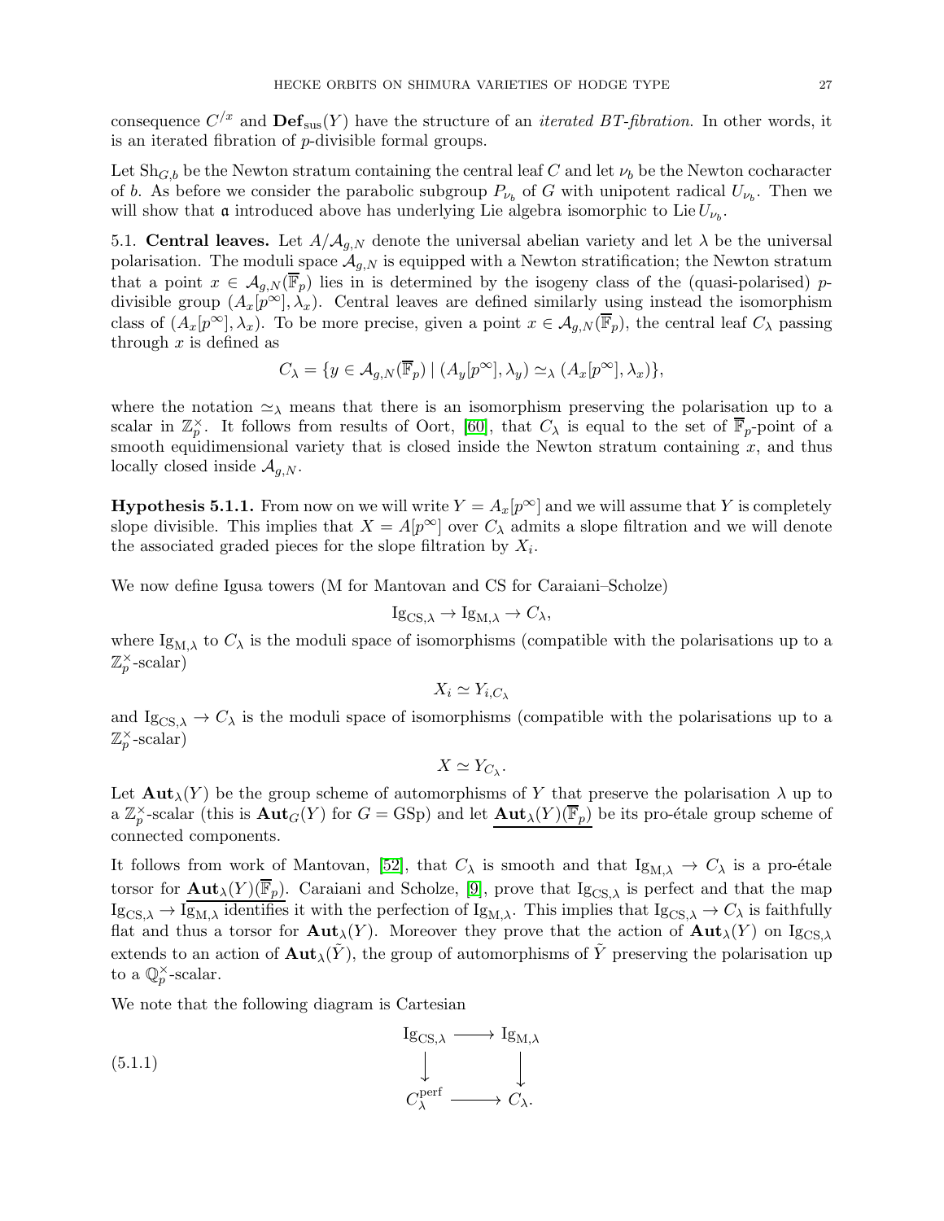consequence $C^{/x}$ and $\mathbf{Def}_{\mathrm{sus}}(Y)$ have the structure of an *iterated BT-fibration*. In other words, it is an iterated fibration of $p$-divisible formal groups.

Let $\mathrm{Sh}_{G,b}$ be the Newton stratum containing the central leaf $C$ and let $\nu_b$ be the Newton cocharacter of $b$. As before we consider the parabolic subgroup $P_{\nu_b}$ of $G$ with unipotent radical $U_{\nu_b}$. Then we will show that $\mathfrak{a}$ introduced above has underlying Lie algebra isomorphic to $\mathrm{Lie}\, U_{\nu_b}$.

## 5.1. Central leaves.

Let $A/\mathcal{A}_{g,N}$ denote the universal abelian variety and let $\lambda$ be the universal polarisation. The moduli space $\mathcal{A}_{g,N}$ is equipped with a Newton stratification; the Newton stratum that a point $x \in \mathcal{A}_{g,N}(\overline{\mathbb{F}}_p)$ lies in is determined by the isogeny class of the (quasi-polarised) $p$-divisible group $(A_x[p^\infty], \lambda_x)$. Central leaves are defined similarly using instead the isomorphism class of $(A_x[p^\infty], \lambda_x)$. To be more precise, given a point $x \in \mathcal{A}_{g,N}(\overline{\mathbb{F}}_p)$, the central leaf $C_\lambda$ passing through $x$ is defined as

$$C_\lambda = \{y \in \mathcal{A}_{g,N}(\overline{\mathbb{F}}_p) \mid (A_y[p^\infty], \lambda_y) \simeq_\lambda (A_x[p^\infty], \lambda_x)\},$$

where the notation $\simeq_\lambda$ means that there is an isomorphism preserving the polarisation up to a scalar in $\mathbb{Z}_p^\times$. It follows from results of Oort, [60], that $C_\lambda$ is equal to the set of $\overline{\mathbb{F}}_p$-point of a smooth equidimensional variety that is closed inside the Newton stratum containing $x$, and thus locally closed inside $\mathcal{A}_{g,N}$.

**Hypothesis 5.1.1.** From now on we will write $Y = A_x[p^\infty]$ and we will assume that $Y$ is completely slope divisible. This implies that $X = A[p^\infty]$ over $C_\lambda$ admits a slope filtration and we will denote the associated graded pieces for the slope filtration by $X_i$.

We now define Igusa towers (M for Mantovan and CS for Caraiani–Scholze)

$$\mathrm{Ig}_{\mathrm{CS},\lambda} \to \mathrm{Ig}_{\mathrm{M},\lambda} \to C_\lambda,$$

where $\mathrm{Ig}_{\mathrm{M},\lambda}$ to $C_\lambda$ is the moduli space of isomorphisms (compatible with the polarisations up to a $\mathbb{Z}_p^\times$-scalar)

$$X_i \simeq Y_{i,C_\lambda}$$

and $\mathrm{Ig}_{\mathrm{CS},\lambda} \to C_\lambda$ is the moduli space of isomorphisms (compatible with the polarisations up to a $\mathbb{Z}_p^\times$-scalar)

$$X \simeq Y_{C_\lambda}.$$

Let $\mathbf{Aut}_\lambda(Y)$ be the group scheme of automorphisms of $Y$ that preserve the polarisation $\lambda$ up to a $\mathbb{Z}_p^\times$-scalar (this is $\mathbf{Aut}_G(Y)$ for $G = \mathrm{GSp}$) and let $\underline{\mathbf{Aut}_\lambda(Y)(\overline{\mathbb{F}}_p)}$ be its pro-étale group scheme of connected components.

It follows from work of Mantovan, [52], that $C_\lambda$ is smooth and that $\mathrm{Ig}_{\mathrm{M},\lambda} \to C_\lambda$ is a pro-étale torsor for $\underline{\mathbf{Aut}_\lambda(Y)(\overline{\mathbb{F}}_p)}$. Caraiani and Scholze, [9], prove that $\mathrm{Ig}_{\mathrm{CS},\lambda}$ is perfect and that the map $\mathrm{Ig}_{\mathrm{CS},\lambda} \to \mathrm{Ig}_{\mathrm{M},\lambda}$ identifies it with the perfection of $\mathrm{Ig}_{\mathrm{M},\lambda}$. This implies that $\mathrm{Ig}_{\mathrm{CS},\lambda} \to C_\lambda$ is faithfully flat and thus a torsor for $\mathbf{Aut}_\lambda(Y)$. Moreover they prove that the action of $\mathbf{Aut}_\lambda(Y)$ on $\mathrm{Ig}_{\mathrm{CS},\lambda}$ extends to an action of $\mathbf{Aut}_\lambda(\tilde{Y})$, the group of automorphisms of $\tilde{Y}$ preserving the polarisation up to a $\mathbb{Q}_p^\times$-scalar.

We note that the following diagram is Cartesian

$$\begin{array}{ccc} \mathrm{Ig}_{\mathrm{CS},\lambda} & \longrightarrow & \mathrm{Ig}_{\mathrm{M},\lambda} \\ \downarrow & & \downarrow \\ C_\lambda^{\mathrm{perf}} & \longrightarrow & C_\lambda. \end{array} \tag{5.1.1}$$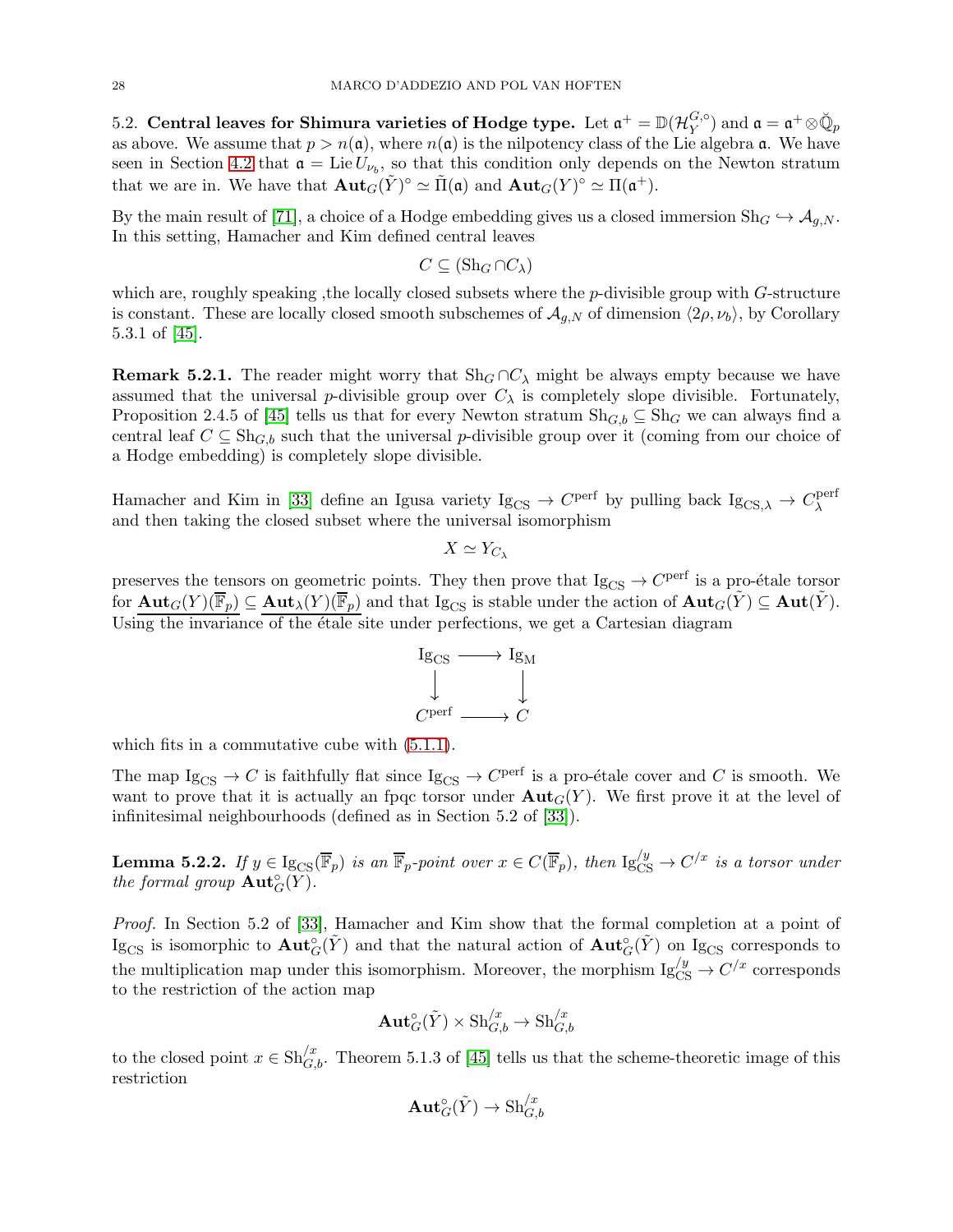5.2. **Central leaves for Shimura varieties of Hodge type.** Let $\mathfrak{a}^+ = \mathbb{D}(\mathcal{H}_Y^{G,\circ})$ and $\mathfrak{a} = \mathfrak{a}^+ \otimes \breve{\mathbb{Q}}_p$ as above. We assume that $p > n(\mathfrak{a})$, where $n(\mathfrak{a})$ is the nilpotency class of the Lie algebra $\mathfrak{a}$. We have seen in Section 4.2 that $\mathfrak{a} = \operatorname{Lie} U_{\nu_b}$, so that this condition only depends on the Newton stratum that we are in. We have that $\mathbf{Aut}_G(\tilde{Y})^\circ \simeq \tilde{\Pi}(\mathfrak{a})$ and $\mathbf{Aut}_G(Y)^\circ \simeq \Pi(\mathfrak{a}^+)$.

By the main result of [71], a choice of a Hodge embedding gives us a closed immersion $\mathrm{Sh}_G \hookrightarrow \mathcal{A}_{g,N}$. In this setting, Hamacher and Kim defined central leaves

$$C \subseteq (\mathrm{Sh}_G \cap C_\lambda)$$

which are, roughly speaking ,the locally closed subsets where the $p$-divisible group with $G$-structure is constant. These are locally closed smooth subschemes of $\mathcal{A}_{g,N}$ of dimension $\langle 2\rho, \nu_b \rangle$, by Corollary 5.3.1 of [45].

**Remark 5.2.1.** The reader might worry that $\mathrm{Sh}_G \cap C_\lambda$ might be always empty because we have assumed that the universal $p$-divisible group over $C_\lambda$ is completely slope divisible. Fortunately, Proposition 2.4.5 of [45] tells us that for every Newton stratum $\mathrm{Sh}_{G,b} \subseteq \mathrm{Sh}_G$ we can always find a central leaf $C \subseteq \mathrm{Sh}_{G,b}$ such that the universal $p$-divisible group over it (coming from our choice of a Hodge embedding) is completely slope divisible.

Hamacher and Kim in [33] define an Igusa variety $\mathrm{Ig}_{\mathrm{CS}} \to C^{\mathrm{perf}}$ by pulling back $\mathrm{Ig}_{\mathrm{CS},\lambda} \to C_\lambda^{\mathrm{perf}}$ and then taking the closed subset where the universal isomorphism

$$X \simeq Y_{C_\lambda}$$

preserves the tensors on geometric points. They then prove that $\mathrm{Ig}_{\mathrm{CS}} \to C^{\mathrm{perf}}$ is a pro-étale torsor for $\underline{\mathbf{Aut}_G(Y)(\overline{\mathbb{F}}_p)} \subseteq \underline{\mathbf{Aut}_\lambda(Y)(\overline{\mathbb{F}}_p)}$ and that $\mathrm{Ig}_{\mathrm{CS}}$ is stable under the action of $\mathbf{Aut}_G(\tilde{Y}) \subseteq \mathbf{Aut}(\tilde{Y})$. Using the invariance of the étale site under perfections, we get a Cartesian diagram

$$\begin{array}{ccc} \mathrm{Ig}_{\mathrm{CS}} & \longrightarrow & \mathrm{Ig}_{\mathrm{M}} \\ \downarrow & & \downarrow \\ C^{\mathrm{perf}} & \longrightarrow & C \end{array}$$

which fits in a commutative cube with (5.1.1).

The map $\mathrm{Ig}_{\mathrm{CS}} \to C$ is faithfully flat since $\mathrm{Ig}_{\mathrm{CS}} \to C^{\mathrm{perf}}$ is a pro-étale cover and $C$ is smooth. We want to prove that it is actually an fpqc torsor under $\mathbf{Aut}_G(Y)$. We first prove it at the level of infinitesimal neighbourhoods (defined as in Section 5.2 of [33]).

**Lemma 5.2.2.** *If $y \in \mathrm{Ig}_{\mathrm{CS}}(\overline{\mathbb{F}}_p)$ is an $\overline{\mathbb{F}}_p$-point over $x \in C(\overline{\mathbb{F}}_p)$, then $\mathrm{Ig}_{\mathrm{CS}}^{/y} \to C^{/x}$ is a torsor under the formal group $\mathbf{Aut}_G^\circ(Y)$.*

*Proof.* In Section 5.2 of [33], Hamacher and Kim show that the formal completion at a point of $\mathrm{Ig}_{\mathrm{CS}}$ is isomorphic to $\mathbf{Aut}_G^\circ(\tilde{Y})$ and that the natural action of $\mathbf{Aut}_G^\circ(\tilde{Y})$ on $\mathrm{Ig}_{\mathrm{CS}}$ corresponds to the multiplication map under this isomorphism. Moreover, the morphism $\mathrm{Ig}_{\mathrm{CS}}^{/y} \to C^{/x}$ corresponds to the restriction of the action map

$$\mathbf{Aut}_G^\circ(\tilde{Y}) \times \mathrm{Sh}_{G,b}^{/x} \to \mathrm{Sh}_{G,b}^{/x}$$

to the closed point $x \in \mathrm{Sh}_{G,b}^{/x}$. Theorem 5.1.3 of [45] tells us that the scheme-theoretic image of this restriction

$$\mathbf{Aut}_G^\circ(\tilde{Y}) \to \mathrm{Sh}_{G,b}^{/x}$$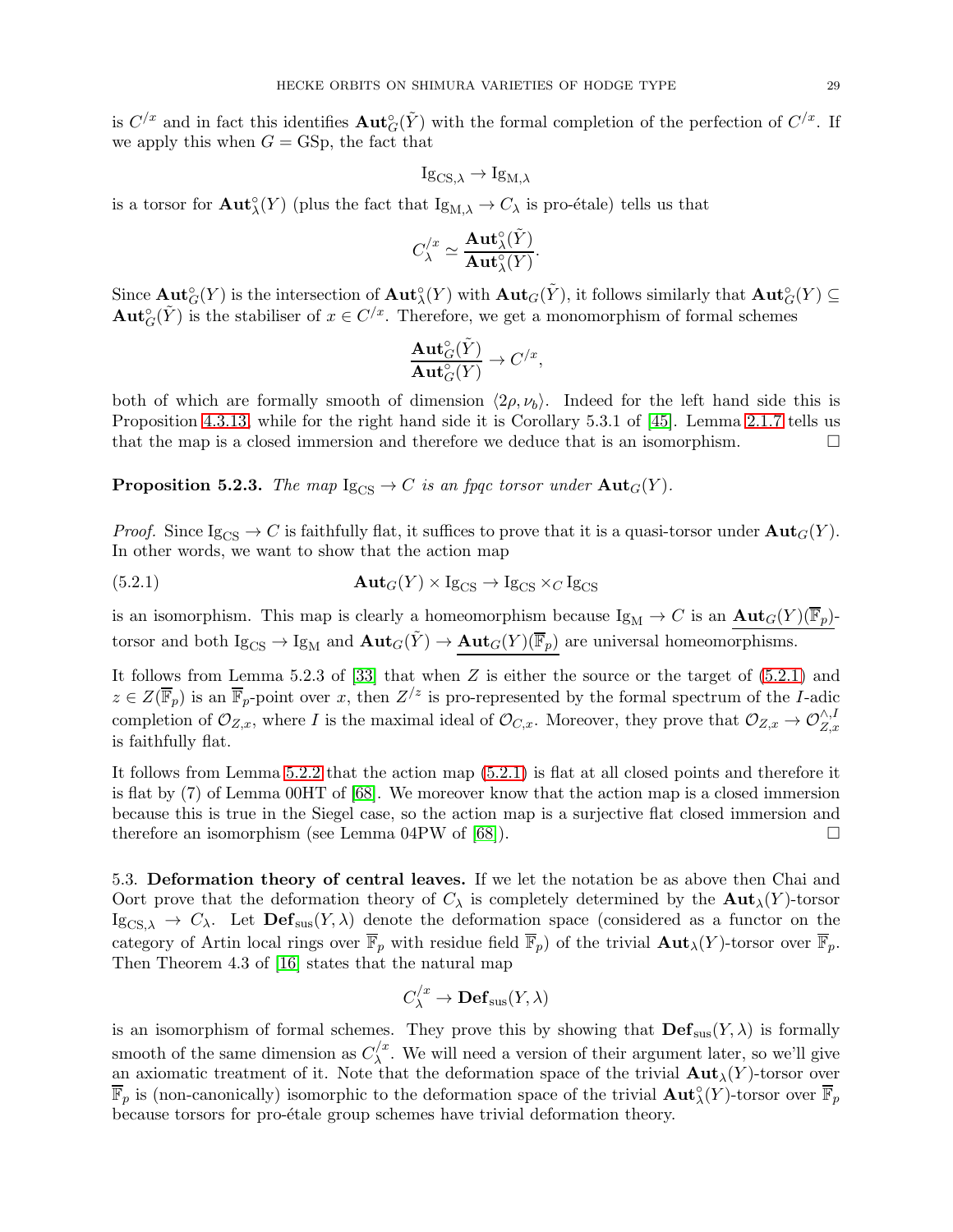is $C^{/x}$ and in fact this identifies $\mathbf{Aut}_G^\circ(\tilde{Y})$ with the formal completion of the perfection of $C^{/x}$. If we apply this when $G = \mathrm{GSp}$, the fact that

$$\mathrm{Ig}_{\mathrm{CS},\lambda} \to \mathrm{Ig}_{\mathrm{M},\lambda}$$

is a torsor for $\mathbf{Aut}_\lambda^\circ(Y)$ (plus the fact that $\mathrm{Ig}_{\mathrm{M},\lambda} \to C_\lambda$ is pro-étale) tells us that

$$C_\lambda^{/x} \simeq \frac{\mathbf{Aut}_\lambda^\circ(\tilde{Y})}{\mathbf{Aut}_\lambda^\circ(Y)}.$$

Since $\mathbf{Aut}_G^\circ(Y)$ is the intersection of $\mathbf{Aut}_\lambda^\circ(Y)$ with $\mathbf{Aut}_G(\tilde{Y})$, it follows similarly that $\mathbf{Aut}_G^\circ(Y) \subseteq \mathbf{Aut}_G^\circ(\tilde{Y})$ is the stabiliser of $x \in C^{/x}$. Therefore, we get a monomorphism of formal schemes

$$\frac{\mathbf{Aut}_G^\circ(\tilde{Y})}{\mathbf{Aut}_G^\circ(Y)} \to C^{/x},$$

both of which are formally smooth of dimension $\langle 2\rho, \nu_b \rangle$. Indeed for the left hand side this is Proposition 4.3.13, while for the right hand side it is Corollary 5.3.1 of [45]. Lemma 2.1.7 tells us that the map is a closed immersion and therefore we deduce that is an isomorphism. $\square$

**Proposition 5.2.3.** *The map $\mathrm{Ig}_{\mathrm{CS}} \to C$ is an fpqc torsor under $\mathbf{Aut}_G(Y)$.*

*Proof.* Since $\mathrm{Ig}_{\mathrm{CS}} \to C$ is faithfully flat, it suffices to prove that it is a quasi-torsor under $\mathbf{Aut}_G(Y)$. In other words, we want to show that the action map

$$\mathbf{Aut}_G(Y) \times \mathrm{Ig}_{\mathrm{CS}} \to \mathrm{Ig}_{\mathrm{CS}} \times_C \mathrm{Ig}_{\mathrm{CS}} \tag{5.2.1}$$

is an isomorphism. This map is clearly a homeomorphism because $\mathrm{Ig}_{\mathrm{M}} \to C$ is an $\underline{\mathbf{Aut}_G(Y)(\overline{\mathbb{F}}_p)}$-torsor and both $\mathrm{Ig}_{\mathrm{CS}} \to \mathrm{Ig}_{\mathrm{M}}$ and $\mathbf{Aut}_G(\tilde{Y}) \to \underline{\mathbf{Aut}_G(Y)(\overline{\mathbb{F}}_p)}$ are universal homeomorphisms.

It follows from Lemma 5.2.3 of [33] that when $Z$ is either the source or the target of (5.2.1) and $z \in Z(\overline{\mathbb{F}}_p)$ is an $\overline{\mathbb{F}}_p$-point over $x$, then $Z^{/z}$ is pro-represented by the formal spectrum of the $I$-adic completion of $\mathcal{O}_{Z,x}$, where $I$ is the maximal ideal of $\mathcal{O}_{C,x}$. Moreover, they prove that $\mathcal{O}_{Z,x} \to \mathcal{O}_{Z,x}^{\wedge,I}$ is faithfully flat.

It follows from Lemma 5.2.2 that the action map (5.2.1) is flat at all closed points and therefore it is flat by (7) of Lemma 00HT of [68]. We moreover know that the action map is a closed immersion because this is true in the Siegel case, so the action map is a surjective flat closed immersion and therefore an isomorphism (see Lemma 04PW of [68]). $\square$

5.3. **Deformation theory of central leaves.** If we let the notation be as above then Chai and Oort prove that the deformation theory of $C_\lambda$ is completely determined by the $\mathbf{Aut}_\lambda(Y)$-torsor $\mathrm{Ig}_{\mathrm{CS},\lambda} \to C_\lambda$. Let $\mathbf{Def}_{\mathrm{sus}}(Y, \lambda)$ denote the deformation space (considered as a functor on the category of Artin local rings over $\overline{\mathbb{F}}_p$ with residue field $\overline{\mathbb{F}}_p$) of the trivial $\mathbf{Aut}_\lambda(Y)$-torsor over $\overline{\mathbb{F}}_p$. Then Theorem 4.3 of [16] states that the natural map

$$C_\lambda^{/x} \to \mathbf{Def}_{\mathrm{sus}}(Y, \lambda)$$

is an isomorphism of formal schemes. They prove this by showing that $\mathbf{Def}_{\mathrm{sus}}(Y, \lambda)$ is formally smooth of the same dimension as $C_\lambda^{/x}$. We will need a version of their argument later, so we'll give an axiomatic treatment of it. Note that the deformation space of the trivial $\mathbf{Aut}_\lambda(Y)$-torsor over $\overline{\mathbb{F}}_p$ is (non-canonically) isomorphic to the deformation space of the trivial $\mathbf{Aut}_\lambda^\circ(Y)$-torsor over $\overline{\mathbb{F}}_p$ because torsors for pro-étale group schemes have trivial deformation theory.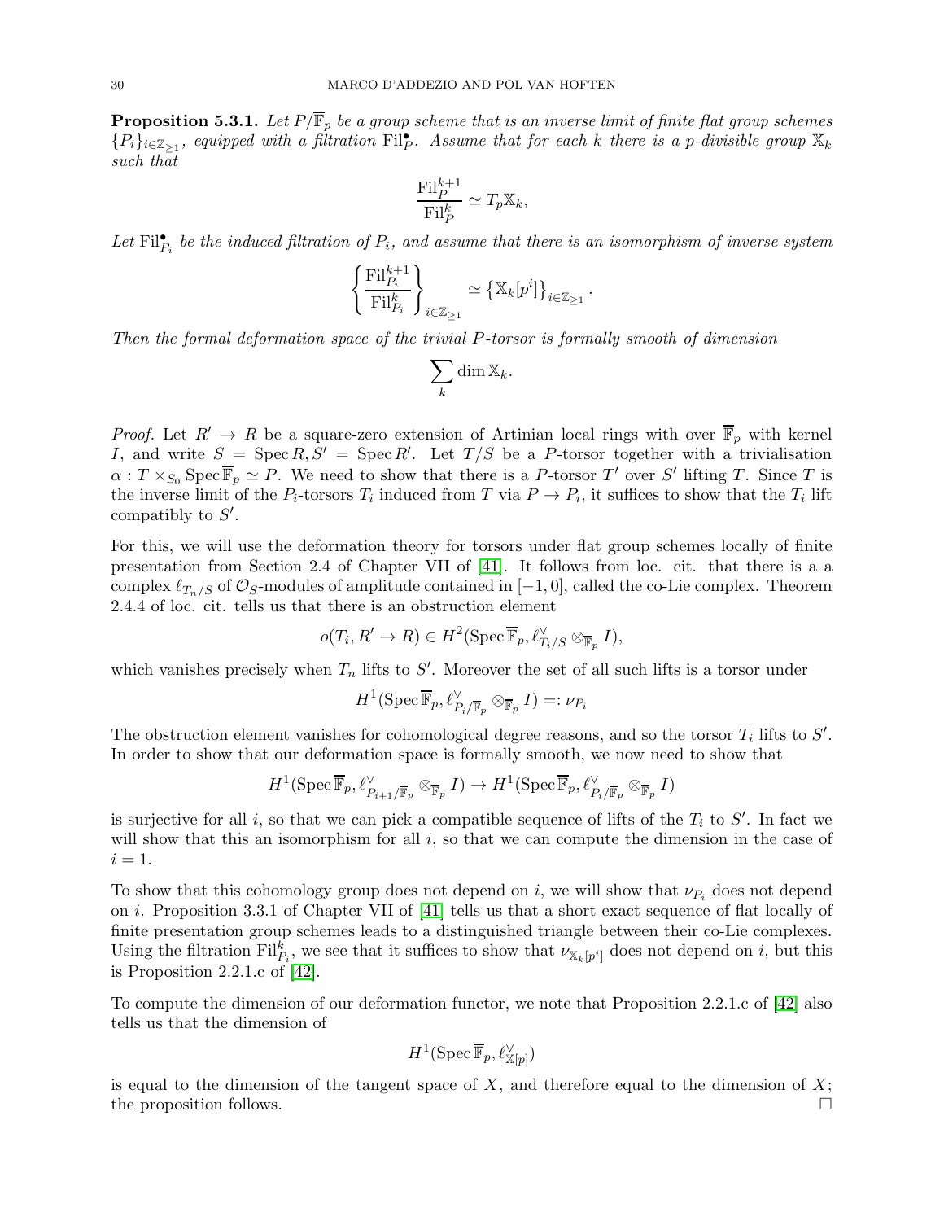**Proposition 5.3.1.** *Let $P/\overline{\mathbb{F}}_p$ be a group scheme that is an inverse limit of finite flat group schemes $\{P_i\}_{i \in \mathbb{Z}_{\geq 1}}$, equipped with a filtration $\mathrm{Fil}^\bullet_P$. Assume that for each $k$ there is a $p$-divisible group $\mathbb{X}_k$ such that*

$$\frac{\mathrm{Fil}^{k+1}_P}{\mathrm{Fil}^k_P} \simeq T_p \mathbb{X}_k,$$

*Let $\mathrm{Fil}^\bullet_{P_i}$ be the induced filtration of $P_i$, and assume that there is an isomorphism of inverse system*

$$\left\{ \frac{\mathrm{Fil}^{k+1}_{P_i}}{\mathrm{Fil}^k_{P_i}} \right\}_{i \in \mathbb{Z}_{\geq 1}} \simeq \left\{ \mathbb{X}_k[p^i] \right\}_{i \in \mathbb{Z}_{\geq 1}}.$$

*Then the formal deformation space of the trivial $P$-torsor is formally smooth of dimension*

$$\sum_k \dim \mathbb{X}_k.$$

*Proof.* Let $R' \to R$ be a square-zero extension of Artinian local rings with over $\overline{\mathbb{F}}_p$ with kernel $I$, and write $S = \operatorname{Spec} R, S' = \operatorname{Spec} R'$. Let $T/S$ be a $P$-torsor together with a trivialisation $\alpha : T \times_{S_0} \operatorname{Spec} \overline{\mathbb{F}}_p \simeq P$. We need to show that there is a $P$-torsor $T'$ over $S'$ lifting $T$. Since $T$ is the inverse limit of the $P_i$-torsors $T_i$ induced from $T$ via $P \to P_i$, it suffices to show that the $T_i$ lift compatibly to $S'$.

For this, we will use the deformation theory for torsors under flat group schemes locally of finite presentation from Section 2.4 of Chapter VII of [41]. It follows from loc. cit. that there is a a complex $\ell_{T_n/S}$ of $\mathcal{O}_S$-modules of amplitude contained in $[-1, 0]$, called the co-Lie complex. Theorem 2.4.4 of loc. cit. tells us that there is an obstruction element

$$o(T_i, R' \to R) \in H^2(\operatorname{Spec} \overline{\mathbb{F}}_p, \ell^\vee_{T_i/S} \otimes_{\overline{\mathbb{F}}_p} I),$$

which vanishes precisely when $T_n$ lifts to $S'$. Moreover the set of all such lifts is a torsor under

$$H^1(\operatorname{Spec} \overline{\mathbb{F}}_p, \ell^\vee_{P_i/\overline{\mathbb{F}}_p} \otimes_{\overline{\mathbb{F}}_p} I) =: \nu_{P_i}$$

The obstruction element vanishes for cohomological degree reasons, and so the torsor $T_i$ lifts to $S'$. In order to show that our deformation space is formally smooth, we now need to show that

$$H^1(\operatorname{Spec} \overline{\mathbb{F}}_p, \ell^\vee_{P_{i+1}/\overline{\mathbb{F}}_p} \otimes_{\overline{\mathbb{F}}_p} I) \to H^1(\operatorname{Spec} \overline{\mathbb{F}}_p, \ell^\vee_{P_i/\overline{\mathbb{F}}_p} \otimes_{\overline{\mathbb{F}}_p} I)$$

is surjective for all $i$, so that we can pick a compatible sequence of lifts of the $T_i$ to $S'$. In fact we will show that this an isomorphism for all $i$, so that we can compute the dimension in the case of $i = 1$.

To show that this cohomology group does not depend on $i$, we will show that $\nu_{P_i}$ does not depend on $i$. Proposition 3.3.1 of Chapter VII of [41] tells us that a short exact sequence of flat locally of finite presentation group schemes leads to a distinguished triangle between their co-Lie complexes. Using the filtration $\mathrm{Fil}^k_{P_i}$, we see that it suffices to show that $\nu_{\mathbb{X}_k[p^i]}$ does not depend on $i$, but this is Proposition 2.2.1.c of [42].

To compute the dimension of our deformation functor, we note that Proposition 2.2.1.c of [42] also tells us that the dimension of

$$H^1(\operatorname{Spec} \overline{\mathbb{F}}_p, \ell^\vee_{\mathbb{X}[p]})$$

is equal to the dimension of the tangent space of $X$, and therefore equal to the dimension of $X$; the proposition follows. $\square$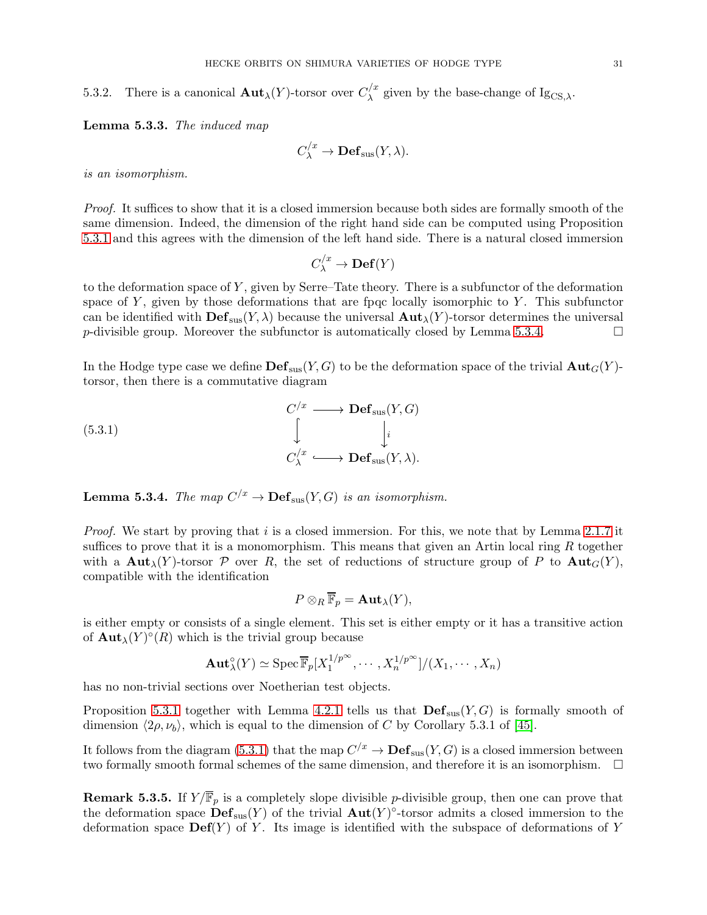5.3.2. There is a canonical $\mathbf{Aut}_\lambda(Y)$-torsor over $C_\lambda^{/x}$ given by the base-change of $\mathrm{Ig}_{\mathrm{CS},\lambda}$.

**Lemma 5.3.3.** *The induced map*

$$C_\lambda^{/x} \to \mathbf{Def}_{\mathrm{sus}}(Y, \lambda).$$

*is an isomorphism.*

*Proof.* It suffices to show that it is a closed immersion because both sides are formally smooth of the same dimension. Indeed, the dimension of the right hand side can be computed using Proposition 5.3.1 and this agrees with the dimension of the left hand side. There is a natural closed immersion

$$C_\lambda^{/x} \to \mathbf{Def}(Y)$$

to the deformation space of $Y$, given by Serre–Tate theory. There is a subfunctor of the deformation space of $Y$, given by those deformations that are fpqc locally isomorphic to $Y$. This subfunctor can be identified with $\mathbf{Def}_{\mathrm{sus}}(Y, \lambda)$ because the universal $\mathbf{Aut}_\lambda(Y)$-torsor determines the universal $p$-divisible group. Moreover the subfunctor is automatically closed by Lemma 5.3.4. $\square$

In the Hodge type case we define $\mathbf{Def}_{\mathrm{sus}}(Y, G)$ to be the deformation space of the trivial $\mathbf{Aut}_G(Y)$-torsor, then there is a commutative diagram

$$\begin{array}{ccc} C^{/x} & \longrightarrow & \mathbf{Def}_{\mathrm{sus}}(Y, G) \\ \big\downarrow & & \big\downarrow i \\ C_\lambda^{/x} & \longrightarrow & \mathbf{Def}_{\mathrm{sus}}(Y, \lambda). \end{array} \tag{5.3.1}$$

**Lemma 5.3.4.** *The map $C^{/x} \to \mathbf{Def}_{\mathrm{sus}}(Y, G)$ is an isomorphism.*

*Proof.* We start by proving that $i$ is a closed immersion. For this, we note that by Lemma 2.1.7 it suffices to prove that it is a monomorphism. This means that given an Artin local ring $R$ together with a $\mathbf{Aut}_\lambda(Y)$-torsor $\mathcal{P}$ over $R$, the set of reductions of structure group of $P$ to $\mathbf{Aut}_G(Y)$, compatible with the identification

$$P \otimes_R \overline{\mathbb{F}}_p = \mathbf{Aut}_\lambda(Y),$$

is either empty or consists of a single element. This set is either empty or it has a transitive action of $\mathbf{Aut}_\lambda(Y)^\circ(R)$ which is the trivial group because

$$\mathbf{Aut}_\lambda^\circ(Y) \simeq \operatorname{Spec} \overline{\mathbb{F}}_p[X_1^{1/p^\infty}, \cdots, X_n^{1/p^\infty}]/(X_1, \cdots, X_n)$$

has no non-trivial sections over Noetherian test objects.

Proposition 5.3.1 together with Lemma 4.2.1 tells us that $\mathbf{Def}_{\mathrm{sus}}(Y, G)$ is formally smooth of dimension $\langle 2\rho, \nu_b \rangle$, which is equal to the dimension of $C$ by Corollary 5.3.1 of [45].

It follows from the diagram (5.3.1) that the map $C^{/x} \to \mathbf{Def}_{\mathrm{sus}}(Y, G)$ is a closed immersion between two formally smooth formal schemes of the same dimension, and therefore it is an isomorphism. $\square$

**Remark 5.3.5.** If $Y/\overline{\mathbb{F}}_p$ is a completely slope divisible $p$-divisible group, then one can prove that the deformation space $\mathbf{Def}_{\mathrm{sus}}(Y)$ of the trivial $\mathbf{Aut}(Y)^\circ$-torsor admits a closed immersion to the deformation space $\mathbf{Def}(Y)$ of $Y$. Its image is identified with the subspace of deformations of $Y$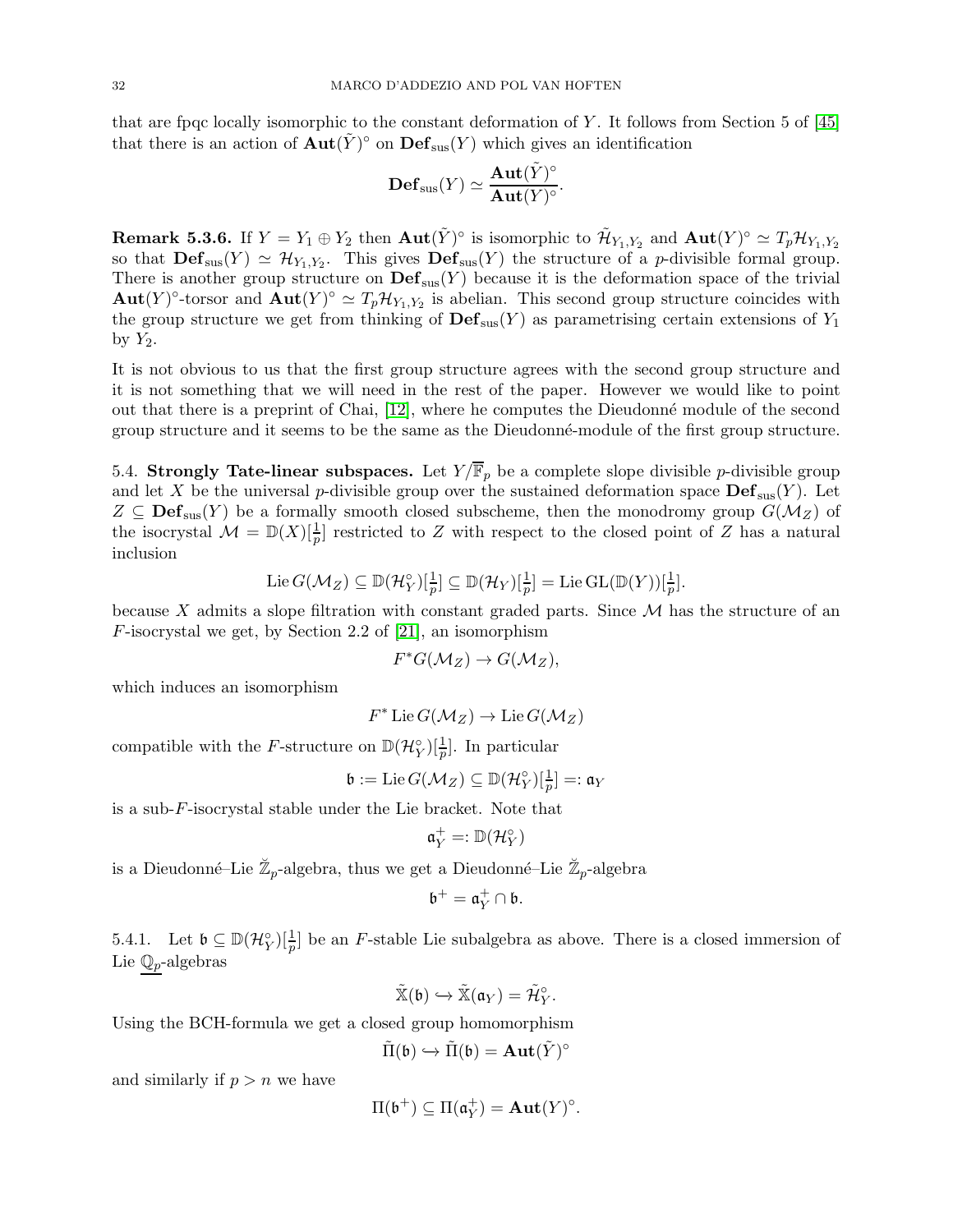that are fpqc locally isomorphic to the constant deformation of $Y$. It follows from Section 5 of [45] that there is an action of $\mathbf{Aut}(\tilde{Y})^\circ$ on $\mathbf{Def}_{\mathrm{sus}}(Y)$ which gives an identification

$$\mathbf{Def}_{\mathrm{sus}}(Y) \simeq \frac{\mathbf{Aut}(\tilde{Y})^\circ}{\mathbf{Aut}(Y)^\circ}.$$

**Remark 5.3.6.** If $Y = Y_1 \oplus Y_2$ then $\mathbf{Aut}(\tilde{Y})^\circ$ is isomorphic to $\tilde{\mathcal{H}}_{Y_1,Y_2}$ and $\mathbf{Aut}(Y)^\circ \simeq T_p\mathcal{H}_{Y_1,Y_2}$ so that $\mathbf{Def}_{\mathrm{sus}}(Y) \simeq \mathcal{H}_{Y_1,Y_2}$. This gives $\mathbf{Def}_{\mathrm{sus}}(Y)$ the structure of a $p$-divisible formal group. There is another group structure on $\mathbf{Def}_{\mathrm{sus}}(Y)$ because it is the deformation space of the trivial $\mathbf{Aut}(Y)^\circ$-torsor and $\mathbf{Aut}(Y)^\circ \simeq T_p\mathcal{H}_{Y_1,Y_2}$ is abelian. This second group structure coincides with the group structure we get from thinking of $\mathbf{Def}_{\mathrm{sus}}(Y)$ as parametrising certain extensions of $Y_1$ by $Y_2$.

It is not obvious to us that the first group structure agrees with the second group structure and it is not something that we will need in the rest of the paper. However we would like to point out that there is a preprint of Chai, [12], where he computes the Dieudonné module of the second group structure and it seems to be the same as the Dieudonné-module of the first group structure.

5.4. **Strongly Tate-linear subspaces.** Let $Y/\overline{\mathbb{F}}_p$ be a complete slope divisible $p$-divisible group and let $X$ be the universal $p$-divisible group over the sustained deformation space $\mathbf{Def}_{\mathrm{sus}}(Y)$. Let $Z \subseteq \mathbf{Def}_{\mathrm{sus}}(Y)$ be a formally smooth closed subscheme, then the monodromy group $G(\mathcal{M}_Z)$ of the isocrystal $\mathcal{M} = \mathbb{D}(X)[\frac{1}{p}]$ restricted to $Z$ with respect to the closed point of $Z$ has a natural inclusion

$$\operatorname{Lie} G(\mathcal{M}_Z) \subseteq \mathbb{D}(\mathcal{H}_Y^\circ)[\tfrac{1}{p}] \subseteq \mathbb{D}(\mathcal{H}_Y)[\tfrac{1}{p}] = \operatorname{Lie} \mathrm{GL}(\mathbb{D}(Y))[\tfrac{1}{p}].$$

because $X$ admits a slope filtration with constant graded parts. Since $\mathcal{M}$ has the structure of an $F$-isocrystal we get, by Section 2.2 of [21], an isomorphism

$$F^*G(\mathcal{M}_Z) \to G(\mathcal{M}_Z),$$

which induces an isomorphism

$$F^* \operatorname{Lie} G(\mathcal{M}_Z) \to \operatorname{Lie} G(\mathcal{M}_Z)$$

compatible with the $F$-structure on $\mathbb{D}(\mathcal{H}_Y^\circ)[\frac{1}{p}]$. In particular

$$\mathfrak{b} := \operatorname{Lie} G(\mathcal{M}_Z) \subseteq \mathbb{D}(\mathcal{H}_Y^\circ)[\tfrac{1}{p}] =: \mathfrak{a}_Y$$

is a sub-$F$-isocrystal stable under the Lie bracket. Note that

$$\mathfrak{a}_Y^+ =: \mathbb{D}(\mathcal{H}_Y^\circ)$$

is a Dieudonné–Lie $\breve{\mathbb{Z}}_p$-algebra, thus we get a Dieudonné–Lie $\breve{\mathbb{Z}}_p$-algebra

$$\mathfrak{b}^+ = \mathfrak{a}_Y^+ \cap \mathfrak{b}.$$

5.4.1. Let $\mathfrak{b} \subseteq \mathbb{D}(\mathcal{H}_Y^\circ)[\frac{1}{p}]$ be an $F$-stable Lie subalgebra as above. There is a closed immersion of Lie $\underline{\mathbb{Q}_p}$-algebras

$$\tilde{\mathbb{X}}(\mathfrak{b}) \hookrightarrow \tilde{\mathbb{X}}(\mathfrak{a}_Y) = \tilde{\mathcal{H}}_Y^\circ.$$

Using the BCH-formula we get a closed group homomorphism

$$\tilde{\Pi}(\mathfrak{b}) \hookrightarrow \tilde{\Pi}(\mathfrak{b}) = \mathbf{Aut}(\tilde{Y})^\circ$$

and similarly if $p > n$ we have

$$\Pi(\mathfrak{b}^+) \subseteq \Pi(\mathfrak{a}_Y^+) = \mathbf{Aut}(Y)^\circ.$$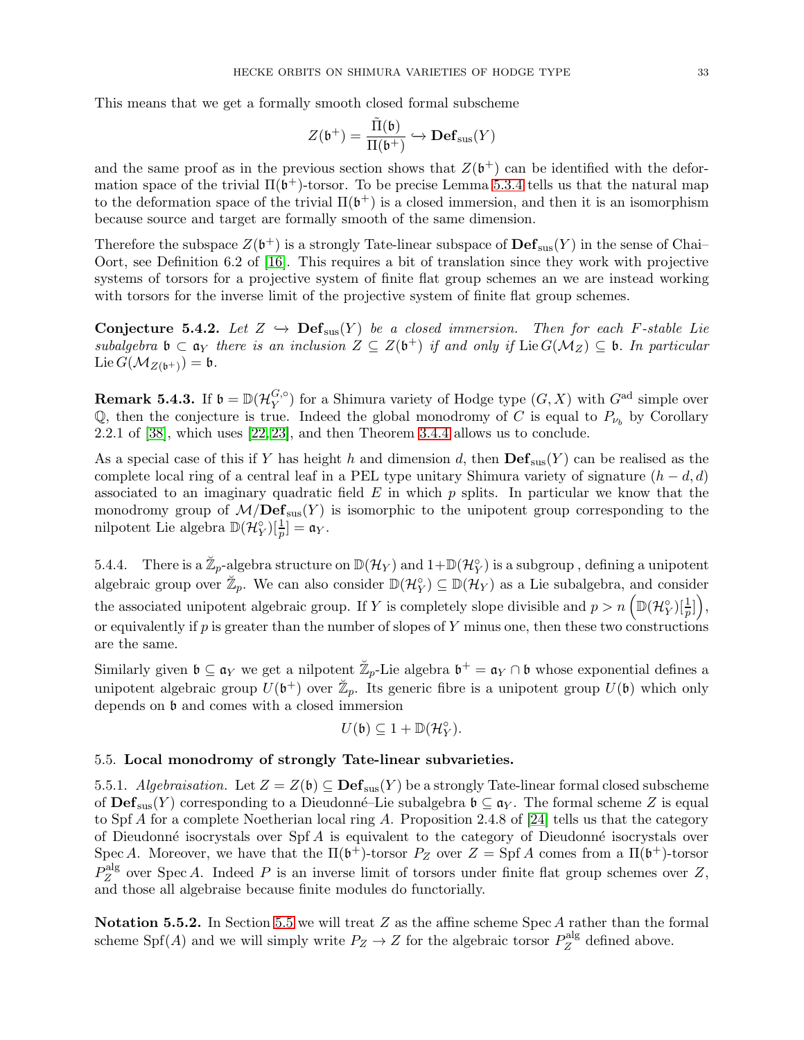This means that we get a formally smooth closed formal subscheme

$$Z(\mathfrak{b}^+) = \frac{\tilde{\Pi}(\mathfrak{b})}{\Pi(\mathfrak{b}^+)} \hookrightarrow \mathbf{Def}_{\mathrm{sus}}(Y)$$

and the same proof as in the previous section shows that $Z(\mathfrak{b}^+)$ can be identified with the deformation space of the trivial $\Pi(\mathfrak{b}^+)$-torsor. To be precise Lemma 5.3.4 tells us that the natural map to the deformation space of the trivial $\Pi(\mathfrak{b}^+)$ is a closed immersion, and then it is an isomorphism because source and target are formally smooth of the same dimension.

Therefore the subspace $Z(\mathfrak{b}^+)$ is a strongly Tate-linear subspace of $\mathbf{Def}_{\mathrm{sus}}(Y)$ in the sense of Chai–Oort, see Definition 6.2 of [16]. This requires a bit of translation since they work with projective systems of torsors for a projective system of finite flat group schemes an we are instead working with torsors for the inverse limit of the projective system of finite flat group schemes.

**Conjecture 5.4.2.** *Let $Z \hookrightarrow \mathbf{Def}_{\mathrm{sus}}(Y)$ be a closed immersion. Then for each $F$-stable Lie subalgebra $\mathfrak{b} \subset \mathfrak{a}_Y$ there is an inclusion $Z \subseteq Z(\mathfrak{b}^+)$ if and only if $\operatorname{Lie} G(\mathcal{M}_Z) \subseteq \mathfrak{b}$. In particular $\operatorname{Lie} G(\mathcal{M}_{Z(\mathfrak{b}^+)}) = \mathfrak{b}$.*

**Remark 5.4.3.** If $\mathfrak{b} = \mathbb{D}(\mathcal{H}_Y^{G,\circ})$ for a Shimura variety of Hodge type $(G, X)$ with $G^{\mathrm{ad}}$ simple over $\mathbb{Q}$, then the conjecture is true. Indeed the global monodromy of $C$ is equal to $P_{\nu_b}$ by Corollary 2.2.1 of [38], which uses [22, 23], and then Theorem 3.4.4 allows us to conclude.

As a special case of this if $Y$ has height $h$ and dimension $d$, then $\mathbf{Def}_{\mathrm{sus}}(Y)$ can be realised as the complete local ring of a central leaf in a PEL type unitary Shimura variety of signature $(h-d, d)$ associated to an imaginary quadratic field $E$ in which $p$ splits. In particular we know that the monodromy group of $\mathcal{M}/\mathbf{Def}_{\mathrm{sus}}(Y)$ is isomorphic to the unipotent group corresponding to the nilpotent Lie algebra $\mathbb{D}(\mathcal{H}_Y^{\circ})[\frac{1}{p}] = \mathfrak{a}_Y$.

5.4.4. There is a $\breve{\mathbb{Z}}_p$-algebra structure on $\mathbb{D}(\mathcal{H}_Y)$ and $1 + \mathbb{D}(\mathcal{H}_Y^{\circ})$ is a subgroup , defining a unipotent algebraic group over $\breve{\mathbb{Z}}_p$. We can also consider $\mathbb{D}(\mathcal{H}_Y^{\circ}) \subseteq \mathbb{D}(\mathcal{H}_Y)$ as a Lie subalgebra, and consider the associated unipotent algebraic group. If $Y$ is completely slope divisible and $p > n\left(\mathbb{D}(\mathcal{H}_Y^{\circ})[\frac{1}{p}]\right)$, or equivalently if $p$ is greater than the number of slopes of $Y$ minus one, then these two constructions are the same.

Similarly given $\mathfrak{b} \subseteq \mathfrak{a}_Y$ we get a nilpotent $\breve{\mathbb{Z}}_p$-Lie algebra $\mathfrak{b}^+ = \mathfrak{a}_Y \cap \mathfrak{b}$ whose exponential defines a unipotent algebraic group $U(\mathfrak{b}^+)$ over $\breve{\mathbb{Z}}_p$. Its generic fibre is a unipotent group $U(\mathfrak{b})$ which only depends on $\mathfrak{b}$ and comes with a closed immersion

$$U(\mathfrak{b}) \subseteq 1 + \mathbb{D}(\mathcal{H}_Y^{\circ}).$$

## 5.5. Local monodromy of strongly Tate-linear subvarieties.

5.5.1. *Algebraisation.* Let $Z = Z(\mathfrak{b}) \subseteq \mathbf{Def}_{\mathrm{sus}}(Y)$ be a strongly Tate-linear formal closed subscheme of $\mathbf{Def}_{\mathrm{sus}}(Y)$ corresponding to a Dieudonné–Lie subalgebra $\mathfrak{b} \subseteq \mathfrak{a}_Y$. The formal scheme $Z$ is equal to $\operatorname{Spf} A$ for a complete Noetherian local ring $A$. Proposition 2.4.8 of [24] tells us that the category of Dieudonné isocrystals over $\operatorname{Spf} A$ is equivalent to the category of Dieudonné isocrystals over $\operatorname{Spec} A$. Moreover, we have that the $\Pi(\mathfrak{b}^+)$-torsor $P_Z$ over $Z = \operatorname{Spf} A$ comes from a $\Pi(\mathfrak{b}^+)$-torsor $P_Z^{\mathrm{alg}}$ over $\operatorname{Spec} A$. Indeed $P$ is an inverse limit of torsors under finite flat group schemes over $Z$, and those all algebraise because finite modules do functorially.

**Notation 5.5.2.** In Section 5.5 we will treat $Z$ as the affine scheme $\operatorname{Spec} A$ rather than the formal scheme $\operatorname{Spf}(A)$ and we will simply write $P_Z \to Z$ for the algebraic torsor $P_Z^{\mathrm{alg}}$ defined above.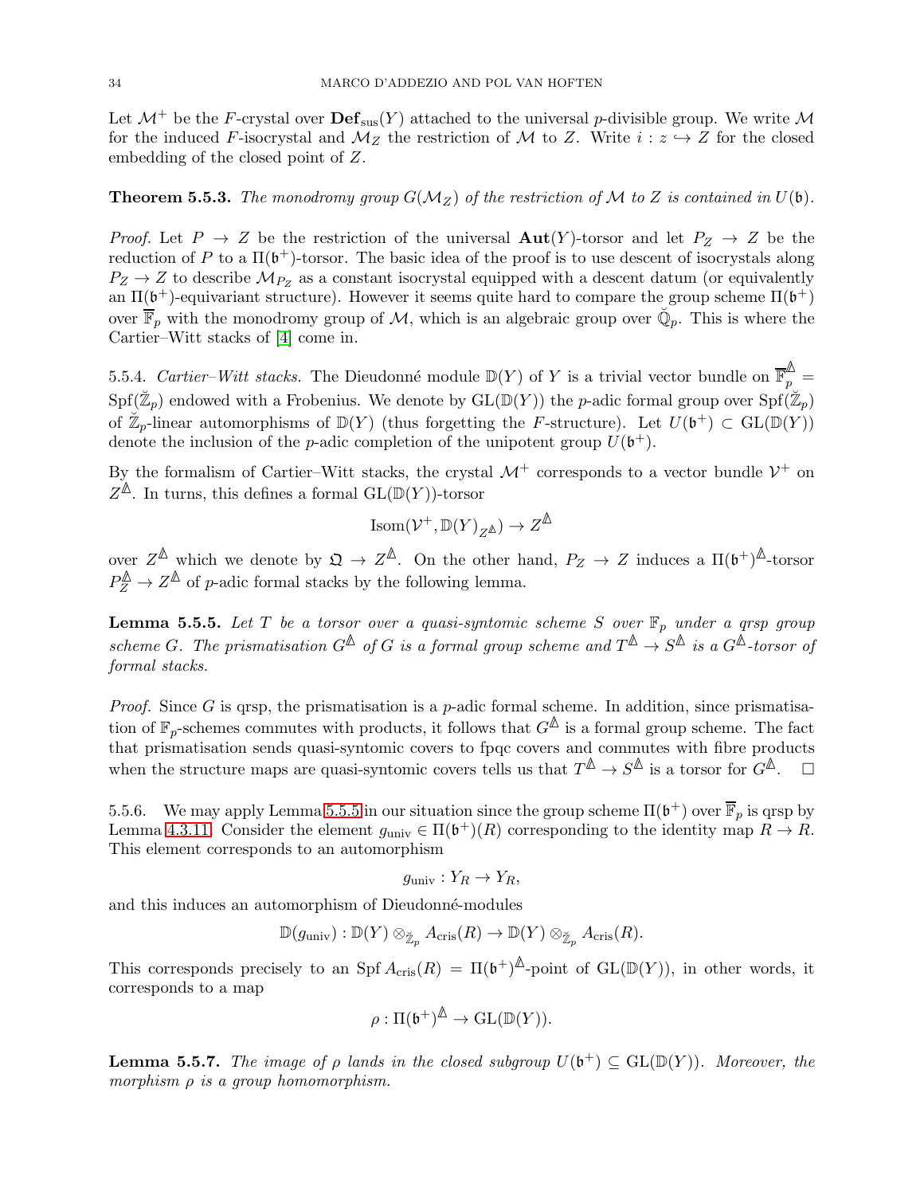Let $\mathcal{M}^+$ be the $F$-crystal over $\mathbf{Def}_{\mathrm{sus}}(Y)$ attached to the universal $p$-divisible group. We write $\mathcal{M}$ for the induced $F$-isocrystal and $\mathcal{M}_Z$ the restriction of $\mathcal{M}$ to $Z$. Write $i : z \hookrightarrow Z$ for the closed embedding of the closed point of $Z$.

**Theorem 5.5.3.** *The monodromy group $G(\mathcal{M}_Z)$ of the restriction of $\mathcal{M}$ to $Z$ is contained in $U(\mathfrak{b})$.*

*Proof.* Let $P \to Z$ be the restriction of the universal $\mathbf{Aut}(Y)$-torsor and let $P_Z \to Z$ be the reduction of $P$ to a $\Pi(\mathfrak{b}^+)$-torsor. The basic idea of the proof is to use descent of isocrystals along $P_Z \to Z$ to describe $\mathcal{M}_{P_Z}$ as a constant isocrystal equipped with a descent datum (or equivalently an $\Pi(\mathfrak{b}^+)$-equivariant structure). However it seems quite hard to compare the group scheme $\Pi(\mathfrak{b}^+)$ over $\overline{\mathbb{F}}_p$ with the monodromy group of $\mathcal{M}$, which is an algebraic group over $\breve{\mathbb{Q}}_p$. This is where the Cartier–Witt stacks of [4] come in.

5.5.4. *Cartier–Witt stacks.* The Dieudonné module $\mathbb{D}(Y)$ of $Y$ is a trivial vector bundle on $\overline{\mathbb{F}}_p^{\Delta} = \mathrm{Spf}(\breve{\mathbb{Z}}_p)$ endowed with a Frobenius. We denote by $\mathrm{GL}(\mathbb{D}(Y))$ the $p$-adic formal group over $\mathrm{Spf}(\breve{\mathbb{Z}}_p)$ of $\breve{\mathbb{Z}}_p$-linear automorphisms of $\mathbb{D}(Y)$ (thus forgetting the $F$-structure). Let $U(\mathfrak{b}^+) \subset \mathrm{GL}(\mathbb{D}(Y))$ denote the inclusion of the $p$-adic completion of the unipotent group $U(\mathfrak{b}^+)$.

By the formalism of Cartier–Witt stacks, the crystal $\mathcal{M}^+$ corresponds to a vector bundle $\mathcal{V}^+$ on $Z^{\Delta}$. In turns, this defines a formal $\mathrm{GL}(\mathbb{D}(Y))$-torsor

$$\mathrm{Isom}(\mathcal{V}^+, \mathbb{D}(Y)_{Z^{\Delta}}) \to Z^{\Delta}$$

over $Z^{\Delta}$ which we denote by $\mathfrak{Q} \to Z^{\Delta}$. On the other hand, $P_Z \to Z$ induces a $\Pi(\mathfrak{b}^+)^{\Delta}$-torsor $P_Z^{\Delta} \to Z^{\Delta}$ of $p$-adic formal stacks by the following lemma.

**Lemma 5.5.5.** *Let $T$ be a torsor over a quasi-syntomic scheme $S$ over $\mathbb{F}_p$ under a qrsp group scheme $G$. The prismatisation $G^{\Delta}$ of $G$ is a formal group scheme and $T^{\Delta} \to S^{\Delta}$ is a $G^{\Delta}$-torsor of formal stacks.*

*Proof.* Since $G$ is qrsp, the prismatisation is a $p$-adic formal scheme. In addition, since prismatisation of $\mathbb{F}_p$-schemes commutes with products, it follows that $G^{\Delta}$ is a formal group scheme. The fact that prismatisation sends quasi-syntomic covers to fpqc covers and commutes with fibre products when the structure maps are quasi-syntomic covers tells us that $T^{\Delta} \to S^{\Delta}$ is a torsor for $G^{\Delta}$. $\square$

5.5.6. We may apply Lemma 5.5.5 in our situation since the group scheme $\Pi(\mathfrak{b}^+)$ over $\overline{\mathbb{F}}_p$ is qrsp by Lemma 4.3.11. Consider the element $g_{\mathrm{univ}} \in \Pi(\mathfrak{b}^+)(R)$ corresponding to the identity map $R \to R$. This element corresponds to an automorphism

$$g_{\mathrm{univ}} : Y_R \to Y_R,$$

and this induces an automorphism of Dieudonné-modules

$$\mathbb{D}(g_{\mathrm{univ}}) : \mathbb{D}(Y) \otimes_{\breve{\mathbb{Z}}_p} A_{\mathrm{cris}}(R) \to \mathbb{D}(Y) \otimes_{\breve{\mathbb{Z}}_p} A_{\mathrm{cris}}(R).$$

This corresponds precisely to an $\mathrm{Spf}\, A_{\mathrm{cris}}(R) = \Pi(\mathfrak{b}^+)^{\Delta}$-point of $\mathrm{GL}(\mathbb{D}(Y))$, in other words, it corresponds to a map

$$\rho : \Pi(\mathfrak{b}^+)^{\Delta} \to \mathrm{GL}(\mathbb{D}(Y)).$$

**Lemma 5.5.7.** *The image of $\rho$ lands in the closed subgroup $U(\mathfrak{b}^+) \subseteq \mathrm{GL}(\mathbb{D}(Y))$. Moreover, the morphism $\rho$ is a group homomorphism.*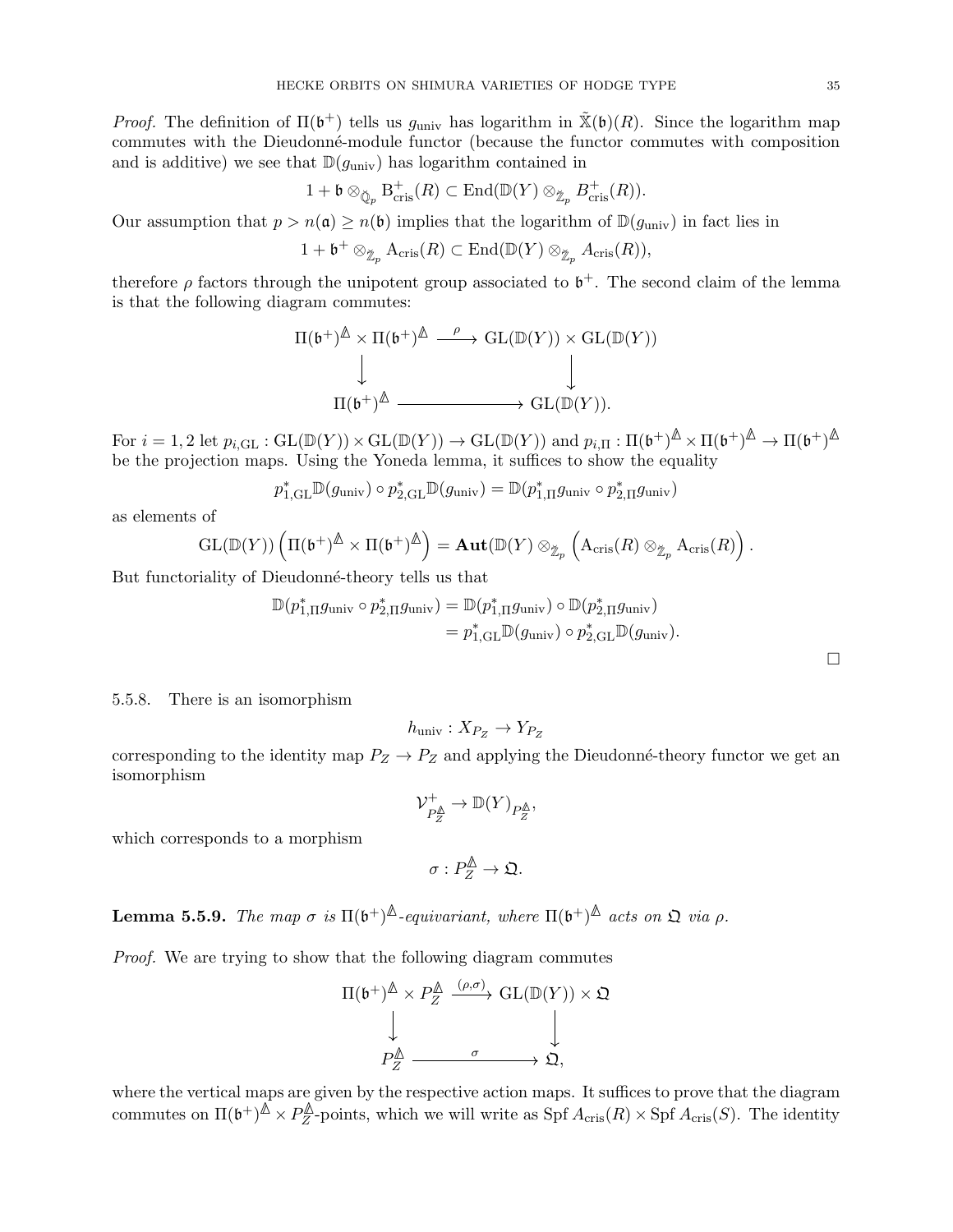*Proof.* The definition of $\Pi(\mathfrak{b}^+)$ tells us $g_{\text{univ}}$ has logarithm in $\tilde{\mathbb{X}}(\mathfrak{b})(R)$. Since the logarithm map commutes with the Dieudonné-module functor (because the functor commutes with composition and is additive) we see that $\mathbb{D}(g_{\text{univ}})$ has logarithm contained in

$$1 + \mathfrak{b} \otimes_{\mathbb{Q}_p} \mathrm{B}^+_{\text{cris}}(R) \subset \mathrm{End}(\mathbb{D}(Y) \otimes_{\mathbb{Z}_p} B^+_{\text{cris}}(R)).$$

Our assumption that $p > n(\mathfrak{a}) \geq n(\mathfrak{b})$ implies that the logarithm of $\mathbb{D}(g_{\text{univ}})$ in fact lies in

$$1 + \mathfrak{b}^+ \otimes_{\mathbb{Z}_p} \mathrm{A}_{\text{cris}}(R) \subset \mathrm{End}(\mathbb{D}(Y) \otimes_{\mathbb{Z}_p} A_{\text{cris}}(R)),$$

therefore $\rho$ factors through the unipotent group associated to $\mathfrak{b}^+$. The second claim of the lemma is that the following diagram commutes:

$$\begin{array}{ccc}
\Pi(\mathfrak{b}^+)^{\mathbb{A}} \times \Pi(\mathfrak{b}^+)^{\mathbb{A}} & \xrightarrow{\ \rho\ } & \mathrm{GL}(\mathbb{D}(Y)) \times \mathrm{GL}(\mathbb{D}(Y)) \\
\downarrow & & \downarrow \\
\Pi(\mathfrak{b}^+)^{\mathbb{A}} & \longrightarrow & \mathrm{GL}(\mathbb{D}(Y)).
\end{array}$$

For $i = 1, 2$ let $p_{i,\mathrm{GL}} : \mathrm{GL}(\mathbb{D}(Y)) \times \mathrm{GL}(\mathbb{D}(Y)) \to \mathrm{GL}(\mathbb{D}(Y))$ and $p_{i,\Pi} : \Pi(\mathfrak{b}^+)^{\mathbb{A}} \times \Pi(\mathfrak{b}^+)^{\mathbb{A}} \to \Pi(\mathfrak{b}^+)^{\mathbb{A}}$ be the projection maps. Using the Yoneda lemma, it suffices to show the equality

$$p^*_{1,\mathrm{GL}}\mathbb{D}(g_{\text{univ}}) \circ p^*_{2,\mathrm{GL}}\mathbb{D}(g_{\text{univ}}) = \mathbb{D}(p^*_{1,\Pi}g_{\text{univ}} \circ p^*_{2,\Pi}g_{\text{univ}})$$

as elements of

$$\mathrm{GL}(\mathbb{D}(Y))\left(\Pi(\mathfrak{b}^+)^{\mathbb{A}} \times \Pi(\mathfrak{b}^+)^{\mathbb{A}}\right) = \mathbf{Aut}(\mathbb{D}(Y) \otimes_{\mathbb{Z}_p} \left(\mathrm{A}_{\text{cris}}(R) \otimes_{\mathbb{Z}_p} \mathrm{A}_{\text{cris}}(R)\right).$$

But functoriality of Dieudonné-theory tells us that

$$\begin{aligned}
\mathbb{D}(p^*_{1,\Pi}g_{\text{univ}} \circ p^*_{2,\Pi}g_{\text{univ}}) &= \mathbb{D}(p^*_{1,\Pi}g_{\text{univ}}) \circ \mathbb{D}(p^*_{2,\Pi}g_{\text{univ}}) \\
&= p^*_{1,\mathrm{GL}}\mathbb{D}(g_{\text{univ}}) \circ p^*_{2,\mathrm{GL}}\mathbb{D}(g_{\text{univ}}).
\end{aligned}$$

□

5.5.8. There is an isomorphism

$$h_{\text{univ}} : X_{P_Z} \to Y_{P_Z}$$

corresponding to the identity map $P_Z \to P_Z$ and applying the Dieudonné-theory functor we get an isomorphism

$$\mathcal{V}^+_{P_Z^{\mathbb{A}}} \to \mathbb{D}(Y)_{P_Z^{\mathbb{A}}},$$

which corresponds to a morphism

$$\sigma : P_Z^{\mathbb{A}} \to \mathfrak{Q}.$$

**Lemma 5.5.9.** *The map $\sigma$ is $\Pi(\mathfrak{b}^+)^{\mathbb{A}}$-equivariant, where $\Pi(\mathfrak{b}^+)^{\mathbb{A}}$ acts on $\mathfrak{Q}$ via $\rho$.*

*Proof.* We are trying to show that the following diagram commutes

$$\begin{array}{ccc}
\Pi(\mathfrak{b}^+)^{\mathbb{A}} \times P_Z^{\mathbb{A}} & \xrightarrow{(\rho,\sigma)} & \mathrm{GL}(\mathbb{D}(Y)) \times \mathfrak{Q} \\
\downarrow & & \downarrow \\
P_Z^{\mathbb{A}} & \xrightarrow{\ \sigma\ } & \mathfrak{Q},
\end{array}$$

where the vertical maps are given by the respective action maps. It suffices to prove that the diagram commutes on $\Pi(\mathfrak{b}^+)^{\mathbb{A}} \times P_Z^{\mathbb{A}}$-points, which we will write as $\mathrm{Spf}\, A_{\text{cris}}(R) \times \mathrm{Spf}\, A_{\text{cris}}(S)$. The identity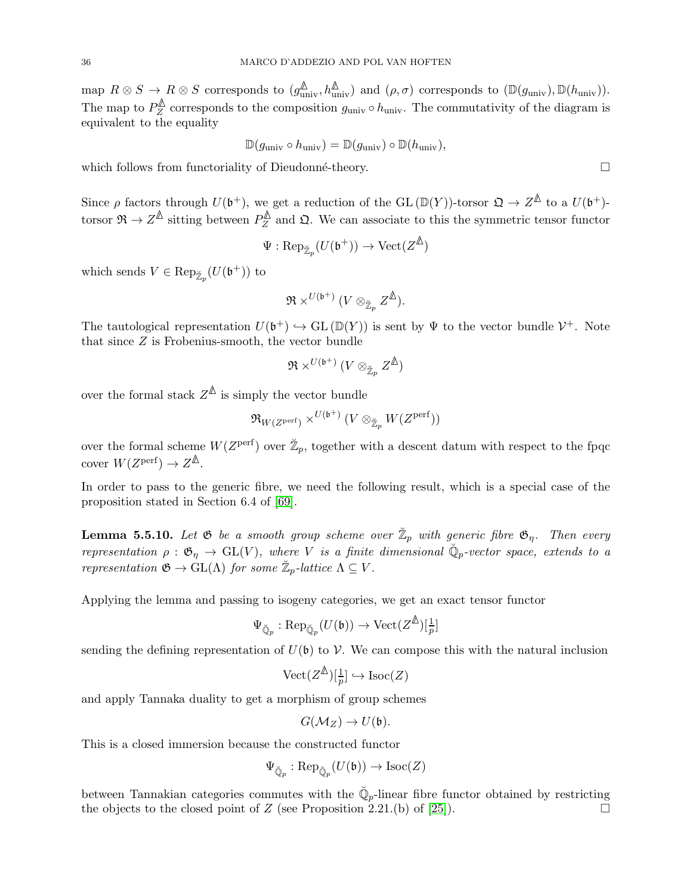map $R \otimes S \to R \otimes S$ corresponds to $(g_{\text{univ}}^{\mathbb{\Delta}}, h_{\text{univ}}^{\mathbb{\Delta}})$ and $(\rho, \sigma)$ corresponds to $(\mathbb{D}(g_{\text{univ}}), \mathbb{D}(h_{\text{univ}}))$. The map to $P_Z^{\mathbb{\Delta}}$ corresponds to the composition $g_{\text{univ}} \circ h_{\text{univ}}$. The commutativity of the diagram is equivalent to the equality

$$\mathbb{D}(g_{\text{univ}} \circ h_{\text{univ}}) = \mathbb{D}(g_{\text{univ}}) \circ \mathbb{D}(h_{\text{univ}}),$$

which follows from functoriality of Dieudonné-theory. □

Since $\rho$ factors through $U(\mathfrak{b}^+)$, we get a reduction of the $\mathrm{GL}(\mathbb{D}(Y))$-torsor $\mathfrak{Q} \to Z^{\mathbb{\Delta}}$ to a $U(\mathfrak{b}^+)$-torsor $\mathfrak{R} \to Z^{\mathbb{\Delta}}$ sitting between $P_Z^{\mathbb{\Delta}}$ and $\mathfrak{Q}$. We can associate to this the symmetric tensor functor

$$\Psi : \mathrm{Rep}_{\breve{\mathbb{Z}}_p}(U(\mathfrak{b}^+)) \to \mathrm{Vect}(Z^{\mathbb{\Delta}})$$

which sends $V \in \mathrm{Rep}_{\breve{\mathbb{Z}}_p}(U(\mathfrak{b}^+))$ to

$$\mathfrak{R} \times^{U(\mathfrak{b}^+)} (V \otimes_{\breve{\mathbb{Z}}_p} Z^{\mathbb{\Delta}}).$$

The tautological representation $U(\mathfrak{b}^+) \hookrightarrow \mathrm{GL}(\mathbb{D}(Y))$ is sent by $\Psi$ to the vector bundle $\mathcal{V}^+$. Note that since $Z$ is Frobenius-smooth, the vector bundle

$$\mathfrak{R} \times^{U(\mathfrak{b}^+)} (V \otimes_{\breve{\mathbb{Z}}_p} Z^{\mathbb{\Delta}})$$

over the formal stack $Z^{\mathbb{\Delta}}$ is simply the vector bundle

$$\mathfrak{R}_{W(Z^{\text{perf}})} \times^{U(\mathfrak{b}^+)} (V \otimes_{\breve{\mathbb{Z}}_p} W(Z^{\text{perf}}))$$

over the formal scheme $W(Z^{\text{perf}})$ over $\breve{\mathbb{Z}}_p$, together with a descent datum with respect to the fpqc cover $W(Z^{\text{perf}}) \to Z^{\mathbb{\Delta}}$.

In order to pass to the generic fibre, we need the following result, which is a special case of the proposition stated in Section 6.4 of [69].

**Lemma 5.5.10.** *Let $\mathfrak{G}$ be a smooth group scheme over $\breve{\mathbb{Z}}_p$ with generic fibre $\mathfrak{G}_\eta$. Then every representation $\rho : \mathfrak{G}_\eta \to \mathrm{GL}(V)$, where $V$ is a finite dimensional $\breve{\mathbb{Q}}_p$-vector space, extends to a representation $\mathfrak{G} \to \mathrm{GL}(\Lambda)$ for some $\breve{\mathbb{Z}}_p$-lattice $\Lambda \subseteq V$.*

Applying the lemma and passing to isogeny categories, we get an exact tensor functor

$$\Psi_{\breve{\mathbb{Q}}_p} : \mathrm{Rep}_{\breve{\mathbb{Q}}_p}(U(\mathfrak{b})) \to \mathrm{Vect}(Z^{\mathbb{\Delta}})[\tfrac{1}{p}]$$

sending the defining representation of $U(\mathfrak{b})$ to $\mathcal{V}$. We can compose this with the natural inclusion

$$\mathrm{Vect}(Z^{\mathbb{\Delta}})[\tfrac{1}{p}] \hookrightarrow \mathrm{Isoc}(Z)$$

and apply Tannaka duality to get a morphism of group schemes

$$G(\mathcal{M}_Z) \to U(\mathfrak{b}).$$

This is a closed immersion because the constructed functor

$$\Psi_{\breve{\mathbb{Q}}_p} : \mathrm{Rep}_{\breve{\mathbb{Q}}_p}(U(\mathfrak{b})) \to \mathrm{Isoc}(Z)$$

between Tannakian categories commutes with the $\breve{\mathbb{Q}}_p$-linear fibre functor obtained by restricting the objects to the closed point of $Z$ (see Proposition 2.21.(b) of [25]). □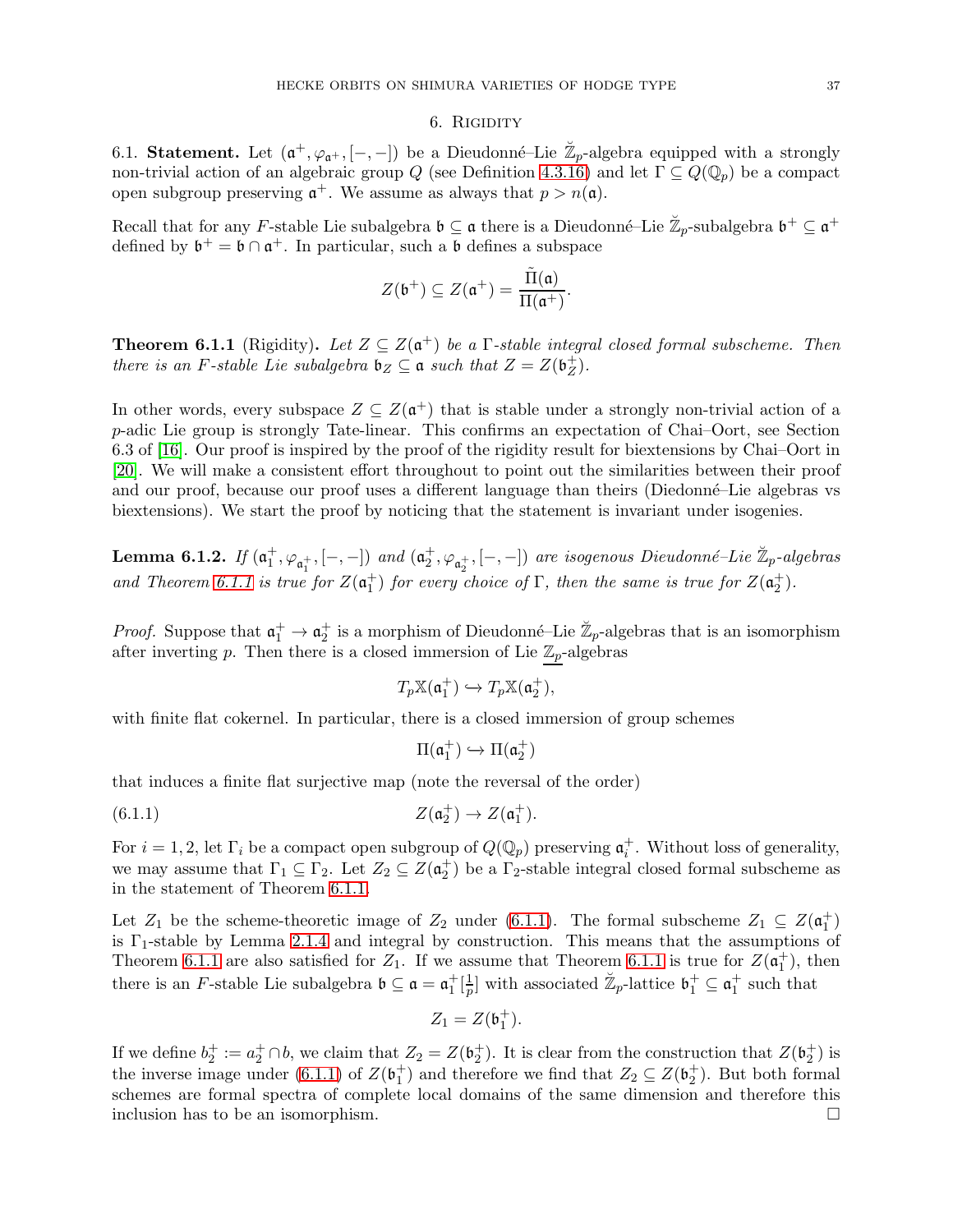# 6. Rigidity

6.1. **Statement.** Let $(\mathfrak{a}^+, \varphi_{\mathfrak{a}^+}, [-,-])$ be a Dieudonné–Lie $\breve{\mathbb{Z}}_p$-algebra equipped with a strongly non-trivial action of an algebraic group $Q$ (see Definition 4.3.16) and let $\Gamma \subseteq Q(\mathbb{Q}_p)$ be a compact open subgroup preserving $\mathfrak{a}^+$. We assume as always that $p > n(\mathfrak{a})$.

Recall that for any $F$-stable Lie subalgebra $\mathfrak{b} \subseteq \mathfrak{a}$ there is a Dieudonné–Lie $\breve{\mathbb{Z}}_p$-subalgebra $\mathfrak{b}^+ \subseteq \mathfrak{a}^+$ defined by $\mathfrak{b}^+ = \mathfrak{b} \cap \mathfrak{a}^+$. In particular, such a $\mathfrak{b}$ defines a subspace

$$Z(\mathfrak{b}^+) \subseteq Z(\mathfrak{a}^+) = \frac{\tilde{\Pi}(\mathfrak{a})}{\Pi(\mathfrak{a}^+)}.$$

**Theorem 6.1.1** (Rigidity)**.** *Let $Z \subseteq Z(\mathfrak{a}^+)$ be a $\Gamma$-stable integral closed formal subscheme. Then there is an $F$-stable Lie subalgebra $\mathfrak{b}_Z \subseteq \mathfrak{a}$ such that $Z = Z(\mathfrak{b}_Z^+)$.*

In other words, every subspace $Z \subseteq Z(\mathfrak{a}^+)$ that is stable under a strongly non-trivial action of a $p$-adic Lie group is strongly Tate-linear. This confirms an expectation of Chai–Oort, see Section 6.3 of [16]. Our proof is inspired by the proof of the rigidity result for biextensions by Chai–Oort in [20]. We will make a consistent effort throughout to point out the similarities between their proof and our proof, because our proof uses a different language than theirs (Diedonné–Lie algebras vs biextensions). We start the proof by noticing that the statement is invariant under isogenies.

**Lemma 6.1.2.** *If $(\mathfrak{a}_1^+, \varphi_{\mathfrak{a}_1^+}, [-,-])$ and $(\mathfrak{a}_2^+, \varphi_{\mathfrak{a}_2^+}, [-,-])$ are isogenous Dieudonné–Lie $\breve{\mathbb{Z}}_p$-algebras and Theorem 6.1.1 is true for $Z(\mathfrak{a}_1^+)$ for every choice of $\Gamma$, then the same is true for $Z(\mathfrak{a}_2^+)$.*

*Proof.* Suppose that $\mathfrak{a}_1^+ \to \mathfrak{a}_2^+$ is a morphism of Dieudonné–Lie $\breve{\mathbb{Z}}_p$-algebras that is an isomorphism after inverting $p$. Then there is a closed immersion of Lie $\underline{\mathbb{Z}_p}$-algebras

$$T_p\mathbb{X}(\mathfrak{a}_1^+) \hookrightarrow T_p\mathbb{X}(\mathfrak{a}_2^+),$$

with finite flat cokernel. In particular, there is a closed immersion of group schemes

$$\Pi(\mathfrak{a}_1^+) \hookrightarrow \Pi(\mathfrak{a}_2^+)$$

that induces a finite flat surjective map (note the reversal of the order)

$$Z(\mathfrak{a}_2^+) \to Z(\mathfrak{a}_1^+). \tag{6.1.1}$$

For $i = 1, 2$, let $\Gamma_i$ be a compact open subgroup of $Q(\mathbb{Q}_p)$ preserving $\mathfrak{a}_i^+$. Without loss of generality, we may assume that $\Gamma_1 \subseteq \Gamma_2$. Let $Z_2 \subseteq Z(\mathfrak{a}_2^+)$ be a $\Gamma_2$-stable integral closed formal subscheme as in the statement of Theorem 6.1.1.

Let $Z_1$ be the scheme-theoretic image of $Z_2$ under (6.1.1). The formal subscheme $Z_1 \subseteq Z(\mathfrak{a}_1^+)$ is $\Gamma_1$-stable by Lemma 2.1.4 and integral by construction. This means that the assumptions of Theorem 6.1.1 are also satisfied for $Z_1$. If we assume that Theorem 6.1.1 is true for $Z(\mathfrak{a}_1^+)$, then there is an $F$-stable Lie subalgebra $\mathfrak{b} \subseteq \mathfrak{a} = \mathfrak{a}_1^+[\frac{1}{p}]$ with associated $\breve{\mathbb{Z}}_p$-lattice $\mathfrak{b}_1^+ \subseteq \mathfrak{a}_1^+$ such that

$$Z_1 = Z(\mathfrak{b}_1^+).$$

If we define $b_2^+ := a_2^+ \cap b$, we claim that $Z_2 = Z(\mathfrak{b}_2^+)$. It is clear from the construction that $Z(\mathfrak{b}_2^+)$ is the inverse image under (6.1.1) of $Z(\mathfrak{b}_1^+)$ and therefore we find that $Z_2 \subseteq Z(\mathfrak{b}_2^+)$. But both formal schemes are formal spectra of complete local domains of the same dimension and therefore this inclusion has to be an isomorphism. □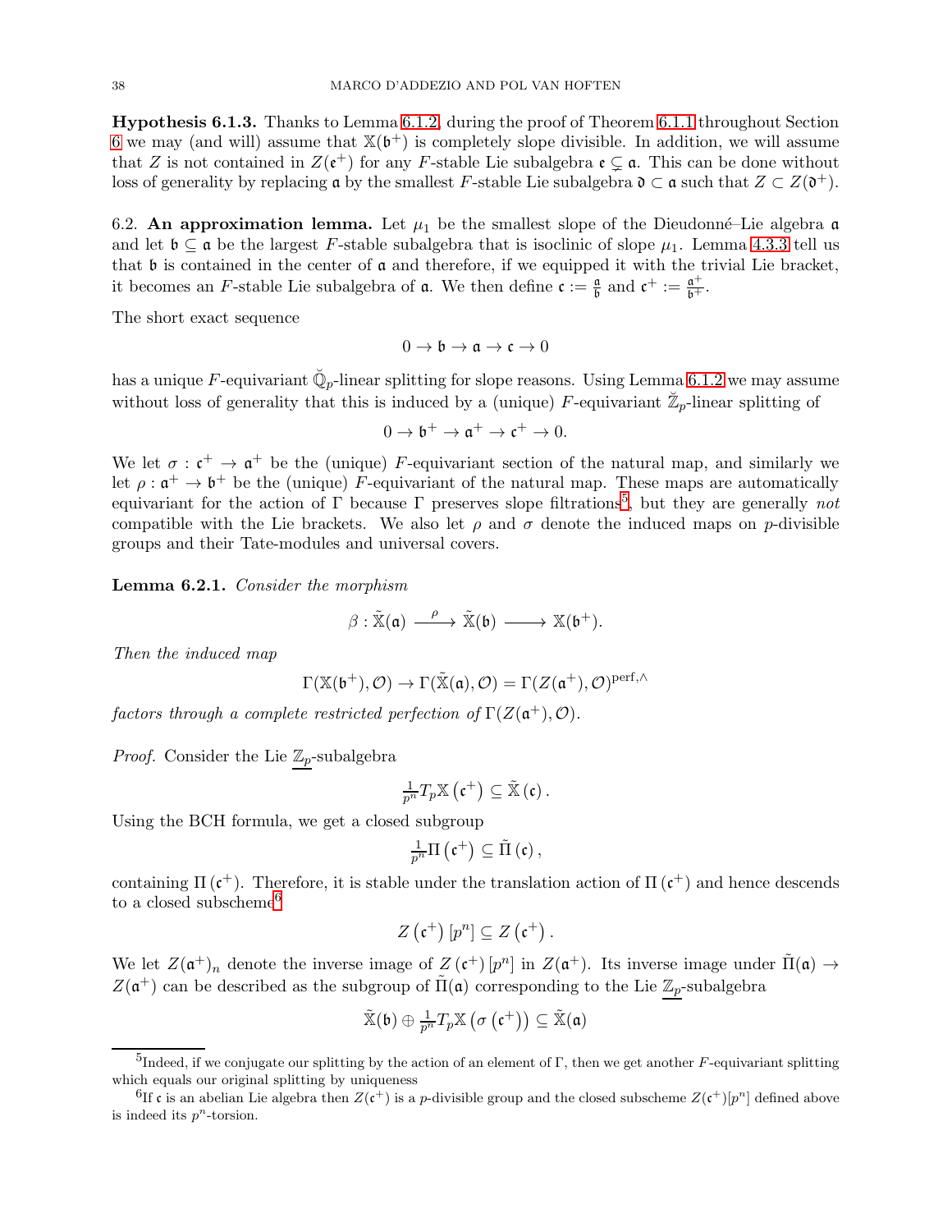**Hypothesis 6.1.3.** Thanks to Lemma 6.1.2, during the proof of Theorem 6.1.1 throughout Section 6 we may (and will) assume that $\mathbb{X}(\mathfrak{b}^+)$ is completely slope divisible. In addition, we will assume that $Z$ is not contained in $Z(\mathfrak{e}^+)$ for any $F$-stable Lie subalgebra $\mathfrak{e} \subsetneq \mathfrak{a}$. This can be done without loss of generality by replacing $\mathfrak{a}$ by the smallest $F$-stable Lie subalgebra $\mathfrak{d} \subset \mathfrak{a}$ such that $Z \subset Z(\mathfrak{d}^+)$.

6.2. **An approximation lemma.** Let $\mu_1$ be the smallest slope of the Dieudonné–Lie algebra $\mathfrak{a}$ and let $\mathfrak{b} \subseteq \mathfrak{a}$ be the largest $F$-stable subalgebra that is isoclinic of slope $\mu_1$. Lemma 4.3.3 tell us that $\mathfrak{b}$ is contained in the center of $\mathfrak{a}$ and therefore, if we equipped it with the trivial Lie bracket, it becomes an $F$-stable Lie subalgebra of $\mathfrak{a}$. We then define $\mathfrak{c} := \frac{\mathfrak{a}}{\mathfrak{b}}$ and $\mathfrak{c}^+ := \frac{\mathfrak{a}^+}{\mathfrak{b}^+}$.

The short exact sequence

$$0 \to \mathfrak{b} \to \mathfrak{a} \to \mathfrak{c} \to 0$$

has a unique $F$-equivariant $\breve{\mathbb{Q}}_p$-linear splitting for slope reasons. Using Lemma 6.1.2 we may assume without loss of generality that this is induced by a (unique) $F$-equivariant $\breve{\mathbb{Z}}_p$-linear splitting of

$$0 \to \mathfrak{b}^+ \to \mathfrak{a}^+ \to \mathfrak{c}^+ \to 0.$$

We let $\sigma : \mathfrak{c}^+ \to \mathfrak{a}^+$ be the (unique) $F$-equivariant section of the natural map, and similarly we let $\rho : \mathfrak{a}^+ \to \mathfrak{b}^+$ be the (unique) $F$-equivariant of the natural map. These maps are automatically equivariant for the action of $\Gamma$ because $\Gamma$ preserves slope filtrations[5], but they are generally *not* compatible with the Lie brackets. We also let $\rho$ and $\sigma$ denote the induced maps on $p$-divisible groups and their Tate-modules and universal covers.

**Lemma 6.2.1.** *Consider the morphism*

$$\beta : \tilde{\mathbb{X}}(\mathfrak{a}) \xrightarrow{\ \rho\ } \tilde{\mathbb{X}}(\mathfrak{b}) \longrightarrow \mathbb{X}(\mathfrak{b}^+).$$

*Then the induced map*

$$\Gamma(\mathbb{X}(\mathfrak{b}^+), \mathcal{O}) \to \Gamma(\tilde{\mathbb{X}}(\mathfrak{a}), \mathcal{O}) = \Gamma(Z(\mathfrak{a}^+), \mathcal{O})^{\mathrm{perf},\wedge}$$

*factors through a complete restricted perfection of* $\Gamma(Z(\mathfrak{a}^+), \mathcal{O})$.

*Proof.* Consider the Lie $\underline{\mathbb{Z}_p}$-subalgebra

$$\tfrac{1}{p^n} T_p \mathbb{X}\left(\mathfrak{c}^+\right) \subseteq \tilde{\mathbb{X}}\left(\mathfrak{c}\right).$$

Using the BCH formula, we get a closed subgroup

$$\tfrac{1}{p^n} \Pi\left(\mathfrak{c}^+\right) \subseteq \tilde{\Pi}\left(\mathfrak{c}\right),$$

containing $\Pi\left(\mathfrak{c}^+\right)$. Therefore, it is stable under the translation action of $\Pi\left(\mathfrak{c}^+\right)$ and hence descends to a closed subscheme[6]

$$Z\left(\mathfrak{c}^+\right)[p^n] \subseteq Z\left(\mathfrak{c}^+\right).$$

We let $Z(\mathfrak{a}^+)_n$ denote the inverse image of $Z\left(\mathfrak{c}^+\right)[p^n]$ in $Z(\mathfrak{a}^+)$. Its inverse image under $\tilde{\Pi}(\mathfrak{a}) \to Z(\mathfrak{a}^+)$ can be described as the subgroup of $\tilde{\Pi}(\mathfrak{a})$ corresponding to the Lie $\underline{\mathbb{Z}_p}$-subalgebra

$$\tilde{\mathbb{X}}(\mathfrak{b}) \oplus \tfrac{1}{p^n} T_p \mathbb{X}\left(\sigma\left(\mathfrak{c}^+\right)\right) \subseteq \tilde{\mathbb{X}}(\mathfrak{a})$$

---

[5] Indeed, if we conjugate our splitting by the action of an element of $\Gamma$, then we get another $F$-equivariant splitting which equals our original splitting by uniqueness

[6] If $\mathfrak{c}$ is an abelian Lie algebra then $Z(\mathfrak{c}^+)$ is a $p$-divisible group and the closed subscheme $Z(\mathfrak{c}^+)[p^n]$ defined above is indeed its $p^n$-torsion.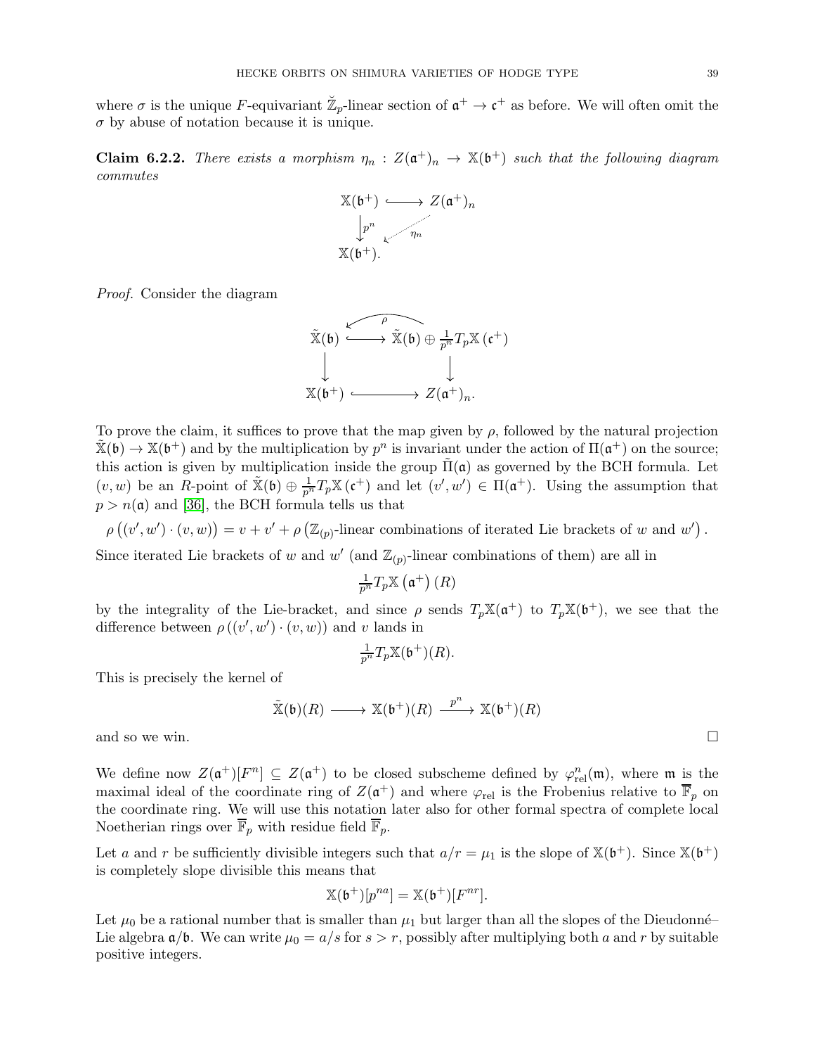where $\sigma$ is the unique $F$-equivariant $\breve{\mathbb{Z}}_p$-linear section of $\mathfrak{a}^+ \to \mathfrak{c}^+$ as before. We will often omit the $\sigma$ by abuse of notation because it is unique.

**Claim 6.2.2.** *There exists a morphism $\eta_n : Z(\mathfrak{a}^+)_n \to \mathbb{X}(\mathfrak{b}^+)$ such that the following diagram commutes*

$$\begin{array}{ccc} \mathbb{X}(\mathfrak{b}^+) & \hookrightarrow & Z(\mathfrak{a}^+)_n \\ \big\downarrow {\scriptstyle p^n} & \swarrow {\scriptstyle \eta_n} & \\ \mathbb{X}(\mathfrak{b}^+). & & \end{array}$$

*Proof.* Consider the diagram

$$\begin{array}{ccc} \tilde{\mathbb{X}}(\mathfrak{b}) & \overset{\rho}{\underset{\hookrightarrow}{\longleftarrow}} & \tilde{\mathbb{X}}(\mathfrak{b}) \oplus \frac{1}{p^n} T_p \mathbb{X}(\mathfrak{c}^+) \\ \big\downarrow & & \big\downarrow \\ \mathbb{X}(\mathfrak{b}^+) & \hookrightarrow & Z(\mathfrak{a}^+)_n. \end{array}$$

To prove the claim, it suffices to prove that the map given by $\rho$, followed by the natural projection $\tilde{\mathbb{X}}(\mathfrak{b}) \to \mathbb{X}(\mathfrak{b}^+)$ and by the multiplication by $p^n$ is invariant under the action of $\Pi(\mathfrak{a}^+)$ on the source; this action is given by multiplication inside the group $\tilde{\Pi}(\mathfrak{a})$ as governed by the BCH formula. Let $(v, w)$ be an $R$-point of $\tilde{\mathbb{X}}(\mathfrak{b}) \oplus \frac{1}{p^n} T_p \mathbb{X}(\mathfrak{c}^+)$ and let $(v', w') \in \Pi(\mathfrak{a}^+)$. Using the assumption that $p > n(\mathfrak{a})$ and [36], the BCH formula tells us that

$$\rho\left((v', w') \cdot (v, w)\right) = v + v' + \rho\left(\mathbb{Z}_{(p)}\text{-linear combinations of iterated Lie brackets of } w \text{ and } w'\right).$$

Since iterated Lie brackets of $w$ and $w'$ (and $\mathbb{Z}_{(p)}$-linear combinations of them) are all in

$$\tfrac{1}{p^n} T_p \mathbb{X}\left(\mathfrak{a}^+\right)(R)$$

by the integrality of the Lie-bracket, and since $\rho$ sends $T_p\mathbb{X}(\mathfrak{a}^+)$ to $T_p\mathbb{X}(\mathfrak{b}^+)$, we see that the difference between $\rho\left((v', w') \cdot (v, w)\right)$ and $v$ lands in

$$\tfrac{1}{p^n} T_p \mathbb{X}(\mathfrak{b}^+)(R).$$

This is precisely the kernel of

$$\tilde{\mathbb{X}}(\mathfrak{b})(R) \longrightarrow \mathbb{X}(\mathfrak{b}^+)(R) \xrightarrow{\ p^n\ } \mathbb{X}(\mathfrak{b}^+)(R)$$

and so we win. $\square$

We define now $Z(\mathfrak{a}^+)[F^n] \subseteq Z(\mathfrak{a}^+)$ to be closed subscheme defined by $\varphi_{\mathrm{rel}}^n(\mathfrak{m})$, where $\mathfrak{m}$ is the maximal ideal of the coordinate ring of $Z(\mathfrak{a}^+)$ and where $\varphi_{\mathrm{rel}}$ is the Frobenius relative to $\overline{\mathbb{F}}_p$ on the coordinate ring. We will use this notation later also for other formal spectra of complete local Noetherian rings over $\overline{\mathbb{F}}_p$ with residue field $\overline{\mathbb{F}}_p$.

Let $a$ and $r$ be sufficiently divisible integers such that $a/r = \mu_1$ is the slope of $\mathbb{X}(\mathfrak{b}^+)$. Since $\mathbb{X}(\mathfrak{b}^+)$ is completely slope divisible this means that

$$\mathbb{X}(\mathfrak{b}^+)[p^{na}] = \mathbb{X}(\mathfrak{b}^+)[F^{nr}].$$

Let $\mu_0$ be a rational number that is smaller than $\mu_1$ but larger than all the slopes of the Dieudonné–Lie algebra $\mathfrak{a}/\mathfrak{b}$. We can write $\mu_0 = a/s$ for $s > r$, possibly after multiplying both $a$ and $r$ by suitable positive integers.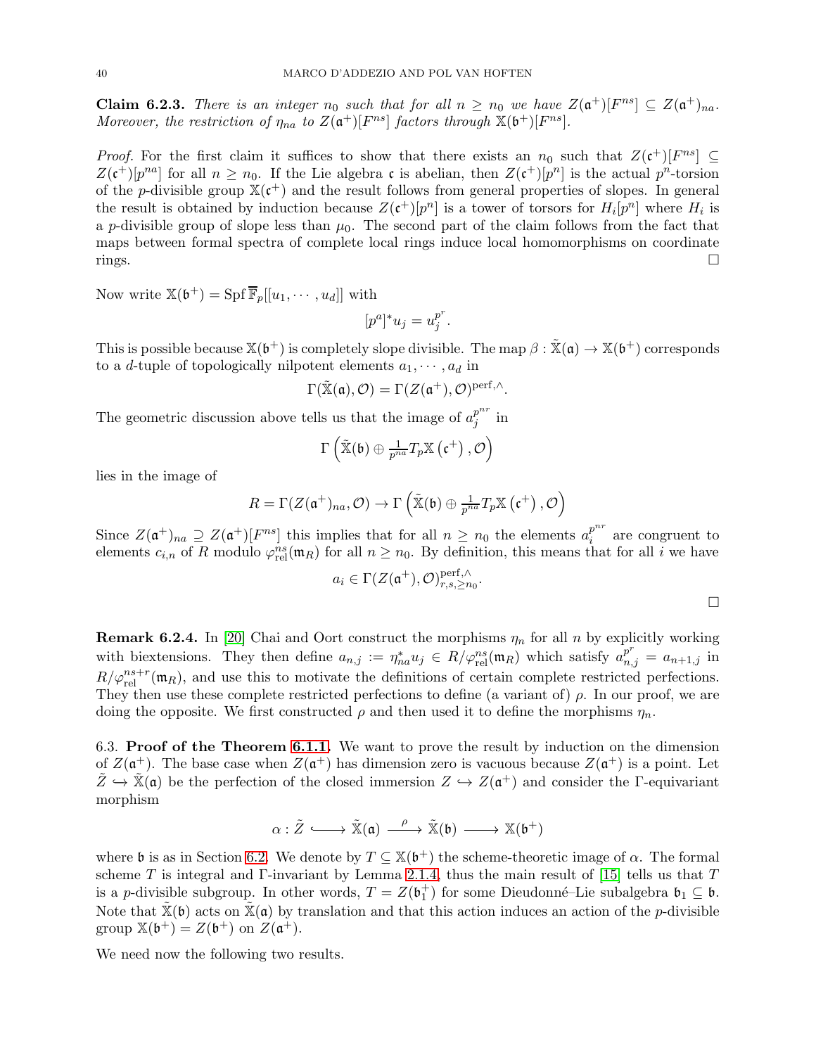**Claim 6.2.3.** *There is an integer $n_0$ such that for all $n \geq n_0$ we have $Z(\mathfrak{a}^+)[F^{ns}] \subseteq Z(\mathfrak{a}^+)_{na}$. Moreover, the restriction of $\eta_{na}$ to $Z(\mathfrak{a}^+)[F^{ns}]$ factors through $\mathbb{X}(\mathfrak{b}^+)[F^{ns}]$.*

*Proof.* For the first claim it suffices to show that there exists an $n_0$ such that $Z(\mathfrak{c}^+)[F^{ns}] \subseteq Z(\mathfrak{c}^+)[p^{na}]$ for all $n \geq n_0$. If the Lie algebra $\mathfrak{c}$ is abelian, then $Z(\mathfrak{c}^+)[p^n]$ is the actual $p^n$-torsion of the $p$-divisible group $\mathbb{X}(\mathfrak{c}^+)$ and the result follows from general properties of slopes. In general the result is obtained by induction because $Z(\mathfrak{c}^+)[p^n]$ is a tower of torsors for $H_i[p^n]$ where $H_i$ is a $p$-divisible group of slope less than $\mu_0$. The second part of the claim follows from the fact that maps between formal spectra of complete local rings induce local homomorphisms on coordinate rings. □

Now write $\mathbb{X}(\mathfrak{b}^+) = \operatorname{Spf} \overline{\mathbb{F}}_p[[u_1, \cdots, u_d]]$ with

$$[p^a]^* u_j = u_j^{p^r}.$$

This is possible because $\mathbb{X}(\mathfrak{b}^+)$ is completely slope divisible. The map $\beta : \tilde{\mathbb{X}}(\mathfrak{a}) \to \mathbb{X}(\mathfrak{b}^+)$ corresponds to a $d$-tuple of topologically nilpotent elements $a_1, \cdots, a_d$ in

$$\Gamma(\tilde{\mathbb{X}}(\mathfrak{a}), \mathcal{O}) = \Gamma(Z(\mathfrak{a}^+), \mathcal{O})^{\text{perf},\wedge}.$$

The geometric discussion above tells us that the image of $a_j^{p^{nr}}$ in

$$\Gamma\left(\tilde{\mathbb{X}}(\mathfrak{b}) \oplus \tfrac{1}{p^{na}} T_p \mathbb{X}\left(\mathfrak{c}^+\right), \mathcal{O}\right)$$

lies in the image of

$$R = \Gamma(Z(\mathfrak{a}^+)_{na}, \mathcal{O}) \to \Gamma\left(\tilde{\mathbb{X}}(\mathfrak{b}) \oplus \tfrac{1}{p^{na}} T_p \mathbb{X}\left(\mathfrak{c}^+\right), \mathcal{O}\right)$$

Since $Z(\mathfrak{a}^+)_{na} \supseteq Z(\mathfrak{a}^+)[F^{ns}]$ this implies that for all $n \geq n_0$ the elements $a_i^{p^{nr}}$ are congruent to elements $c_{i,n}$ of $R$ modulo $\varphi_{\text{rel}}^{ns}(\mathfrak{m}_R)$ for all $n \geq n_0$. By definition, this means that for all $i$ we have

$$a_i \in \Gamma(Z(\mathfrak{a}^+), \mathcal{O})^{\text{perf},\wedge}_{r,s,\geq n_0}.$$

□

**Remark 6.2.4.** In [20] Chai and Oort construct the morphisms $\eta_n$ for all $n$ by explicitly working with biextensions. They then define $a_{n,j} := \eta_{na}^* u_j \in R/\varphi_{\text{rel}}^{ns}(\mathfrak{m}_R)$ which satisfy $a_{n,j}^{p^r} = a_{n+1,j}$ in $R/\varphi_{\text{rel}}^{ns+r}(\mathfrak{m}_R)$, and use this to motivate the definitions of certain complete restricted perfections. They then use these complete restricted perfections to define (a variant of) $\rho$. In our proof, we are doing the opposite. We first constructed $\rho$ and then used it to define the morphisms $\eta_n$.

6.3. **Proof of the Theorem 6.1.1.** We want to prove the result by induction on the dimension of $Z(\mathfrak{a}^+)$. The base case when $Z(\mathfrak{a}^+)$ has dimension zero is vacuous because $Z(\mathfrak{a}^+)$ is a point. Let $\tilde{Z} \hookrightarrow \tilde{\mathbb{X}}(\mathfrak{a})$ be the perfection of the closed immersion $Z \hookrightarrow Z(\mathfrak{a}^+)$ and consider the $\Gamma$-equivariant morphism

$$\alpha : \tilde{Z} \hookrightarrow \tilde{\mathbb{X}}(\mathfrak{a}) \xrightarrow{\ \rho\ } \tilde{\mathbb{X}}(\mathfrak{b}) \longrightarrow \mathbb{X}(\mathfrak{b}^+)$$

where $\mathfrak{b}$ is as in Section 6.2. We denote by $T \subseteq \mathbb{X}(\mathfrak{b}^+)$ the scheme-theoretic image of $\alpha$. The formal scheme $T$ is integral and $\Gamma$-invariant by Lemma 2.1.4, thus the main result of [15] tells us that $T$ is a $p$-divisible subgroup. In other words, $T = Z(\mathfrak{b}_1^+)$ for some Dieudonné–Lie subalgebra $\mathfrak{b}_1 \subseteq \mathfrak{b}$. Note that $\tilde{\mathbb{X}}(\mathfrak{b})$ acts on $\tilde{\mathbb{X}}(\mathfrak{a})$ by translation and that this action induces an action of the $p$-divisible group $\mathbb{X}(\mathfrak{b}^+) = Z(\mathfrak{b}^+)$ on $Z(\mathfrak{a}^+)$.

We need now the following two results.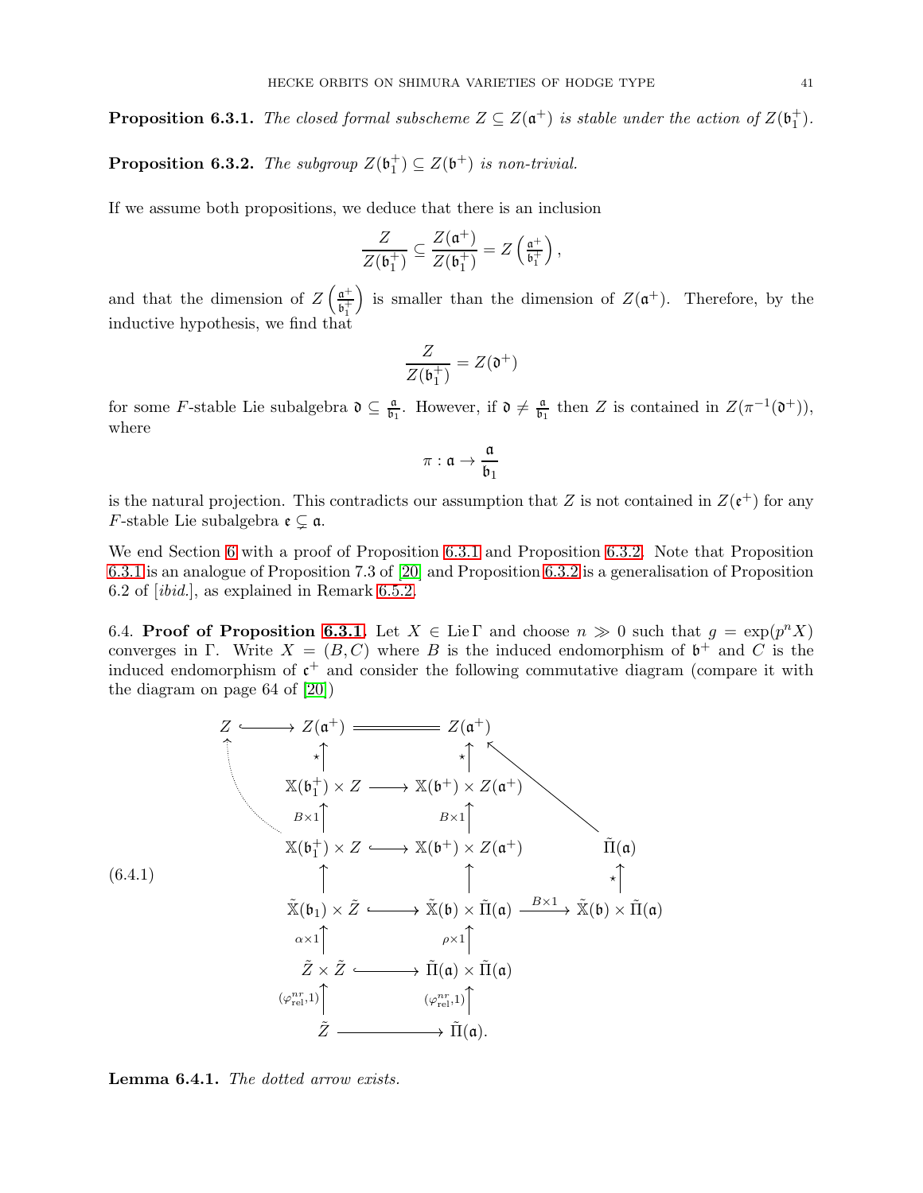**Proposition 6.3.1.** *The closed formal subscheme $Z \subseteq Z(\mathfrak{a}^+)$ is stable under the action of $Z(\mathfrak{b}_1^+)$.*

**Proposition 6.3.2.** *The subgroup $Z(\mathfrak{b}_1^+) \subseteq Z(\mathfrak{b}^+)$ is non-trivial.*

If we assume both propositions, we deduce that there is an inclusion

$$\frac{Z}{Z(\mathfrak{b}_1^+)} \subseteq \frac{Z(\mathfrak{a}^+)}{Z(\mathfrak{b}_1^+)} = Z\left(\tfrac{\mathfrak{a}^+}{\mathfrak{b}_1^+}\right),$$

and that the dimension of $Z\left(\frac{\mathfrak{a}^+}{\mathfrak{b}_1^+}\right)$ is smaller than the dimension of $Z(\mathfrak{a}^+)$. Therefore, by the inductive hypothesis, we find that

$$\frac{Z}{Z(\mathfrak{b}_1^+)} = Z(\mathfrak{d}^+)$$

for some $F$-stable Lie subalgebra $\mathfrak{d} \subseteq \frac{\mathfrak{a}}{\mathfrak{b}_1}$. However, if $\mathfrak{d} \neq \frac{\mathfrak{a}}{\mathfrak{b}_1}$ then $Z$ is contained in $Z(\pi^{-1}(\mathfrak{d}^+))$, where

$$\pi : \mathfrak{a} \to \frac{\mathfrak{a}}{\mathfrak{b}_1}$$

is the natural projection. This contradicts our assumption that $Z$ is not contained in $Z(\mathfrak{e}^+)$ for any $F$-stable Lie subalgebra $\mathfrak{e} \subsetneq \mathfrak{a}$.

We end Section 6 with a proof of Proposition 6.3.1 and Proposition 6.3.2. Note that Proposition 6.3.1 is an analogue of Proposition 7.3 of [20] and Proposition 6.3.2 is a generalisation of Proposition 6.2 of [*ibid.*], as explained in Remark 6.5.2.

6.4. **Proof of Proposition 6.3.1.** Let $X \in \operatorname{Lie}\Gamma$ and choose $n \gg 0$ such that $g = \exp(p^n X)$ converges in $\Gamma$. Write $X = (B, C)$ where $B$ is the induced endomorphism of $\mathfrak{b}^+$ and $C$ is the induced endomorphism of $\mathfrak{c}^+$ and consider the following commutative diagram (compare it with the diagram on page 64 of [20])

$$(6.4.1)\qquad \begin{array}{ccccc}
Z & \hookrightarrow & Z(\mathfrak{a}^+) & = & Z(\mathfrak{a}^+) \\
 & & \uparrow\star & & \uparrow\star \quad \nwarrow \\
 & & \mathbb{X}(\mathfrak{b}_1^+) \times Z & \longrightarrow & \mathbb{X}(\mathfrak{b}^+) \times Z(\mathfrak{a}^+) \\
 & & \uparrow B\times 1 & & \uparrow B\times 1 \\
 & & \mathbb{X}(\mathfrak{b}_1^+) \times Z & \hookrightarrow & \mathbb{X}(\mathfrak{b}^+) \times Z(\mathfrak{a}^+) \qquad\qquad \tilde{\Pi}(\mathfrak{a}) \\
 & & \uparrow & & \uparrow \qquad\qquad\qquad\qquad \uparrow\star \\
 & & \tilde{\mathbb{X}}(\mathfrak{b}_1) \times \tilde{Z} & \hookrightarrow & \tilde{\mathbb{X}}(\mathfrak{b}) \times \tilde{\Pi}(\mathfrak{a}) \xrightarrow{B\times 1} \tilde{\mathbb{X}}(\mathfrak{b}) \times \tilde{\Pi}(\mathfrak{a}) \\
 & & \uparrow \alpha\times 1 & & \uparrow \rho\times 1 \\
 & & \tilde{Z} \times \tilde{Z} & \hookrightarrow & \tilde{\Pi}(\mathfrak{a}) \times \tilde{\Pi}(\mathfrak{a}) \\
 & & \uparrow (\varphi^{nr}_{\mathrm{rel}},1) & & \uparrow (\varphi^{nr}_{\mathrm{rel}},1) \\
 & & \tilde{Z} & \longrightarrow & \tilde{\Pi}(\mathfrak{a}).
\end{array}$$

(with a dotted arrow from the lower $\mathbb{X}(\mathfrak{b}_1^+) \times Z$ to $Z$, and an arrow from $\tilde{\Pi}(\mathfrak{a})$ to the upper right $Z(\mathfrak{a}^+)$)

**Lemma 6.4.1.** *The dotted arrow exists.*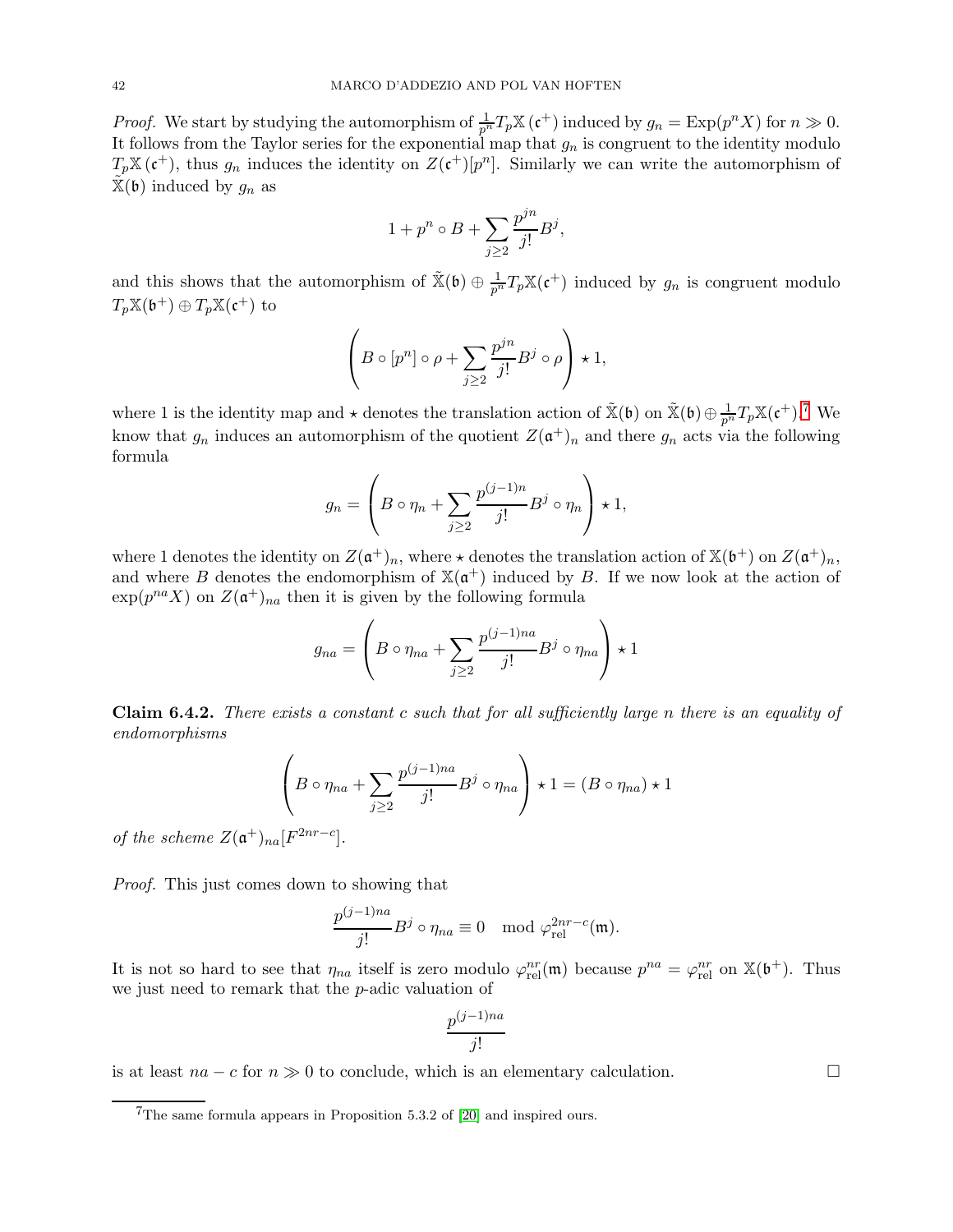*Proof.* We start by studying the automorphism of $\frac{1}{p^n}T_p\mathbb{X}(\mathfrak{c}^+)$ induced by $g_n = \operatorname{Exp}(p^n X)$ for $n \gg 0$. It follows from the Taylor series for the exponential map that $g_n$ is congruent to the identity modulo $T_p\mathbb{X}(\mathfrak{c}^+)$, thus $g_n$ induces the identity on $Z(\mathfrak{c}^+)[p^n]$. Similarly we can write the automorphism of $\tilde{\mathbb{X}}(\mathfrak{b})$ induced by $g_n$ as

$$1 + p^n \circ B + \sum_{j \geq 2} \frac{p^{jn}}{j!} B^j,$$

and this shows that the automorphism of $\tilde{\mathbb{X}}(\mathfrak{b}) \oplus \frac{1}{p^n}T_p\mathbb{X}(\mathfrak{c}^+)$ induced by $g_n$ is congruent modulo $T_p\mathbb{X}(\mathfrak{b}^+) \oplus T_p\mathbb{X}(\mathfrak{c}^+)$ to

$$\left( B \circ [p^n] \circ \rho + \sum_{j \geq 2} \frac{p^{jn}}{j!} B^j \circ \rho \right) \star 1,$$

where 1 is the identity map and $\star$ denotes the translation action of $\tilde{\mathbb{X}}(\mathfrak{b})$ on $\tilde{\mathbb{X}}(\mathfrak{b}) \oplus \frac{1}{p^n}T_p\mathbb{X}(\mathfrak{c}^+)$.[7] We know that $g_n$ induces an automorphism of the quotient $Z(\mathfrak{a}^+)_n$ and there $g_n$ acts via the following formula

$$g_n = \left( B \circ \eta_n + \sum_{j \geq 2} \frac{p^{(j-1)n}}{j!} B^j \circ \eta_n \right) \star 1,$$

where 1 denotes the identity on $Z(\mathfrak{a}^+)_n$, where $\star$ denotes the translation action of $\mathbb{X}(\mathfrak{b}^+)$ on $Z(\mathfrak{a}^+)_n$, and where $B$ denotes the endomorphism of $\mathbb{X}(\mathfrak{a}^+)$ induced by $B$. If we now look at the action of $\exp(p^{na}X)$ on $Z(\mathfrak{a}^+)_{na}$ then it is given by the following formula

$$g_{na} = \left( B \circ \eta_{na} + \sum_{j \geq 2} \frac{p^{(j-1)na}}{j!} B^j \circ \eta_{na} \right) \star 1$$

**Claim 6.4.2.** *There exists a constant $c$ such that for all sufficiently large $n$ there is an equality of endomorphisms*

$$\left( B \circ \eta_{na} + \sum_{j \geq 2} \frac{p^{(j-1)na}}{j!} B^j \circ \eta_{na} \right) \star 1 = (B \circ \eta_{na}) \star 1$$

*of the scheme $Z(\mathfrak{a}^+)_{na}[F^{2nr-c}]$.*

*Proof.* This just comes down to showing that

$$\frac{p^{(j-1)na}}{j!} B^j \circ \eta_{na} \equiv 0 \mod \varphi_{\mathrm{rel}}^{2nr-c}(\mathfrak{m}).$$

It is not so hard to see that $\eta_{na}$ itself is zero modulo $\varphi_{\mathrm{rel}}^{nr}(\mathfrak{m})$ because $p^{na} = \varphi_{\mathrm{rel}}^{nr}$ on $\mathbb{X}(\mathfrak{b}^+)$. Thus we just need to remark that the $p$-adic valuation of

$$\frac{p^{(j-1)na}}{j!}$$

is at least $na - c$ for $n \gg 0$ to conclude, which is an elementary calculation. $\square$

[7] The same formula appears in Proposition 5.3.2 of [20] and inspired ours.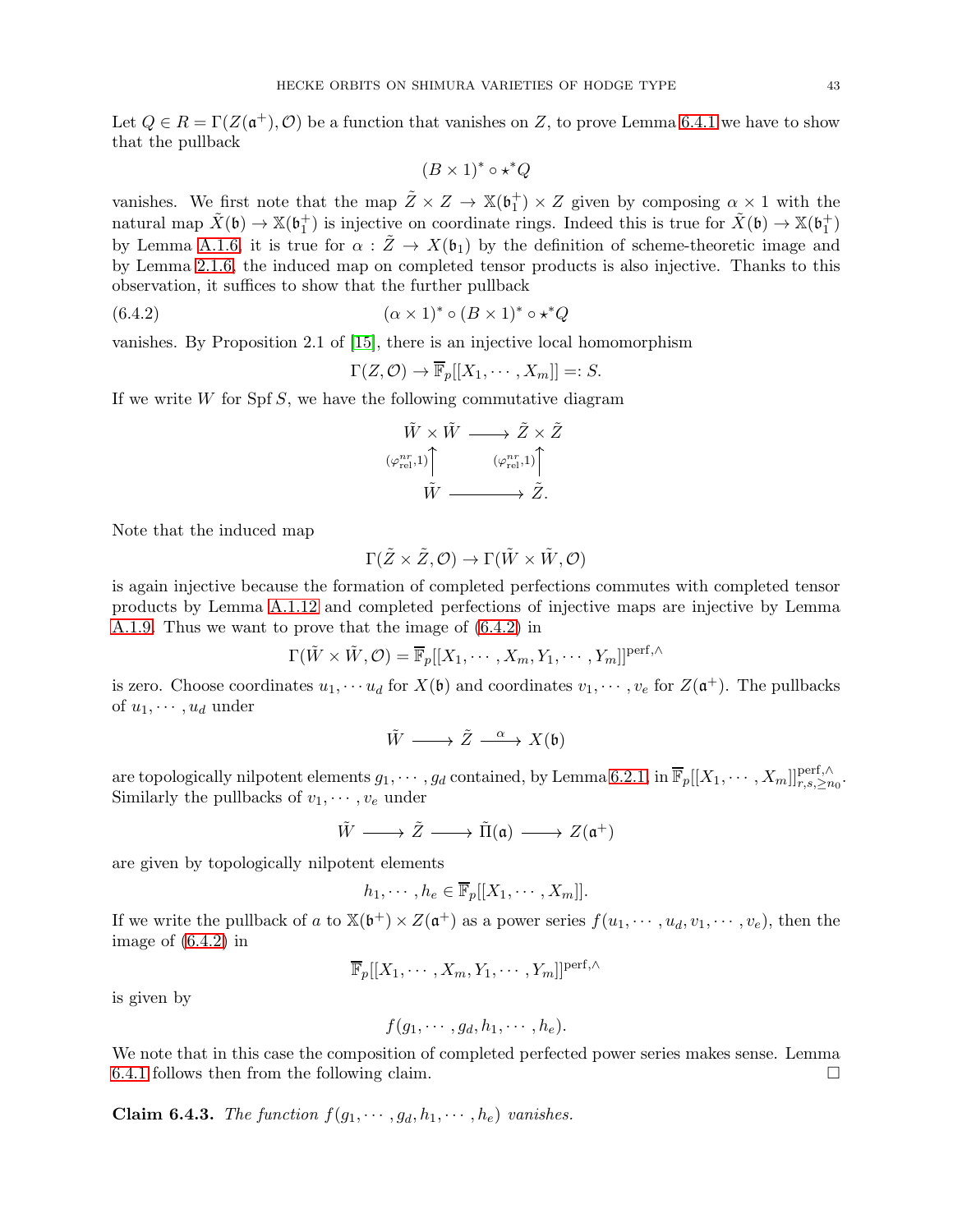Let $Q \in R = \Gamma(Z(\mathfrak{a}^+), \mathcal{O})$ be a function that vanishes on $Z$, to prove Lemma 6.4.1 we have to show that the pullback

$$(B \times 1)^* \circ \star^* Q$$

vanishes. We first note that the map $\tilde{Z} \times Z \to \mathbb{X}(\mathfrak{b}_1^+) \times Z$ given by composing $\alpha \times 1$ with the natural map $\tilde{X}(\mathfrak{b}) \to \mathbb{X}(\mathfrak{b}_1^+)$ is injective on coordinate rings. Indeed this is true for $\tilde{X}(\mathfrak{b}) \to \mathbb{X}(\mathfrak{b}_1^+)$ by Lemma A.1.6, it is true for $\alpha : \tilde{Z} \to X(\mathfrak{b}_1)$ by the definition of scheme-theoretic image and by Lemma 2.1.6, the induced map on completed tensor products is also injective. Thanks to this observation, it suffices to show that the further pullback

$$(\alpha \times 1)^* \circ (B \times 1)^* \circ \star^* Q \tag{6.4.2}$$

vanishes. By Proposition 2.1 of [15], there is an injective local homomorphism

$$\Gamma(Z, \mathcal{O}) \to \overline{\mathbb{F}}_p[[X_1, \cdots, X_m]] =: S.$$

If we write $W$ for $\operatorname{Spf} S$, we have the following commutative diagram

$$\begin{array}{ccc} \tilde{W} \times \tilde{W} & \longrightarrow & \tilde{Z} \times \tilde{Z} \\ {\scriptstyle (\varphi^{nr}_{\mathrm{rel}},1)} \uparrow & & {\scriptstyle (\varphi^{nr}_{\mathrm{rel}},1)} \uparrow \\ \tilde{W} & \longrightarrow & \tilde{Z}. \end{array}$$

Note that the induced map

$$\Gamma(\tilde{Z} \times \tilde{Z}, \mathcal{O}) \to \Gamma(\tilde{W} \times \tilde{W}, \mathcal{O})$$

is again injective because the formation of completed perfections commutes with completed tensor products by Lemma A.1.12 and completed perfections of injective maps are injective by Lemma A.1.9. Thus we want to prove that the image of (6.4.2) in

$$\Gamma(\tilde{W} \times \tilde{W}, \mathcal{O}) = \overline{\mathbb{F}}_p[[X_1, \cdots, X_m, Y_1, \cdots, Y_m]]^{\mathrm{perf}, \wedge}$$

is zero. Choose coordinates $u_1, \cdots u_d$ for $X(\mathfrak{b})$ and coordinates $v_1, \cdots, v_e$ for $Z(\mathfrak{a}^+)$. The pullbacks of $u_1, \cdots, u_d$ under

$$\tilde{W} \longrightarrow \tilde{Z} \xrightarrow{\alpha} X(\mathfrak{b})$$

are topologically nilpotent elements $g_1, \cdots, g_d$ contained, by Lemma 6.2.1, in $\overline{\mathbb{F}}_p[[X_1, \cdots, X_m]]^{\mathrm{perf}, \wedge}_{r,s, \geq n_0}$. Similarly the pullbacks of $v_1, \cdots, v_e$ under

$$\tilde{W} \longrightarrow \tilde{Z} \longrightarrow \tilde{\Pi}(\mathfrak{a}) \longrightarrow Z(\mathfrak{a}^+)$$

are given by topologically nilpotent elements

$$h_1, \cdots, h_e \in \overline{\mathbb{F}}_p[[X_1, \cdots, X_m]].$$

If we write the pullback of $a$ to $\mathbb{X}(\mathfrak{b}^+) \times Z(\mathfrak{a}^+)$ as a power series $f(u_1, \cdots, u_d, v_1, \cdots, v_e)$, then the image of (6.4.2) in

$$\overline{\mathbb{F}}_p[[X_1, \cdots, X_m, Y_1, \cdots, Y_m]]^{\mathrm{perf}, \wedge}$$

is given by

$$f(g_1, \cdots, g_d, h_1, \cdots, h_e).$$

We note that in this case the composition of completed perfected power series makes sense. Lemma 6.4.1 follows then from the following claim. $\square$

**Claim 6.4.3.** *The function $f(g_1, \cdots, g_d, h_1, \cdots, h_e)$ vanishes.*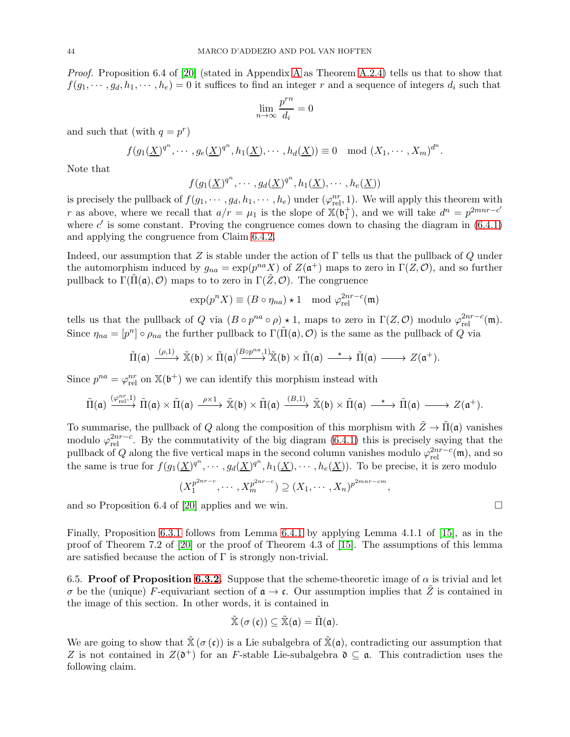*Proof.* Proposition 6.4 of [20] (stated in Appendix A as Theorem A.2.4) tells us that to show that $f(g_1, \cdots, g_d, h_1, \cdots, h_e) = 0$ it suffices to find an integer $r$ and a sequence of integers $d_i$ such that

$$\lim_{n \to \infty} \frac{p^{rn}}{d_i} = 0$$

and such that (with $q = p^r$)

$$f(g_1(\underline{X})^{q^n}, \cdots, g_e(\underline{X})^{q^n}, h_1(\underline{X}), \cdots, h_d(\underline{X})) \equiv 0 \mod (X_1, \cdots, X_m)^{d^n}.$$

Note that

$$f(g_1(\underline{X})^{q^n}, \cdots, g_d(\underline{X})^{q^n}, h_1(\underline{X}), \cdots, h_e(\underline{X}))$$

is precisely the pullback of $f(g_1, \cdots, g_d, h_1, \cdots, h_e)$ under $(\varphi_{\text{rel}}^{nr}, 1)$. We will apply this theorem with $r$ as above, where we recall that $a/r = \mu_1$ is the slope of $\mathbb{X}(\mathfrak{b}_1^+)$, and we will take $d^n = p^{2mnr-c'}$ where $c'$ is some constant. Proving the congruence comes down to chasing the diagram in (6.4.1) and applying the congruence from Claim 6.4.2.

Indeed, our assumption that $Z$ is stable under the action of $\Gamma$ tells us that the pullback of $Q$ under the automorphism induced by $g_{na} = \exp(p^{na}X)$ of $Z(\mathfrak{a}^+)$ maps to zero in $\Gamma(Z, \mathcal{O})$, and so further pullback to $\Gamma(\tilde{\Pi}(\mathfrak{a}), \mathcal{O})$ maps to to zero in $\Gamma(\tilde{Z}, \mathcal{O})$. The congruence

$$\exp(p^n X) \equiv (B \circ \eta_{na}) \star 1 \mod \varphi_{\text{rel}}^{2nr-c}(\mathfrak{m})$$

tells us that the pullback of $Q$ via $(B \circ p^{na} \circ \rho) \star 1$, maps to zero in $\Gamma(Z, \mathcal{O})$ modulo $\varphi_{\text{rel}}^{2nr-c}(\mathfrak{m})$. Since $\eta_{na} = [p^n] \circ \rho_{na}$ the further pullback to $\Gamma(\tilde{\Pi}(\mathfrak{a}), \mathcal{O})$ is the same as the pullback of $Q$ via

$$\tilde{\Pi}(\mathfrak{a}) \xrightarrow{(\rho,1)} \tilde{\mathbb{X}}(\mathfrak{b}) \times \tilde{\Pi}(\mathfrak{a}) \xrightarrow{(B \circ p^{na},1)} \tilde{\mathbb{X}}(\mathfrak{b}) \times \tilde{\Pi}(\mathfrak{a}) \xrightarrow{\star} \tilde{\Pi}(\mathfrak{a}) \longrightarrow Z(\mathfrak{a}^+).$$

Since $p^{na} = \varphi_{\text{rel}}^{nr}$ on $\mathbb{X}(\mathfrak{b}^+)$ we can identify this morphism instead with

$$\tilde{\Pi}(\mathfrak{a}) \xrightarrow{(\varphi_{\text{rel}}^{nr},1)} \tilde{\Pi}(\mathfrak{a}) \times \tilde{\Pi}(\mathfrak{a}) \xrightarrow{\rho \times 1} \tilde{\mathbb{X}}(\mathfrak{b}) \times \tilde{\Pi}(\mathfrak{a}) \xrightarrow{(B,1)} \tilde{\mathbb{X}}(\mathfrak{b}) \times \tilde{\Pi}(\mathfrak{a}) \xrightarrow{\star} \tilde{\Pi}(\mathfrak{a}) \longrightarrow Z(\mathfrak{a}^+).$$

To summarise, the pullback of $Q$ along the composition of this morphism with $\tilde{Z} \to \tilde{\Pi}(\mathfrak{a})$ vanishes modulo $\varphi_{\text{rel}}^{2nr-c}$. By the commutativity of the big diagram (6.4.1) this is precisely saying that the pullback of $Q$ along the five vertical maps in the second column vanishes modulo $\varphi_{\text{rel}}^{2nr-c}(\mathfrak{m})$, and so the same is true for $f(g_1(\underline{X})^{q^n}, \cdots, g_d(\underline{X})^{q^n}, h_1(\underline{X}), \cdots, h_e(\underline{X}))$. To be precise, it is zero modulo

$$(X_1^{p^{2nr-c}}, \cdots, X_m^{p^{2nr-c}}) \supseteq (X_1, \cdots, X_n)^{p^{2mnr-cm}},$$

and so Proposition 6.4 of [20] applies and we win. $\square$

Finally, Proposition 6.3.1 follows from Lemma 6.4.1 by applying Lemma 4.1.1 of [15], as in the proof of Theorem 7.2 of [20] or the proof of Theorem 4.3 of [15]. The assumptions of this lemma are satisfied because the action of $\Gamma$ is strongly non-trivial.

6.5. **Proof of Proposition 6.3.2.** Suppose that the scheme-theoretic image of $\alpha$ is trivial and let $\sigma$ be the (unique) $F$-equivariant section of $\mathfrak{a} \to \mathfrak{c}$. Our assumption implies that $\tilde{Z}$ is contained in the image of this section. In other words, it is contained in

$$\tilde{\mathbb{X}}(\sigma(\mathfrak{c})) \subseteq \tilde{\mathbb{X}}(\mathfrak{a}) = \tilde{\Pi}(\mathfrak{a}).$$

We are going to show that $\tilde{\mathbb{X}}(\sigma(\mathfrak{c}))$ is a Lie subalgebra of $\tilde{\mathbb{X}}(\mathfrak{a})$, contradicting our assumption that $Z$ is not contained in $Z(\mathfrak{d}^+)$ for an $F$-stable Lie-subalgebra $\mathfrak{d} \subseteq \mathfrak{a}$. This contradiction uses the following claim.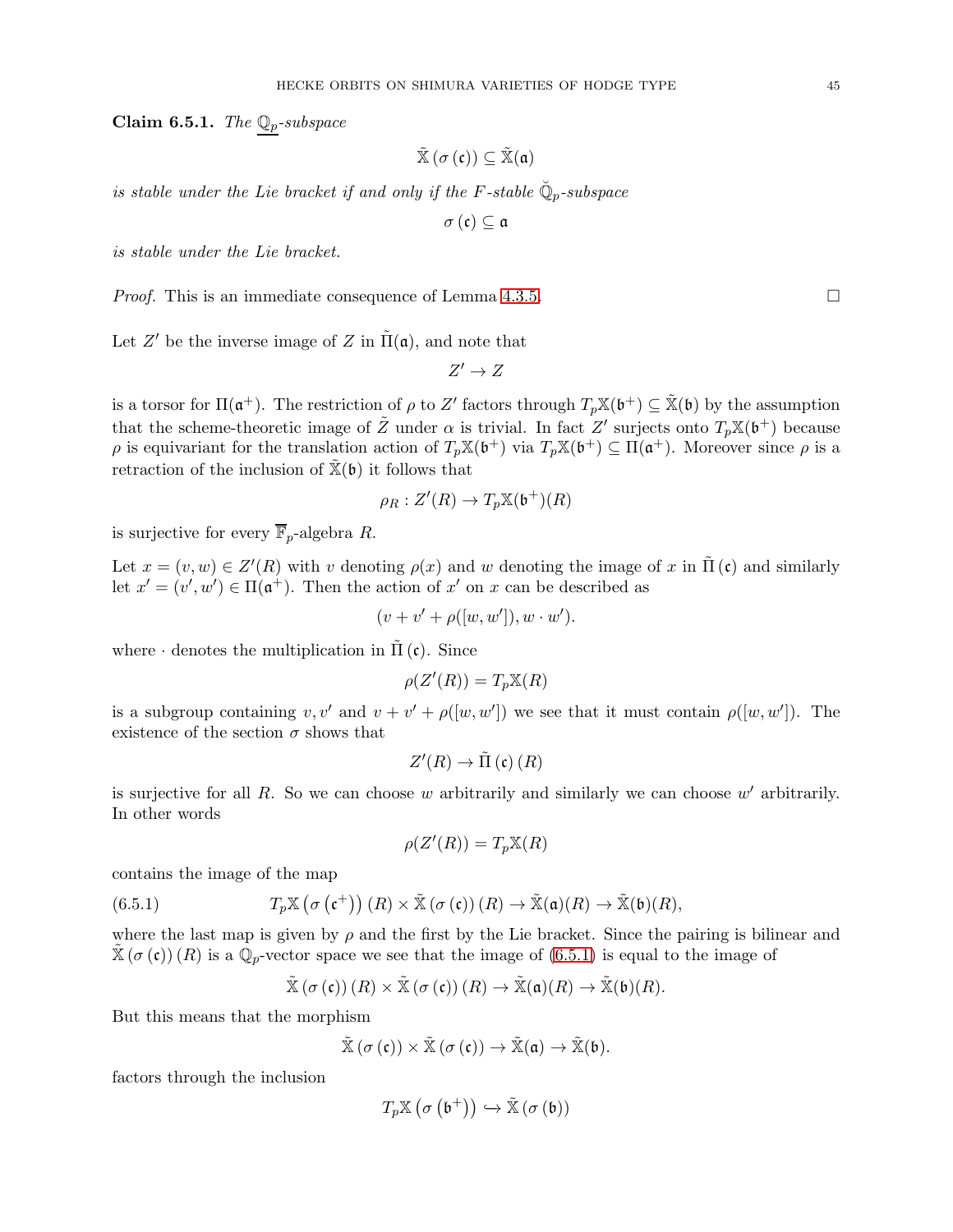**Claim 6.5.1.** *The $\underline{\mathbb{Q}}_p$-subspace*

$$\tilde{\mathbb{X}}(\sigma(\mathfrak{c})) \subseteq \tilde{\mathbb{X}}(\mathfrak{a})$$

*is stable under the Lie bracket if and only if the $F$-stable $\breve{\mathbb{Q}}_p$-subspace*

$$\sigma(\mathfrak{c}) \subseteq \mathfrak{a}$$

*is stable under the Lie bracket.*

*Proof.* This is an immediate consequence of Lemma 4.3.5. □

Let $Z'$ be the inverse image of $Z$ in $\tilde{\Pi}(\mathfrak{a})$, and note that

$$Z' \to Z$$

is a torsor for $\Pi(\mathfrak{a}^+)$. The restriction of $\rho$ to $Z'$ factors through $T_p\mathbb{X}(\mathfrak{b}^+) \subseteq \tilde{\mathbb{X}}(\mathfrak{b})$ by the assumption that the scheme-theoretic image of $\tilde{Z}$ under $\alpha$ is trivial. In fact $Z'$ surjects onto $T_p\mathbb{X}(\mathfrak{b}^+)$ because $\rho$ is equivariant for the translation action of $T_p\mathbb{X}(\mathfrak{b}^+)$ via $T_p\mathbb{X}(\mathfrak{b}^+) \subseteq \Pi(\mathfrak{a}^+)$. Moreover since $\rho$ is a retraction of the inclusion of $\tilde{\mathbb{X}}(\mathfrak{b})$ it follows that

$$\rho_R : Z'(R) \to T_p\mathbb{X}(\mathfrak{b}^+)(R)$$

is surjective for every $\overline{\mathbb{F}}_p$-algebra $R$.

Let $x = (v, w) \in Z'(R)$ with $v$ denoting $\rho(x)$ and $w$ denoting the image of $x$ in $\tilde{\Pi}(\mathfrak{c})$ and similarly let $x' = (v', w') \in \Pi(\mathfrak{a}^+)$. Then the action of $x'$ on $x$ can be described as

$$(v + v' + \rho([w, w']), w \cdot w').$$

where $\cdot$ denotes the multiplication in $\tilde{\Pi}(\mathfrak{c})$. Since

$$\rho(Z'(R)) = T_p\mathbb{X}(R)$$

is a subgroup containing $v, v'$ and $v + v' + \rho([w, w'])$ we see that it must contain $\rho([w, w'])$. The existence of the section $\sigma$ shows that

$$Z'(R) \to \tilde{\Pi}(\mathfrak{c})(R)$$

is surjective for all $R$. So we can choose $w$ arbitrarily and similarly we can choose $w'$ arbitrarily. In other words

$$\rho(Z'(R)) = T_p\mathbb{X}(R)$$

contains the image of the map

$$T_p\mathbb{X}(\sigma(\mathfrak{c}^+))(R) \times \tilde{\mathbb{X}}(\sigma(\mathfrak{c}))(R) \to \tilde{\mathbb{X}}(\mathfrak{a})(R) \to \tilde{\mathbb{X}}(\mathfrak{b})(R), \tag{6.5.1}$$

where the last map is given by $\rho$ and the first by the Lie bracket. Since the pairing is bilinear and $\tilde{\mathbb{X}}(\sigma(\mathfrak{c}))(R)$ is a $\mathbb{Q}_p$-vector space we see that the image of (6.5.1) is equal to the image of

$$\tilde{\mathbb{X}}(\sigma(\mathfrak{c}))(R) \times \tilde{\mathbb{X}}(\sigma(\mathfrak{c}))(R) \to \tilde{\mathbb{X}}(\mathfrak{a})(R) \to \tilde{\mathbb{X}}(\mathfrak{b})(R).$$

But this means that the morphism

$$\tilde{\mathbb{X}}(\sigma(\mathfrak{c})) \times \tilde{\mathbb{X}}(\sigma(\mathfrak{c})) \to \tilde{\mathbb{X}}(\mathfrak{a}) \to \tilde{\mathbb{X}}(\mathfrak{b}).$$

factors through the inclusion

$$T_p\mathbb{X}(\sigma(\mathfrak{b}^+)) \hookrightarrow \tilde{\mathbb{X}}(\sigma(\mathfrak{b}))$$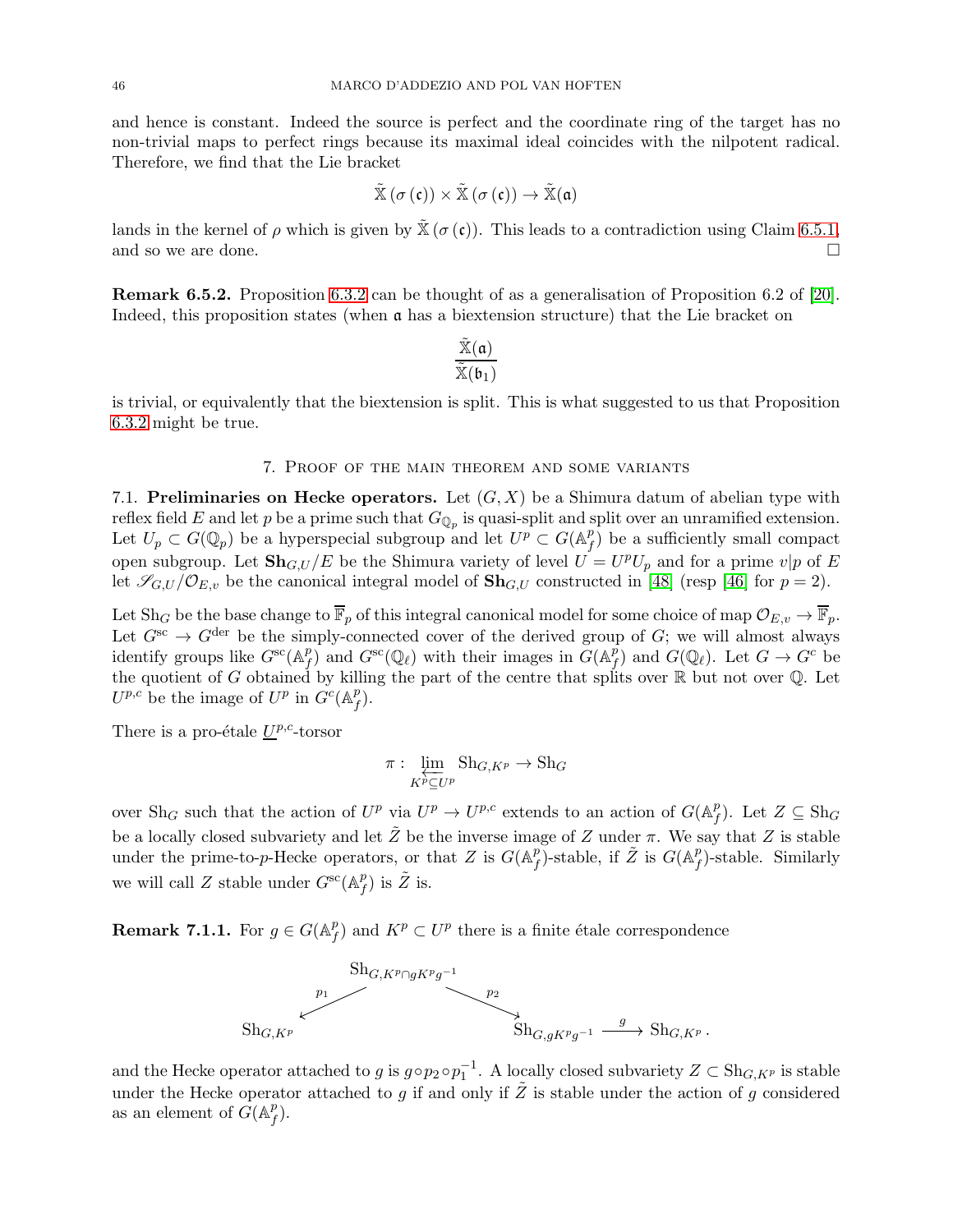and hence is constant. Indeed the source is perfect and the coordinate ring of the target has no non-trivial maps to perfect rings because its maximal ideal coincides with the nilpotent radical. Therefore, we find that the Lie bracket

$$\tilde{\mathbb{X}}(\sigma(\mathfrak{c})) \times \tilde{\mathbb{X}}(\sigma(\mathfrak{c})) \to \tilde{\mathbb{X}}(\mathfrak{a})$$

lands in the kernel of $\rho$ which is given by $\tilde{\mathbb{X}}(\sigma(\mathfrak{c}))$. This leads to a contradiction using Claim 6.5.1, and so we are done. □

**Remark 6.5.2.** Proposition 6.3.2 can be thought of as a generalisation of Proposition 6.2 of [20]. Indeed, this proposition states (when $\mathfrak{a}$ has a biextension structure) that the Lie bracket on

$$\frac{\tilde{\mathbb{X}}(\mathfrak{a})}{\tilde{\mathbb{X}}(\mathfrak{b}_1)}$$

is trivial, or equivalently that the biextension is split. This is what suggested to us that Proposition 6.3.2 might be true.

## 7. Proof of the main theorem and some variants

**7.1. Preliminaries on Hecke operators.** Let $(G, X)$ be a Shimura datum of abelian type with reflex field $E$ and let $p$ be a prime such that $G_{\mathbb{Q}_p}$ is quasi-split and split over an unramified extension. Let $U_p \subset G(\mathbb{Q}_p)$ be a hyperspecial subgroup and let $U^p \subset G(\mathbb{A}_f^p)$ be a sufficiently small compact open subgroup. Let $\mathbf{Sh}_{G,U}/E$ be the Shimura variety of level $U = U^p U_p$ and for a prime $v|p$ of $E$ let $\mathscr{S}_{G,U}/\mathcal{O}_{E,v}$ be the canonical integral model of $\mathbf{Sh}_{G,U}$ constructed in [48] (resp [46] for $p=2$).

Let $\mathrm{Sh}_G$ be the base change to $\overline{\mathbb{F}}_p$ of this integral canonical model for some choice of map $\mathcal{O}_{E,v} \to \overline{\mathbb{F}}_p$. Let $G^{\mathrm{sc}} \to G^{\mathrm{der}}$ be the simply-connected cover of the derived group of $G$; we will almost always identify groups like $G^{\mathrm{sc}}(\mathbb{A}_f^p)$ and $G^{\mathrm{sc}}(\mathbb{Q}_\ell)$ with their images in $G(\mathbb{A}_f^p)$ and $G(\mathbb{Q}_\ell)$. Let $G \to G^c$ be the quotient of $G$ obtained by killing the part of the centre that splits over $\mathbb{R}$ but not over $\mathbb{Q}$. Let $U^{p,c}$ be the image of $U^p$ in $G^c(\mathbb{A}_f^p)$.

There is a pro-étale $\underline{U}^{p,c}$-torsor

$$\pi : \varprojlim_{K^p \subseteq U^p} \mathrm{Sh}_{G,K^p} \to \mathrm{Sh}_G$$

over $\mathrm{Sh}_G$ such that the action of $U^p$ via $U^p \to U^{p,c}$ extends to an action of $G(\mathbb{A}_f^p)$. Let $Z \subseteq \mathrm{Sh}_G$ be a locally closed subvariety and let $\tilde{Z}$ be the inverse image of $Z$ under $\pi$. We say that $Z$ is stable under the prime-to-$p$-Hecke operators, or that $Z$ is $G(\mathbb{A}_f^p)$-stable, if $\tilde{Z}$ is $G(\mathbb{A}_f^p)$-stable. Similarly we will call $Z$ stable under $G^{\mathrm{sc}}(\mathbb{A}_f^p)$ is $\tilde{Z}$ is.

**Remark 7.1.1.** For $g \in G(\mathbb{A}_f^p)$ and $K^p \subset U^p$ there is a finite étale correspondence

$$\begin{array}{ccc} & \mathrm{Sh}_{G,K^p \cap gK^pg^{-1}} & \\ {}^{p_1}\swarrow & & \searrow^{p_2} \\ \mathrm{Sh}_{G,K^p} & & \mathrm{Sh}_{G,gK^pg^{-1}} \xrightarrow{\ g\ } \mathrm{Sh}_{G,K^p}. \end{array}$$

and the Hecke operator attached to $g$ is $g \circ p_2 \circ p_1^{-1}$. A locally closed subvariety $Z \subset \mathrm{Sh}_{G,K^p}$ is stable under the Hecke operator attached to $g$ if and only if $\tilde{Z}$ is stable under the action of $g$ considered as an element of $G(\mathbb{A}_f^p)$.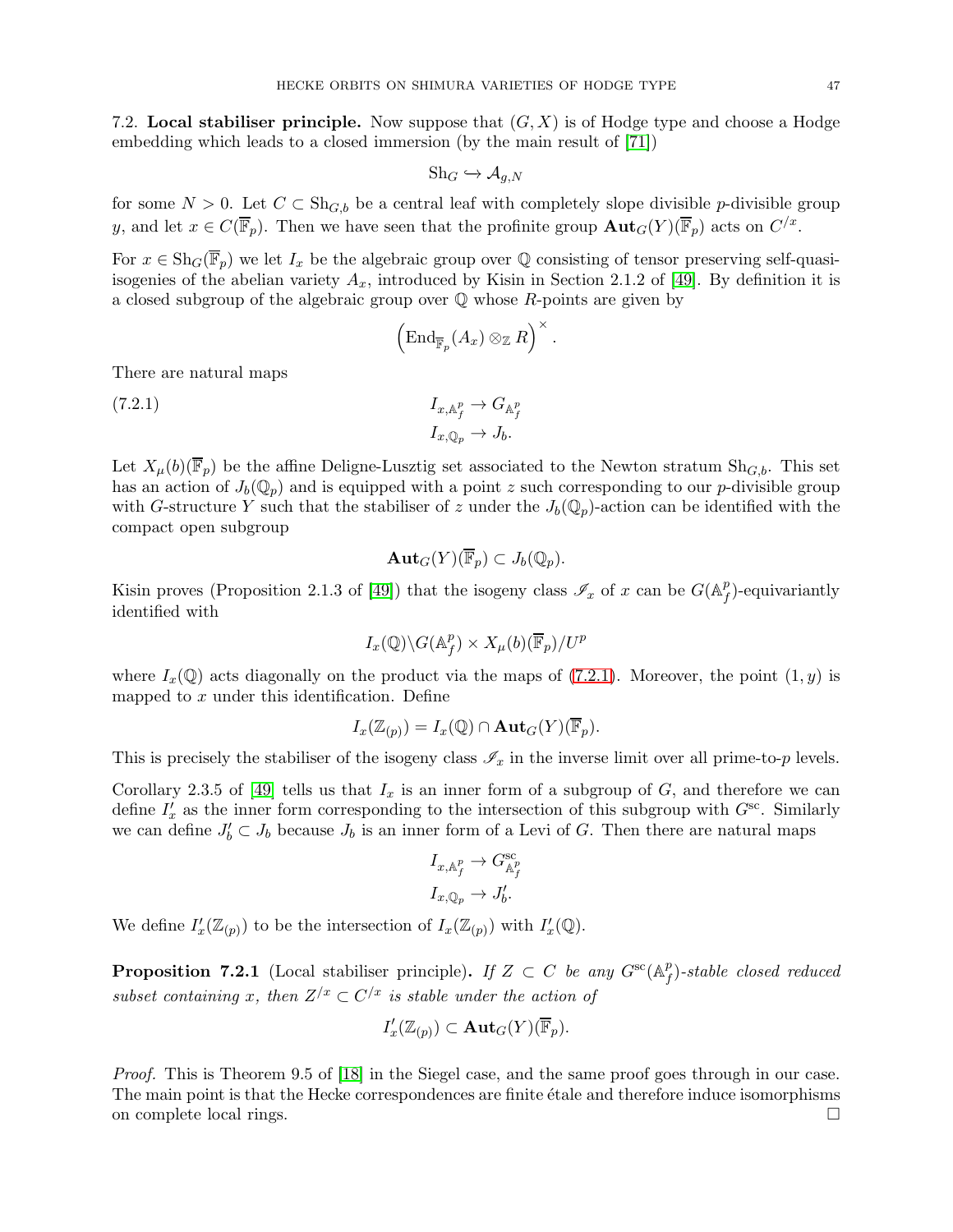**7.2. Local stabiliser principle.** Now suppose that $(G, X)$ is of Hodge type and choose a Hodge embedding which leads to a closed immersion (by the main result of [71])

$$\mathrm{Sh}_G \hookrightarrow \mathcal{A}_{g,N}$$

for some $N > 0$. Let $C \subset \mathrm{Sh}_{G,b}$ be a central leaf with completely slope divisible $p$-divisible group $y$, and let $x \in C(\overline{\mathbb{F}}_p)$. Then we have seen that the profinite group $\mathbf{Aut}_G(Y)(\overline{\mathbb{F}}_p)$ acts on $C^{/x}$.

For $x \in \mathrm{Sh}_G(\overline{\mathbb{F}}_p)$ we let $I_x$ be the algebraic group over $\mathbb{Q}$ consisting of tensor preserving self-quasi-isogenies of the abelian variety $A_x$, introduced by Kisin in Section 2.1.2 of [49]. By definition it is a closed subgroup of the algebraic group over $\mathbb{Q}$ whose $R$-points are given by

$$\left(\mathrm{End}_{\overline{\mathbb{F}}_p}(A_x) \otimes_{\mathbb{Z}} R\right)^{\times}.$$

There are natural maps

$$\begin{aligned} I_{x,\mathbb{A}_f^p} &\to G_{\mathbb{A}_f^p} \\ I_{x,\mathbb{Q}_p} &\to J_b. \end{aligned} \tag{7.2.1}$$

Let $X_\mu(b)(\overline{\mathbb{F}}_p)$ be the affine Deligne-Lusztig set associated to the Newton stratum $\mathrm{Sh}_{G,b}$. This set has an action of $J_b(\mathbb{Q}_p)$ and is equipped with a point $z$ such corresponding to our $p$-divisible group with $G$-structure $Y$ such that the stabiliser of $z$ under the $J_b(\mathbb{Q}_p)$-action can be identified with the compact open subgroup

$$\mathbf{Aut}_G(Y)(\overline{\mathbb{F}}_p) \subset J_b(\mathbb{Q}_p).$$

Kisin proves (Proposition 2.1.3 of [49]) that the isogeny class $\mathscr{I}_x$ of $x$ can be $G(\mathbb{A}_f^p)$-equivariantly identified with

$$I_x(\mathbb{Q}) \backslash G(\mathbb{A}_f^p) \times X_\mu(b)(\overline{\mathbb{F}}_p)/U^p$$

where $I_x(\mathbb{Q})$ acts diagonally on the product via the maps of (7.2.1). Moreover, the point $(1, y)$ is mapped to $x$ under this identification. Define

$$I_x(\mathbb{Z}_{(p)}) = I_x(\mathbb{Q}) \cap \mathbf{Aut}_G(Y)(\overline{\mathbb{F}}_p).$$

This is precisely the stabiliser of the isogeny class $\mathscr{I}_x$ in the inverse limit over all prime-to-$p$ levels.

Corollary 2.3.5 of [49] tells us that $I_x$ is an inner form of a subgroup of $G$, and therefore we can define $I'_x$ as the inner form corresponding to the intersection of this subgroup with $G^{\mathrm{sc}}$. Similarly we can define $J'_b \subset J_b$ because $J_b$ is an inner form of a Levi of $G$. Then there are natural maps

$$\begin{aligned} I_{x,\mathbb{A}_f^p} &\to G^{\mathrm{sc}}_{\mathbb{A}_f^p} \\ I_{x,\mathbb{Q}_p} &\to J'_b. \end{aligned}$$

We define $I'_x(\mathbb{Z}_{(p)})$ to be the intersection of $I_x(\mathbb{Z}_{(p)})$ with $I'_x(\mathbb{Q})$.

**Proposition 7.2.1** (Local stabiliser principle)**.** *If $Z \subset C$ be any $G^{\mathrm{sc}}(\mathbb{A}_f^p)$-stable closed reduced subset containing $x$, then $Z^{/x} \subset C^{/x}$ is stable under the action of*

$$I'_x(\mathbb{Z}_{(p)}) \subset \mathbf{Aut}_G(Y)(\overline{\mathbb{F}}_p).$$

*Proof.* This is Theorem 9.5 of [18] in the Siegel case, and the same proof goes through in our case. The main point is that the Hecke correspondences are finite étale and therefore induce isomorphisms on complete local rings. $\square$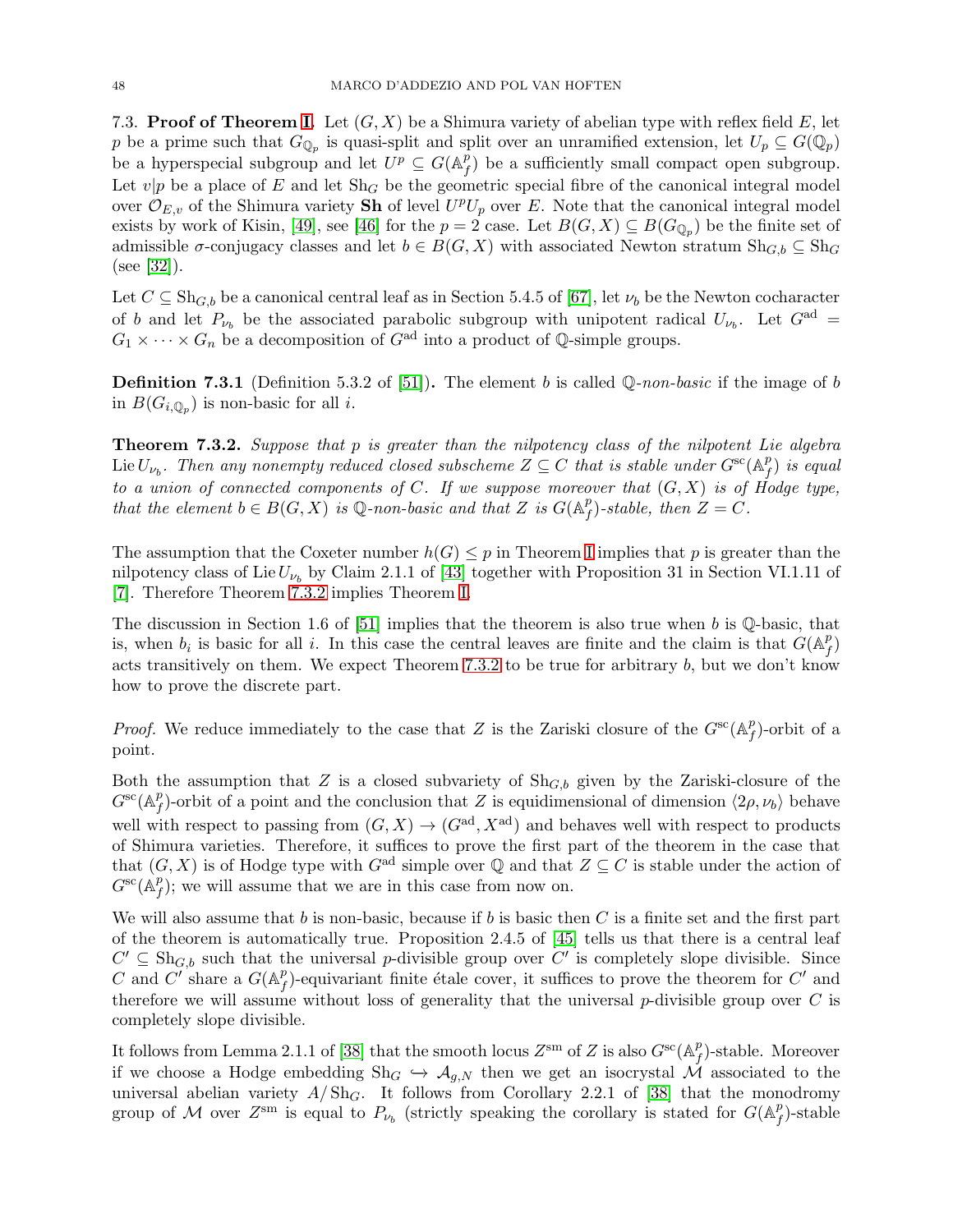## 7.3. Proof of Theorem I.

Let $(G, X)$ be a Shimura variety of abelian type with reflex field $E$, let $p$ be a prime such that $G_{\mathbb{Q}_p}$ is quasi-split and split over an unramified extension, let $U_p \subseteq G(\mathbb{Q}_p)$ be a hyperspecial subgroup and let $U^p \subseteq G(\mathbb{A}_f^p)$ be a sufficiently small compact open subgroup. Let $v|p$ be a place of $E$ and let $\mathrm{Sh}_G$ be the geometric special fibre of the canonical integral model over $\mathcal{O}_{E,v}$ of the Shimura variety $\mathbf{Sh}$ of level $U^p U_p$ over $E$. Note that the canonical integral model exists by work of Kisin, [49], see [46] for the $p = 2$ case. Let $B(G, X) \subseteq B(G_{\mathbb{Q}_p})$ be the finite set of admissible $\sigma$-conjugacy classes and let $b \in B(G, X)$ with associated Newton stratum $\mathrm{Sh}_{G,b} \subseteq \mathrm{Sh}_G$ (see [32]).

Let $C \subseteq \mathrm{Sh}_{G,b}$ be a canonical central leaf as in Section 5.4.5 of [67], let $\nu_b$ be the Newton cocharacter of $b$ and let $P_{\nu_b}$ be the associated parabolic subgroup with unipotent radical $U_{\nu_b}$. Let $G^{\mathrm{ad}} = G_1 \times \cdots \times G_n$ be a decomposition of $G^{\mathrm{ad}}$ into a product of $\mathbb{Q}$-simple groups.

**Definition 7.3.1** (Definition 5.3.2 of [51])**.** The element $b$ is called $\mathbb{Q}$-*non-basic* if the image of $b$ in $B(G_{i,\mathbb{Q}_p})$ is non-basic for all $i$.

**Theorem 7.3.2.** *Suppose that $p$ is greater than the nilpotency class of the nilpotent Lie algebra $\mathrm{Lie}\, U_{\nu_b}$. Then any nonempty reduced closed subscheme $Z \subseteq C$ that is stable under $G^{\mathrm{sc}}(\mathbb{A}_f^p)$ is equal to a union of connected components of $C$. If we suppose moreover that $(G, X)$ is of Hodge type, that the element $b \in B(G, X)$ is $\mathbb{Q}$-non-basic and that $Z$ is $G(\mathbb{A}_f^p)$-stable, then $Z = C$.*

The assumption that the Coxeter number $h(G) \leq p$ in Theorem I implies that $p$ is greater than the nilpotency class of $\mathrm{Lie}\, U_{\nu_b}$ by Claim 2.1.1 of [43] together with Proposition 31 in Section VI.1.11 of [7]. Therefore Theorem 7.3.2 implies Theorem I.

The discussion in Section 1.6 of [51] implies that the theorem is also true when $b$ is $\mathbb{Q}$-basic, that is, when $b_i$ is basic for all $i$. In this case the central leaves are finite and the claim is that $G(\mathbb{A}_f^p)$ acts transitively on them. We expect Theorem 7.3.2 to be true for arbitrary $b$, but we don't know how to prove the discrete part.

*Proof.* We reduce immediately to the case that $Z$ is the Zariski closure of the $G^{\mathrm{sc}}(\mathbb{A}_f^p)$-orbit of a point.

Both the assumption that $Z$ is a closed subvariety of $\mathrm{Sh}_{G,b}$ given by the Zariski-closure of the $G^{\mathrm{sc}}(\mathbb{A}_f^p)$-orbit of a point and the conclusion that $Z$ is equidimensional of dimension $\langle 2\rho, \nu_b \rangle$ behave well with respect to passing from $(G, X) \to (G^{\mathrm{ad}}, X^{\mathrm{ad}})$ and behaves well with respect to products of Shimura varieties. Therefore, it suffices to prove the first part of the theorem in the case that that $(G, X)$ is of Hodge type with $G^{\mathrm{ad}}$ simple over $\mathbb{Q}$ and that $Z \subseteq C$ is stable under the action of $G^{\mathrm{sc}}(\mathbb{A}_f^p)$; we will assume that we are in this case from now on.

We will also assume that $b$ is non-basic, because if $b$ is basic then $C$ is a finite set and the first part of the theorem is automatically true. Proposition 2.4.5 of [45] tells us that there is a central leaf $C' \subseteq \mathrm{Sh}_{G,b}$ such that the universal $p$-divisible group over $C'$ is completely slope divisible. Since $C$ and $C'$ share a $G(\mathbb{A}_f^p)$-equivariant finite étale cover, it suffices to prove the theorem for $C'$ and therefore we will assume without loss of generality that the universal $p$-divisible group over $C$ is completely slope divisible.

It follows from Lemma 2.1.1 of [38] that the smooth locus $Z^{\mathrm{sm}}$ of $Z$ is also $G^{\mathrm{sc}}(\mathbb{A}_f^p)$-stable. Moreover if we choose a Hodge embedding $\mathrm{Sh}_G \hookrightarrow \mathcal{A}_{g,N}$ then we get an isocrystal $\mathcal{M}$ associated to the universal abelian variety $A/\mathrm{Sh}_G$. It follows from Corollary 2.2.1 of [38] that the monodromy group of $\mathcal{M}$ over $Z^{\mathrm{sm}}$ is equal to $P_{\nu_b}$ (strictly speaking the corollary is stated for $G(\mathbb{A}_f^p)$-stable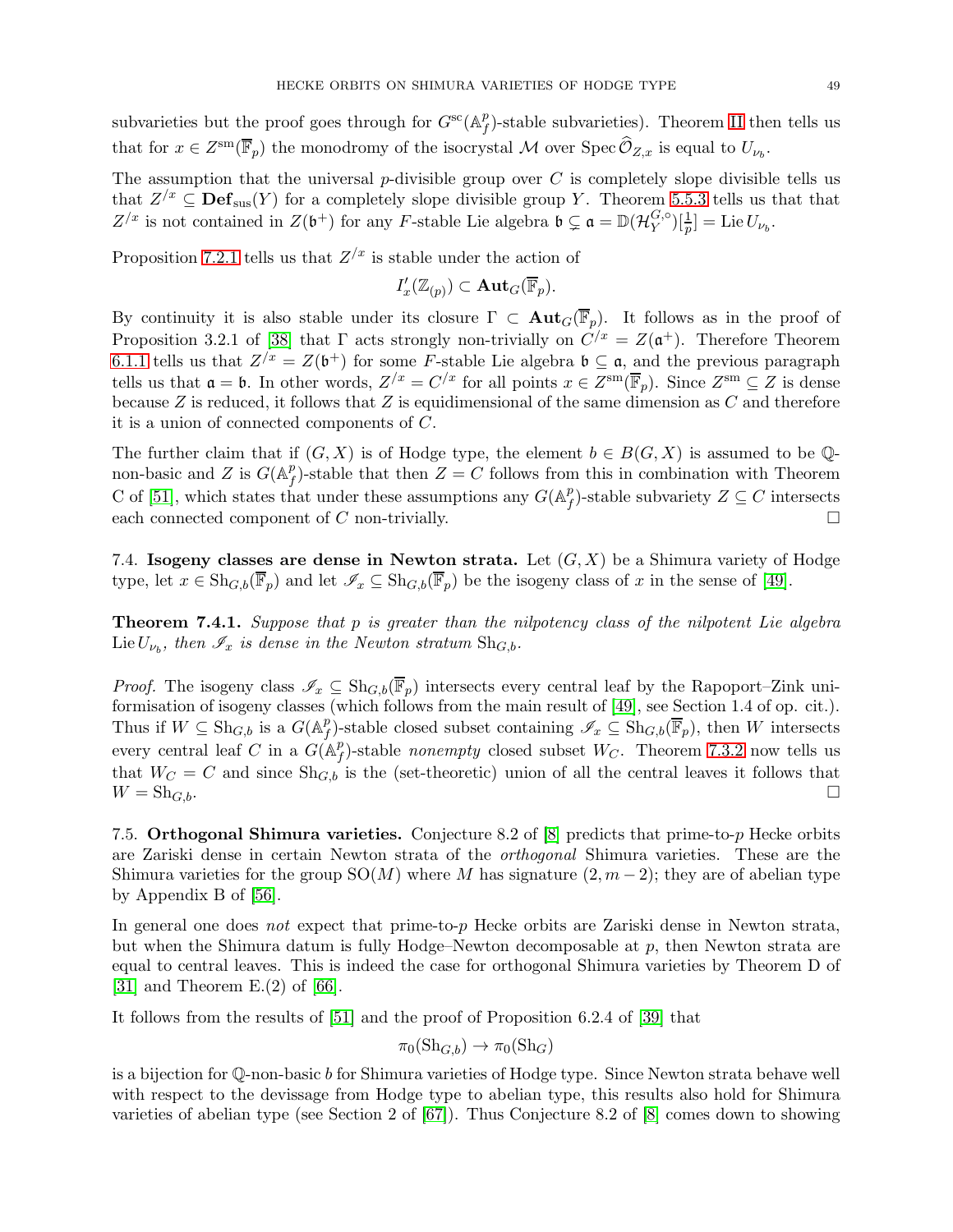subvarieties but the proof goes through for $G^{\mathrm{sc}}(\mathbb{A}_f^p)$-stable subvarieties). Theorem II then tells us that for $x \in Z^{\mathrm{sm}}(\overline{\mathbb{F}}_p)$ the monodromy of the isocrystal $\mathcal{M}$ over $\operatorname{Spec} \widehat{\mathcal{O}}_{Z,x}$ is equal to $U_{\nu_b}$.

The assumption that the universal $p$-divisible group over $C$ is completely slope divisible tells us that $Z^{/x} \subseteq \mathbf{Def}_{\mathrm{sus}}(Y)$ for a completely slope divisible group $Y$. Theorem 5.5.3 tells us that that $Z^{/x}$ is not contained in $Z(\mathfrak{b}^+)$ for any $F$-stable Lie algebra $\mathfrak{b} \subsetneq \mathfrak{a} = \mathbb{D}(\mathcal{H}_Y^{G,\circ})[\frac{1}{p}] = \operatorname{Lie} U_{\nu_b}$.

Proposition 7.2.1 tells us that $Z^{/x}$ is stable under the action of

$$I_x'(\mathbb{Z}_{(p)}) \subset \mathbf{Aut}_G(\overline{\mathbb{F}}_p).$$

By continuity it is also stable under its closure $\Gamma \subset \mathbf{Aut}_G(\overline{\mathbb{F}}_p)$. It follows as in the proof of Proposition 3.2.1 of [38] that $\Gamma$ acts strongly non-trivially on $C^{/x} = Z(\mathfrak{a}^+)$. Therefore Theorem 6.1.1 tells us that $Z^{/x} = Z(\mathfrak{b}^+)$ for some $F$-stable Lie algebra $\mathfrak{b} \subseteq \mathfrak{a}$, and the previous paragraph tells us that $\mathfrak{a} = \mathfrak{b}$. In other words, $Z^{/x} = C^{/x}$ for all points $x \in Z^{\mathrm{sm}}(\overline{\mathbb{F}}_p)$. Since $Z^{\mathrm{sm}} \subseteq Z$ is dense because $Z$ is reduced, it follows that $Z$ is equidimensional of the same dimension as $C$ and therefore it is a union of connected components of $C$.

The further claim that if $(G, X)$ is of Hodge type, the element $b \in B(G, X)$ is assumed to be $\mathbb{Q}$-non-basic and $Z$ is $G(\mathbb{A}_f^p)$-stable that then $Z = C$ follows from this in combination with Theorem C of [51], which states that under these assumptions any $G(\mathbb{A}_f^p)$-stable subvariety $Z \subseteq C$ intersects each connected component of $C$ non-trivially. □

## 7.4. Isogeny classes are dense in Newton strata.

Let $(G, X)$ be a Shimura variety of Hodge type, let $x \in \mathrm{Sh}_{G,b}(\overline{\mathbb{F}}_p)$ and let $\mathscr{I}_x \subseteq \mathrm{Sh}_{G,b}(\overline{\mathbb{F}}_p)$ be the isogeny class of $x$ in the sense of [49].

**Theorem 7.4.1.** *Suppose that $p$ is greater than the nilpotency class of the nilpotent Lie algebra $\operatorname{Lie} U_{\nu_b}$, then $\mathscr{I}_x$ is dense in the Newton stratum $\mathrm{Sh}_{G,b}$.*

*Proof.* The isogeny class $\mathscr{I}_x \subseteq \mathrm{Sh}_{G,b}(\overline{\mathbb{F}}_p)$ intersects every central leaf by the Rapoport–Zink uniformisation of isogeny classes (which follows from the main result of [49], see Section 1.4 of op. cit.). Thus if $W \subseteq \mathrm{Sh}_{G,b}$ is a $G(\mathbb{A}_f^p)$-stable closed subset containing $\mathscr{I}_x \subseteq \mathrm{Sh}_{G,b}(\overline{\mathbb{F}}_p)$, then $W$ intersects every central leaf $C$ in a $G(\mathbb{A}_f^p)$-stable *nonempty* closed subset $W_C$. Theorem 7.3.2 now tells us that $W_C = C$ and since $\mathrm{Sh}_{G,b}$ is the (set-theoretic) union of all the central leaves it follows that $W = \mathrm{Sh}_{G,b}$. □

## 7.5. Orthogonal Shimura varieties.

Conjecture 8.2 of [8] predicts that prime-to-$p$ Hecke orbits are Zariski dense in certain Newton strata of the *orthogonal* Shimura varieties. These are the Shimura varieties for the group $\mathrm{SO}(M)$ where $M$ has signature $(2, m-2)$; they are of abelian type by Appendix B of [56].

In general one does *not* expect that prime-to-$p$ Hecke orbits are Zariski dense in Newton strata, but when the Shimura datum is fully Hodge–Newton decomposable at $p$, then Newton strata are equal to central leaves. This is indeed the case for orthogonal Shimura varieties by Theorem D of [31] and Theorem E.(2) of [66].

It follows from the results of [51] and the proof of Proposition 6.2.4 of [39] that

$$\pi_0(\mathrm{Sh}_{G,b}) \to \pi_0(\mathrm{Sh}_G)$$

is a bijection for $\mathbb{Q}$-non-basic $b$ for Shimura varieties of Hodge type. Since Newton strata behave well with respect to the devissage from Hodge type to abelian type, this results also hold for Shimura varieties of abelian type (see Section 2 of [67]). Thus Conjecture 8.2 of [8] comes down to showing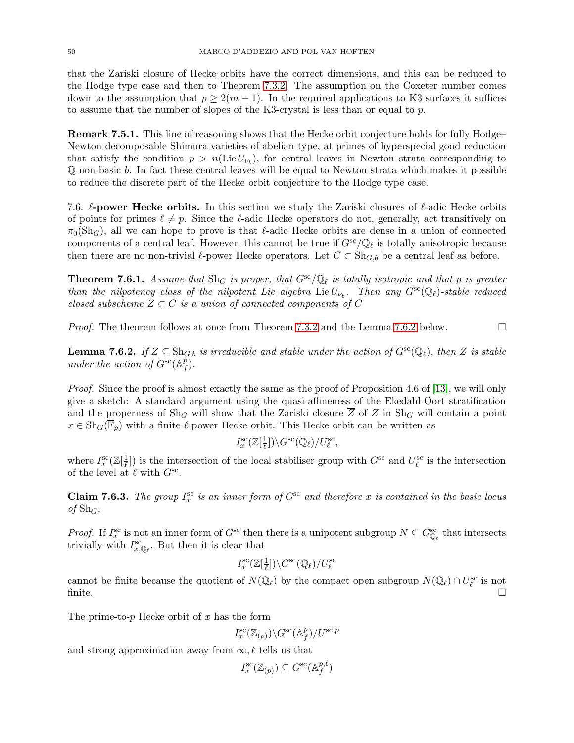that the Zariski closure of Hecke orbits have the correct dimensions, and this can be reduced to the Hodge type case and then to Theorem 7.3.2. The assumption on the Coxeter number comes down to the assumption that $p \geq 2(m-1)$. In the required applications to K3 surfaces it suffices to assume that the number of slopes of the K3-crystal is less than or equal to $p$.

**Remark 7.5.1.** This line of reasoning shows that the Hecke orbit conjecture holds for fully Hodge–Newton decomposable Shimura varieties of abelian type, at primes of hyperspecial good reduction that satisfy the condition $p > n(\operatorname{Lie} U_{\nu_b})$, for central leaves in Newton strata corresponding to $\mathbb{Q}$-non-basic $b$. In fact these central leaves will be equal to Newton strata which makes it possible to reduce the discrete part of the Hecke orbit conjecture to the Hodge type case.

7.6. **$\ell$-power Hecke orbits.** In this section we study the Zariski closures of $\ell$-adic Hecke orbits of points for primes $\ell \neq p$. Since the $\ell$-adic Hecke operators do not, generally, act transitively on $\pi_0(\mathrm{Sh}_G)$, all we can hope to prove is that $\ell$-adic Hecke orbits are dense in a union of connected components of a central leaf. However, this cannot be true if $G^{\mathrm{sc}}/\mathbb{Q}_\ell$ is totally anisotropic because then there are no non-trivial $\ell$-power Hecke operators. Let $C \subset \mathrm{Sh}_{G,b}$ be a central leaf as before.

**Theorem 7.6.1.** *Assume that $\mathrm{Sh}_G$ is proper, that $G^{\mathrm{sc}}/\mathbb{Q}_\ell$ is totally isotropic and that $p$ is greater than the nilpotency class of the nilpotent Lie algebra $\operatorname{Lie} U_{\nu_b}$. Then any $G^{\mathrm{sc}}(\mathbb{Q}_\ell)$-stable reduced closed subscheme $Z \subset C$ is a union of connected components of $C$*

*Proof.* The theorem follows at once from Theorem 7.3.2 and the Lemma 7.6.2 below. □

**Lemma 7.6.2.** *If $Z \subseteq \mathrm{Sh}_{G,b}$ is irreducible and stable under the action of $G^{\mathrm{sc}}(\mathbb{Q}_\ell)$, then $Z$ is stable under the action of $G^{\mathrm{sc}}(\mathbb{A}_f^p)$.*

*Proof.* Since the proof is almost exactly the same as the proof of Proposition 4.6 of [13], we will only give a sketch: A standard argument using the quasi-affineness of the Ekedahl-Oort stratification and the properness of $\mathrm{Sh}_G$ will show that the Zariski closure $\overline{Z}$ of $Z$ in $\mathrm{Sh}_G$ will contain a point $x \in \mathrm{Sh}_G(\overline{\mathbb{F}}_p)$ with a finite $\ell$-power Hecke orbit. This Hecke orbit can be written as

$$I_x^{\mathrm{sc}}(\mathbb{Z}[\tfrac{1}{\ell}]) \backslash G^{\mathrm{sc}}(\mathbb{Q}_\ell)/U_\ell^{\mathrm{sc}},$$

where $I_x^{\mathrm{sc}}(\mathbb{Z}[\frac{1}{\ell}])$ is the intersection of the local stabiliser group with $G^{\mathrm{sc}}$ and $U_\ell^{\mathrm{sc}}$ is the intersection of the level at $\ell$ with $G^{\mathrm{sc}}$.

**Claim 7.6.3.** *The group $I_x^{\mathrm{sc}}$ is an inner form of $G^{\mathrm{sc}}$ and therefore $x$ is contained in the basic locus of $\mathrm{Sh}_G$.*

*Proof.* If $I_x^{\mathrm{sc}}$ is not an inner form of $G^{\mathrm{sc}}$ then there is a unipotent subgroup $N \subseteq G^{\mathrm{sc}}_{\mathbb{Q}_\ell}$ that intersects trivially with $I^{\mathrm{sc}}_{x,\mathbb{Q}_\ell}$. But then it is clear that

$$I_x^{\mathrm{sc}}(\mathbb{Z}[\tfrac{1}{\ell}]) \backslash G^{\mathrm{sc}}(\mathbb{Q}_\ell)/U_\ell^{\mathrm{sc}}$$

cannot be finite because the quotient of $N(\mathbb{Q}_\ell)$ by the compact open subgroup $N(\mathbb{Q}_\ell) \cap U_\ell^{\mathrm{sc}}$ is not finite. □

The prime-to-$p$ Hecke orbit of $x$ has the form

$$I_x^{\mathrm{sc}}(\mathbb{Z}_{(p)}) \backslash G^{\mathrm{sc}}(\mathbb{A}_f^p)/U^{\mathrm{sc},p}$$

and strong approximation away from $\infty, \ell$ tells us that

$$I_x^{\mathrm{sc}}(\mathbb{Z}_{(p)}) \subseteq G^{\mathrm{sc}}(\mathbb{A}_f^{p,\ell})$$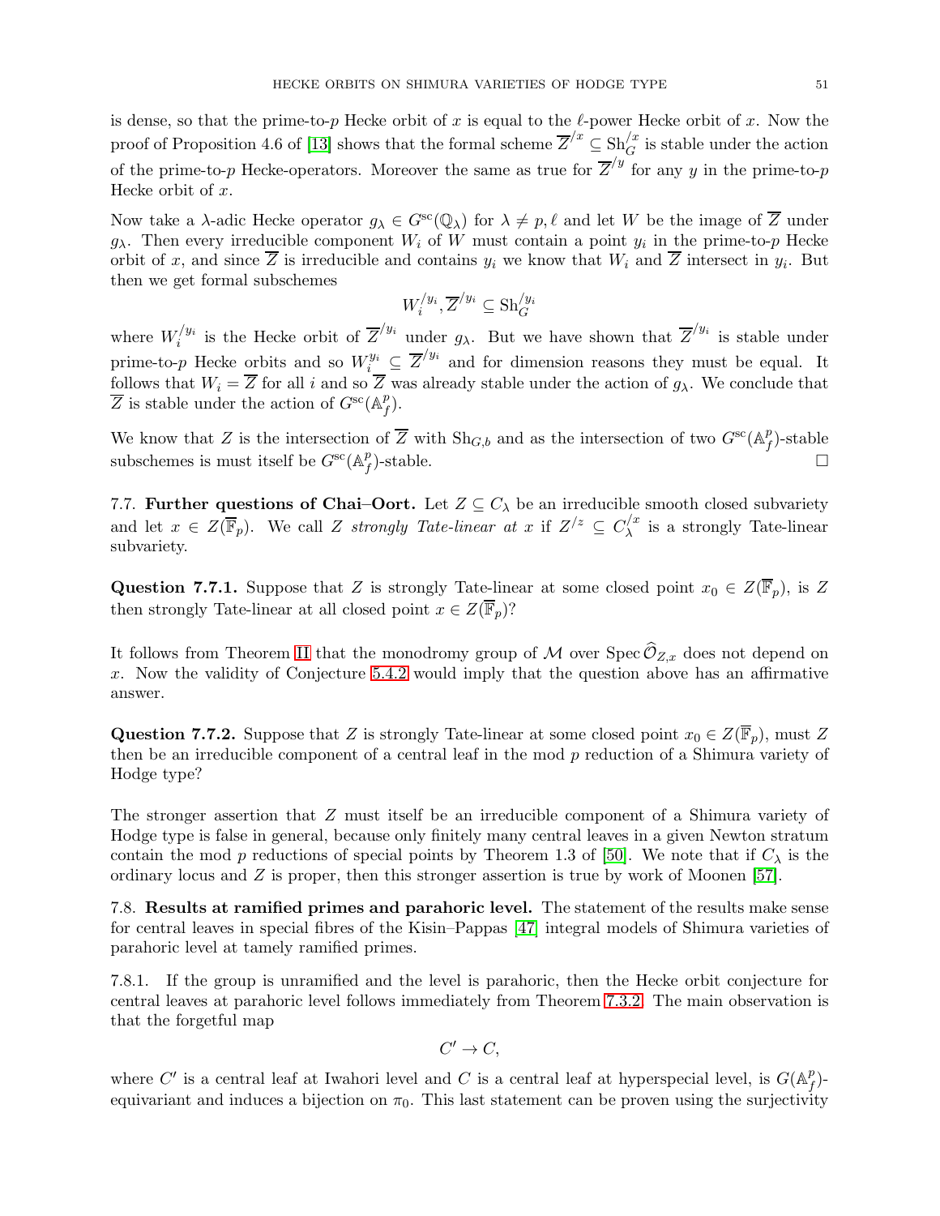is dense, so that the prime-to-$p$ Hecke orbit of $x$ is equal to the $\ell$-power Hecke orbit of $x$. Now the proof of Proposition 4.6 of [13] shows that the formal scheme $\overline{Z}^{/x} \subseteq \mathrm{Sh}_G^{/x}$ is stable under the action of the prime-to-$p$ Hecke-operators. Moreover the same as true for $\overline{Z}^{/y}$ for any $y$ in the prime-to-$p$ Hecke orbit of $x$.

Now take a $\lambda$-adic Hecke operator $g_\lambda \in G^{\mathrm{sc}}(\mathbb{Q}_\lambda)$ for $\lambda \neq p, \ell$ and let $W$ be the image of $\overline{Z}$ under $g_\lambda$. Then every irreducible component $W_i$ of $W$ must contain a point $y_i$ in the prime-to-$p$ Hecke orbit of $x$, and since $\overline{Z}$ is irreducible and contains $y_i$ we know that $W_i$ and $\overline{Z}$ intersect in $y_i$. But then we get formal subschemes

$$W_i^{/y_i}, \overline{Z}^{/y_i} \subseteq \mathrm{Sh}_G^{/y_i}$$

where $W_i^{/y_i}$ is the Hecke orbit of $\overline{Z}^{/y_i}$ under $g_\lambda$. But we have shown that $\overline{Z}^{/y_i}$ is stable under prime-to-$p$ Hecke orbits and so $W_i^{y_i} \subseteq \overline{Z}^{/y_i}$ and for dimension reasons they must be equal. It follows that $W_i = \overline{Z}$ for all $i$ and so $\overline{Z}$ was already stable under the action of $g_\lambda$. We conclude that $\overline{Z}$ is stable under the action of $G^{\mathrm{sc}}(\mathbb{A}_f^p)$.

We know that $Z$ is the intersection of $\overline{Z}$ with $\mathrm{Sh}_{G,b}$ and as the intersection of two $G^{\mathrm{sc}}(\mathbb{A}_f^p)$-stable subschemes is must itself be $G^{\mathrm{sc}}(\mathbb{A}_f^p)$-stable. □

7.7. **Further questions of Chai–Oort.** Let $Z \subseteq C_\lambda$ be an irreducible smooth closed subvariety and let $x \in Z(\overline{\mathbb{F}}_p)$. We call $Z$ *strongly Tate-linear at* $x$ if $Z^{/z} \subseteq C_\lambda^{/x}$ is a strongly Tate-linear subvariety.

**Question 7.7.1.** Suppose that $Z$ is strongly Tate-linear at some closed point $x_0 \in Z(\overline{\mathbb{F}}_p)$, is $Z$ then strongly Tate-linear at all closed point $x \in Z(\overline{\mathbb{F}}_p)$?

It follows from Theorem II that the monodromy group of $\mathcal{M}$ over $\operatorname{Spec} \widehat{\mathcal{O}}_{Z,x}$ does not depend on $x$. Now the validity of Conjecture 5.4.2 would imply that the question above has an affirmative answer.

**Question 7.7.2.** Suppose that $Z$ is strongly Tate-linear at some closed point $x_0 \in Z(\overline{\mathbb{F}}_p)$, must $Z$ then be an irreducible component of a central leaf in the mod $p$ reduction of a Shimura variety of Hodge type?

The stronger assertion that $Z$ must itself be an irreducible component of a Shimura variety of Hodge type is false in general, because only finitely many central leaves in a given Newton stratum contain the mod $p$ reductions of special points by Theorem 1.3 of [50]. We note that if $C_\lambda$ is the ordinary locus and $Z$ is proper, then this stronger assertion is true by work of Moonen [57].

7.8. **Results at ramified primes and parahoric level.** The statement of the results make sense for central leaves in special fibres of the Kisin–Pappas [47] integral models of Shimura varieties of parahoric level at tamely ramified primes.

7.8.1. If the group is unramified and the level is parahoric, then the Hecke orbit conjecture for central leaves at parahoric level follows immediately from Theorem 7.3.2. The main observation is that the forgetful map

$$C' \to C,$$

where $C'$ is a central leaf at Iwahori level and $C$ is a central leaf at hyperspecial level, is $G(\mathbb{A}_f^p)$-equivariant and induces a bijection on $\pi_0$. This last statement can be proven using the surjectivity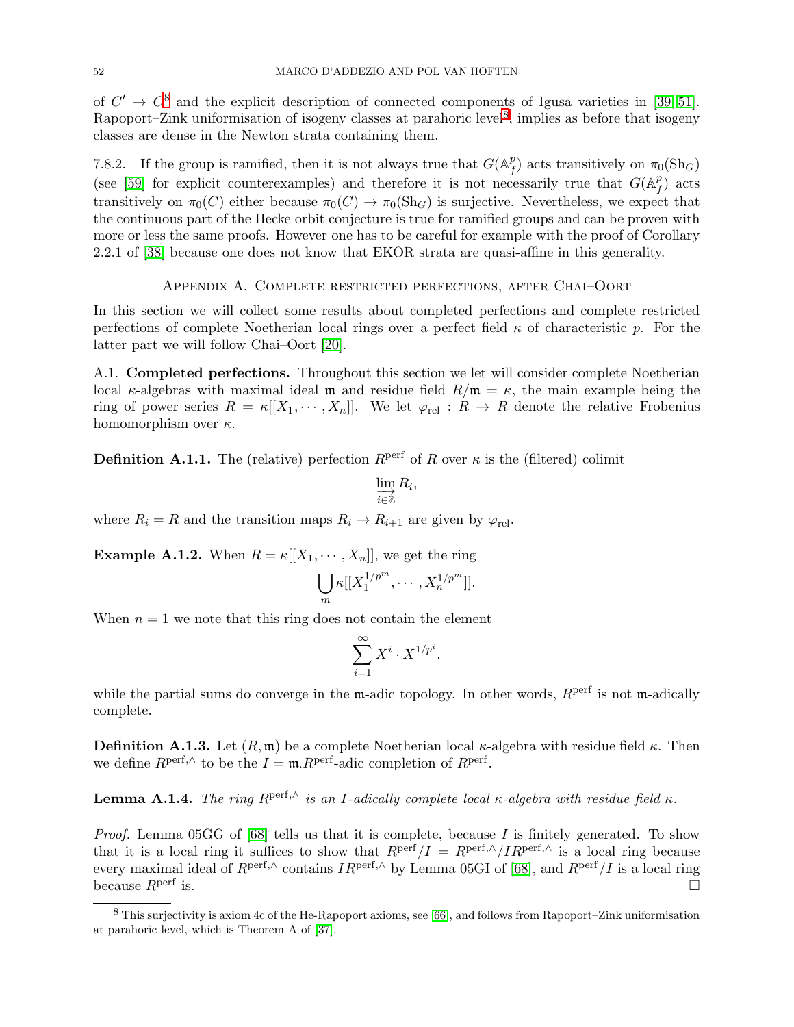of $C' \to C$[8] and the explicit description of connected components of Igusa varieties in [39, 51]. Rapoport–Zink uniformisation of isogeny classes at parahoric level[8], implies as before that isogeny classes are dense in the Newton strata containing them.

7.8.2. If the group is ramified, then it is not always true that $G(\mathbb{A}_f^p)$ acts transitively on $\pi_0(\mathrm{Sh}_G)$ (see [59] for explicit counterexamples) and therefore it is not necessarily true that $G(\mathbb{A}_f^p)$ acts transitively on $\pi_0(C)$ either because $\pi_0(C) \to \pi_0(\mathrm{Sh}_G)$ is surjective. Nevertheless, we expect that the continuous part of the Hecke orbit conjecture is true for ramified groups and can be proven with more or less the same proofs. However one has to be careful for example with the proof of Corollary 2.2.1 of [38] because one does not know that EKOR strata are quasi-affine in this generality.

## Appendix A. Complete restricted perfections, after Chai–Oort

In this section we will collect some results about completed perfections and complete restricted perfections of complete Noetherian local rings over a perfect field $\kappa$ of characteristic $p$. For the latter part we will follow Chai–Oort [20].

A.1. **Completed perfections.** Throughout this section we let will consider complete Noetherian local $\kappa$-algebras with maximal ideal $\mathfrak{m}$ and residue field $R/\mathfrak{m} = \kappa$, the main example being the ring of power series $R = \kappa[[X_1, \cdots, X_n]]$. We let $\varphi_{\mathrm{rel}} : R \to R$ denote the relative Frobenius homomorphism over $\kappa$.

**Definition A.1.1.** The (relative) perfection $R^{\mathrm{perf}}$ of $R$ over $\kappa$ is the (filtered) colimit

$$\varinjlim_{i \in \mathbb{Z}} R_i,$$

where $R_i = R$ and the transition maps $R_i \to R_{i+1}$ are given by $\varphi_{\mathrm{rel}}$.

**Example A.1.2.** When $R = \kappa[[X_1, \cdots, X_n]]$, we get the ring

$$\bigcup_m \kappa[[X_1^{1/p^m}, \cdots, X_n^{1/p^m}]].$$

When $n = 1$ we note that this ring does not contain the element

$$\sum_{i=1}^{\infty} X^i \cdot X^{1/p^i},$$

while the partial sums do converge in the $\mathfrak{m}$-adic topology. In other words, $R^{\mathrm{perf}}$ is not $\mathfrak{m}$-adically complete.

**Definition A.1.3.** Let $(R, \mathfrak{m})$ be a complete Noetherian local $\kappa$-algebra with residue field $\kappa$. Then we define $R^{\mathrm{perf},\wedge}$ to be the $I = \mathfrak{m}.R^{\mathrm{perf}}$-adic completion of $R^{\mathrm{perf}}$.

**Lemma A.1.4.** *The ring $R^{\mathrm{perf},\wedge}$ is an $I$-adically complete local $\kappa$-algebra with residue field $\kappa$.*

*Proof.* Lemma 05GG of [68] tells us that it is complete, because $I$ is finitely generated. To show that it is a local ring it suffices to show that $R^{\mathrm{perf}}/I = R^{\mathrm{perf},\wedge}/IR^{\mathrm{perf},\wedge}$ is a local ring because every maximal ideal of $R^{\mathrm{perf},\wedge}$ contains $IR^{\mathrm{perf},\wedge}$ by Lemma 05GI of [68], and $R^{\mathrm{perf}}/I$ is a local ring because $R^{\mathrm{perf}}$ is. □

[8] This surjectivity is axiom 4c of the He-Rapoport axioms, see [66], and follows from Rapoport–Zink uniformisation at parahoric level, which is Theorem A of [37].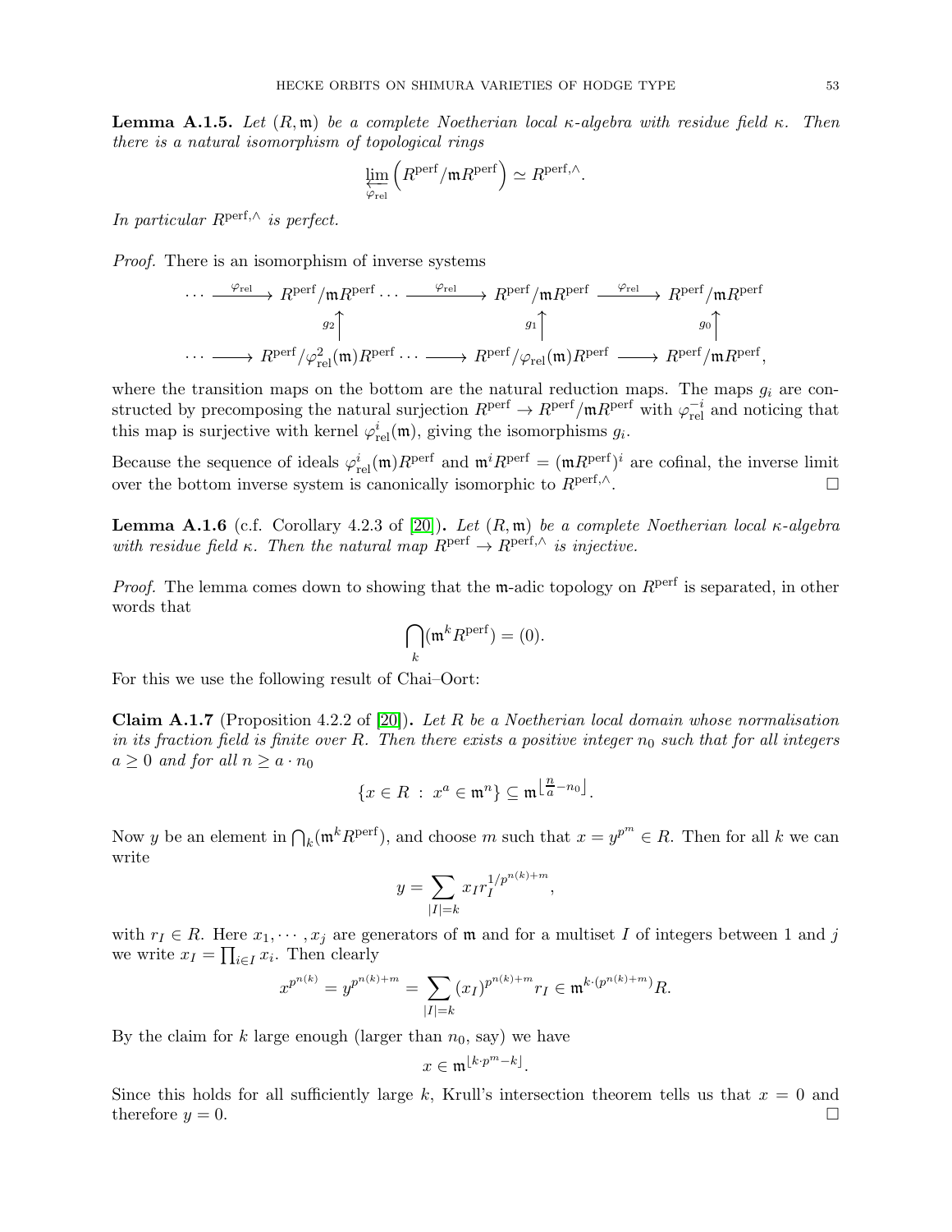**Lemma A.1.5.** *Let $(R, \mathfrak{m})$ be a complete Noetherian local $\kappa$-algebra with residue field $\kappa$. Then there is a natural isomorphism of topological rings*

$$\varprojlim_{\varphi_{\mathrm{rel}}} \left( R^{\mathrm{perf}} / \mathfrak{m} R^{\mathrm{perf}} \right) \simeq R^{\mathrm{perf}, \wedge}.$$

*In particular $R^{\mathrm{perf},\wedge}$ is perfect.*

*Proof.* There is an isomorphism of inverse systems

$$\begin{array}{ccccccc}
\cdots \xrightarrow{\varphi_{\mathrm{rel}}} & R^{\mathrm{perf}}/\mathfrak{m}R^{\mathrm{perf}} \cdots & \xrightarrow{\varphi_{\mathrm{rel}}} & R^{\mathrm{perf}}/\mathfrak{m}R^{\mathrm{perf}} & \xrightarrow{\varphi_{\mathrm{rel}}} & R^{\mathrm{perf}}/\mathfrak{m}R^{\mathrm{perf}} \\
& g_2 \uparrow & & g_1 \uparrow & & g_0 \uparrow \\
\cdots \longrightarrow & R^{\mathrm{perf}}/\varphi_{\mathrm{rel}}^2(\mathfrak{m})R^{\mathrm{perf}} \cdots & \longrightarrow & R^{\mathrm{perf}}/\varphi_{\mathrm{rel}}(\mathfrak{m})R^{\mathrm{perf}} & \longrightarrow & R^{\mathrm{perf}}/\mathfrak{m}R^{\mathrm{perf}},
\end{array}$$

where the transition maps on the bottom are the natural reduction maps. The maps $g_i$ are constructed by precomposing the natural surjection $R^{\mathrm{perf}} \to R^{\mathrm{perf}}/\mathfrak{m}R^{\mathrm{perf}}$ with $\varphi_{\mathrm{rel}}^{-i}$ and noticing that this map is surjective with kernel $\varphi_{\mathrm{rel}}^{i}(\mathfrak{m})$, giving the isomorphisms $g_i$.

Because the sequence of ideals $\varphi_{\mathrm{rel}}^{i}(\mathfrak{m})R^{\mathrm{perf}}$ and $\mathfrak{m}^i R^{\mathrm{perf}} = (\mathfrak{m}R^{\mathrm{perf}})^i$ are cofinal, the inverse limit over the bottom inverse system is canonically isomorphic to $R^{\mathrm{perf},\wedge}$. □

**Lemma A.1.6** (c.f. Corollary 4.2.3 of [20])**.** *Let $(R, \mathfrak{m})$ be a complete Noetherian local $\kappa$-algebra with residue field $\kappa$. Then the natural map $R^{\mathrm{perf}} \to R^{\mathrm{perf},\wedge}$ is injective.*

*Proof.* The lemma comes down to showing that the $\mathfrak{m}$-adic topology on $R^{\mathrm{perf}}$ is separated, in other words that

$$\bigcap_k (\mathfrak{m}^k R^{\mathrm{perf}}) = (0).$$

For this we use the following result of Chai–Oort:

**Claim A.1.7** (Proposition 4.2.2 of [20])**.** *Let $R$ be a Noetherian local domain whose normalisation in its fraction field is finite over $R$. Then there exists a positive integer $n_0$ such that for all integers $a \geq 0$ and for all $n \geq a \cdot n_0$*

$$\{x \in R \ : \ x^a \in \mathfrak{m}^n\} \subseteq \mathfrak{m}^{\lfloor \frac{n}{a} - n_0 \rfloor}.$$

Now $y$ be an element in $\bigcap_k (\mathfrak{m}^k R^{\mathrm{perf}})$, and choose $m$ such that $x = y^{p^m} \in R$. Then for all $k$ we can write

$$y = \sum_{|I|=k} x_I r_I^{1/p^{n(k)+m}},$$

with $r_I \in R$. Here $x_1, \cdots, x_j$ are generators of $\mathfrak{m}$ and for a multiset $I$ of integers between 1 and $j$ we write $x_I = \prod_{i \in I} x_i$. Then clearly

$$x^{p^{n(k)}} = y^{p^{n(k)+m}} = \sum_{|I|=k} (x_I)^{p^{n(k)+m}} r_I \in \mathfrak{m}^{k \cdot (p^{n(k)+m})} R.$$

By the claim for $k$ large enough (larger than $n_0$, say) we have

$$x \in \mathfrak{m}^{\lfloor k \cdot p^m - k \rfloor}.$$

Since this holds for all sufficiently large $k$, Krull's intersection theorem tells us that $x = 0$ and therefore $y = 0$. □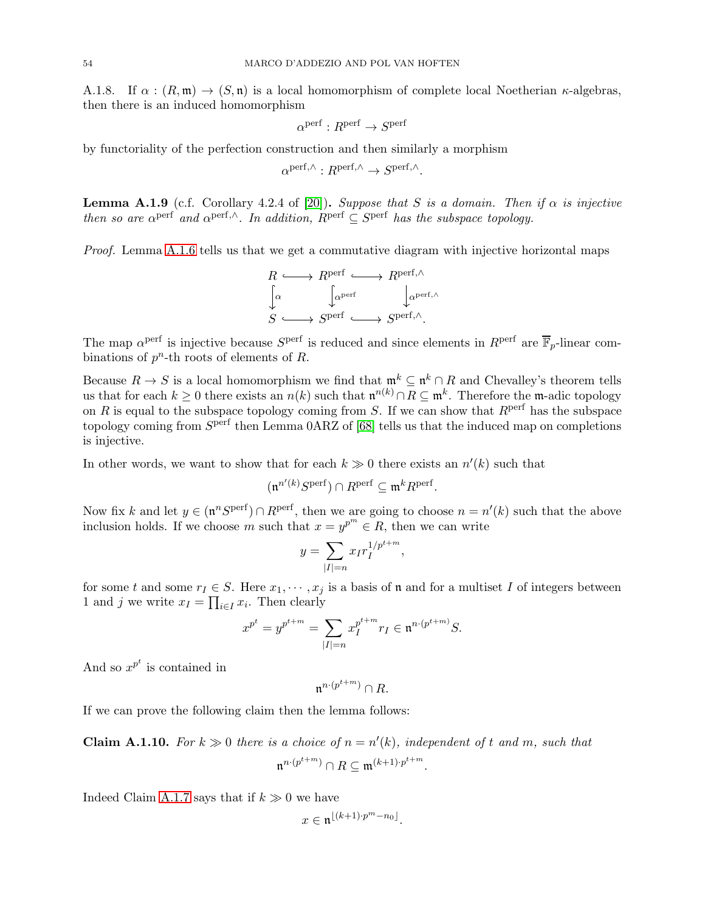A.1.8. If $\alpha : (R, \mathfrak{m}) \to (S, \mathfrak{n})$ is a local homomorphism of complete local Noetherian $\kappa$-algebras, then there is an induced homomorphism

$$\alpha^{\mathrm{perf}} : R^{\mathrm{perf}} \to S^{\mathrm{perf}}$$

by functoriality of the perfection construction and then similarly a morphism

$$\alpha^{\mathrm{perf},\wedge} : R^{\mathrm{perf},\wedge} \to S^{\mathrm{perf},\wedge}.$$

**Lemma A.1.9** (c.f. Corollary 4.2.4 of [20])**.** *Suppose that $S$ is a domain. Then if $\alpha$ is injective then so are $\alpha^{\mathrm{perf}}$ and $\alpha^{\mathrm{perf},\wedge}$. In addition, $R^{\mathrm{perf}} \subseteq S^{\mathrm{perf}}$ has the subspace topology.*

*Proof.* Lemma A.1.6 tells us that we get a commutative diagram with injective horizontal maps

$$\begin{array}{ccccc} R & \hookrightarrow & R^{\mathrm{perf}} & \hookrightarrow & R^{\mathrm{perf},\wedge} \\ \downarrow{\scriptstyle \alpha} & & \downarrow{\scriptstyle \alpha^{\mathrm{perf}}} & & \downarrow{\scriptstyle \alpha^{\mathrm{perf},\wedge}} \\ S & \hookrightarrow & S^{\mathrm{perf}} & \hookrightarrow & S^{\mathrm{perf},\wedge}. \end{array}$$

The map $\alpha^{\mathrm{perf}}$ is injective because $S^{\mathrm{perf}}$ is reduced and since elements in $R^{\mathrm{perf}}$ are $\overline{\mathbb{F}}_p$-linear combinations of $p^n$-th roots of elements of $R$.

Because $R \to S$ is a local homomorphism we find that $\mathfrak{m}^k \subseteq \mathfrak{n}^k \cap R$ and Chevalley's theorem tells us that for each $k \geq 0$ there exists an $n(k)$ such that $\mathfrak{n}^{n(k)} \cap R \subseteq \mathfrak{m}^k$. Therefore the $\mathfrak{m}$-adic topology on $R$ is equal to the subspace topology coming from $S$. If we can show that $R^{\mathrm{perf}}$ has the subspace topology coming from $S^{\mathrm{perf}}$ then Lemma 0ARZ of [68] tells us that the induced map on completions is injective.

In other words, we want to show that for each $k \gg 0$ there exists an $n'(k)$ such that

$$(\mathfrak{n}^{n'(k)} S^{\mathrm{perf}}) \cap R^{\mathrm{perf}} \subseteq \mathfrak{m}^k R^{\mathrm{perf}}.$$

Now fix $k$ and let $y \in (\mathfrak{n}^n S^{\mathrm{perf}}) \cap R^{\mathrm{perf}}$, then we are going to choose $n = n'(k)$ such that the above inclusion holds. If we choose $m$ such that $x = y^{p^m} \in R$, then we can write

$$y = \sum_{|I|=n} x_I r_I^{1/p^{t+m}},$$

for some $t$ and some $r_I \in S$. Here $x_1, \cdots, x_j$ is a basis of $\mathfrak{n}$ and for a multiset $I$ of integers between 1 and $j$ we write $x_I = \prod_{i \in I} x_i$. Then clearly

$$x^{p^t} = y^{p^{t+m}} = \sum_{|I|=n} x_I^{p^{t+m}} r_I \in \mathfrak{n}^{n \cdot (p^{t+m})} S.$$

And so $x^{p^t}$ is contained in

$$\mathfrak{n}^{n \cdot (p^{t+m})} \cap R.$$

If we can prove the following claim then the lemma follows:

**Claim A.1.10.** *For $k \gg 0$ there is a choice of $n = n'(k)$, independent of $t$ and $m$, such that*

$$\mathfrak{n}^{n \cdot (p^{t+m})} \cap R \subseteq \mathfrak{m}^{(k+1) \cdot p^{t+m}}.$$

Indeed Claim A.1.7 says that if $k \gg 0$ we have

$$x \in \mathfrak{n}^{\lfloor (k+1) \cdot p^m - n_0 \rfloor}.$$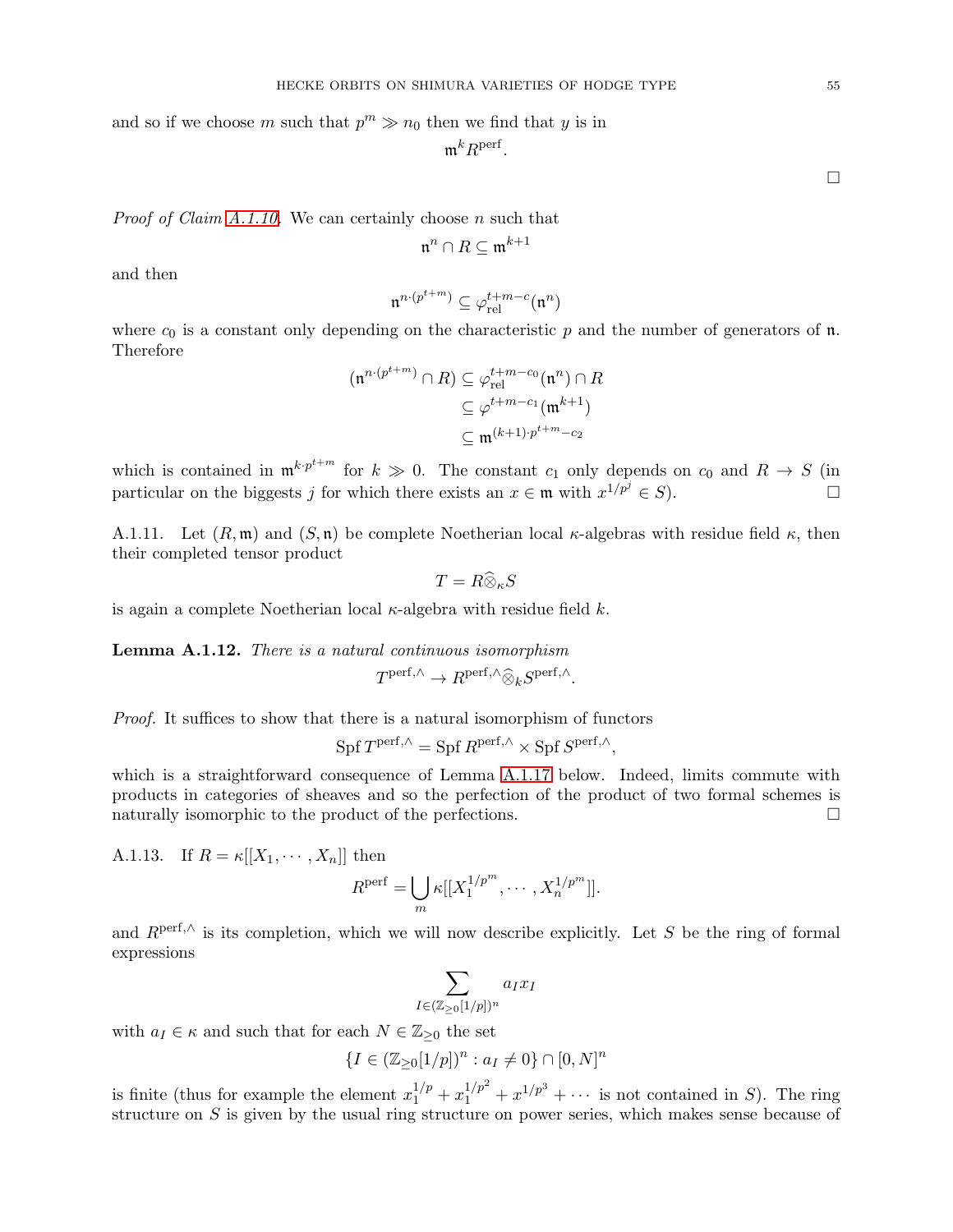and so if we choose $m$ such that $p^m \gg n_0$ then we find that $y$ is in

$$\mathfrak{m}^k R^{\text{perf}}.$$

$\square$

*Proof of Claim A.1.10.* We can certainly choose $n$ such that

$$\mathfrak{n}^n \cap R \subseteq \mathfrak{m}^{k+1}$$

and then

$$\mathfrak{n}^{n \cdot (p^{t+m})} \subseteq \varphi_{\text{rel}}^{t+m-c}(\mathfrak{n}^n)$$

where $c_0$ is a constant only depending on the characteristic $p$ and the number of generators of $\mathfrak{n}$. Therefore

$$\begin{aligned}
(\mathfrak{n}^{n \cdot (p^{t+m})} \cap R) &\subseteq \varphi_{\text{rel}}^{t+m-c_0}(\mathfrak{n}^n) \cap R \\
&\subseteq \varphi^{t+m-c_1}(\mathfrak{m}^{k+1}) \\
&\subseteq \mathfrak{m}^{(k+1) \cdot p^{t+m} - c_2}
\end{aligned}$$

which is contained in $\mathfrak{m}^{k \cdot p^{t+m}}$ for $k \gg 0$. The constant $c_1$ only depends on $c_0$ and $R \to S$ (in particular on the biggests $j$ for which there exists an $x \in \mathfrak{m}$ with $x^{1/p^j} \in S$). $\square$

A.1.11. Let $(R, \mathfrak{m})$ and $(S, \mathfrak{n})$ be complete Noetherian local $\kappa$-algebras with residue field $\kappa$, then their completed tensor product

$$T = R \widehat{\otimes}_{\kappa} S$$

is again a complete Noetherian local $\kappa$-algebra with residue field $k$.

**Lemma A.1.12.** *There is a natural continuous isomorphism*

$$T^{\text{perf},\wedge} \to R^{\text{perf},\wedge} \widehat{\otimes}_k S^{\text{perf},\wedge}.$$

*Proof.* It suffices to show that there is a natural isomorphism of functors

$$\operatorname{Spf} T^{\text{perf},\wedge} = \operatorname{Spf} R^{\text{perf},\wedge} \times \operatorname{Spf} S^{\text{perf},\wedge},$$

which is a straightforward consequence of Lemma A.1.17 below. Indeed, limits commute with products in categories of sheaves and so the perfection of the product of two formal schemes is naturally isomorphic to the product of the perfections. $\square$

A.1.13. If $R = \kappa[[X_1, \cdots, X_n]]$ then

$$R^{\text{perf}} = \bigcup_m \kappa[[X_1^{1/p^m}, \cdots, X_n^{1/p^m}]].$$

and $R^{\text{perf},\wedge}$ is its completion, which we will now describe explicitly. Let $S$ be the ring of formal expressions

$$\sum_{I \in (\mathbb{Z}_{\geq 0}[1/p])^n} a_I x_I$$

with $a_I \in \kappa$ and such that for each $N \in \mathbb{Z}_{\geq 0}$ the set

$$\{I \in (\mathbb{Z}_{\geq 0}[1/p])^n : a_I \neq 0\} \cap [0, N]^n$$

is finite (thus for example the element $x_1^{1/p} + x_1^{1/p^2} + x^{1/p^3} + \cdots$ is not contained in $S$). The ring structure on $S$ is given by the usual ring structure on power series, which makes sense because of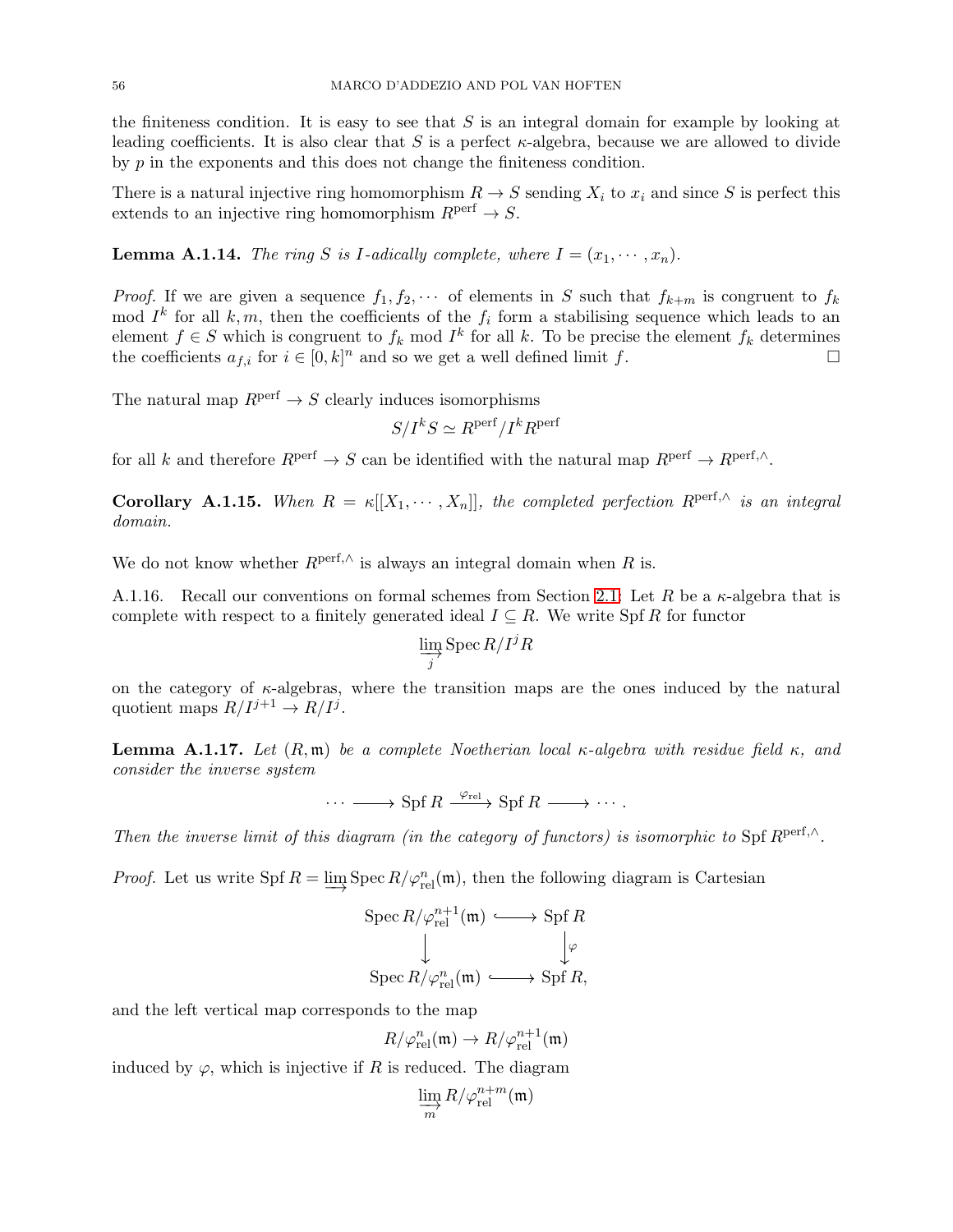the finiteness condition. It is easy to see that $S$ is an integral domain for example by looking at leading coefficients. It is also clear that $S$ is a perfect $\kappa$-algebra, because we are allowed to divide by $p$ in the exponents and this does not change the finiteness condition.

There is a natural injective ring homomorphism $R \to S$ sending $X_i$ to $x_i$ and since $S$ is perfect this extends to an injective ring homomorphism $R^{\mathrm{perf}} \to S$.

**Lemma A.1.14.** *The ring $S$ is $I$-adically complete, where $I = (x_1, \cdots, x_n)$.*

*Proof.* If we are given a sequence $f_1, f_2, \cdots$ of elements in $S$ such that $f_{k+m}$ is congruent to $f_k$ mod $I^k$ for all $k, m$, then the coefficients of the $f_i$ form a stabilising sequence which leads to an element $f \in S$ which is congruent to $f_k$ mod $I^k$ for all $k$. To be precise the element $f_k$ determines the coefficients $a_{f,i}$ for $i \in [0,k]^n$ and so we get a well defined limit $f$. □

The natural map $R^{\mathrm{perf}} \to S$ clearly induces isomorphisms

$$S/I^kS \simeq R^{\mathrm{perf}}/I^kR^{\mathrm{perf}}$$

for all $k$ and therefore $R^{\mathrm{perf}} \to S$ can be identified with the natural map $R^{\mathrm{perf}} \to R^{\mathrm{perf},\wedge}$.

**Corollary A.1.15.** *When $R = \kappa[[X_1, \cdots, X_n]]$, the completed perfection $R^{\mathrm{perf},\wedge}$ is an integral domain.*

We do not know whether $R^{\mathrm{perf},\wedge}$ is always an integral domain when $R$ is.

A.1.16. Recall our conventions on formal schemes from Section 2.1: Let $R$ be a $\kappa$-algebra that is complete with respect to a finitely generated ideal $I \subseteq R$. We write $\operatorname{Spf} R$ for functor

$$\varinjlim_j \operatorname{Spec} R/I^jR$$

on the category of $\kappa$-algebras, where the transition maps are the ones induced by the natural quotient maps $R/I^{j+1} \to R/I^j$.

**Lemma A.1.17.** *Let $(R, \mathfrak{m})$ be a complete Noetherian local $\kappa$-algebra with residue field $\kappa$, and consider the inverse system*

$$\cdots \longrightarrow \operatorname{Spf} R \xrightarrow{\varphi_{\mathrm{rel}}} \operatorname{Spf} R \longrightarrow \cdots .$$

*Then the inverse limit of this diagram (in the category of functors) is isomorphic to $\operatorname{Spf} R^{\mathrm{perf},\wedge}$.*

*Proof.* Let us write $\operatorname{Spf} R = \varinjlim \operatorname{Spec} R/\varphi^n_{\mathrm{rel}}(\mathfrak{m})$, then the following diagram is Cartesian

$$\begin{array}{ccc} \operatorname{Spec} R/\varphi^{n+1}_{\mathrm{rel}}(\mathfrak{m}) & \hookrightarrow & \operatorname{Spf} R \\ \downarrow & & \downarrow \varphi \\ \operatorname{Spec} R/\varphi^{n}_{\mathrm{rel}}(\mathfrak{m}) & \hookrightarrow & \operatorname{Spf} R, \end{array}$$

and the left vertical map corresponds to the map

$$R/\varphi^n_{\mathrm{rel}}(\mathfrak{m}) \to R/\varphi^{n+1}_{\mathrm{rel}}(\mathfrak{m})$$

induced by $\varphi$, which is injective if $R$ is reduced. The diagram

$$\varinjlim_m R/\varphi^{n+m}_{\mathrm{rel}}(\mathfrak{m})$$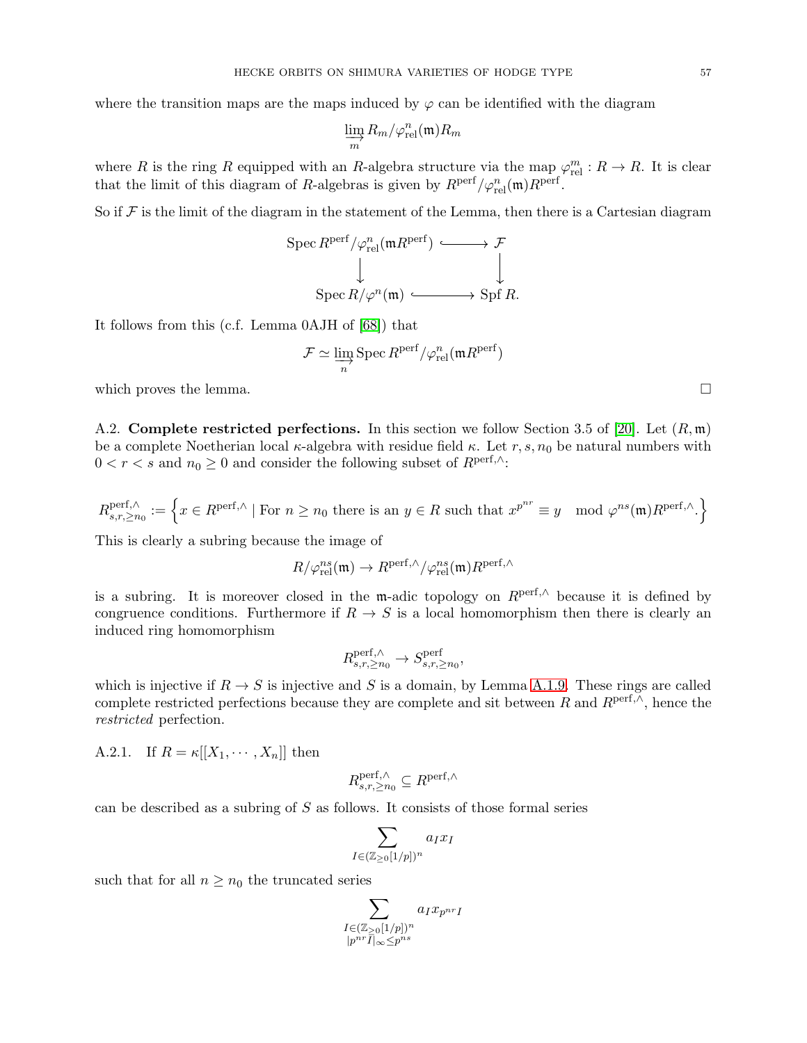where the transition maps are the maps induced by $\varphi$ can be identified with the diagram

$$\varinjlim_{m} R_m/\varphi^n_{\mathrm{rel}}(\mathfrak{m})R_m$$

where $R$ is the ring $R$ equipped with an $R$-algebra structure via the map $\varphi^m_{\mathrm{rel}} : R \to R$. It is clear that the limit of this diagram of $R$-algebras is given by $R^{\mathrm{perf}}/\varphi^n_{\mathrm{rel}}(\mathfrak{m})R^{\mathrm{perf}}$.

So if $\mathcal{F}$ is the limit of the diagram in the statement of the Lemma, then there is a Cartesian diagram

$$\begin{array}{ccc} \operatorname{Spec} R^{\mathrm{perf}}/\varphi^n_{\mathrm{rel}}(\mathfrak{m}R^{\mathrm{perf}}) & \hookrightarrow & \mathcal{F} \\ \downarrow & & \downarrow \\ \operatorname{Spec} R/\varphi^n(\mathfrak{m}) & \hookrightarrow & \operatorname{Spf} R. \end{array}$$

It follows from this (c.f. Lemma 0AJH of [68]) that

$$\mathcal{F} \simeq \varinjlim_{n} \operatorname{Spec} R^{\mathrm{perf}}/\varphi^n_{\mathrm{rel}}(\mathfrak{m}R^{\mathrm{perf}})$$

which proves the lemma. $\square$

A.2. **Complete restricted perfections.** In this section we follow Section 3.5 of [20]. Let $(R, \mathfrak{m})$ be a complete Noetherian local $\kappa$-algebra with residue field $\kappa$. Let $r, s, n_0$ be natural numbers with $0 < r < s$ and $n_0 \geq 0$ and consider the following subset of $R^{\mathrm{perf},\wedge}$:

$$R^{\mathrm{perf},\wedge}_{s,r,\geq n_0} := \left\{ x \in R^{\mathrm{perf},\wedge} \mid \text{For } n \geq n_0 \text{ there is an } y \in R \text{ such that } x^{p^{nr}} \equiv y \mod \varphi^{ns}(\mathfrak{m})R^{\mathrm{perf},\wedge}. \right\}$$

This is clearly a subring because the image of

$$R/\varphi^{ns}_{\mathrm{rel}}(\mathfrak{m}) \to R^{\mathrm{perf},\wedge}/\varphi^{ns}_{\mathrm{rel}}(\mathfrak{m})R^{\mathrm{perf},\wedge}$$

is a subring. It is moreover closed in the $\mathfrak{m}$-adic topology on $R^{\mathrm{perf},\wedge}$ because it is defined by congruence conditions. Furthermore if $R \to S$ is a local homomorphism then there is clearly an induced ring homomorphism

$$R^{\mathrm{perf},\wedge}_{s,r,\geq n_0} \to S^{\mathrm{perf}}_{s,r,\geq n_0},$$

which is injective if $R \to S$ is injective and $S$ is a domain, by Lemma A.1.9. These rings are called complete restricted perfections because they are complete and sit between $R$ and $R^{\mathrm{perf},\wedge}$, hence the *restricted* perfection.

A.2.1. If $R = \kappa[[X_1, \cdots, X_n]]$ then

$$R^{\mathrm{perf},\wedge}_{s,r,\geq n_0} \subseteq R^{\mathrm{perf},\wedge}$$

can be described as a subring of $S$ as follows. It consists of those formal series

$$\sum_{I \in (\mathbb{Z}_{\geq 0}[1/p])^n} a_I x_I$$

such that for all $n \geq n_0$ the truncated series

$$\sum_{\substack{I \in (\mathbb{Z}_{\geq 0}[1/p])^n \\ |p^{nr} I|_{\infty} \leq p^{ns}}} a_I x_{p^{nr} I}$$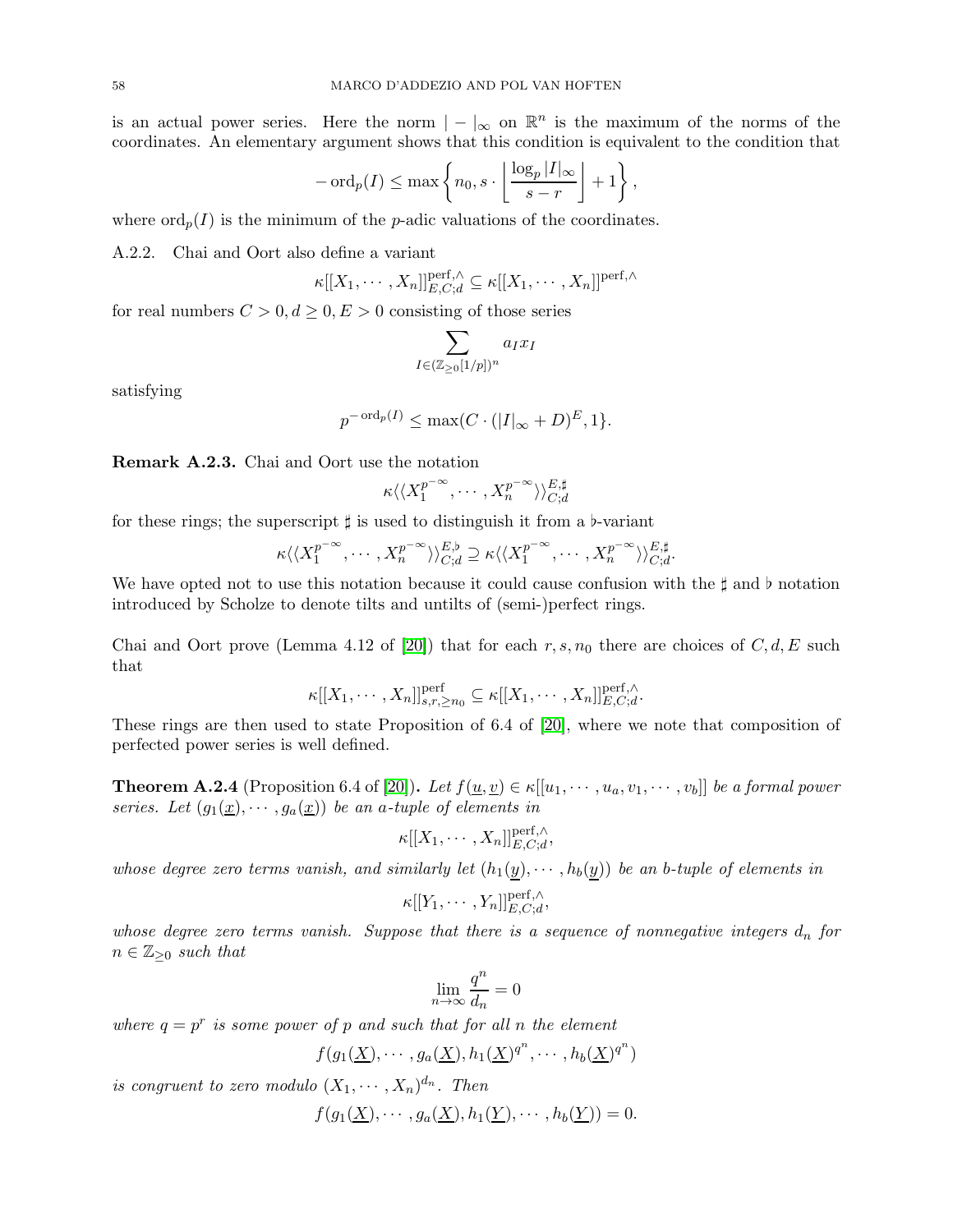is an actual power series. Here the norm $|-|_\infty$ on $\mathbb{R}^n$ is the maximum of the norms of the coordinates. An elementary argument shows that this condition is equivalent to the condition that

$$-\operatorname{ord}_p(I) \le \max\left\{n_0, s \cdot \left\lfloor \frac{\log_p |I|_\infty}{s-r} \right\rfloor + 1\right\},$$

where $\operatorname{ord}_p(I)$ is the minimum of the $p$-adic valuations of the coordinates.

A.2.2. Chai and Oort also define a variant

$$\kappa[[X_1, \cdots, X_n]]^{\mathrm{perf},\wedge}_{E,C;d} \subseteq \kappa[[X_1, \cdots, X_n]]^{\mathrm{perf},\wedge}$$

for real numbers $C > 0, d \ge 0, E > 0$ consisting of those series

$$\sum_{I \in (\mathbb{Z}_{\ge 0}[1/p])^n} a_I x_I$$

satisfying

$$p^{-\operatorname{ord}_p(I)} \le \max(C \cdot (|I|_\infty + D)^E, 1\}.$$

**Remark A.2.3.** Chai and Oort use the notation

$$\kappa\langle\langle X_1^{p^{-\infty}}, \cdots, X_n^{p^{-\infty}} \rangle\rangle^{E,\sharp}_{C;d}$$

for these rings; the superscript $\sharp$ is used to distinguish it from a $\flat$-variant

$$\kappa\langle\langle X_1^{p^{-\infty}}, \cdots, X_n^{p^{-\infty}} \rangle\rangle^{E,\flat}_{C;d} \supseteq \kappa\langle\langle X_1^{p^{-\infty}}, \cdots, X_n^{p^{-\infty}} \rangle\rangle^{E,\sharp}_{C;d}.$$

We have opted not to use this notation because it could cause confusion with the $\sharp$ and $\flat$ notation introduced by Scholze to denote tilts and untilts of (semi-)perfect rings.

Chai and Oort prove (Lemma 4.12 of [20]) that for each $r, s, n_0$ there are choices of $C, d, E$ such that

$$\kappa[[X_1, \cdots, X_n]]^{\mathrm{perf}}_{s,r,\ge n_0} \subseteq \kappa[[X_1, \cdots, X_n]]^{\mathrm{perf},\wedge}_{E,C;d}.$$

These rings are then used to state Proposition of 6.4 of [20], where we note that composition of perfected power series is well defined.

**Theorem A.2.4** (Proposition 6.4 of [20])**.** *Let $f(\underline{u}, \underline{v}) \in \kappa[[u_1, \cdots, u_a, v_1, \cdots, v_b]]$ be a formal power series. Let $(g_1(\underline{x}), \cdots, g_a(\underline{x}))$ be an $a$-tuple of elements in*

$$\kappa[[X_1, \cdots, X_n]]^{\mathrm{perf},\wedge}_{E,C;d},$$

*whose degree zero terms vanish, and similarly let $(h_1(\underline{y}), \cdots, h_b(\underline{y}))$ be an $b$-tuple of elements in*

$$\kappa[[Y_1, \cdots, Y_n]]^{\mathrm{perf},\wedge}_{E,C;d},$$

*whose degree zero terms vanish. Suppose that there is a sequence of nonnegative integers $d_n$ for $n \in \mathbb{Z}_{\ge 0}$ such that*

$$\lim_{n \to \infty} \frac{q^n}{d_n} = 0$$

*where $q = p^r$ is some power of $p$ and such that for all $n$ the element*

$$f(g_1(\underline{X}), \cdots, g_a(\underline{X}), h_1(\underline{X})^{q^n}, \cdots, h_b(\underline{X})^{q^n})$$

*is congruent to zero modulo $(X_1, \cdots, X_n)^{d_n}$. Then*

$$f(g_1(\underline{X}), \cdots, g_a(\underline{X}), h_1(\underline{Y}), \cdots, h_b(\underline{Y})) = 0.$$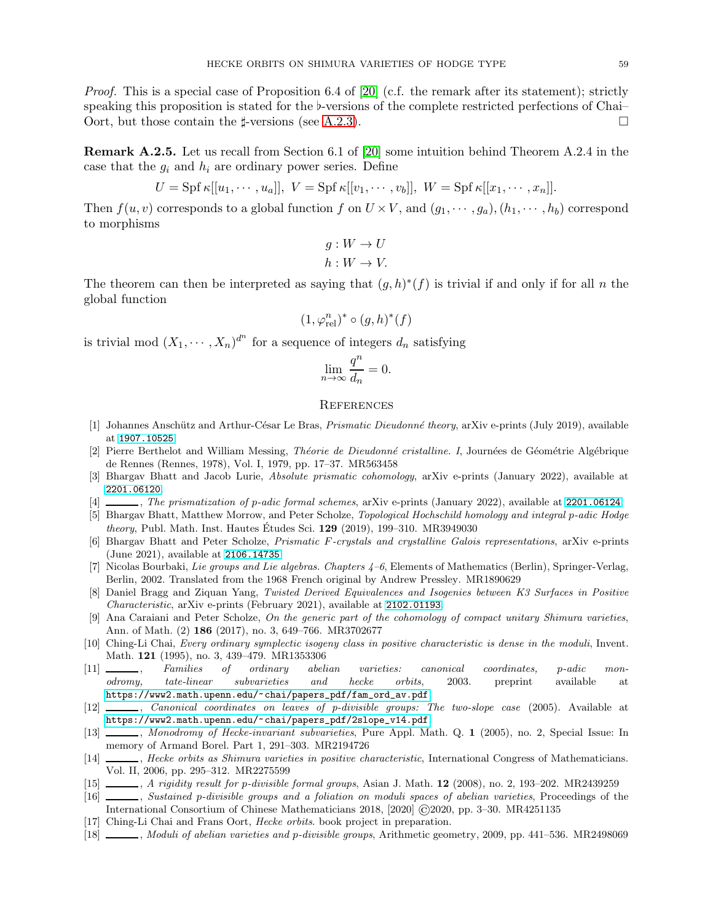*Proof.* This is a special case of Proposition 6.4 of [20] (c.f. the remark after its statement); strictly speaking this proposition is stated for the $\flat$-versions of the complete restricted perfections of Chai–Oort, but those contain the $\sharp$-versions (see A.2.3). □

**Remark A.2.5.** Let us recall from Section 6.1 of [20] some intuition behind Theorem A.2.4 in the case that the $g_i$ and $h_i$ are ordinary power series. Define

$$U = \operatorname{Spf} \kappa[[u_1, \cdots, u_a]],\ V = \operatorname{Spf} \kappa[[v_1, \cdots, v_b]],\ W = \operatorname{Spf} \kappa[[x_1, \cdots, x_n]].$$

Then $f(u, v)$ corresponds to a global function $f$ on $U \times V$, and $(g_1, \cdots, g_a), (h_1, \cdots, h_b)$ correspond to morphisms

$$g : W \to U$$
$$h : W \to V.$$

The theorem can then be interpreted as saying that $(g, h)^*(f)$ is trivial if and only if for all $n$ the global function

$$(1, \varphi_{\mathrm{rel}}^n)^* \circ (g, h)^*(f)$$

is trivial mod $(X_1, \cdots, X_n)^{d^n}$ for a sequence of integers $d_n$ satisfying

$$\lim_{n\to\infty} \frac{q^n}{d_n} = 0.$$

## References

[1] Johannes Anschütz and Arthur-César Le Bras, *Prismatic Dieudonné theory*, arXiv e-prints (July 2019), available at 1907.10525.

[2] Pierre Berthelot and William Messing, *Théorie de Dieudonné cristalline. I*, Journées de Géométrie Algébrique de Rennes (Rennes, 1978), Vol. I, 1979, pp. 17–37. MR563458

[3] Bhargav Bhatt and Jacob Lurie, *Absolute prismatic cohomology*, arXiv e-prints (January 2022), available at 2201.06120.

[4] ______, *The prismatization of p-adic formal schemes*, arXiv e-prints (January 2022), available at 2201.06124.

[5] Bhargav Bhatt, Matthew Morrow, and Peter Scholze, *Topological Hochschild homology and integral p-adic Hodge theory*, Publ. Math. Inst. Hautes Études Sci. **129** (2019), 199–310. MR3949030

[6] Bhargav Bhatt and Peter Scholze, *Prismatic F-crystals and crystalline Galois representations*, arXiv e-prints (June 2021), available at 2106.14735.

[7] Nicolas Bourbaki, *Lie groups and Lie algebras. Chapters 4–6*, Elements of Mathematics (Berlin), Springer-Verlag, Berlin, 2002. Translated from the 1968 French original by Andrew Pressley. MR1890629

[8] Daniel Bragg and Ziquan Yang, *Twisted Derived Equivalences and Isogenies between K3 Surfaces in Positive Characteristic*, arXiv e-prints (February 2021), available at 2102.01193.

[9] Ana Caraiani and Peter Scholze, *On the generic part of the cohomology of compact unitary Shimura varieties*, Ann. of Math. (2) **186** (2017), no. 3, 649–766. MR3702677

[10] Ching-Li Chai, *Every ordinary symplectic isogeny class in positive characteristic is dense in the moduli*, Invent. Math. **121** (1995), no. 3, 439–479. MR1353306

[11] ______, *Families of ordinary abelian varieties: canonical coordinates, p-adic monodromy, tate-linear subvarieties and hecke orbits*, 2003. preprint available at https://www2.math.upenn.edu/~chai/papers_pdf/fam_ord_av.pdf.

[12] ______, *Canonical coordinates on leaves of p-divisible groups: The two-slope case* (2005). Available at https://www2.math.upenn.edu/~chai/papers_pdf/2slope_v14.pdf.

[13] ______, *Monodromy of Hecke-invariant subvarieties*, Pure Appl. Math. Q. **1** (2005), no. 2, Special Issue: In memory of Armand Borel. Part 1, 291–303. MR2194726

[14] ______, *Hecke orbits as Shimura varieties in positive characteristic*, International Congress of Mathematicians. Vol. II, 2006, pp. 295–312. MR2275599

[15] ______, *A rigidity result for p-divisible formal groups*, Asian J. Math. **12** (2008), no. 2, 193–202. MR2439259

[16] ______, *Sustained p-divisible groups and a foliation on moduli spaces of abelian varieties*, Proceedings of the International Consortium of Chinese Mathematicians 2018, [2020] ©2020, pp. 3–30. MR4251135

[17] Ching-Li Chai and Frans Oort, *Hecke orbits*. book project in preparation.

[18] ______, *Moduli of abelian varieties and p-divisible groups*, Arithmetic geometry, 2009, pp. 441–536. MR2498069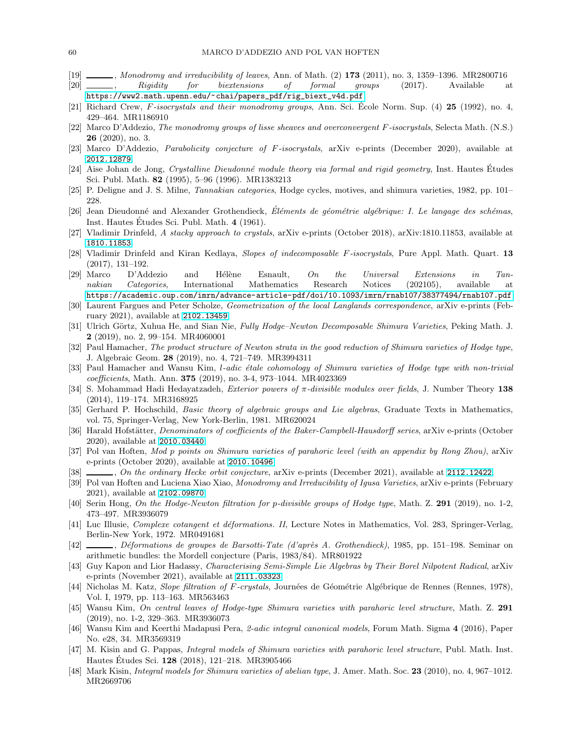[19] ———, *Monodromy and irreducibility of leaves*, Ann. of Math. (2) **173** (2011), no. 3, 1359–1396. MR2800716

[20] ———, *Rigidity for biextensions of formal groups* (2017). Available at https://www2.math.upenn.edu/~chai/papers_pdf/rig_biext_v4d.pdf.

[21] Richard Crew, *F-isocrystals and their monodromy groups*, Ann. Sci. École Norm. Sup. (4) **25** (1992), no. 4, 429–464. MR1186910

[22] Marco D'Addezio, *The monodromy groups of lisse sheaves and overconvergent F-isocrystals*, Selecta Math. (N.S.) **26** (2020), no. 3.

[23] Marco D'Addezio, *Parabolicity conjecture of F-isocrystals*, arXiv e-prints (December 2020), available at 2012.12879.

[24] Aise Johan de Jong, *Crystalline Dieudonné module theory via formal and rigid geometry*, Inst. Hautes Études Sci. Publ. Math. **82** (1995), 5–96 (1996). MR1383213

[25] P. Deligne and J. S. Milne, *Tannakian categories*, Hodge cycles, motives, and shimura varieties, 1982, pp. 101–228.

[26] Jean Dieudonné and Alexander Grothendieck, *Éléments de géométrie algébrique: I. Le langage des schémas*, Inst. Hautes Études Sci. Publ. Math. **4** (1961).

[27] Vladimir Drinfeld, *A stacky approach to crystals*, arXiv e-prints (October 2018), arXiv:1810.11853, available at 1810.11853.

[28] Vladimir Drinfeld and Kiran Kedlaya, *Slopes of indecomposable F-isocrystals*, Pure Appl. Math. Quart. **13** (2017), 131–192.

[29] Marco D'Addezio and Hélène Esnault, *On the Universal Extensions in Tannakian Categories*, International Mathematics Research Notices (202105), available at https://academic.oup.com/imrn/advance-article-pdf/doi/10.1093/imrn/rnab107/38377494/rnab107.pdf.

[30] Laurent Fargues and Peter Scholze, *Geometrization of the local Langlands correspondence*, arXiv e-prints (February 2021), available at 2102.13459.

[31] Ulrich Görtz, Xuhua He, and Sian Nie, *Fully Hodge–Newton Decomposable Shimura Varieties*, Peking Math. J. **2** (2019), no. 2, 99–154. MR4060001

[32] Paul Hamacher, *The product structure of Newton strata in the good reduction of Shimura varieties of Hodge type*, J. Algebraic Geom. **28** (2019), no. 4, 721–749. MR3994311

[33] Paul Hamacher and Wansu Kim, *l-adic étale cohomology of Shimura varieties of Hodge type with non-trivial coefficients*, Math. Ann. **375** (2019), no. 3-4, 973–1044. MR4023369

[34] S. Mohammad Hadi Hedayatzadeh, *Exterior powers of π-divisible modules over fields*, J. Number Theory **138** (2014), 119–174. MR3168925

[35] Gerhard P. Hochschild, *Basic theory of algebraic groups and Lie algebras*, Graduate Texts in Mathematics, vol. 75, Springer-Verlag, New York-Berlin, 1981. MR620024

[36] Harald Hofstätter, *Denominators of coefficients of the Baker-Campbell-Hausdorff series*, arXiv e-prints (October 2020), available at 2010.03440.

[37] Pol van Hoften, *Mod p points on Shimura varieties of parahoric level (with an appendix by Rong Zhou)*, arXiv e-prints (October 2020), available at 2010.10496.

[38] ———, *On the ordinary Hecke orbit conjecture*, arXiv e-prints (December 2021), available at 2112.12422.

[39] Pol van Hoften and Luciena Xiao Xiao, *Monodromy and Irreducibility of Igusa Varieties*, arXiv e-prints (February 2021), available at 2102.09870.

[40] Serin Hong, *On the Hodge-Newton filtration for p-divisible groups of Hodge type*, Math. Z. **291** (2019), no. 1-2, 473–497. MR3936079

[41] Luc Illusie, *Complexe cotangent et déformations. II*, Lecture Notes in Mathematics, Vol. 283, Springer-Verlag, Berlin-New York, 1972. MR0491681

[42] ———, *Déformations de groupes de Barsotti-Tate (d'après A. Grothendieck)*, 1985, pp. 151–198. Seminar on arithmetic bundles: the Mordell conjecture (Paris, 1983/84). MR801922

[43] Guy Kapon and Lior Hadassy, *Characterising Semi-Simple Lie Algebras by Their Borel Nilpotent Radical*, arXiv e-prints (November 2021), available at 2111.03323.

[44] Nicholas M. Katz, *Slope filtration of F-crystals*, Journées de Géométrie Algébrique de Rennes (Rennes, 1978), Vol. I, 1979, pp. 113–163. MR563463

[45] Wansu Kim, *On central leaves of Hodge-type Shimura varieties with parahoric level structure*, Math. Z. **291** (2019), no. 1-2, 329–363. MR3936073

[46] Wansu Kim and Keerthi Madapusi Pera, *2-adic integral canonical models*, Forum Math. Sigma **4** (2016), Paper No. e28, 34. MR3569319

[47] M. Kisin and G. Pappas, *Integral models of Shimura varieties with parahoric level structure*, Publ. Math. Inst. Hautes Études Sci. **128** (2018), 121–218. MR3905466

[48] Mark Kisin, *Integral models for Shimura varieties of abelian type*, J. Amer. Math. Soc. **23** (2010), no. 4, 967–1012. MR2669706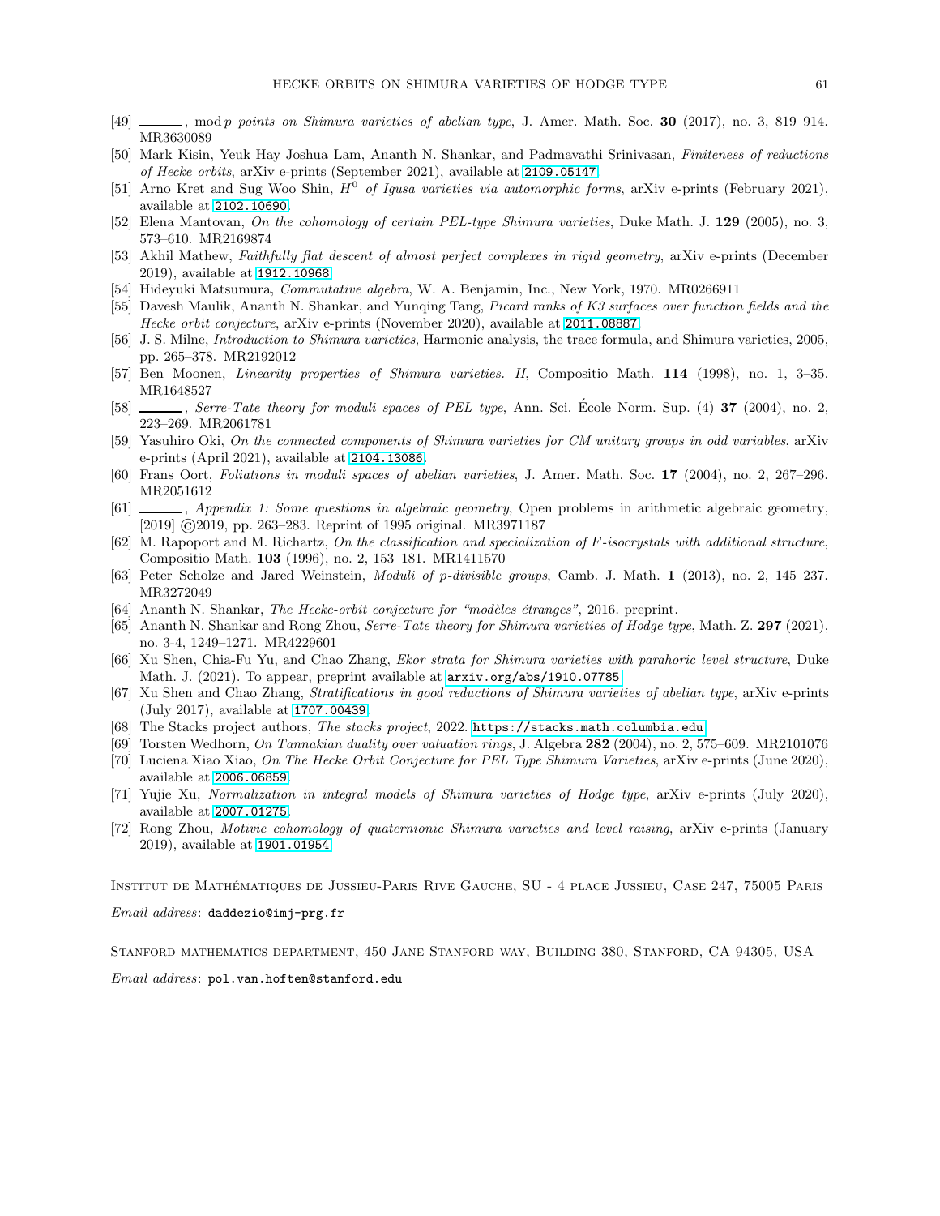[49] ______, mod $p$ *points on Shimura varieties of abelian type*, J. Amer. Math. Soc. **30** (2017), no. 3, 819–914. MR3630089

[50] Mark Kisin, Yeuk Hay Joshua Lam, Ananth N. Shankar, and Padmavathi Srinivasan, *Finiteness of reductions of Hecke orbits*, arXiv e-prints (September 2021), available at 2109.05147.

[51] Arno Kret and Sug Woo Shin, $H^0$ *of Igusa varieties via automorphic forms*, arXiv e-prints (February 2021), available at 2102.10690.

[52] Elena Mantovan, *On the cohomology of certain PEL-type Shimura varieties*, Duke Math. J. **129** (2005), no. 3, 573–610. MR2169874

[53] Akhil Mathew, *Faithfully flat descent of almost perfect complexes in rigid geometry*, arXiv e-prints (December 2019), available at 1912.10968.

[54] Hideyuki Matsumura, *Commutative algebra*, W. A. Benjamin, Inc., New York, 1970. MR0266911

[55] Davesh Maulik, Ananth N. Shankar, and Yunqing Tang, *Picard ranks of K3 surfaces over function fields and the Hecke orbit conjecture*, arXiv e-prints (November 2020), available at 2011.08887.

[56] J. S. Milne, *Introduction to Shimura varieties*, Harmonic analysis, the trace formula, and Shimura varieties, 2005, pp. 265–378. MR2192012

[57] Ben Moonen, *Linearity properties of Shimura varieties. II*, Compositio Math. **114** (1998), no. 1, 3–35. MR1648527

[58] ______, *Serre-Tate theory for moduli spaces of PEL type*, Ann. Sci. École Norm. Sup. (4) **37** (2004), no. 2, 223–269. MR2061781

[59] Yasuhiro Oki, *On the connected components of Shimura varieties for CM unitary groups in odd variables*, arXiv e-prints (April 2021), available at 2104.13086.

[60] Frans Oort, *Foliations in moduli spaces of abelian varieties*, J. Amer. Math. Soc. **17** (2004), no. 2, 267–296. MR2051612

[61] ______, *Appendix 1: Some questions in algebraic geometry*, Open problems in arithmetic algebraic geometry, [2019] ©2019, pp. 263–283. Reprint of 1995 original. MR3971187

[62] M. Rapoport and M. Richartz, *On the classification and specialization of $F$-isocrystals with additional structure*, Compositio Math. **103** (1996), no. 2, 153–181. MR1411570

[63] Peter Scholze and Jared Weinstein, *Moduli of $p$-divisible groups*, Camb. J. Math. **1** (2013), no. 2, 145–237. MR3272049

[64] Ananth N. Shankar, *The Hecke-orbit conjecture for "modèles étranges"*, 2016. preprint.

[65] Ananth N. Shankar and Rong Zhou, *Serre-Tate theory for Shimura varieties of Hodge type*, Math. Z. **297** (2021), no. 3-4, 1249–1271. MR4229601

[66] Xu Shen, Chia-Fu Yu, and Chao Zhang, *Ekor strata for Shimura varieties with parahoric level structure*, Duke Math. J. (2021). To appear, preprint available at arxiv.org/abs/1910.07785.

[67] Xu Shen and Chao Zhang, *Stratifications in good reductions of Shimura varieties of abelian type*, arXiv e-prints (July 2017), available at 1707.00439.

[68] The Stacks project authors, *The stacks project*, 2022. https://stacks.math.columbia.edu.

[69] Torsten Wedhorn, *On Tannakian duality over valuation rings*, J. Algebra **282** (2004), no. 2, 575–609. MR2101076

[70] Luciena Xiao Xiao, *On The Hecke Orbit Conjecture for PEL Type Shimura Varieties*, arXiv e-prints (June 2020), available at 2006.06859.

[71] Yujie Xu, *Normalization in integral models of Shimura varieties of Hodge type*, arXiv e-prints (July 2020), available at 2007.01275.

[72] Rong Zhou, *Motivic cohomology of quaternionic Shimura varieties and level raising*, arXiv e-prints (January 2019), available at 1901.01954.

Institut de Mathématiques de Jussieu-Paris Rive Gauche, SU - 4 place Jussieu, Case 247, 75005 Paris

*Email address*: daddezio@imj-prg.fr

Stanford mathematics department, 450 Jane Stanford way, Building 380, Stanford, CA 94305, USA

*Email address*: pol.van.hoften@stanford.edu